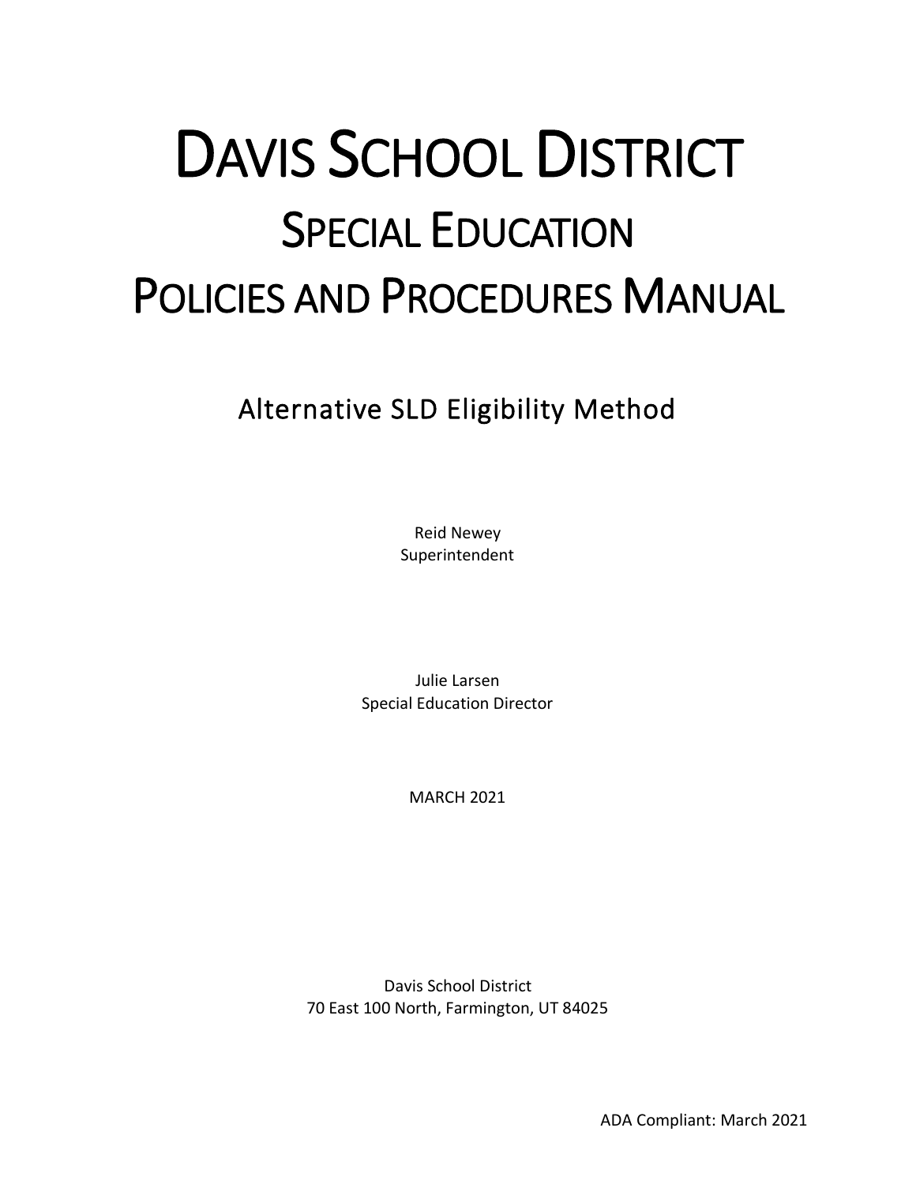# DAVIS SCHOOL DISTRICT

# SPECIAL EDUCATION

# POLICIES AND PROCEDURES MANUAL

## Alternative SLD Eligibility Method

Reid Newey
Superintendent

Julie Larsen
Special Education Director

MARCH 2021

Davis School District
70 East 100 North, Farmington, UT 84025

ADA Compliant: March 2021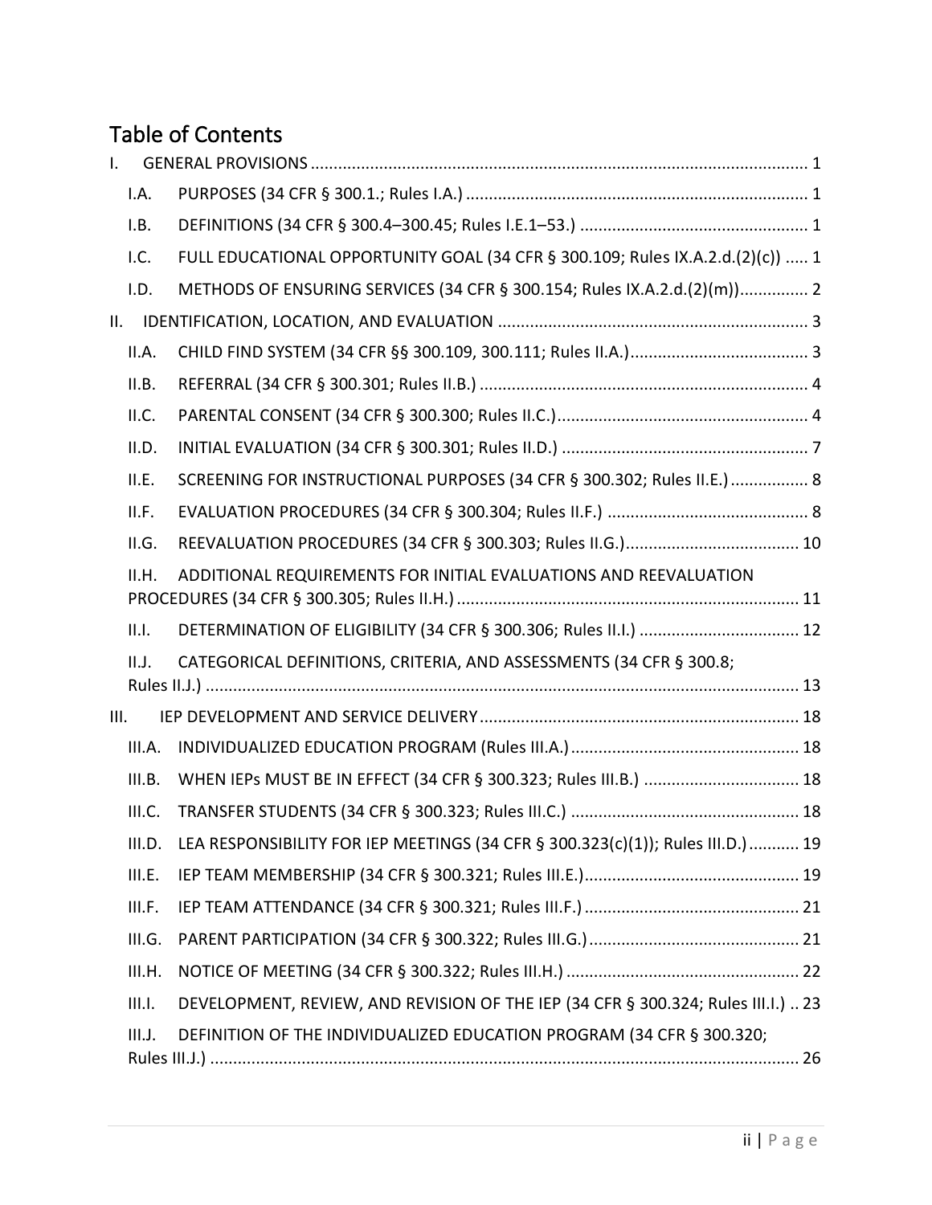# Table of Contents

- I. GENERAL PROVISIONS ..... 1
  - I.A. PURPOSES (34 CFR § 300.1.; Rules I.A.) ..... 1
  - I.B. DEFINITIONS (34 CFR § 300.4–300.45; Rules I.E.1–53.) ..... 1
  - I.C. FULL EDUCATIONAL OPPORTUNITY GOAL (34 CFR § 300.109; Rules IX.A.2.d.(2)(c)) ..... 1
  - I.D. METHODS OF ENSURING SERVICES (34 CFR § 300.154; Rules IX.A.2.d.(2)(m)) ..... 2
- II. IDENTIFICATION, LOCATION, AND EVALUATION ..... 3
  - II.A. CHILD FIND SYSTEM (34 CFR §§ 300.109, 300.111; Rules II.A.) ..... 3
  - II.B. REFERRAL (34 CFR § 300.301; Rules II.B.) ..... 4
  - II.C. PARENTAL CONSENT (34 CFR § 300.300; Rules II.C.) ..... 4
  - II.D. INITIAL EVALUATION (34 CFR § 300.301; Rules II.D.) ..... 7
  - II.E. SCREENING FOR INSTRUCTIONAL PURPOSES (34 CFR § 300.302; Rules II.E.) ..... 8
  - II.F. EVALUATION PROCEDURES (34 CFR § 300.304; Rules II.F.) ..... 8
  - II.G. REEVALUATION PROCEDURES (34 CFR § 300.303; Rules II.G.) ..... 10
  - II.H. ADDITIONAL REQUIREMENTS FOR INITIAL EVALUATIONS AND REEVALUATION PROCEDURES (34 CFR § 300.305; Rules II.H.) ..... 11
  - II.I. DETERMINATION OF ELIGIBILITY (34 CFR § 300.306; Rules II.I.) ..... 12
  - II.J. CATEGORICAL DEFINITIONS, CRITERIA, AND ASSESSMENTS (34 CFR § 300.8; Rules II.J.) ..... 13
- III. IEP DEVELOPMENT AND SERVICE DELIVERY ..... 18
  - III.A. INDIVIDUALIZED EDUCATION PROGRAM (Rules III.A.) ..... 18
  - III.B. WHEN IEPs MUST BE IN EFFECT (34 CFR § 300.323; Rules III.B.) ..... 18
  - III.C. TRANSFER STUDENTS (34 CFR § 300.323; Rules III.C.) ..... 18
  - III.D. LEA RESPONSIBILITY FOR IEP MEETINGS (34 CFR § 300.323(c)(1)); Rules III.D.) ..... 19
  - III.E. IEP TEAM MEMBERSHIP (34 CFR § 300.321; Rules III.E.) ..... 19
  - III.F. IEP TEAM ATTENDANCE (34 CFR § 300.321; Rules III.F.) ..... 21
  - III.G. PARENT PARTICIPATION (34 CFR § 300.322; Rules III.G.) ..... 21
  - III.H. NOTICE OF MEETING (34 CFR § 300.322; Rules III.H.) ..... 22
  - III.I. DEVELOPMENT, REVIEW, AND REVISION OF THE IEP (34 CFR § 300.324; Rules III.I.) ..... 23
  - III.J. DEFINITION OF THE INDIVIDUALIZED EDUCATION PROGRAM (34 CFR § 300.320; Rules III.J.) ..... 26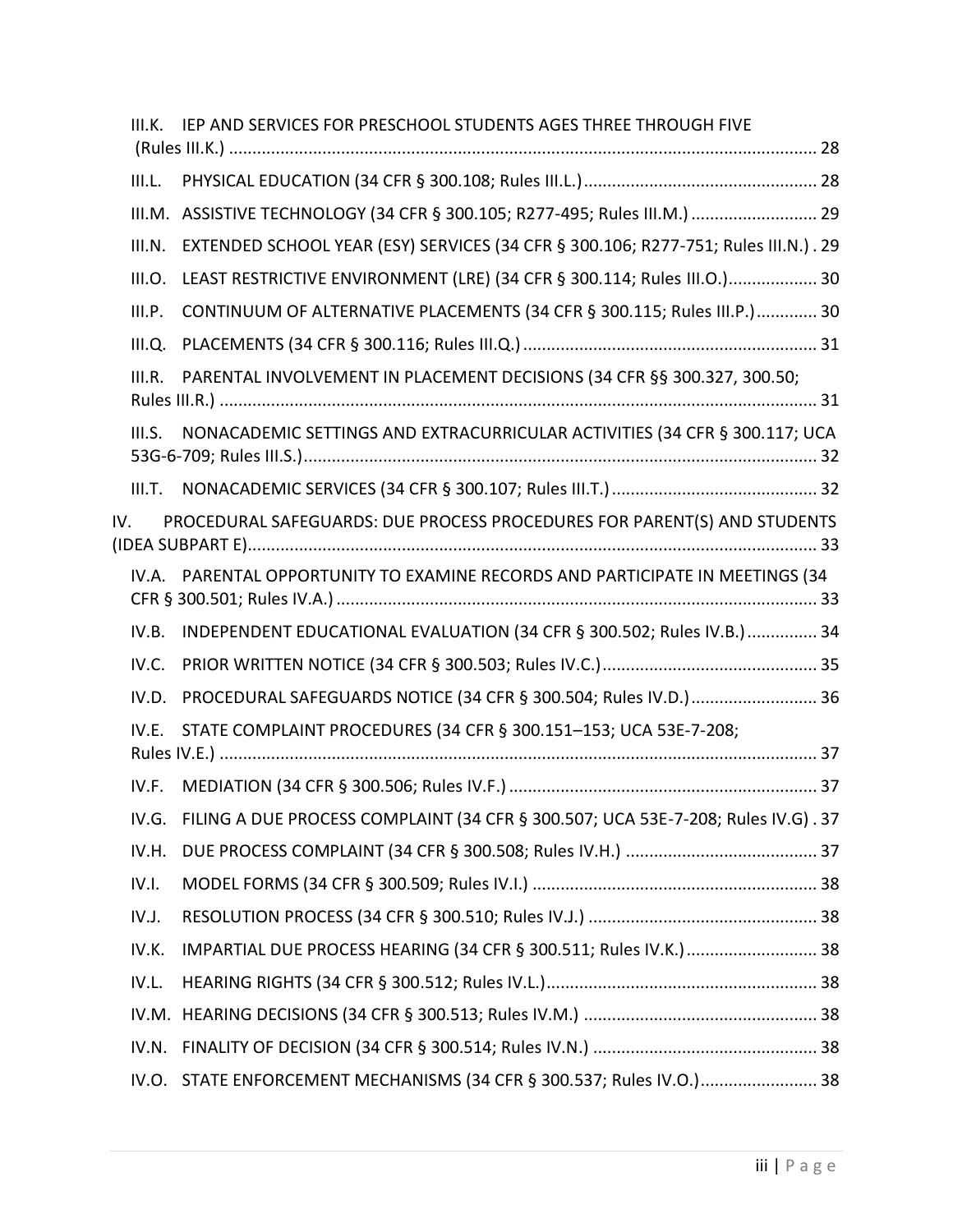III.K. IEP AND SERVICES FOR PRESCHOOL STUDENTS AGES THREE THROUGH FIVE (Rules III.K.) ............ 28

III.L. PHYSICAL EDUCATION (34 CFR § 300.108; Rules III.L.) ............ 28

III.M. ASSISTIVE TECHNOLOGY (34 CFR § 300.105; R277-495; Rules III.M.) ............ 29

III.N. EXTENDED SCHOOL YEAR (ESY) SERVICES (34 CFR § 300.106; R277-751; Rules III.N.) . 29

III.O. LEAST RESTRICTIVE ENVIRONMENT (LRE) (34 CFR § 300.114; Rules III.O.) ............ 30

III.P. CONTINUUM OF ALTERNATIVE PLACEMENTS (34 CFR § 300.115; Rules III.P.) ............ 30

III.Q. PLACEMENTS (34 CFR § 300.116; Rules III.Q.) ............ 31

III.R. PARENTAL INVOLVEMENT IN PLACEMENT DECISIONS (34 CFR §§ 300.327, 300.50; Rules III.R.) ............ 31

III.S. NONACADEMIC SETTINGS AND EXTRACURRICULAR ACTIVITIES (34 CFR § 300.117; UCA 53G-6-709; Rules III.S.) ............ 32

III.T. NONACADEMIC SERVICES (34 CFR § 300.107; Rules III.T.) ............ 32

IV. PROCEDURAL SAFEGUARDS: DUE PROCESS PROCEDURES FOR PARENT(S) AND STUDENTS (IDEA SUBPART E) ............ 33

IV.A. PARENTAL OPPORTUNITY TO EXAMINE RECORDS AND PARTICIPATE IN MEETINGS (34 CFR § 300.501; Rules IV.A.) ............ 33

IV.B. INDEPENDENT EDUCATIONAL EVALUATION (34 CFR § 300.502; Rules IV.B.) ............ 34

IV.C. PRIOR WRITTEN NOTICE (34 CFR § 300.503; Rules IV.C.) ............ 35

IV.D. PROCEDURAL SAFEGUARDS NOTICE (34 CFR § 300.504; Rules IV.D.) ............ 36

IV.E. STATE COMPLAINT PROCEDURES (34 CFR § 300.151–153; UCA 53E-7-208; Rules IV.E.) ............ 37

IV.F. MEDIATION (34 CFR § 300.506; Rules IV.F.) ............ 37

IV.G. FILING A DUE PROCESS COMPLAINT (34 CFR § 300.507; UCA 53E-7-208; Rules IV.G) . 37

IV.H. DUE PROCESS COMPLAINT (34 CFR § 300.508; Rules IV.H.) ............ 37

IV.I. MODEL FORMS (34 CFR § 300.509; Rules IV.I.) ............ 38

IV.J. RESOLUTION PROCESS (34 CFR § 300.510; Rules IV.J.) ............ 38

IV.K. IMPARTIAL DUE PROCESS HEARING (34 CFR § 300.511; Rules IV.K.) ............ 38

IV.L. HEARING RIGHTS (34 CFR § 300.512; Rules IV.L.) ............ 38

IV.M. HEARING DECISIONS (34 CFR § 300.513; Rules IV.M.) ............ 38

IV.N. FINALITY OF DECISION (34 CFR § 300.514; Rules IV.N.) ............ 38

IV.O. STATE ENFORCEMENT MECHANISMS (34 CFR § 300.537; Rules IV.O.) ............ 38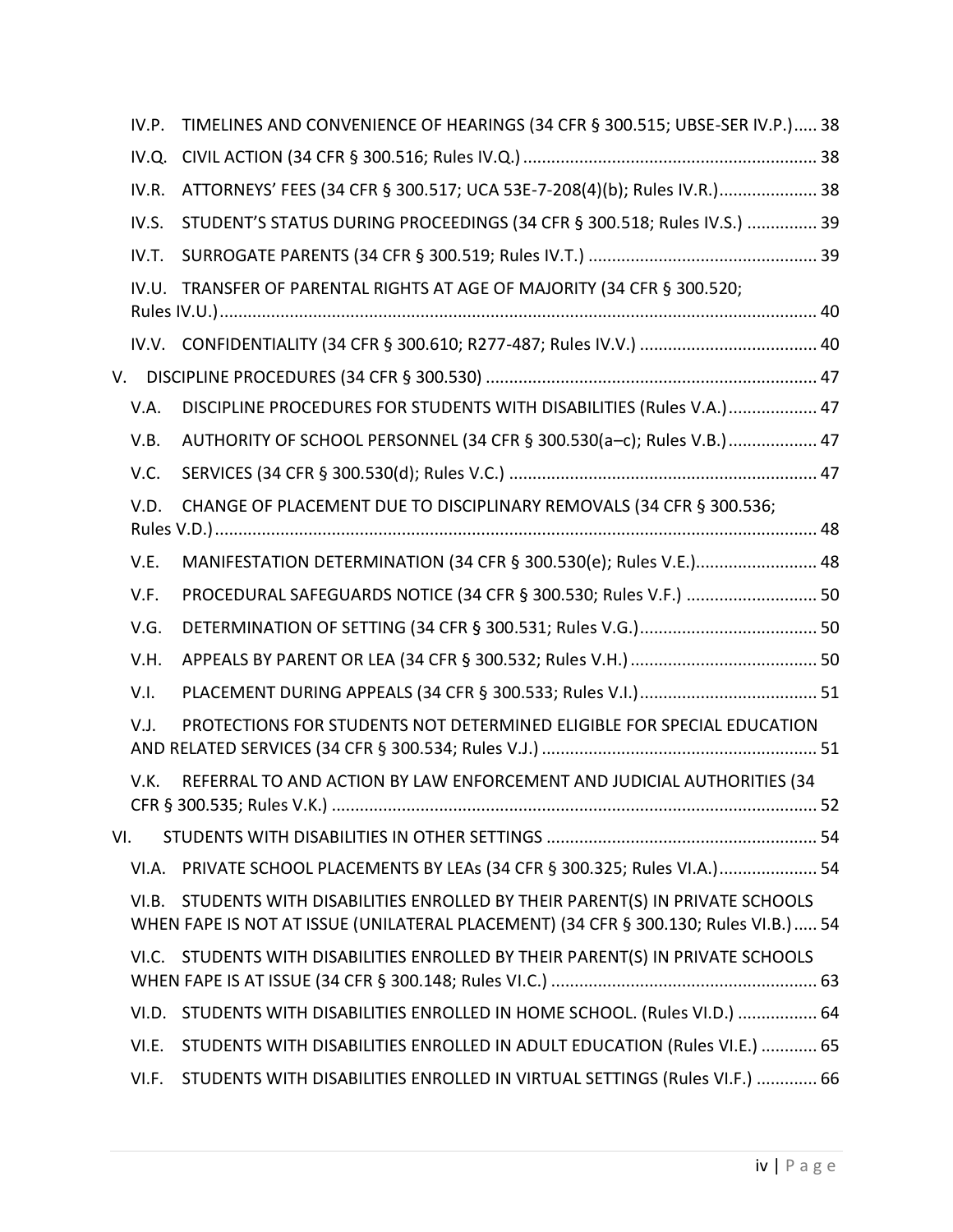IV.P. TIMELINES AND CONVENIENCE OF HEARINGS (34 CFR § 300.515; UBSE-SER IV.P.) ..... 38

IV.Q. CIVIL ACTION (34 CFR § 300.516; Rules IV.Q.) ..... 38

IV.R. ATTORNEYS' FEES (34 CFR § 300.517; UCA 53E-7-208(4)(b); Rules IV.R.) ..... 38

IV.S. STUDENT'S STATUS DURING PROCEEDINGS (34 CFR § 300.518; Rules IV.S.) ..... 39

IV.T. SURROGATE PARENTS (34 CFR § 300.519; Rules IV.T.) ..... 39

IV.U. TRANSFER OF PARENTAL RIGHTS AT AGE OF MAJORITY (34 CFR § 300.520; Rules IV.U.) ..... 40

IV.V. CONFIDENTIALITY (34 CFR § 300.610; R277-487; Rules IV.V.) ..... 40

V. DISCIPLINE PROCEDURES (34 CFR § 300.530) ..... 47

V.A. DISCIPLINE PROCEDURES FOR STUDENTS WITH DISABILITIES (Rules V.A.) ..... 47

V.B. AUTHORITY OF SCHOOL PERSONNEL (34 CFR § 300.530(a–c); Rules V.B.) ..... 47

V.C. SERVICES (34 CFR § 300.530(d); Rules V.C.) ..... 47

V.D. CHANGE OF PLACEMENT DUE TO DISCIPLINARY REMOVALS (34 CFR § 300.536; Rules V.D.) ..... 48

V.E. MANIFESTATION DETERMINATION (34 CFR § 300.530(e); Rules V.E.) ..... 48

V.F. PROCEDURAL SAFEGUARDS NOTICE (34 CFR § 300.530; Rules V.F.) ..... 50

V.G. DETERMINATION OF SETTING (34 CFR § 300.531; Rules V.G.) ..... 50

V.H. APPEALS BY PARENT OR LEA (34 CFR § 300.532; Rules V.H.) ..... 50

V.I. PLACEMENT DURING APPEALS (34 CFR § 300.533; Rules V.I.) ..... 51

V.J. PROTECTIONS FOR STUDENTS NOT DETERMINED ELIGIBLE FOR SPECIAL EDUCATION AND RELATED SERVICES (34 CFR § 300.534; Rules V.J.) ..... 51

V.K. REFERRAL TO AND ACTION BY LAW ENFORCEMENT AND JUDICIAL AUTHORITIES (34 CFR § 300.535; Rules V.K.) ..... 52

VI. STUDENTS WITH DISABILITIES IN OTHER SETTINGS ..... 54

VI.A. PRIVATE SCHOOL PLACEMENTS BY LEAs (34 CFR § 300.325; Rules VI.A.) ..... 54

VI.B. STUDENTS WITH DISABILITIES ENROLLED BY THEIR PARENT(S) IN PRIVATE SCHOOLS WHEN FAPE IS NOT AT ISSUE (UNILATERAL PLACEMENT) (34 CFR § 300.130; Rules VI.B.) ..... 54

VI.C. STUDENTS WITH DISABILITIES ENROLLED BY THEIR PARENT(S) IN PRIVATE SCHOOLS WHEN FAPE IS AT ISSUE (34 CFR § 300.148; Rules VI.C.) ..... 63

VI.D. STUDENTS WITH DISABILITIES ENROLLED IN HOME SCHOOL. (Rules VI.D.) ..... 64

VI.E. STUDENTS WITH DISABILITIES ENROLLED IN ADULT EDUCATION (Rules VI.E.) ..... 65

VI.F. STUDENTS WITH DISABILITIES ENROLLED IN VIRTUAL SETTINGS (Rules VI.F.) ..... 66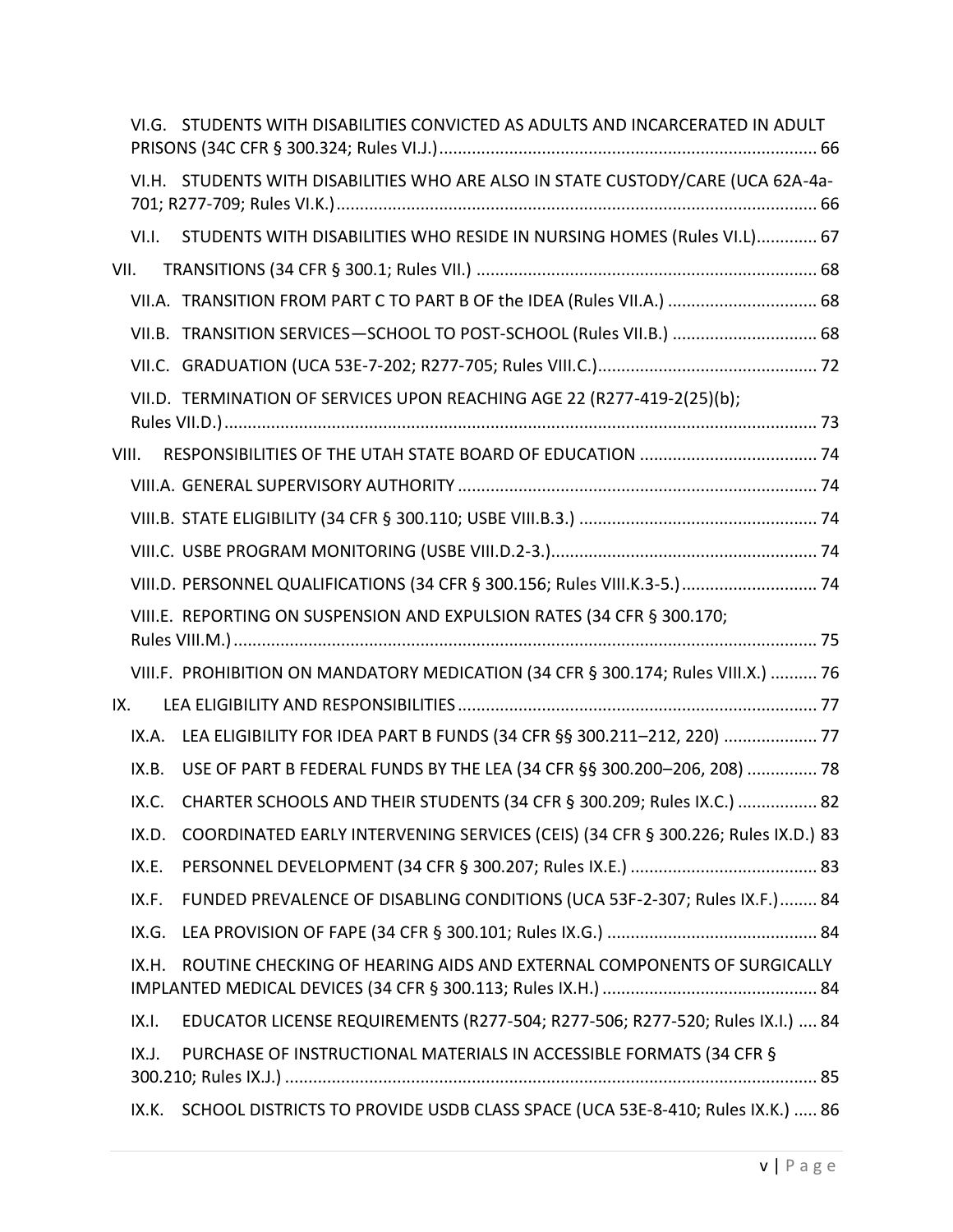VI.G. STUDENTS WITH DISABILITIES CONVICTED AS ADULTS AND INCARCERATED IN ADULT PRISONS (34C CFR § 300.324; Rules VI.J.) ................................................................................ 66

VI.H. STUDENTS WITH DISABILITIES WHO ARE ALSO IN STATE CUSTODY/CARE (UCA 62A-4a-701; R277-709; Rules VI.K.) ....................................................................................................... 66

VI.I. STUDENTS WITH DISABILITIES WHO RESIDE IN NURSING HOMES (Rules VI.L) ............. 67

VII. TRANSITIONS (34 CFR § 300.1; Rules VII.) ......................................................................... 68

VII.A. TRANSITION FROM PART C TO PART B OF the IDEA (Rules VII.A.) ................................ 68

VII.B. TRANSITION SERVICES—SCHOOL TO POST-SCHOOL (Rules VII.B.) ............................... 68

VII.C. GRADUATION (UCA 53E-7-202; R277-705; Rules VIII.C.) ............................................... 72

VII.D. TERMINATION OF SERVICES UPON REACHING AGE 22 (R277-419-2(25)(b); Rules VII.D.) ............................................................................................................................... 73

VIII. RESPONSIBILITIES OF THE UTAH STATE BOARD OF EDUCATION ...................................... 74

VIII.A. GENERAL SUPERVISORY AUTHORITY ............................................................................. 74

VIII.B. STATE ELIGIBILITY (34 CFR § 300.110; USBE VIII.B.3.) ................................................... 74

VIII.C. USBE PROGRAM MONITORING (USBE VIII.D.2-3.) ......................................................... 74

VIII.D. PERSONNEL QUALIFICATIONS (34 CFR § 300.156; Rules VIII.K.3-5.) ............................. 74

VIII.E. REPORTING ON SUSPENSION AND EXPULSION RATES (34 CFR § 300.170; Rules VIII.M.) ............................................................................................................................. 75

VIII.F. PROHIBITION ON MANDATORY MEDICATION (34 CFR § 300.174; Rules VIII.X.) .......... 76

IX. LEA ELIGIBILITY AND RESPONSIBILITIES ............................................................................. 77

IX.A. LEA ELIGIBILITY FOR IDEA PART B FUNDS (34 CFR §§ 300.211–212, 220) .................... 77

IX.B. USE OF PART B FEDERAL FUNDS BY THE LEA (34 CFR §§ 300.200–206, 208) ............... 78

IX.C. CHARTER SCHOOLS AND THEIR STUDENTS (34 CFR § 300.209; Rules IX.C.) ................. 82

IX.D. COORDINATED EARLY INTERVENING SERVICES (CEIS) (34 CFR § 300.226; Rules IX.D.) 83

IX.E. PERSONNEL DEVELOPMENT (34 CFR § 300.207; Rules IX.E.) ........................................ 83

IX.F. FUNDED PREVALENCE OF DISABLING CONDITIONS (UCA 53F-2-307; Rules IX.F.) ........ 84

IX.G. LEA PROVISION OF FAPE (34 CFR § 300.101; Rules IX.G.) ............................................. 84

IX.H. ROUTINE CHECKING OF HEARING AIDS AND EXTERNAL COMPONENTS OF SURGICALLY IMPLANTED MEDICAL DEVICES (34 CFR § 300.113; Rules IX.H.) .............................................. 84

IX.I. EDUCATOR LICENSE REQUIREMENTS (R277-504; R277-506; R277-520; Rules IX.I.) .... 84

IX.J. PURCHASE OF INSTRUCTIONAL MATERIALS IN ACCESSIBLE FORMATS (34 CFR § 300.210; Rules IX.J.) .................................................................................................................. 85

IX.K. SCHOOL DISTRICTS TO PROVIDE USDB CLASS SPACE (UCA 53E-8-410; Rules IX.K.) ..... 86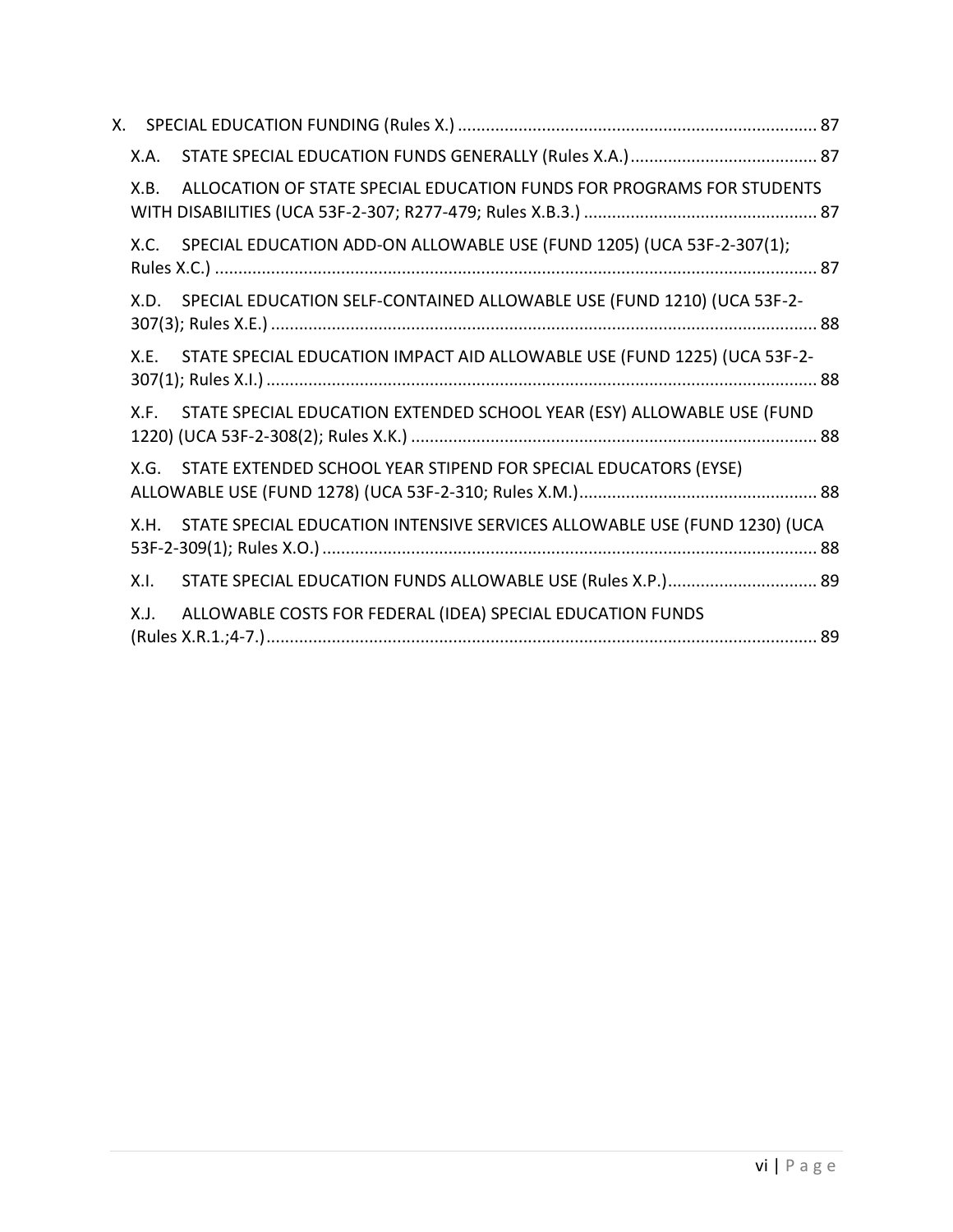X. SPECIAL EDUCATION FUNDING (Rules X.) ............................................................................ 87

- X.A. STATE SPECIAL EDUCATION FUNDS GENERALLY (Rules X.A.) ........................................ 87
- X.B. ALLOCATION OF STATE SPECIAL EDUCATION FUNDS FOR PROGRAMS FOR STUDENTS WITH DISABILITIES (UCA 53F-2-307; R277-479; Rules X.B.3.) .................................................. 87
- X.C. SPECIAL EDUCATION ADD-ON ALLOWABLE USE (FUND 1205) (UCA 53F-2-307(1); Rules X.C.) ................................................................................................................................ 87
- X.D. SPECIAL EDUCATION SELF-CONTAINED ALLOWABLE USE (FUND 1210) (UCA 53F-2-307(3); Rules X.E.) .................................................................................................................... 88
- X.E. STATE SPECIAL EDUCATION IMPACT AID ALLOWABLE USE (FUND 1225) (UCA 53F-2-307(1); Rules X.I.) ..................................................................................................................... 88
- X.F. STATE SPECIAL EDUCATION EXTENDED SCHOOL YEAR (ESY) ALLOWABLE USE (FUND 1220) (UCA 53F-2-308(2); Rules X.K.) ...................................................................................... 88
- X.G. STATE EXTENDED SCHOOL YEAR STIPEND FOR SPECIAL EDUCATORS (EYSE) ALLOWABLE USE (FUND 1278) (UCA 53F-2-310; Rules X.M.).................................................. 88
- X.H. STATE SPECIAL EDUCATION INTENSIVE SERVICES ALLOWABLE USE (FUND 1230) (UCA 53F-2-309(1); Rules X.O.) .......................................................................................................... 88
- X.I. STATE SPECIAL EDUCATION FUNDS ALLOWABLE USE (Rules X.P.)................................ 89
- X.J. ALLOWABLE COSTS FOR FEDERAL (IDEA) SPECIAL EDUCATION FUNDS (Rules X.R.1.;4-7.)...................................................................................................................... 89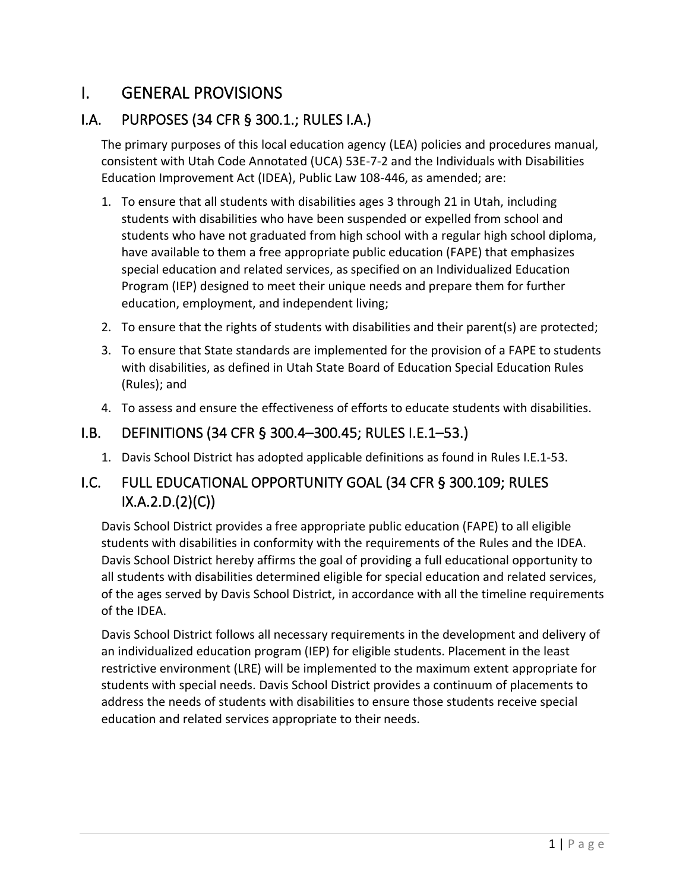# I. GENERAL PROVISIONS

## I.A. PURPOSES (34 CFR § 300.1.; RULES I.A.)

The primary purposes of this local education agency (LEA) policies and procedures manual, consistent with Utah Code Annotated (UCA) 53E-7-2 and the Individuals with Disabilities Education Improvement Act (IDEA), Public Law 108-446, as amended; are:

1. To ensure that all students with disabilities ages 3 through 21 in Utah, including students with disabilities who have been suspended or expelled from school and students who have not graduated from high school with a regular high school diploma, have available to them a free appropriate public education (FAPE) that emphasizes special education and related services, as specified on an Individualized Education Program (IEP) designed to meet their unique needs and prepare them for further education, employment, and independent living;
2. To ensure that the rights of students with disabilities and their parent(s) are protected;
3. To ensure that State standards are implemented for the provision of a FAPE to students with disabilities, as defined in Utah State Board of Education Special Education Rules (Rules); and
4. To assess and ensure the effectiveness of efforts to educate students with disabilities.

## I.B. DEFINITIONS (34 CFR § 300.4–300.45; RULES I.E.1–53.)

1. Davis School District has adopted applicable definitions as found in Rules I.E.1-53.

## I.C. FULL EDUCATIONAL OPPORTUNITY GOAL (34 CFR § 300.109; RULES IX.A.2.D.(2)(C))

Davis School District provides a free appropriate public education (FAPE) to all eligible students with disabilities in conformity with the requirements of the Rules and the IDEA. Davis School District hereby affirms the goal of providing a full educational opportunity to all students with disabilities determined eligible for special education and related services, of the ages served by Davis School District, in accordance with all the timeline requirements of the IDEA.

Davis School District follows all necessary requirements in the development and delivery of an individualized education program (IEP) for eligible students. Placement in the least restrictive environment (LRE) will be implemented to the maximum extent appropriate for students with special needs. Davis School District provides a continuum of placements to address the needs of students with disabilities to ensure those students receive special education and related services appropriate to their needs.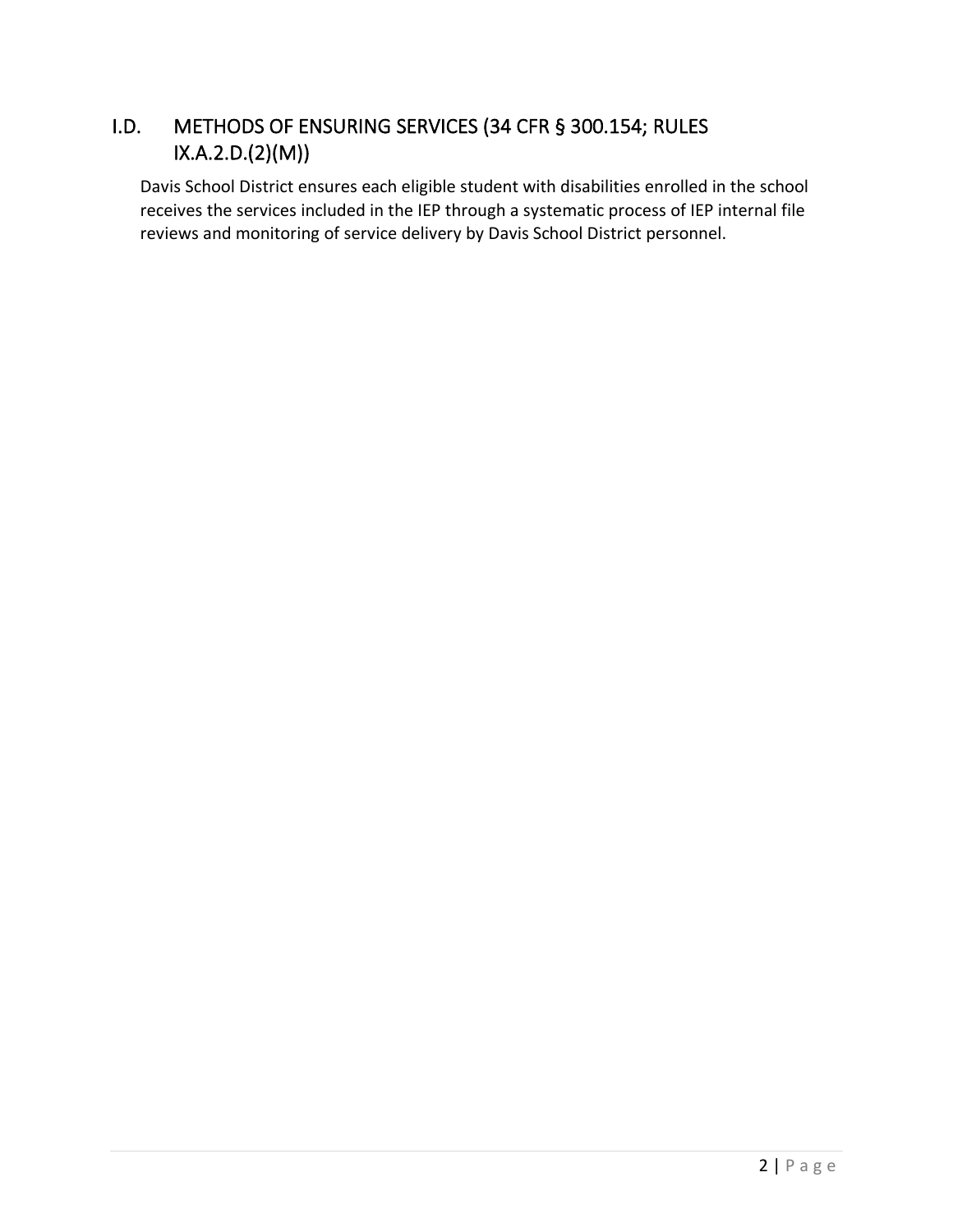## I.D. METHODS OF ENSURING SERVICES (34 CFR § 300.154; RULES IX.A.2.D.(2)(M))

Davis School District ensures each eligible student with disabilities enrolled in the school receives the services included in the IEP through a systematic process of IEP internal file reviews and monitoring of service delivery by Davis School District personnel.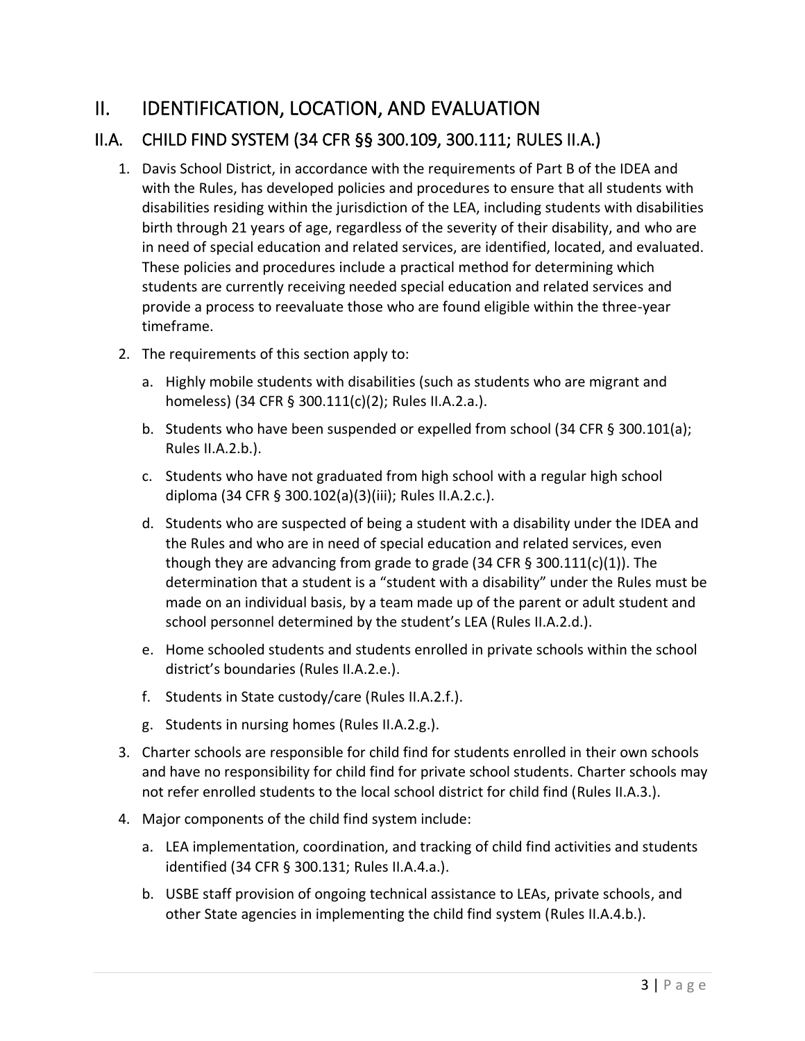# II. IDENTIFICATION, LOCATION, AND EVALUATION

## II.A. CHILD FIND SYSTEM (34 CFR §§ 300.109, 300.111; RULES II.A.)

1. Davis School District, in accordance with the requirements of Part B of the IDEA and with the Rules, has developed policies and procedures to ensure that all students with disabilities residing within the jurisdiction of the LEA, including students with disabilities birth through 21 years of age, regardless of the severity of their disability, and who are in need of special education and related services, are identified, located, and evaluated. These policies and procedures include a practical method for determining which students are currently receiving needed special education and related services and provide a process to reevaluate those who are found eligible within the three-year timeframe.

2. The requirements of this section apply to:

   a. Highly mobile students with disabilities (such as students who are migrant and homeless) (34 CFR § 300.111(c)(2); Rules II.A.2.a.).

   b. Students who have been suspended or expelled from school (34 CFR § 300.101(a); Rules II.A.2.b.).

   c. Students who have not graduated from high school with a regular high school diploma (34 CFR § 300.102(a)(3)(iii); Rules II.A.2.c.).

   d. Students who are suspected of being a student with a disability under the IDEA and the Rules and who are in need of special education and related services, even though they are advancing from grade to grade (34 CFR § 300.111(c)(1)). The determination that a student is a "student with a disability" under the Rules must be made on an individual basis, by a team made up of the parent or adult student and school personnel determined by the student's LEA (Rules II.A.2.d.).

   e. Home schooled students and students enrolled in private schools within the school district's boundaries (Rules II.A.2.e.).

   f. Students in State custody/care (Rules II.A.2.f.).

   g. Students in nursing homes (Rules II.A.2.g.).

3. Charter schools are responsible for child find for students enrolled in their own schools and have no responsibility for child find for private school students. Charter schools may not refer enrolled students to the local school district for child find (Rules II.A.3.).

4. Major components of the child find system include:

   a. LEA implementation, coordination, and tracking of child find activities and students identified (34 CFR § 300.131; Rules II.A.4.a.).

   b. USBE staff provision of ongoing technical assistance to LEAs, private schools, and other State agencies in implementing the child find system (Rules II.A.4.b.).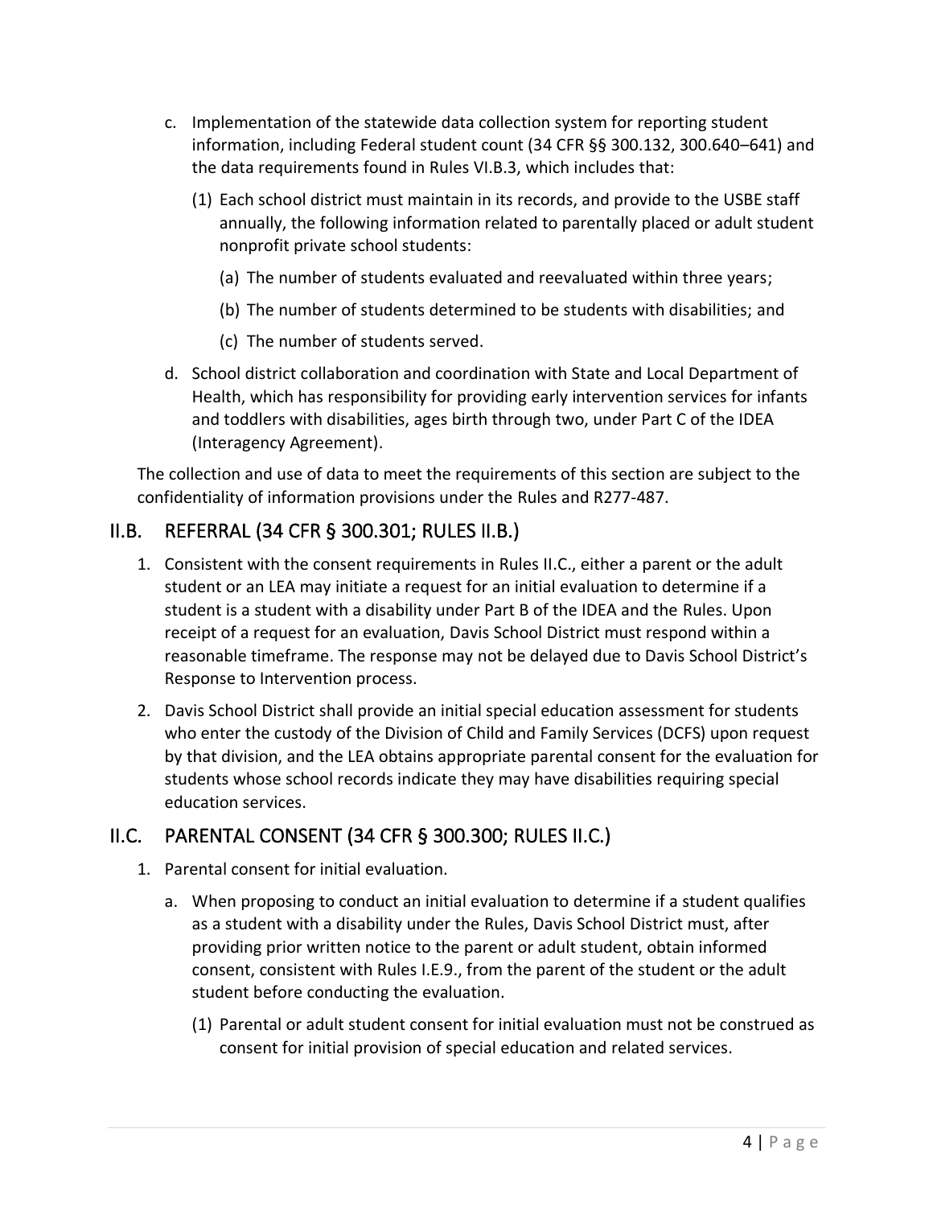c. Implementation of the statewide data collection system for reporting student information, including Federal student count (34 CFR §§ 300.132, 300.640–641) and the data requirements found in Rules VI.B.3, which includes that:

    (1) Each school district must maintain in its records, and provide to the USBE staff annually, the following information related to parentally placed or adult student nonprofit private school students:

        (a) The number of students evaluated and reevaluated within three years;

        (b) The number of students determined to be students with disabilities; and

        (c) The number of students served.

d. School district collaboration and coordination with State and Local Department of Health, which has responsibility for providing early intervention services for infants and toddlers with disabilities, ages birth through two, under Part C of the IDEA (Interagency Agreement).

The collection and use of data to meet the requirements of this section are subject to the confidentiality of information provisions under the Rules and R277-487.

## II.B. REFERRAL (34 CFR § 300.301; RULES II.B.)

1. Consistent with the consent requirements in Rules II.C., either a parent or the adult student or an LEA may initiate a request for an initial evaluation to determine if a student is a student with a disability under Part B of the IDEA and the Rules. Upon receipt of a request for an evaluation, Davis School District must respond within a reasonable timeframe. The response may not be delayed due to Davis School District's Response to Intervention process.

2. Davis School District shall provide an initial special education assessment for students who enter the custody of the Division of Child and Family Services (DCFS) upon request by that division, and the LEA obtains appropriate parental consent for the evaluation for students whose school records indicate they may have disabilities requiring special education services.

## II.C. PARENTAL CONSENT (34 CFR § 300.300; RULES II.C.)

1. Parental consent for initial evaluation.

    a. When proposing to conduct an initial evaluation to determine if a student qualifies as a student with a disability under the Rules, Davis School District must, after providing prior written notice to the parent or adult student, obtain informed consent, consistent with Rules I.E.9., from the parent of the student or the adult student before conducting the evaluation.

        (1) Parental or adult student consent for initial evaluation must not be construed as consent for initial provision of special education and related services.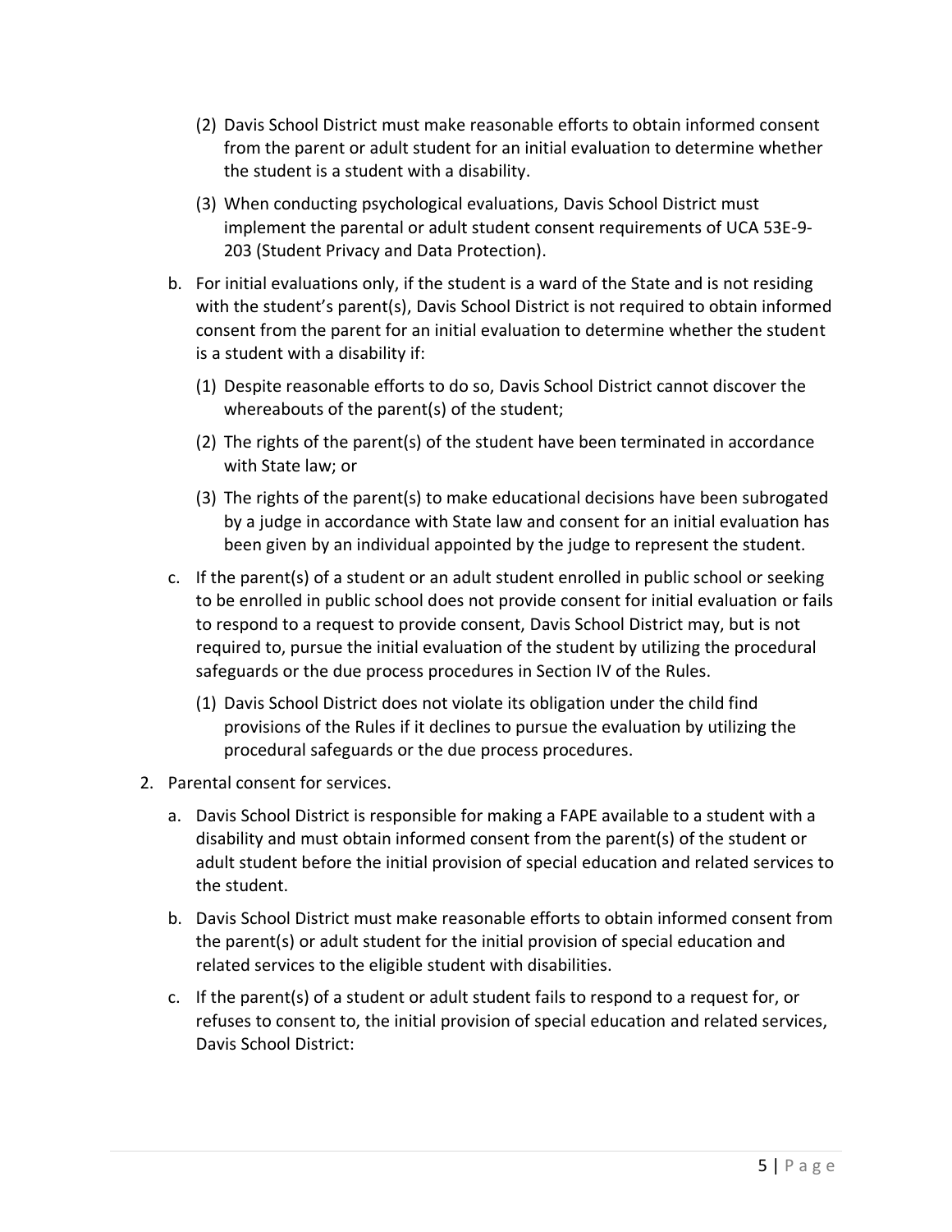(2) Davis School District must make reasonable efforts to obtain informed consent from the parent or adult student for an initial evaluation to determine whether the student is a student with a disability.

   (3) When conducting psychological evaluations, Davis School District must implement the parental or adult student consent requirements of UCA 53E-9-203 (Student Privacy and Data Protection).

b. For initial evaluations only, if the student is a ward of the State and is not residing with the student's parent(s), Davis School District is not required to obtain informed consent from the parent for an initial evaluation to determine whether the student is a student with a disability if:

   (1) Despite reasonable efforts to do so, Davis School District cannot discover the whereabouts of the parent(s) of the student;

   (2) The rights of the parent(s) of the student have been terminated in accordance with State law; or

   (3) The rights of the parent(s) to make educational decisions have been subrogated by a judge in accordance with State law and consent for an initial evaluation has been given by an individual appointed by the judge to represent the student.

c. If the parent(s) of a student or an adult student enrolled in public school or seeking to be enrolled in public school does not provide consent for initial evaluation or fails to respond to a request to provide consent, Davis School District may, but is not required to, pursue the initial evaluation of the student by utilizing the procedural safeguards or the due process procedures in Section IV of the Rules.

   (1) Davis School District does not violate its obligation under the child find provisions of the Rules if it declines to pursue the evaluation by utilizing the procedural safeguards or the due process procedures.

2. Parental consent for services.

   a. Davis School District is responsible for making a FAPE available to a student with a disability and must obtain informed consent from the parent(s) of the student or adult student before the initial provision of special education and related services to the student.

   b. Davis School District must make reasonable efforts to obtain informed consent from the parent(s) or adult student for the initial provision of special education and related services to the eligible student with disabilities.

   c. If the parent(s) of a student or adult student fails to respond to a request for, or refuses to consent to, the initial provision of special education and related services, Davis School District: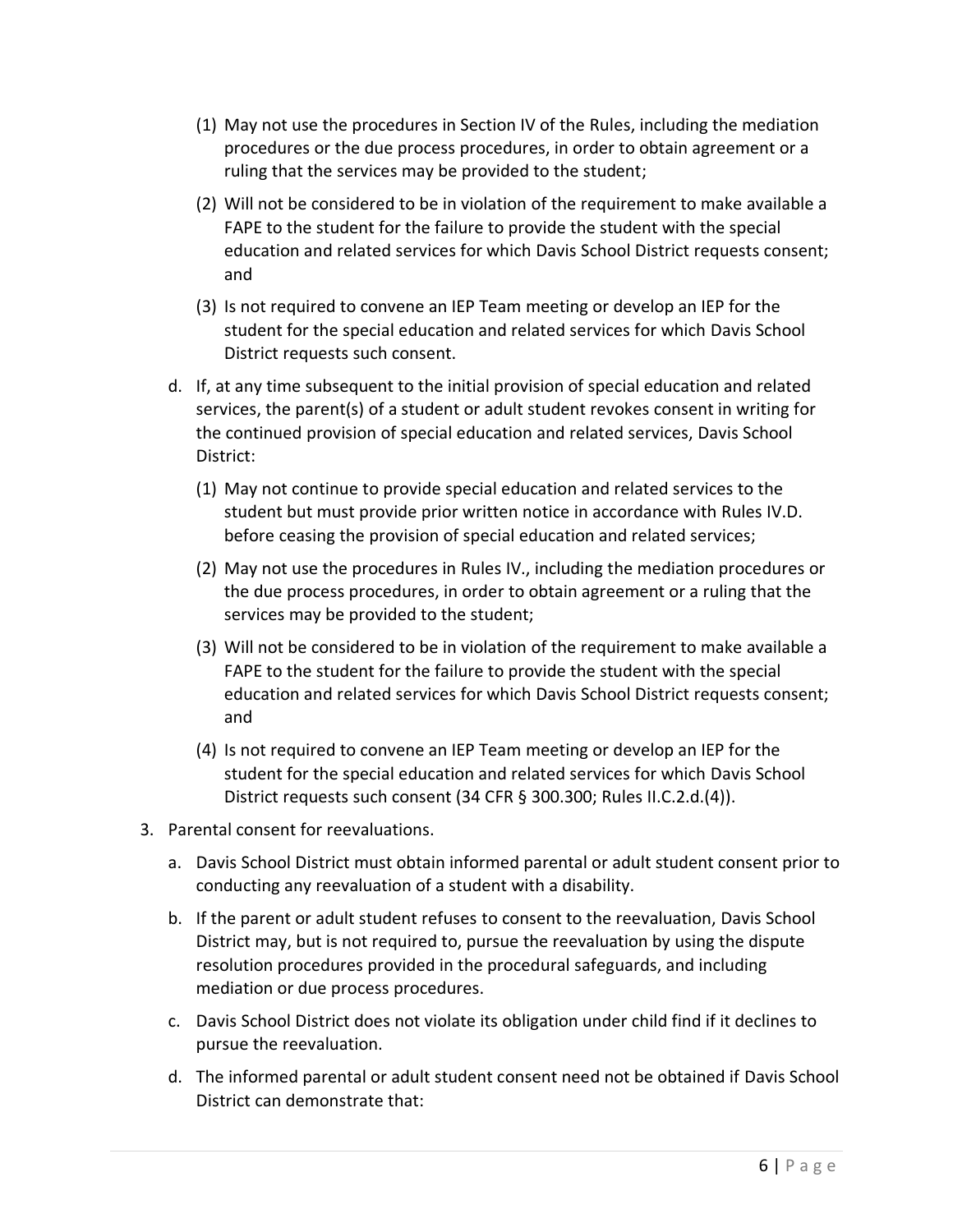(1) May not use the procedures in Section IV of the Rules, including the mediation procedures or the due process procedures, in order to obtain agreement or a ruling that the services may be provided to the student;

(2) Will not be considered to be in violation of the requirement to make available a FAPE to the student for the failure to provide the student with the special education and related services for which Davis School District requests consent; and

(3) Is not required to convene an IEP Team meeting or develop an IEP for the student for the special education and related services for which Davis School District requests such consent.

d. If, at any time subsequent to the initial provision of special education and related services, the parent(s) of a student or adult student revokes consent in writing for the continued provision of special education and related services, Davis School District:

(1) May not continue to provide special education and related services to the student but must provide prior written notice in accordance with Rules IV.D. before ceasing the provision of special education and related services;

(2) May not use the procedures in Rules IV., including the mediation procedures or the due process procedures, in order to obtain agreement or a ruling that the services may be provided to the student;

(3) Will not be considered to be in violation of the requirement to make available a FAPE to the student for the failure to provide the student with the special education and related services for which Davis School District requests consent; and

(4) Is not required to convene an IEP Team meeting or develop an IEP for the student for the special education and related services for which Davis School District requests such consent (34 CFR § 300.300; Rules II.C.2.d.(4)).

3. Parental consent for reevaluations.

a. Davis School District must obtain informed parental or adult student consent prior to conducting any reevaluation of a student with a disability.

b. If the parent or adult student refuses to consent to the reevaluation, Davis School District may, but is not required to, pursue the reevaluation by using the dispute resolution procedures provided in the procedural safeguards, and including mediation or due process procedures.

c. Davis School District does not violate its obligation under child find if it declines to pursue the reevaluation.

d. The informed parental or adult student consent need not be obtained if Davis School District can demonstrate that: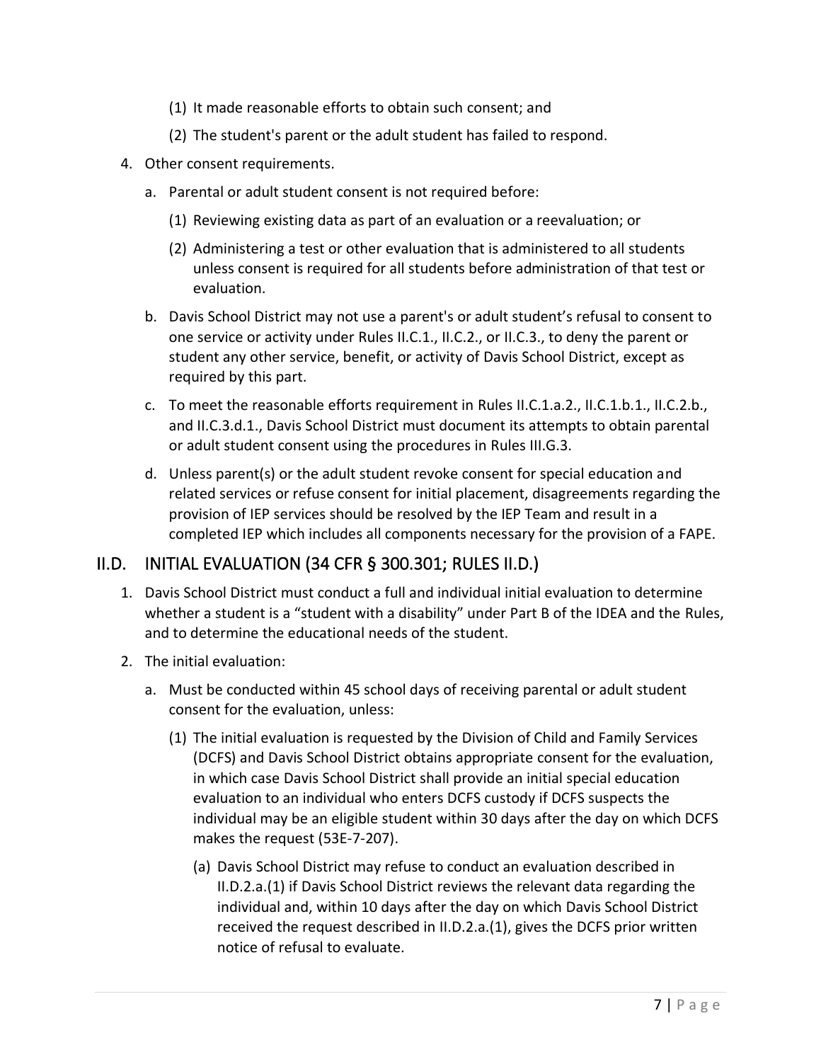(1) It made reasonable efforts to obtain such consent; and

(2) The student's parent or the adult student has failed to respond.

4. Other consent requirements.

   a. Parental or adult student consent is not required before:

      (1) Reviewing existing data as part of an evaluation or a reevaluation; or

      (2) Administering a test or other evaluation that is administered to all students unless consent is required for all students before administration of that test or evaluation.

   b. Davis School District may not use a parent's or adult student's refusal to consent to one service or activity under Rules II.C.1., II.C.2., or II.C.3., to deny the parent or student any other service, benefit, or activity of Davis School District, except as required by this part.

   c. To meet the reasonable efforts requirement in Rules II.C.1.a.2., II.C.1.b.1., II.C.2.b., and II.C.3.d.1., Davis School District must document its attempts to obtain parental or adult student consent using the procedures in Rules III.G.3.

   d. Unless parent(s) or the adult student revoke consent for special education and related services or refuse consent for initial placement, disagreements regarding the provision of IEP services should be resolved by the IEP Team and result in a completed IEP which includes all components necessary for the provision of a FAPE.

## II.D. INITIAL EVALUATION (34 CFR § 300.301; RULES II.D.)

1. Davis School District must conduct a full and individual initial evaluation to determine whether a student is a "student with a disability" under Part B of the IDEA and the Rules, and to determine the educational needs of the student.

2. The initial evaluation:

   a. Must be conducted within 45 school days of receiving parental or adult student consent for the evaluation, unless:

      (1) The initial evaluation is requested by the Division of Child and Family Services (DCFS) and Davis School District obtains appropriate consent for the evaluation, in which case Davis School District shall provide an initial special education evaluation to an individual who enters DCFS custody if DCFS suspects the individual may be an eligible student within 30 days after the day on which DCFS makes the request (53E-7-207).

         (a) Davis School District may refuse to conduct an evaluation described in II.D.2.a.(1) if Davis School District reviews the relevant data regarding the individual and, within 10 days after the day on which Davis School District received the request described in II.D.2.a.(1), gives the DCFS prior written notice of refusal to evaluate.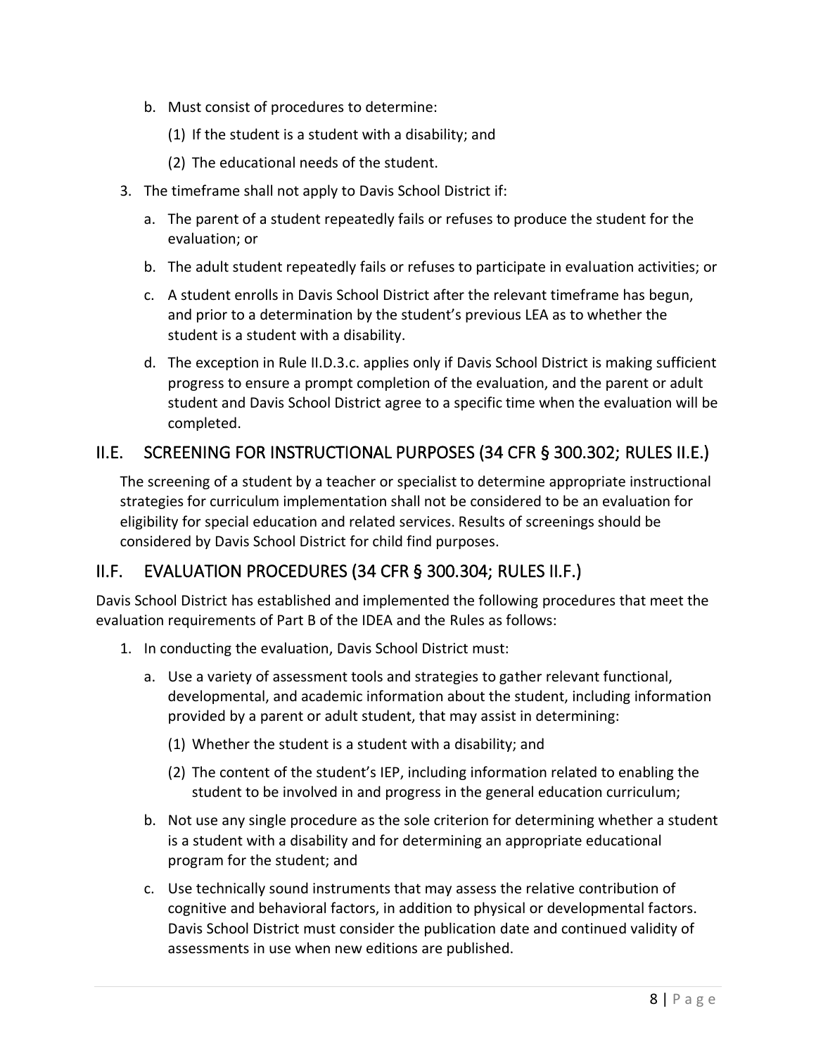b. Must consist of procedures to determine:

    (1) If the student is a student with a disability; and

    (2) The educational needs of the student.

3. The timeframe shall not apply to Davis School District if:

    a. The parent of a student repeatedly fails or refuses to produce the student for the evaluation; or

    b. The adult student repeatedly fails or refuses to participate in evaluation activities; or

    c. A student enrolls in Davis School District after the relevant timeframe has begun, and prior to a determination by the student's previous LEA as to whether the student is a student with a disability.

    d. The exception in Rule II.D.3.c. applies only if Davis School District is making sufficient progress to ensure a prompt completion of the evaluation, and the parent or adult student and Davis School District agree to a specific time when the evaluation will be completed.

## II.E. SCREENING FOR INSTRUCTIONAL PURPOSES (34 CFR § 300.302; RULES II.E.)

The screening of a student by a teacher or specialist to determine appropriate instructional strategies for curriculum implementation shall not be considered to be an evaluation for eligibility for special education and related services. Results of screenings should be considered by Davis School District for child find purposes.

## II.F. EVALUATION PROCEDURES (34 CFR § 300.304; RULES II.F.)

Davis School District has established and implemented the following procedures that meet the evaluation requirements of Part B of the IDEA and the Rules as follows:

1. In conducting the evaluation, Davis School District must:

    a. Use a variety of assessment tools and strategies to gather relevant functional, developmental, and academic information about the student, including information provided by a parent or adult student, that may assist in determining:

        (1) Whether the student is a student with a disability; and

        (2) The content of the student's IEP, including information related to enabling the student to be involved in and progress in the general education curriculum;

    b. Not use any single procedure as the sole criterion for determining whether a student is a student with a disability and for determining an appropriate educational program for the student; and

    c. Use technically sound instruments that may assess the relative contribution of cognitive and behavioral factors, in addition to physical or developmental factors. Davis School District must consider the publication date and continued validity of assessments in use when new editions are published.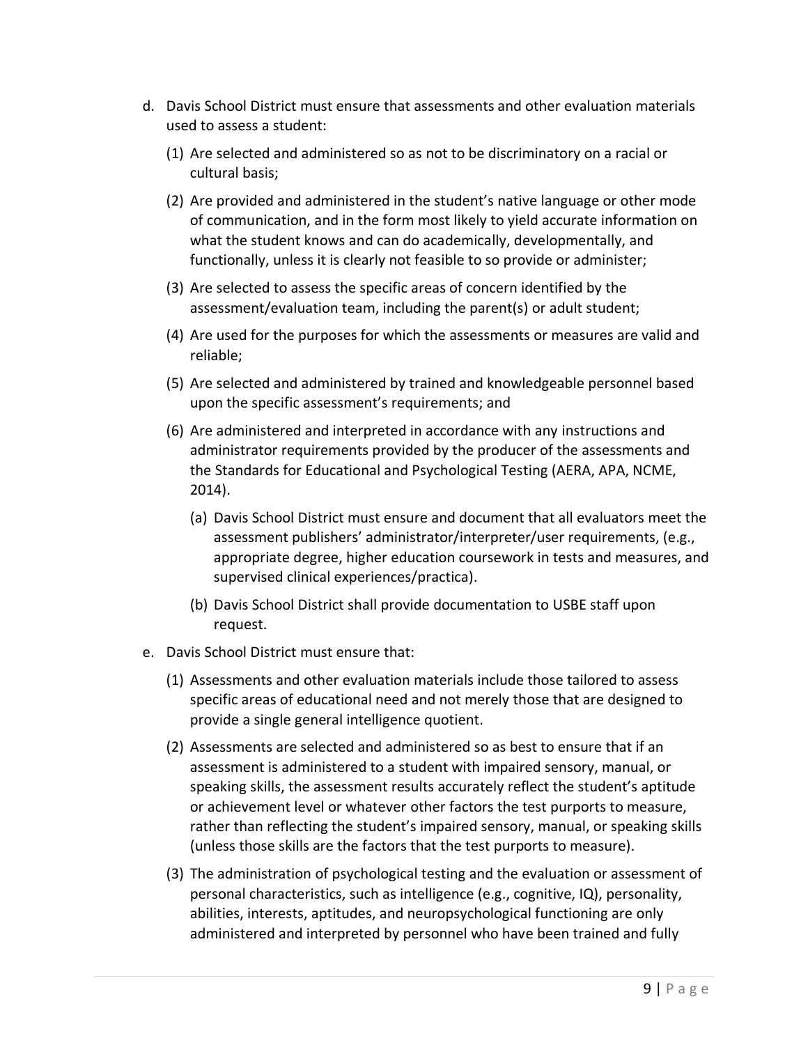d. Davis School District must ensure that assessments and other evaluation materials used to assess a student:

   (1) Are selected and administered so as not to be discriminatory on a racial or cultural basis;

   (2) Are provided and administered in the student's native language or other mode of communication, and in the form most likely to yield accurate information on what the student knows and can do academically, developmentally, and functionally, unless it is clearly not feasible to so provide or administer;

   (3) Are selected to assess the specific areas of concern identified by the assessment/evaluation team, including the parent(s) or adult student;

   (4) Are used for the purposes for which the assessments or measures are valid and reliable;

   (5) Are selected and administered by trained and knowledgeable personnel based upon the specific assessment's requirements; and

   (6) Are administered and interpreted in accordance with any instructions and administrator requirements provided by the producer of the assessments and the Standards for Educational and Psychological Testing (AERA, APA, NCME, 2014).

      (a) Davis School District must ensure and document that all evaluators meet the assessment publishers' administrator/interpreter/user requirements, (e.g., appropriate degree, higher education coursework in tests and measures, and supervised clinical experiences/practica).

      (b) Davis School District shall provide documentation to USBE staff upon request.

e. Davis School District must ensure that:

   (1) Assessments and other evaluation materials include those tailored to assess specific areas of educational need and not merely those that are designed to provide a single general intelligence quotient.

   (2) Assessments are selected and administered so as best to ensure that if an assessment is administered to a student with impaired sensory, manual, or speaking skills, the assessment results accurately reflect the student's aptitude or achievement level or whatever other factors the test purports to measure, rather than reflecting the student's impaired sensory, manual, or speaking skills (unless those skills are the factors that the test purports to measure).

   (3) The administration of psychological testing and the evaluation or assessment of personal characteristics, such as intelligence (e.g., cognitive, IQ), personality, abilities, interests, aptitudes, and neuropsychological functioning are only administered and interpreted by personnel who have been trained and fully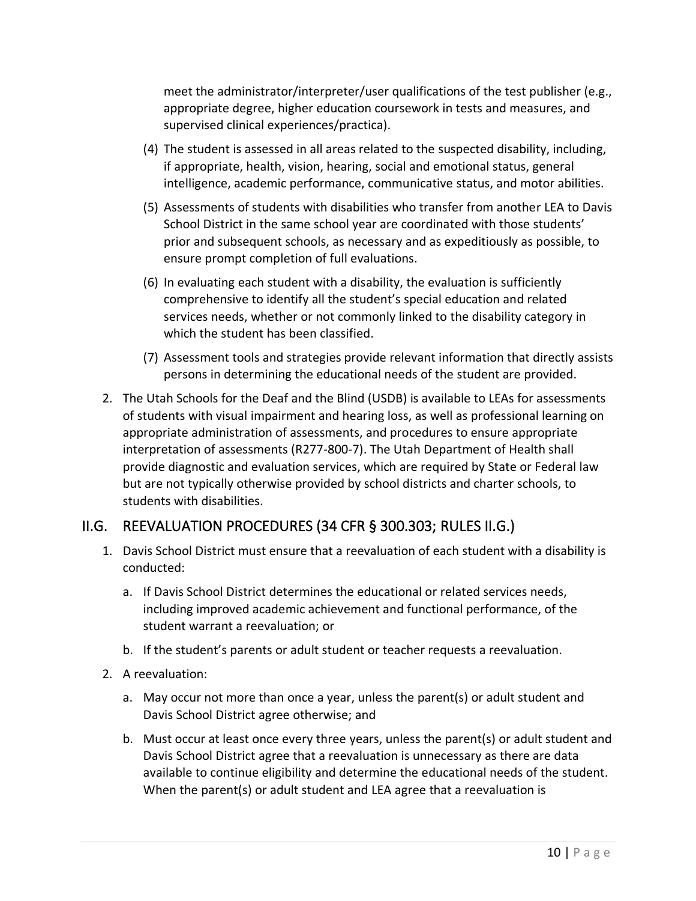meet the administrator/interpreter/user qualifications of the test publisher (e.g., appropriate degree, higher education coursework in tests and measures, and supervised clinical experiences/practica).

(4) The student is assessed in all areas related to the suspected disability, including, if appropriate, health, vision, hearing, social and emotional status, general intelligence, academic performance, communicative status, and motor abilities.

(5) Assessments of students with disabilities who transfer from another LEA to Davis School District in the same school year are coordinated with those students' prior and subsequent schools, as necessary and as expeditiously as possible, to ensure prompt completion of full evaluations.

(6) In evaluating each student with a disability, the evaluation is sufficiently comprehensive to identify all the student's special education and related services needs, whether or not commonly linked to the disability category in which the student has been classified.

(7) Assessment tools and strategies provide relevant information that directly assists persons in determining the educational needs of the student are provided.

2. The Utah Schools for the Deaf and the Blind (USDB) is available to LEAs for assessments of students with visual impairment and hearing loss, as well as professional learning on appropriate administration of assessments, and procedures to ensure appropriate interpretation of assessments (R277-800-7). The Utah Department of Health shall provide diagnostic and evaluation services, which are required by State or Federal law but are not typically otherwise provided by school districts and charter schools, to students with disabilities.

## II.G. REEVALUATION PROCEDURES (34 CFR § 300.303; RULES II.G.)

1. Davis School District must ensure that a reevaluation of each student with a disability is conducted:
   a. If Davis School District determines the educational or related services needs, including improved academic achievement and functional performance, of the student warrant a reevaluation; or
   b. If the student's parents or adult student or teacher requests a reevaluation.
2. A reevaluation:
   a. May occur not more than once a year, unless the parent(s) or adult student and Davis School District agree otherwise; and
   b. Must occur at least once every three years, unless the parent(s) or adult student and Davis School District agree that a reevaluation is unnecessary as there are data available to continue eligibility and determine the educational needs of the student. When the parent(s) or adult student and LEA agree that a reevaluation is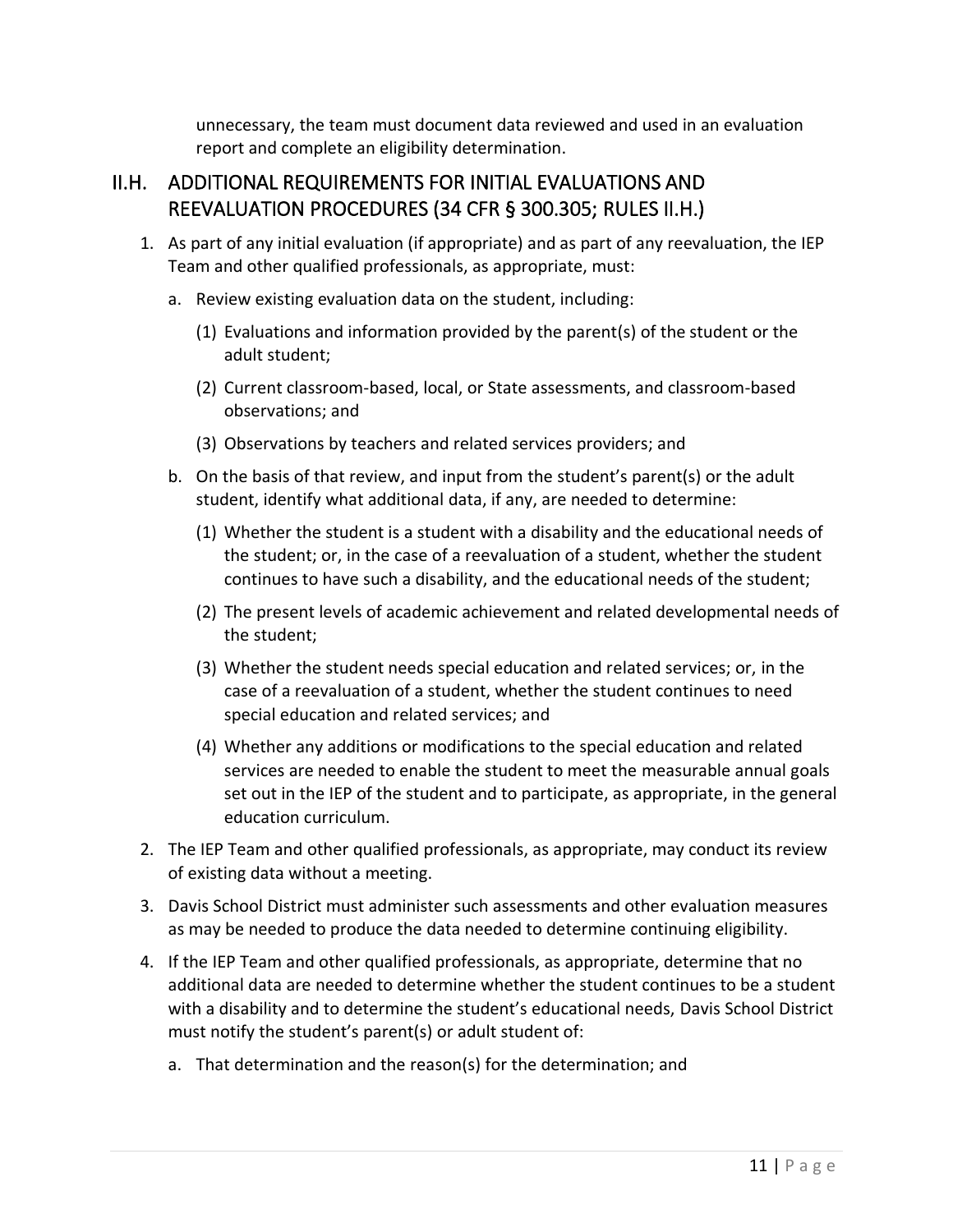unnecessary, the team must document data reviewed and used in an evaluation report and complete an eligibility determination.

## II.H. ADDITIONAL REQUIREMENTS FOR INITIAL EVALUATIONS AND REEVALUATION PROCEDURES (34 CFR § 300.305; RULES II.H.)

1. As part of any initial evaluation (if appropriate) and as part of any reevaluation, the IEP Team and other qualified professionals, as appropriate, must:
   a. Review existing evaluation data on the student, including:
      (1) Evaluations and information provided by the parent(s) of the student or the adult student;
      (2) Current classroom-based, local, or State assessments, and classroom-based observations; and
      (3) Observations by teachers and related services providers; and
   b. On the basis of that review, and input from the student's parent(s) or the adult student, identify what additional data, if any, are needed to determine:
      (1) Whether the student is a student with a disability and the educational needs of the student; or, in the case of a reevaluation of a student, whether the student continues to have such a disability, and the educational needs of the student;
      (2) The present levels of academic achievement and related developmental needs of the student;
      (3) Whether the student needs special education and related services; or, in the case of a reevaluation of a student, whether the student continues to need special education and related services; and
      (4) Whether any additions or modifications to the special education and related services are needed to enable the student to meet the measurable annual goals set out in the IEP of the student and to participate, as appropriate, in the general education curriculum.
2. The IEP Team and other qualified professionals, as appropriate, may conduct its review of existing data without a meeting.
3. Davis School District must administer such assessments and other evaluation measures as may be needed to produce the data needed to determine continuing eligibility.
4. If the IEP Team and other qualified professionals, as appropriate, determine that no additional data are needed to determine whether the student continues to be a student with a disability and to determine the student's educational needs, Davis School District must notify the student's parent(s) or adult student of:
   a. That determination and the reason(s) for the determination; and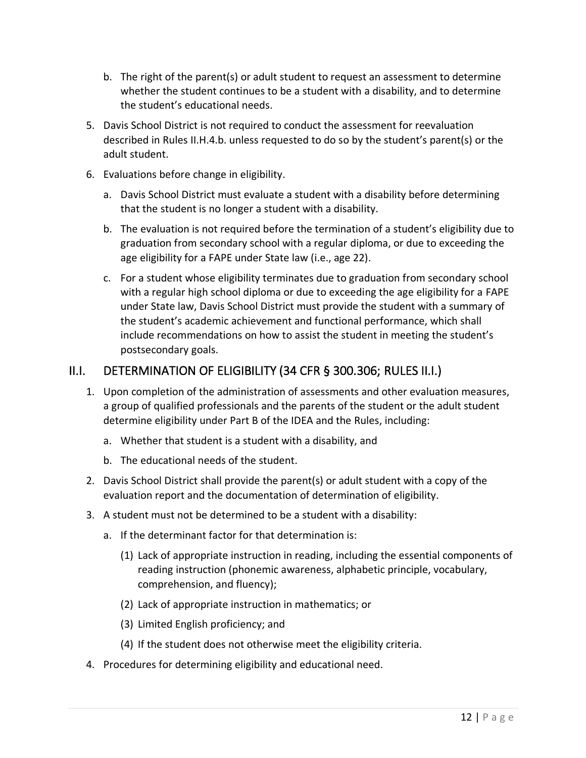b. The right of the parent(s) or adult student to request an assessment to determine whether the student continues to be a student with a disability, and to determine the student's educational needs.

5. Davis School District is not required to conduct the assessment for reevaluation described in Rules II.H.4.b. unless requested to do so by the student's parent(s) or the adult student.

6. Evaluations before change in eligibility.

   a. Davis School District must evaluate a student with a disability before determining that the student is no longer a student with a disability.

   b. The evaluation is not required before the termination of a student's eligibility due to graduation from secondary school with a regular diploma, or due to exceeding the age eligibility for a FAPE under State law (i.e., age 22).

   c. For a student whose eligibility terminates due to graduation from secondary school with a regular high school diploma or due to exceeding the age eligibility for a FAPE under State law, Davis School District must provide the student with a summary of the student's academic achievement and functional performance, which shall include recommendations on how to assist the student in meeting the student's postsecondary goals.

## II.I. DETERMINATION OF ELIGIBILITY (34 CFR § 300.306; RULES II.I.)

1. Upon completion of the administration of assessments and other evaluation measures, a group of qualified professionals and the parents of the student or the adult student determine eligibility under Part B of the IDEA and the Rules, including:

   a. Whether that student is a student with a disability, and

   b. The educational needs of the student.

2. Davis School District shall provide the parent(s) or adult student with a copy of the evaluation report and the documentation of determination of eligibility.

3. A student must not be determined to be a student with a disability:

   a. If the determinant factor for that determination is:

      (1) Lack of appropriate instruction in reading, including the essential components of reading instruction (phonemic awareness, alphabetic principle, vocabulary, comprehension, and fluency);

      (2) Lack of appropriate instruction in mathematics; or

      (3) Limited English proficiency; and

      (4) If the student does not otherwise meet the eligibility criteria.

4. Procedures for determining eligibility and educational need.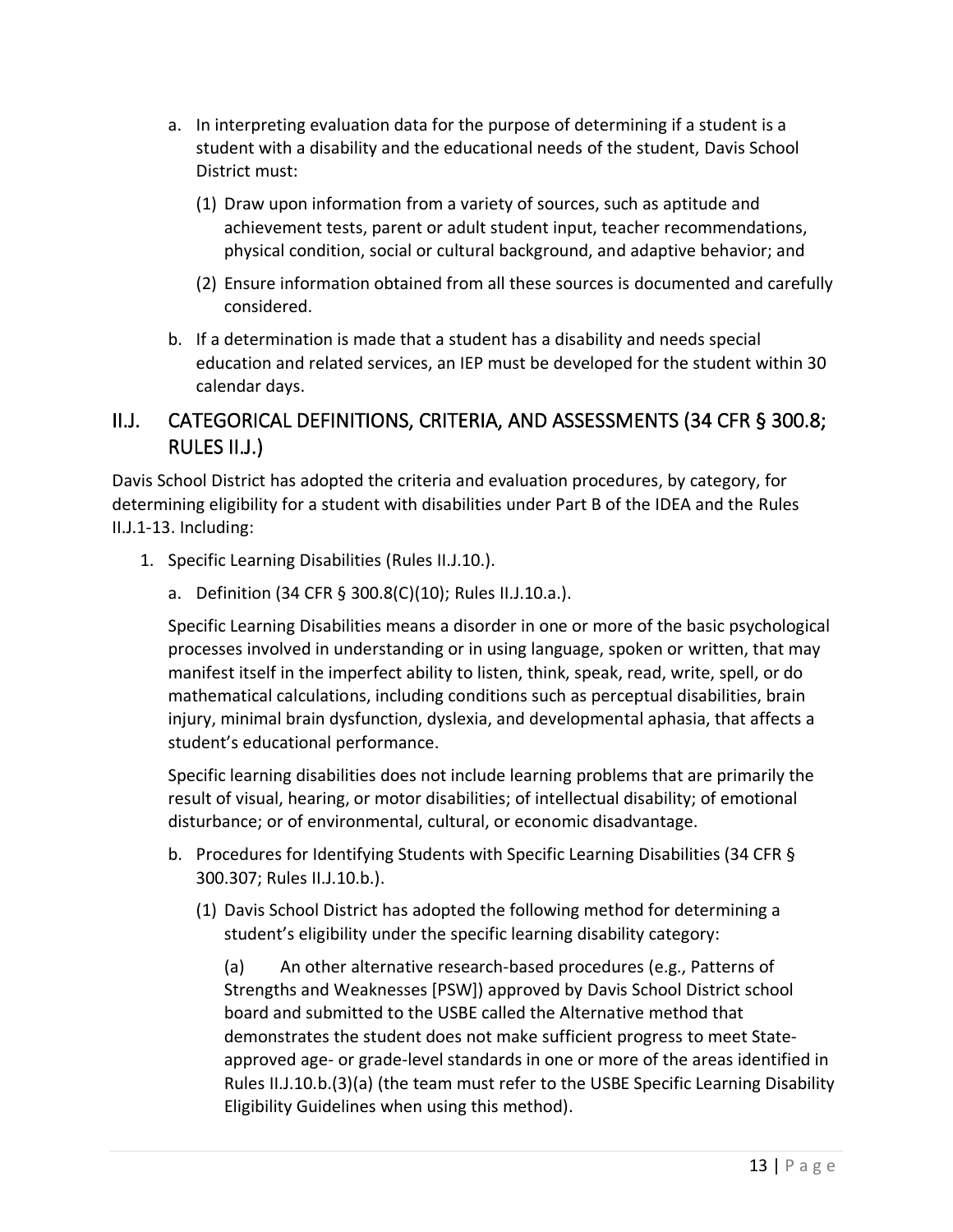a. In interpreting evaluation data for the purpose of determining if a student is a student with a disability and the educational needs of the student, Davis School District must:

   (1) Draw upon information from a variety of sources, such as aptitude and achievement tests, parent or adult student input, teacher recommendations, physical condition, social or cultural background, and adaptive behavior; and

   (2) Ensure information obtained from all these sources is documented and carefully considered.

b. If a determination is made that a student has a disability and needs special education and related services, an IEP must be developed for the student within 30 calendar days.

## II.J. CATEGORICAL DEFINITIONS, CRITERIA, AND ASSESSMENTS (34 CFR § 300.8; RULES II.J.)

Davis School District has adopted the criteria and evaluation procedures, by category, for determining eligibility for a student with disabilities under Part B of the IDEA and the Rules II.J.1-13. Including:

1. Specific Learning Disabilities (Rules II.J.10.).

   a. Definition (34 CFR § 300.8(C)(10); Rules II.J.10.a.).

   Specific Learning Disabilities means a disorder in one or more of the basic psychological processes involved in understanding or in using language, spoken or written, that may manifest itself in the imperfect ability to listen, think, speak, read, write, spell, or do mathematical calculations, including conditions such as perceptual disabilities, brain injury, minimal brain dysfunction, dyslexia, and developmental aphasia, that affects a student's educational performance.

   Specific learning disabilities does not include learning problems that are primarily the result of visual, hearing, or motor disabilities; of intellectual disability; of emotional disturbance; or of environmental, cultural, or economic disadvantage.

   b. Procedures for Identifying Students with Specific Learning Disabilities (34 CFR § 300.307; Rules II.J.10.b.).

      (1) Davis School District has adopted the following method for determining a student's eligibility under the specific learning disability category:

         (a) An other alternative research-based procedures (e.g., Patterns of Strengths and Weaknesses [PSW]) approved by Davis School District school board and submitted to the USBE called the Alternative method that demonstrates the student does not make sufficient progress to meet State-approved age- or grade-level standards in one or more of the areas identified in Rules II.J.10.b.(3)(a) (the team must refer to the USBE Specific Learning Disability Eligibility Guidelines when using this method).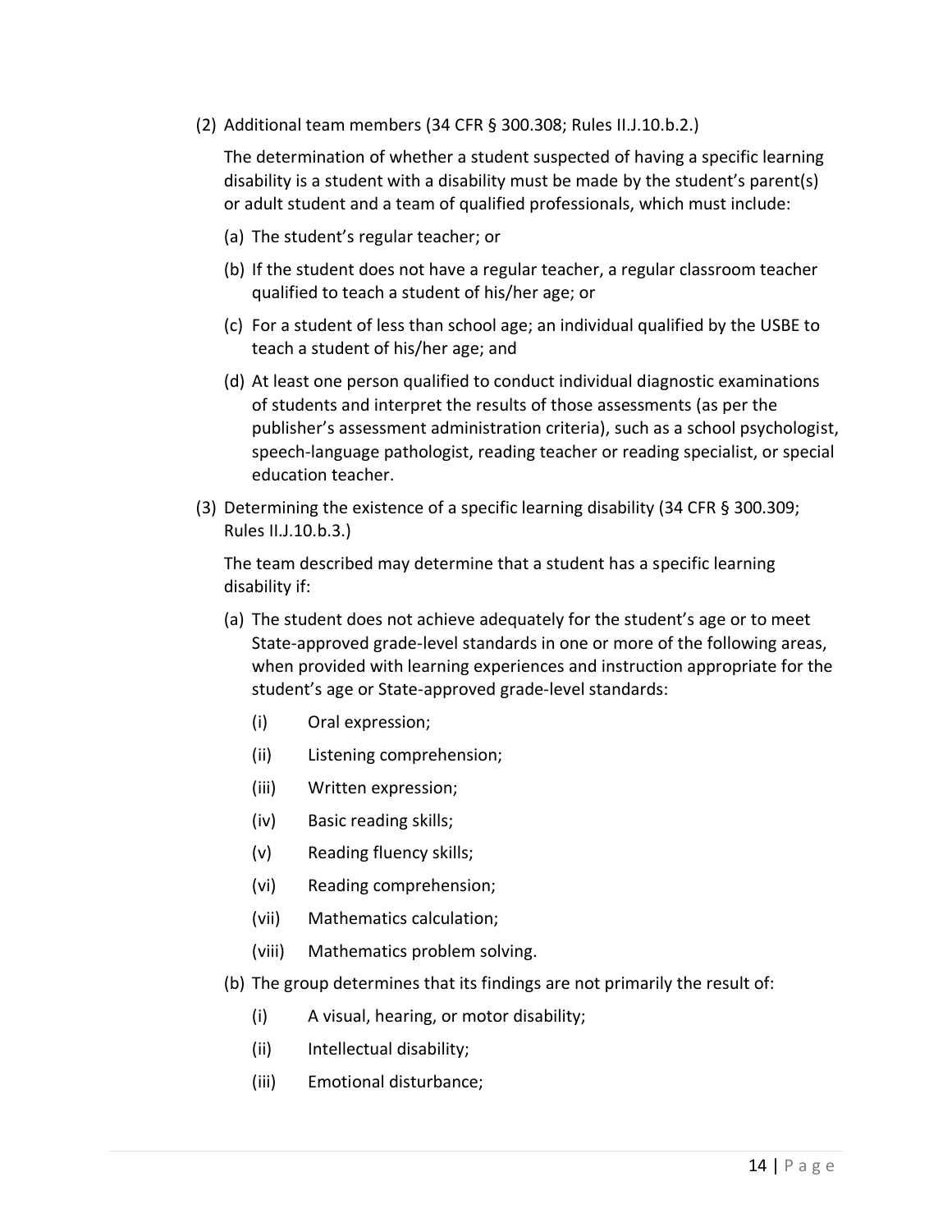(2) Additional team members (34 CFR § 300.308; Rules II.J.10.b.2.)

The determination of whether a student suspected of having a specific learning disability is a student with a disability must be made by the student's parent(s) or adult student and a team of qualified professionals, which must include:

(a) The student's regular teacher; or

(b) If the student does not have a regular teacher, a regular classroom teacher qualified to teach a student of his/her age; or

(c) For a student of less than school age; an individual qualified by the USBE to teach a student of his/her age; and

(d) At least one person qualified to conduct individual diagnostic examinations of students and interpret the results of those assessments (as per the publisher's assessment administration criteria), such as a school psychologist, speech-language pathologist, reading teacher or reading specialist, or special education teacher.

(3) Determining the existence of a specific learning disability (34 CFR § 300.309; Rules II.J.10.b.3.)

The team described may determine that a student has a specific learning disability if:

(a) The student does not achieve adequately for the student's age or to meet State-approved grade-level standards in one or more of the following areas, when provided with learning experiences and instruction appropriate for the student's age or State-approved grade-level standards:

(i) Oral expression;

(ii) Listening comprehension;

(iii) Written expression;

(iv) Basic reading skills;

(v) Reading fluency skills;

(vi) Reading comprehension;

(vii) Mathematics calculation;

(viii) Mathematics problem solving.

(b) The group determines that its findings are not primarily the result of:

(i) A visual, hearing, or motor disability;

(ii) Intellectual disability;

(iii) Emotional disturbance;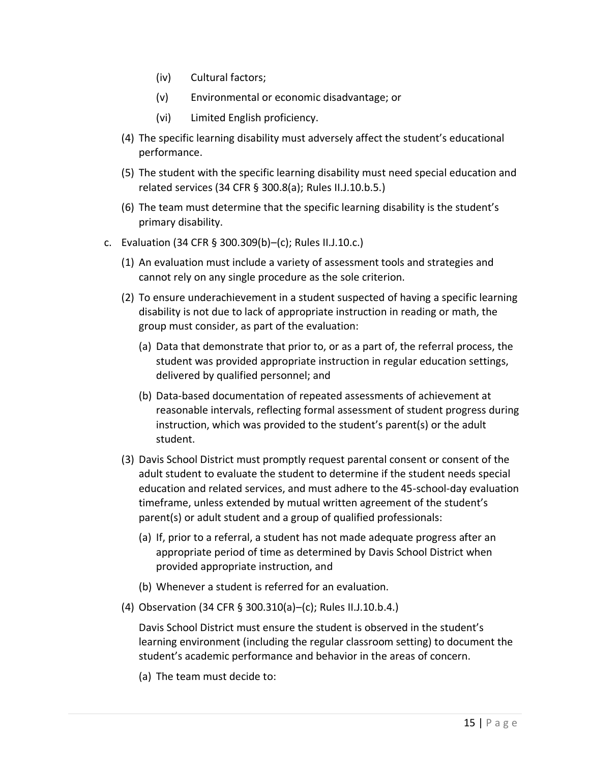(iv) Cultural factors;

(v) Environmental or economic disadvantage; or

(vi) Limited English proficiency.

(4) The specific learning disability must adversely affect the student's educational performance.

(5) The student with the specific learning disability must need special education and related services (34 CFR § 300.8(a); Rules II.J.10.b.5.)

(6) The team must determine that the specific learning disability is the student's primary disability.

c. Evaluation (34 CFR § 300.309(b)–(c); Rules II.J.10.c.)

(1) An evaluation must include a variety of assessment tools and strategies and cannot rely on any single procedure as the sole criterion.

(2) To ensure underachievement in a student suspected of having a specific learning disability is not due to lack of appropriate instruction in reading or math, the group must consider, as part of the evaluation:

(a) Data that demonstrate that prior to, or as a part of, the referral process, the student was provided appropriate instruction in regular education settings, delivered by qualified personnel; and

(b) Data-based documentation of repeated assessments of achievement at reasonable intervals, reflecting formal assessment of student progress during instruction, which was provided to the student's parent(s) or the adult student.

(3) Davis School District must promptly request parental consent or consent of the adult student to evaluate the student to determine if the student needs special education and related services, and must adhere to the 45-school-day evaluation timeframe, unless extended by mutual written agreement of the student's parent(s) or adult student and a group of qualified professionals:

(a) If, prior to a referral, a student has not made adequate progress after an appropriate period of time as determined by Davis School District when provided appropriate instruction, and

(b) Whenever a student is referred for an evaluation.

(4) Observation (34 CFR § 300.310(a)–(c); Rules II.J.10.b.4.)

Davis School District must ensure the student is observed in the student's learning environment (including the regular classroom setting) to document the student's academic performance and behavior in the areas of concern.

(a) The team must decide to: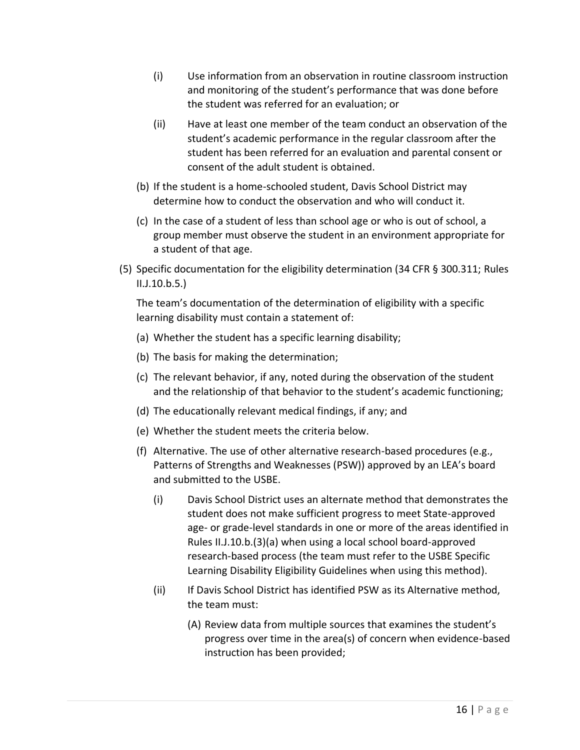(i) Use information from an observation in routine classroom instruction and monitoring of the student's performance that was done before the student was referred for an evaluation; or

(ii) Have at least one member of the team conduct an observation of the student's academic performance in the regular classroom after the student has been referred for an evaluation and parental consent or consent of the adult student is obtained.

(b) If the student is a home-schooled student, Davis School District may determine how to conduct the observation and who will conduct it.

(c) In the case of a student of less than school age or who is out of school, a group member must observe the student in an environment appropriate for a student of that age.

(5) Specific documentation for the eligibility determination (34 CFR § 300.311; Rules II.J.10.b.5.)

The team's documentation of the determination of eligibility with a specific learning disability must contain a statement of:

(a) Whether the student has a specific learning disability;

(b) The basis for making the determination;

(c) The relevant behavior, if any, noted during the observation of the student and the relationship of that behavior to the student's academic functioning;

(d) The educationally relevant medical findings, if any; and

(e) Whether the student meets the criteria below.

(f) Alternative. The use of other alternative research-based procedures (e.g., Patterns of Strengths and Weaknesses (PSW)) approved by an LEA's board and submitted to the USBE.

(i) Davis School District uses an alternate method that demonstrates the student does not make sufficient progress to meet State-approved age- or grade-level standards in one or more of the areas identified in Rules II.J.10.b.(3)(a) when using a local school board-approved research-based process (the team must refer to the USBE Specific Learning Disability Eligibility Guidelines when using this method).

(ii) If Davis School District has identified PSW as its Alternative method, the team must:

(A) Review data from multiple sources that examines the student's progress over time in the area(s) of concern when evidence-based instruction has been provided;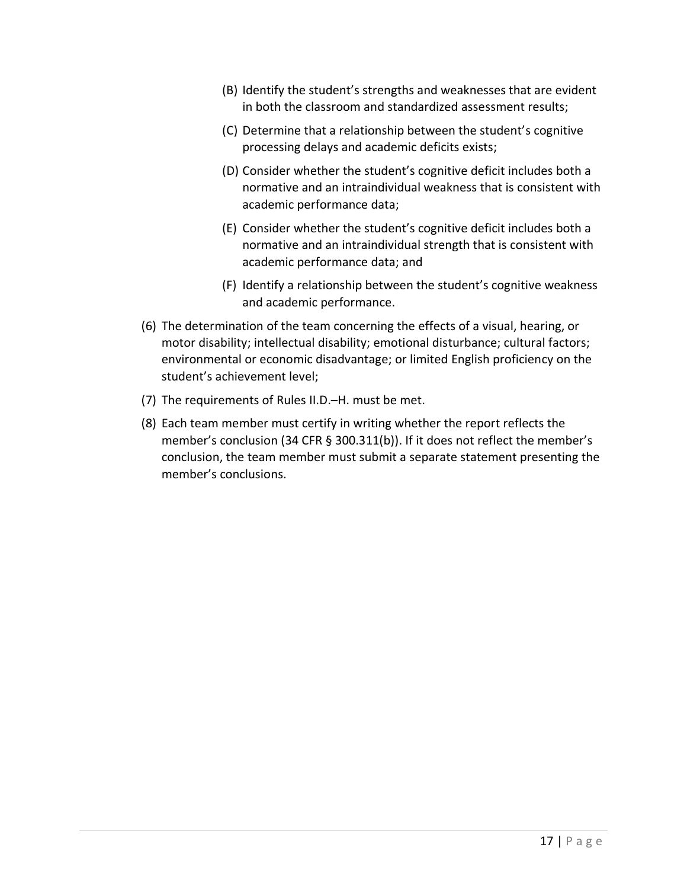(B) Identify the student's strengths and weaknesses that are evident in both the classroom and standardized assessment results;

(C) Determine that a relationship between the student's cognitive processing delays and academic deficits exists;

(D) Consider whether the student's cognitive deficit includes both a normative and an intraindividual weakness that is consistent with academic performance data;

(E) Consider whether the student's cognitive deficit includes both a normative and an intraindividual strength that is consistent with academic performance data; and

(F) Identify a relationship between the student's cognitive weakness and academic performance.

(6) The determination of the team concerning the effects of a visual, hearing, or motor disability; intellectual disability; emotional disturbance; cultural factors; environmental or economic disadvantage; or limited English proficiency on the student's achievement level;

(7) The requirements of Rules II.D.–H. must be met.

(8) Each team member must certify in writing whether the report reflects the member's conclusion (34 CFR § 300.311(b)). If it does not reflect the member's conclusion, the team member must submit a separate statement presenting the member's conclusions.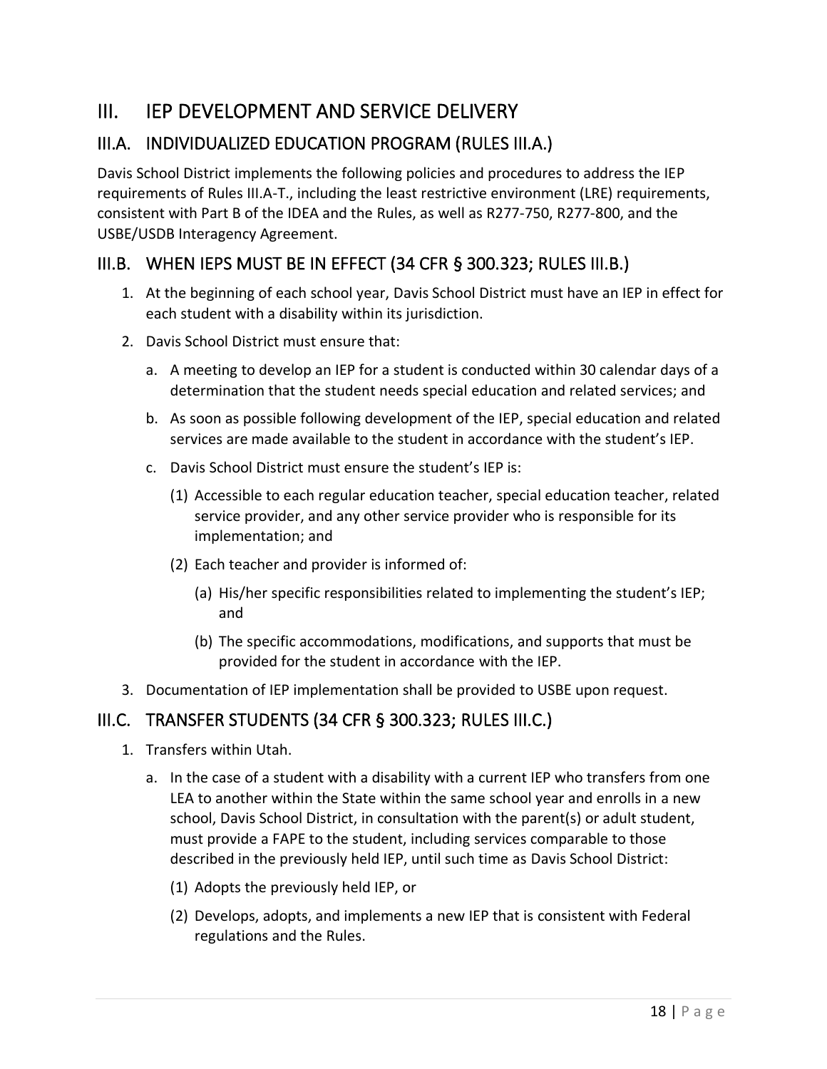# III. IEP DEVELOPMENT AND SERVICE DELIVERY

## III.A. INDIVIDUALIZED EDUCATION PROGRAM (RULES III.A.)

Davis School District implements the following policies and procedures to address the IEP requirements of Rules III.A-T., including the least restrictive environment (LRE) requirements, consistent with Part B of the IDEA and the Rules, as well as R277-750, R277-800, and the USBE/USDB Interagency Agreement.

## III.B. WHEN IEPS MUST BE IN EFFECT (34 CFR § 300.323; RULES III.B.)

1. At the beginning of each school year, Davis School District must have an IEP in effect for each student with a disability within its jurisdiction.
2. Davis School District must ensure that:
   a. A meeting to develop an IEP for a student is conducted within 30 calendar days of a determination that the student needs special education and related services; and
   b. As soon as possible following development of the IEP, special education and related services are made available to the student in accordance with the student's IEP.
   c. Davis School District must ensure the student's IEP is:
      (1) Accessible to each regular education teacher, special education teacher, related service provider, and any other service provider who is responsible for its implementation; and
      (2) Each teacher and provider is informed of:
         (a) His/her specific responsibilities related to implementing the student's IEP; and
         (b) The specific accommodations, modifications, and supports that must be provided for the student in accordance with the IEP.
3. Documentation of IEP implementation shall be provided to USBE upon request.

## III.C. TRANSFER STUDENTS (34 CFR § 300.323; RULES III.C.)

1. Transfers within Utah.
   a. In the case of a student with a disability with a current IEP who transfers from one LEA to another within the State within the same school year and enrolls in a new school, Davis School District, in consultation with the parent(s) or adult student, must provide a FAPE to the student, including services comparable to those described in the previously held IEP, until such time as Davis School District:
      (1) Adopts the previously held IEP, or
      (2) Develops, adopts, and implements a new IEP that is consistent with Federal regulations and the Rules.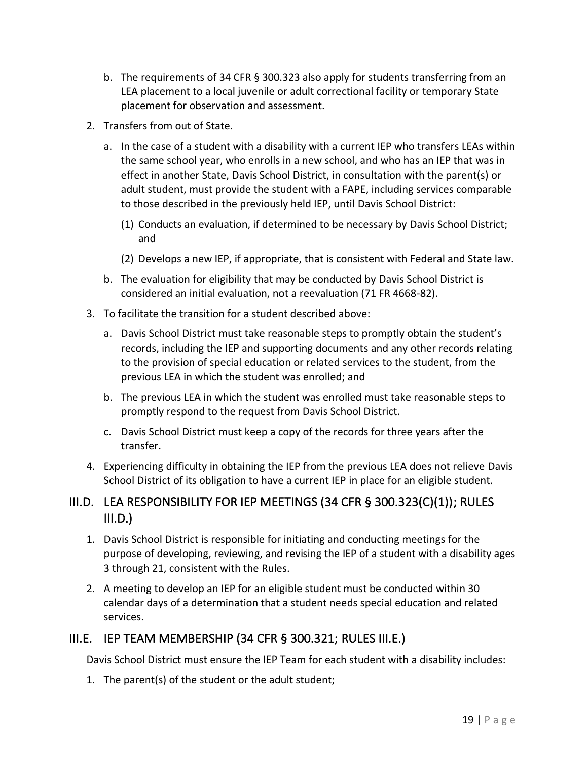b. The requirements of 34 CFR § 300.323 also apply for students transferring from an LEA placement to a local juvenile or adult correctional facility or temporary State placement for observation and assessment.

2. Transfers from out of State.

   a. In the case of a student with a disability with a current IEP who transfers LEAs within the same school year, who enrolls in a new school, and who has an IEP that was in effect in another State, Davis School District, in consultation with the parent(s) or adult student, must provide the student with a FAPE, including services comparable to those described in the previously held IEP, until Davis School District:

      (1) Conducts an evaluation, if determined to be necessary by Davis School District; and

      (2) Develops a new IEP, if appropriate, that is consistent with Federal and State law.

   b. The evaluation for eligibility that may be conducted by Davis School District is considered an initial evaluation, not a reevaluation (71 FR 4668-82).

3. To facilitate the transition for a student described above:

   a. Davis School District must take reasonable steps to promptly obtain the student's records, including the IEP and supporting documents and any other records relating to the provision of special education or related services to the student, from the previous LEA in which the student was enrolled; and

   b. The previous LEA in which the student was enrolled must take reasonable steps to promptly respond to the request from Davis School District.

   c. Davis School District must keep a copy of the records for three years after the transfer.

4. Experiencing difficulty in obtaining the IEP from the previous LEA does not relieve Davis School District of its obligation to have a current IEP in place for an eligible student.

## III.D. LEA RESPONSIBILITY FOR IEP MEETINGS (34 CFR § 300.323(C)(1)); RULES III.D.)

1. Davis School District is responsible for initiating and conducting meetings for the purpose of developing, reviewing, and revising the IEP of a student with a disability ages 3 through 21, consistent with the Rules.

2. A meeting to develop an IEP for an eligible student must be conducted within 30 calendar days of a determination that a student needs special education and related services.

## III.E. IEP TEAM MEMBERSHIP (34 CFR § 300.321; RULES III.E.)

Davis School District must ensure the IEP Team for each student with a disability includes:

1. The parent(s) of the student or the adult student;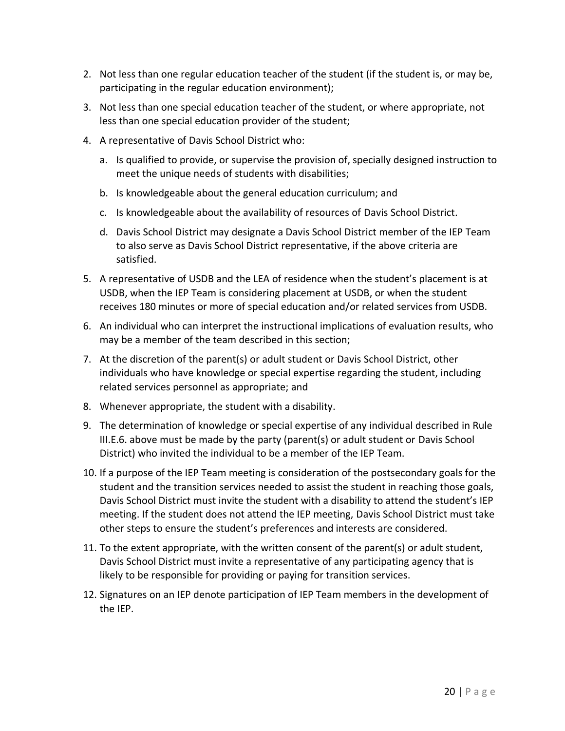2. Not less than one regular education teacher of the student (if the student is, or may be, participating in the regular education environment);
3. Not less than one special education teacher of the student, or where appropriate, not less than one special education provider of the student;
4. A representative of Davis School District who:
   a. Is qualified to provide, or supervise the provision of, specially designed instruction to meet the unique needs of students with disabilities;
   b. Is knowledgeable about the general education curriculum; and
   c. Is knowledgeable about the availability of resources of Davis School District.
   d. Davis School District may designate a Davis School District member of the IEP Team to also serve as Davis School District representative, if the above criteria are satisfied.
5. A representative of USDB and the LEA of residence when the student's placement is at USDB, when the IEP Team is considering placement at USDB, or when the student receives 180 minutes or more of special education and/or related services from USDB.
6. An individual who can interpret the instructional implications of evaluation results, who may be a member of the team described in this section;
7. At the discretion of the parent(s) or adult student or Davis School District, other individuals who have knowledge or special expertise regarding the student, including related services personnel as appropriate; and
8. Whenever appropriate, the student with a disability.
9. The determination of knowledge or special expertise of any individual described in Rule III.E.6. above must be made by the party (parent(s) or adult student or Davis School District) who invited the individual to be a member of the IEP Team.
10. If a purpose of the IEP Team meeting is consideration of the postsecondary goals for the student and the transition services needed to assist the student in reaching those goals, Davis School District must invite the student with a disability to attend the student's IEP meeting. If the student does not attend the IEP meeting, Davis School District must take other steps to ensure the student's preferences and interests are considered.
11. To the extent appropriate, with the written consent of the parent(s) or adult student, Davis School District must invite a representative of any participating agency that is likely to be responsible for providing or paying for transition services.
12. Signatures on an IEP denote participation of IEP Team members in the development of the IEP.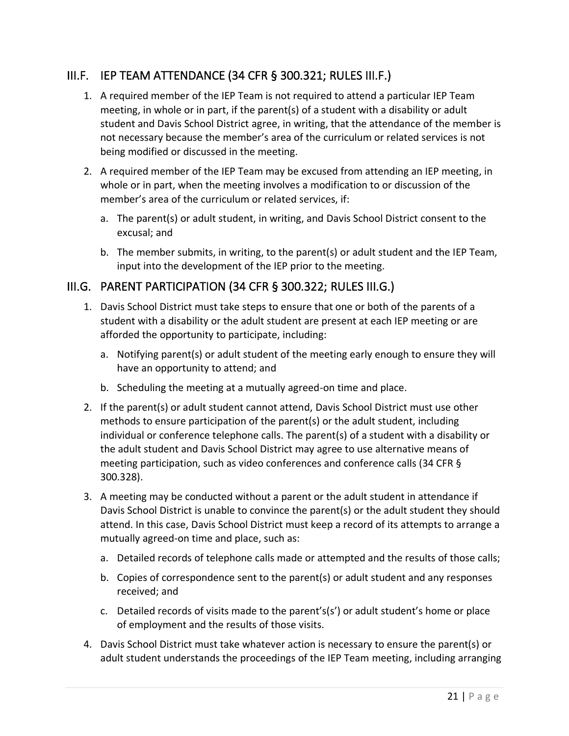## III.F. IEP TEAM ATTENDANCE (34 CFR § 300.321; RULES III.F.)

1. A required member of the IEP Team is not required to attend a particular IEP Team meeting, in whole or in part, if the parent(s) of a student with a disability or adult student and Davis School District agree, in writing, that the attendance of the member is not necessary because the member's area of the curriculum or related services is not being modified or discussed in the meeting.
2. A required member of the IEP Team may be excused from attending an IEP meeting, in whole or in part, when the meeting involves a modification to or discussion of the member's area of the curriculum or related services, if:
   a. The parent(s) or adult student, in writing, and Davis School District consent to the excusal; and
   b. The member submits, in writing, to the parent(s) or adult student and the IEP Team, input into the development of the IEP prior to the meeting.

## III.G. PARENT PARTICIPATION (34 CFR § 300.322; RULES III.G.)

1. Davis School District must take steps to ensure that one or both of the parents of a student with a disability or the adult student are present at each IEP meeting or are afforded the opportunity to participate, including:
   a. Notifying parent(s) or adult student of the meeting early enough to ensure they will have an opportunity to attend; and
   b. Scheduling the meeting at a mutually agreed-on time and place.
2. If the parent(s) or adult student cannot attend, Davis School District must use other methods to ensure participation of the parent(s) or the adult student, including individual or conference telephone calls. The parent(s) of a student with a disability or the adult student and Davis School District may agree to use alternative means of meeting participation, such as video conferences and conference calls (34 CFR § 300.328).
3. A meeting may be conducted without a parent or the adult student in attendance if Davis School District is unable to convince the parent(s) or the adult student they should attend. In this case, Davis School District must keep a record of its attempts to arrange a mutually agreed-on time and place, such as:
   a. Detailed records of telephone calls made or attempted and the results of those calls;
   b. Copies of correspondence sent to the parent(s) or adult student and any responses received; and
   c. Detailed records of visits made to the parent's(s') or adult student's home or place of employment and the results of those visits.
4. Davis School District must take whatever action is necessary to ensure the parent(s) or adult student understands the proceedings of the IEP Team meeting, including arranging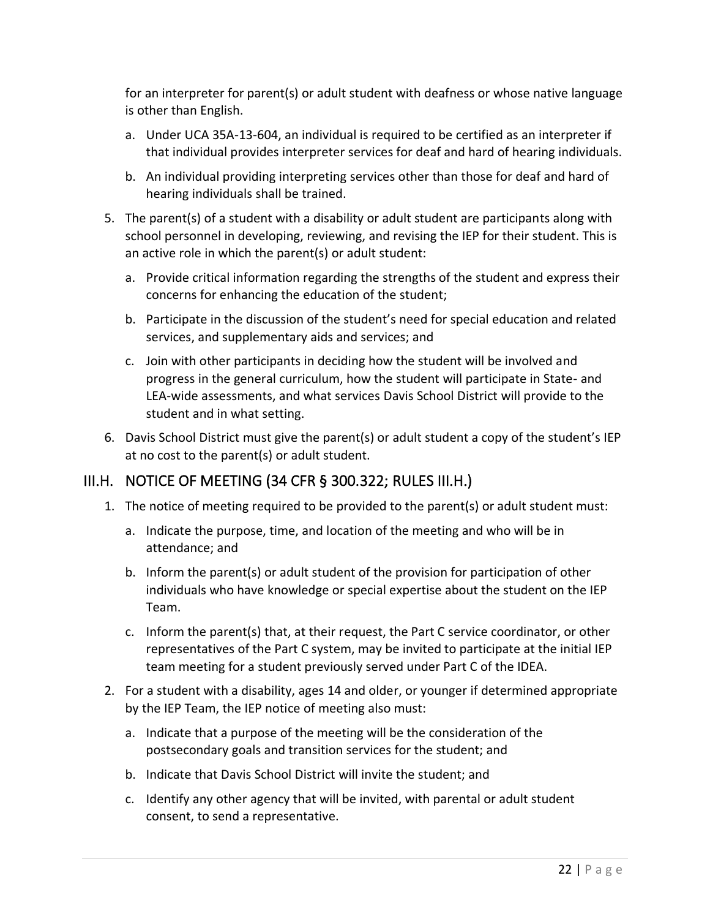for an interpreter for parent(s) or adult student with deafness or whose native language is other than English.

   a. Under UCA 35A-13-604, an individual is required to be certified as an interpreter if that individual provides interpreter services for deaf and hard of hearing individuals.

   b. An individual providing interpreting services other than those for deaf and hard of hearing individuals shall be trained.

5. The parent(s) of a student with a disability or adult student are participants along with school personnel in developing, reviewing, and revising the IEP for their student. This is an active role in which the parent(s) or adult student:

   a. Provide critical information regarding the strengths of the student and express their concerns for enhancing the education of the student;

   b. Participate in the discussion of the student's need for special education and related services, and supplementary aids and services; and

   c. Join with other participants in deciding how the student will be involved and progress in the general curriculum, how the student will participate in State- and LEA-wide assessments, and what services Davis School District will provide to the student and in what setting.

6. Davis School District must give the parent(s) or adult student a copy of the student's IEP at no cost to the parent(s) or adult student.

## III.H. NOTICE OF MEETING (34 CFR § 300.322; RULES III.H.)

1. The notice of meeting required to be provided to the parent(s) or adult student must:

   a. Indicate the purpose, time, and location of the meeting and who will be in attendance; and

   b. Inform the parent(s) or adult student of the provision for participation of other individuals who have knowledge or special expertise about the student on the IEP Team.

   c. Inform the parent(s) that, at their request, the Part C service coordinator, or other representatives of the Part C system, may be invited to participate at the initial IEP team meeting for a student previously served under Part C of the IDEA.

2. For a student with a disability, ages 14 and older, or younger if determined appropriate by the IEP Team, the IEP notice of meeting also must:

   a. Indicate that a purpose of the meeting will be the consideration of the postsecondary goals and transition services for the student; and

   b. Indicate that Davis School District will invite the student; and

   c. Identify any other agency that will be invited, with parental or adult student consent, to send a representative.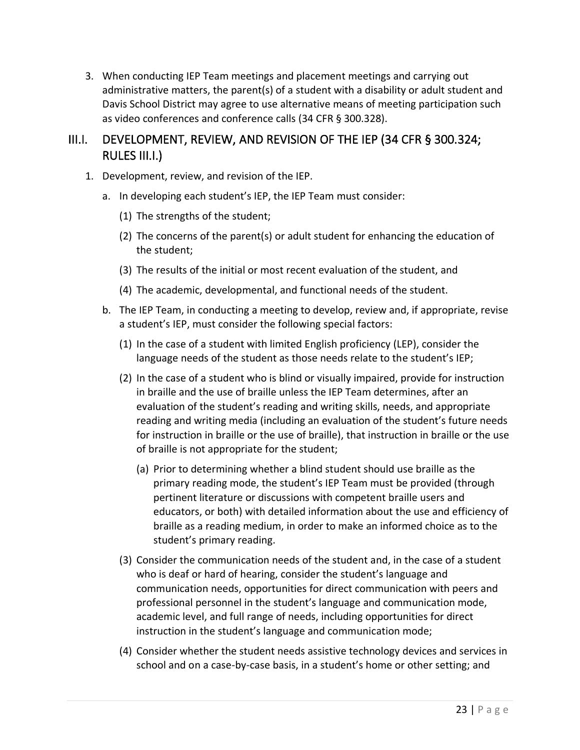3. When conducting IEP Team meetings and placement meetings and carrying out administrative matters, the parent(s) of a student with a disability or adult student and Davis School District may agree to use alternative means of meeting participation such as video conferences and conference calls (34 CFR § 300.328).

## III.I. DEVELOPMENT, REVIEW, AND REVISION OF THE IEP (34 CFR § 300.324; RULES III.I.)

1. Development, review, and revision of the IEP.
   a. In developing each student's IEP, the IEP Team must consider:
      (1) The strengths of the student;
      (2) The concerns of the parent(s) or adult student for enhancing the education of the student;
      (3) The results of the initial or most recent evaluation of the student, and
      (4) The academic, developmental, and functional needs of the student.
   b. The IEP Team, in conducting a meeting to develop, review and, if appropriate, revise a student's IEP, must consider the following special factors:
      (1) In the case of a student with limited English proficiency (LEP), consider the language needs of the student as those needs relate to the student's IEP;
      (2) In the case of a student who is blind or visually impaired, provide for instruction in braille and the use of braille unless the IEP Team determines, after an evaluation of the student's reading and writing skills, needs, and appropriate reading and writing media (including an evaluation of the student's future needs for instruction in braille or the use of braille), that instruction in braille or the use of braille is not appropriate for the student;
         (a) Prior to determining whether a blind student should use braille as the primary reading mode, the student's IEP Team must be provided (through pertinent literature or discussions with competent braille users and educators, or both) with detailed information about the use and efficiency of braille as a reading medium, in order to make an informed choice as to the student's primary reading.
      (3) Consider the communication needs of the student and, in the case of a student who is deaf or hard of hearing, consider the student's language and communication needs, opportunities for direct communication with peers and professional personnel in the student's language and communication mode, academic level, and full range of needs, including opportunities for direct instruction in the student's language and communication mode;
      (4) Consider whether the student needs assistive technology devices and services in school and on a case-by-case basis, in a student's home or other setting; and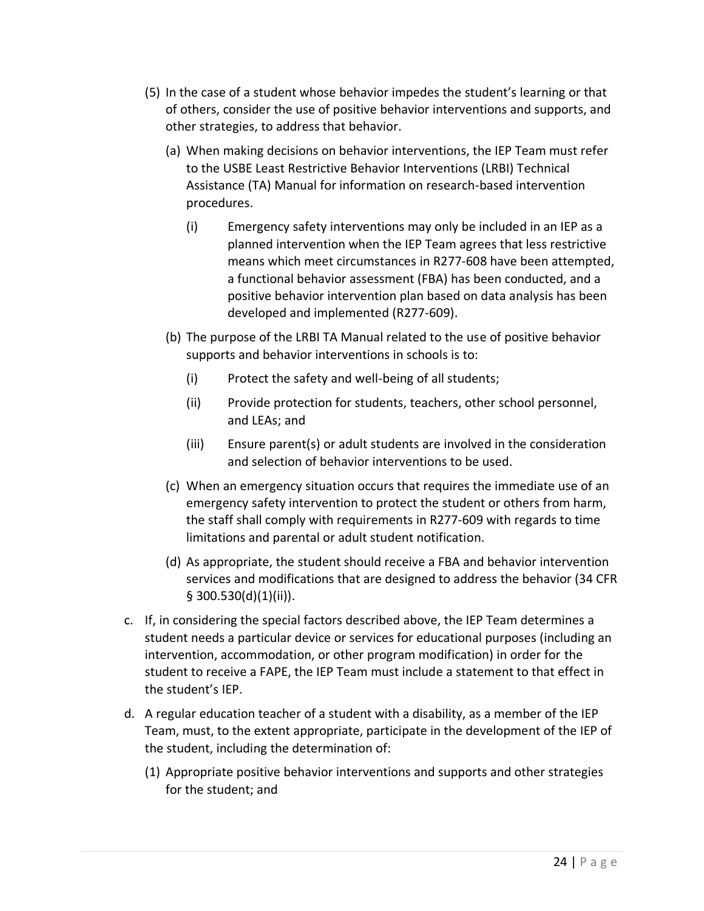(5) In the case of a student whose behavior impedes the student's learning or that of others, consider the use of positive behavior interventions and supports, and other strategies, to address that behavior.

   (a) When making decisions on behavior interventions, the IEP Team must refer to the USBE Least Restrictive Behavior Interventions (LRBI) Technical Assistance (TA) Manual for information on research-based intervention procedures.

      (i) Emergency safety interventions may only be included in an IEP as a planned intervention when the IEP Team agrees that less restrictive means which meet circumstances in R277-608 have been attempted, a functional behavior assessment (FBA) has been conducted, and a positive behavior intervention plan based on data analysis has been developed and implemented (R277-609).

   (b) The purpose of the LRBI TA Manual related to the use of positive behavior supports and behavior interventions in schools is to:

      (i) Protect the safety and well-being of all students;

      (ii) Provide protection for students, teachers, other school personnel, and LEAs; and

      (iii) Ensure parent(s) or adult students are involved in the consideration and selection of behavior interventions to be used.

   (c) When an emergency situation occurs that requires the immediate use of an emergency safety intervention to protect the student or others from harm, the staff shall comply with requirements in R277-609 with regards to time limitations and parental or adult student notification.

   (d) As appropriate, the student should receive a FBA and behavior intervention services and modifications that are designed to address the behavior (34 CFR § 300.530(d)(1)(ii)).

c. If, in considering the special factors described above, the IEP Team determines a student needs a particular device or services for educational purposes (including an intervention, accommodation, or other program modification) in order for the student to receive a FAPE, the IEP Team must include a statement to that effect in the student's IEP.

d. A regular education teacher of a student with a disability, as a member of the IEP Team, must, to the extent appropriate, participate in the development of the IEP of the student, including the determination of:

   (1) Appropriate positive behavior interventions and supports and other strategies for the student; and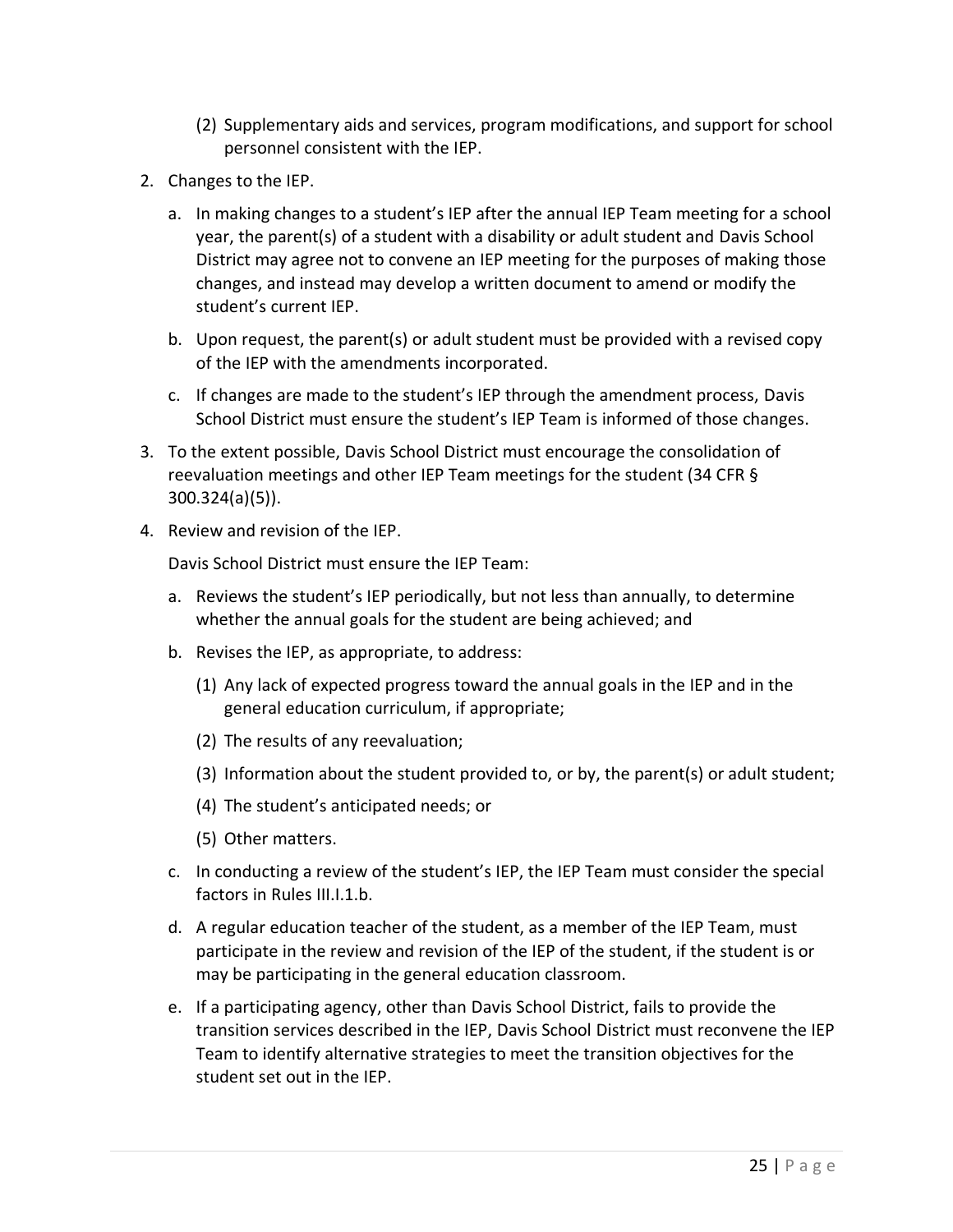(2) Supplementary aids and services, program modifications, and support for school personnel consistent with the IEP.

2. Changes to the IEP.

   a. In making changes to a student's IEP after the annual IEP Team meeting for a school year, the parent(s) of a student with a disability or adult student and Davis School District may agree not to convene an IEP meeting for the purposes of making those changes, and instead may develop a written document to amend or modify the student's current IEP.

   b. Upon request, the parent(s) or adult student must be provided with a revised copy of the IEP with the amendments incorporated.

   c. If changes are made to the student's IEP through the amendment process, Davis School District must ensure the student's IEP Team is informed of those changes.

3. To the extent possible, Davis School District must encourage the consolidation of reevaluation meetings and other IEP Team meetings for the student (34 CFR § 300.324(a)(5)).

4. Review and revision of the IEP.

   Davis School District must ensure the IEP Team:

   a. Reviews the student's IEP periodically, but not less than annually, to determine whether the annual goals for the student are being achieved; and

   b. Revises the IEP, as appropriate, to address:

      (1) Any lack of expected progress toward the annual goals in the IEP and in the general education curriculum, if appropriate;

      (2) The results of any reevaluation;

      (3) Information about the student provided to, or by, the parent(s) or adult student;

      (4) The student's anticipated needs; or

      (5) Other matters.

   c. In conducting a review of the student's IEP, the IEP Team must consider the special factors in Rules III.I.1.b.

   d. A regular education teacher of the student, as a member of the IEP Team, must participate in the review and revision of the IEP of the student, if the student is or may be participating in the general education classroom.

   e. If a participating agency, other than Davis School District, fails to provide the transition services described in the IEP, Davis School District must reconvene the IEP Team to identify alternative strategies to meet the transition objectives for the student set out in the IEP.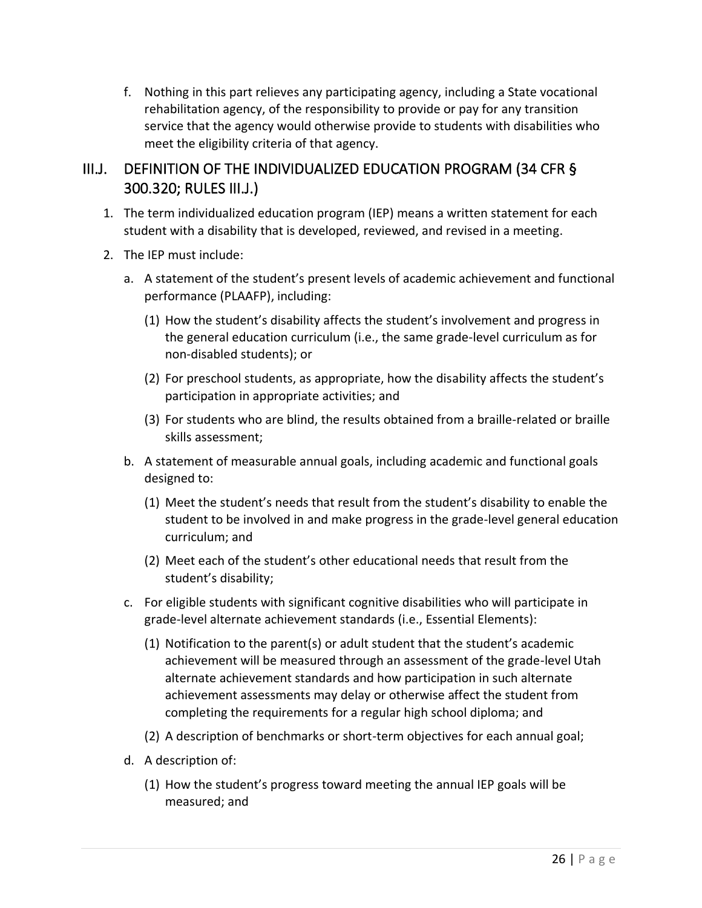f. Nothing in this part relieves any participating agency, including a State vocational rehabilitation agency, of the responsibility to provide or pay for any transition service that the agency would otherwise provide to students with disabilities who meet the eligibility criteria of that agency.

## III.J. DEFINITION OF THE INDIVIDUALIZED EDUCATION PROGRAM (34 CFR § 300.320; RULES III.J.)

1. The term individualized education program (IEP) means a written statement for each student with a disability that is developed, reviewed, and revised in a meeting.
2. The IEP must include:
   a. A statement of the student's present levels of academic achievement and functional performance (PLAAFP), including:
      (1) How the student's disability affects the student's involvement and progress in the general education curriculum (i.e., the same grade-level curriculum as for non-disabled students); or
      (2) For preschool students, as appropriate, how the disability affects the student's participation in appropriate activities; and
      (3) For students who are blind, the results obtained from a braille-related or braille skills assessment;
   b. A statement of measurable annual goals, including academic and functional goals designed to:
      (1) Meet the student's needs that result from the student's disability to enable the student to be involved in and make progress in the grade-level general education curriculum; and
      (2) Meet each of the student's other educational needs that result from the student's disability;
   c. For eligible students with significant cognitive disabilities who will participate in grade-level alternate achievement standards (i.e., Essential Elements):
      (1) Notification to the parent(s) or adult student that the student's academic achievement will be measured through an assessment of the grade-level Utah alternate achievement standards and how participation in such alternate achievement assessments may delay or otherwise affect the student from completing the requirements for a regular high school diploma; and
      (2) A description of benchmarks or short-term objectives for each annual goal;
   d. A description of:
      (1) How the student's progress toward meeting the annual IEP goals will be measured; and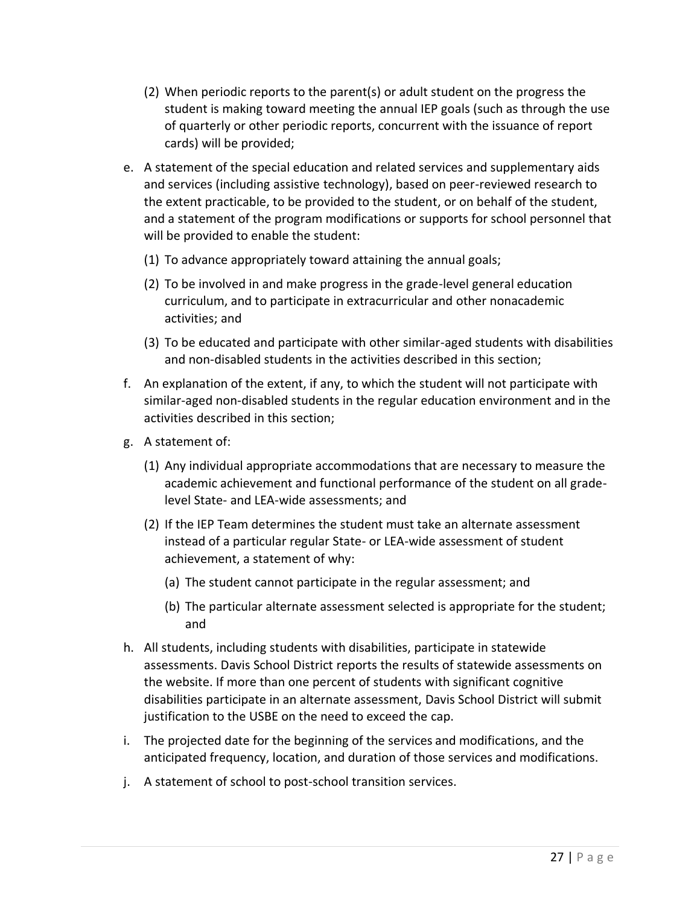(2) When periodic reports to the parent(s) or adult student on the progress the student is making toward meeting the annual IEP goals (such as through the use of quarterly or other periodic reports, concurrent with the issuance of report cards) will be provided;

e. A statement of the special education and related services and supplementary aids and services (including assistive technology), based on peer-reviewed research to the extent practicable, to be provided to the student, or on behalf of the student, and a statement of the program modifications or supports for school personnel that will be provided to enable the student:

   (1) To advance appropriately toward attaining the annual goals;

   (2) To be involved in and make progress in the grade-level general education curriculum, and to participate in extracurricular and other nonacademic activities; and

   (3) To be educated and participate with other similar-aged students with disabilities and non-disabled students in the activities described in this section;

f. An explanation of the extent, if any, to which the student will not participate with similar-aged non-disabled students in the regular education environment and in the activities described in this section;

g. A statement of:

   (1) Any individual appropriate accommodations that are necessary to measure the academic achievement and functional performance of the student on all grade-level State- and LEA-wide assessments; and

   (2) If the IEP Team determines the student must take an alternate assessment instead of a particular regular State- or LEA-wide assessment of student achievement, a statement of why:

      (a) The student cannot participate in the regular assessment; and

      (b) The particular alternate assessment selected is appropriate for the student; and

h. All students, including students with disabilities, participate in statewide assessments. Davis School District reports the results of statewide assessments on the website. If more than one percent of students with significant cognitive disabilities participate in an alternate assessment, Davis School District will submit justification to the USBE on the need to exceed the cap.

i. The projected date for the beginning of the services and modifications, and the anticipated frequency, location, and duration of those services and modifications.

j. A statement of school to post-school transition services.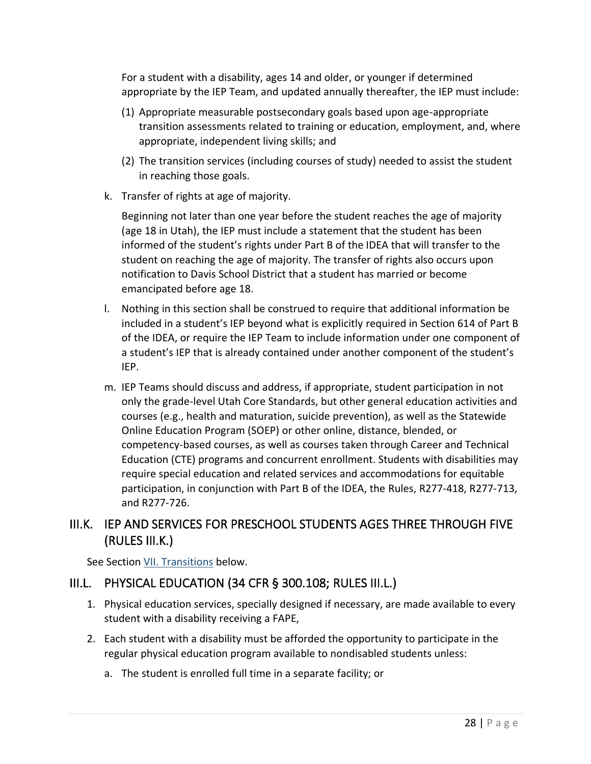For a student with a disability, ages 14 and older, or younger if determined appropriate by the IEP Team, and updated annually thereafter, the IEP must include:

(1) Appropriate measurable postsecondary goals based upon age-appropriate transition assessments related to training or education, employment, and, where appropriate, independent living skills; and

(2) The transition services (including courses of study) needed to assist the student in reaching those goals.

k. Transfer of rights at age of majority.

Beginning not later than one year before the student reaches the age of majority (age 18 in Utah), the IEP must include a statement that the student has been informed of the student's rights under Part B of the IDEA that will transfer to the student on reaching the age of majority. The transfer of rights also occurs upon notification to Davis School District that a student has married or become emancipated before age 18.

l. Nothing in this section shall be construed to require that additional information be included in a student's IEP beyond what is explicitly required in Section 614 of Part B of the IDEA, or require the IEP Team to include information under one component of a student's IEP that is already contained under another component of the student's IEP.

m. IEP Teams should discuss and address, if appropriate, student participation in not only the grade-level Utah Core Standards, but other general education activities and courses (e.g., health and maturation, suicide prevention), as well as the Statewide Online Education Program (SOEP) or other online, distance, blended, or competency-based courses, as well as courses taken through Career and Technical Education (CTE) programs and concurrent enrollment. Students with disabilities may require special education and related services and accommodations for equitable participation, in conjunction with Part B of the IDEA, the Rules, R277-418, R277-713, and R277-726.

## III.K. IEP AND SERVICES FOR PRESCHOOL STUDENTS AGES THREE THROUGH FIVE (RULES III.K.)

See Section VII. Transitions below.

## III.L. PHYSICAL EDUCATION (34 CFR § 300.108; RULES III.L.)

1. Physical education services, specially designed if necessary, are made available to every student with a disability receiving a FAPE,
2. Each student with a disability must be afforded the opportunity to participate in the regular physical education program available to nondisabled students unless:
   a. The student is enrolled full time in a separate facility; or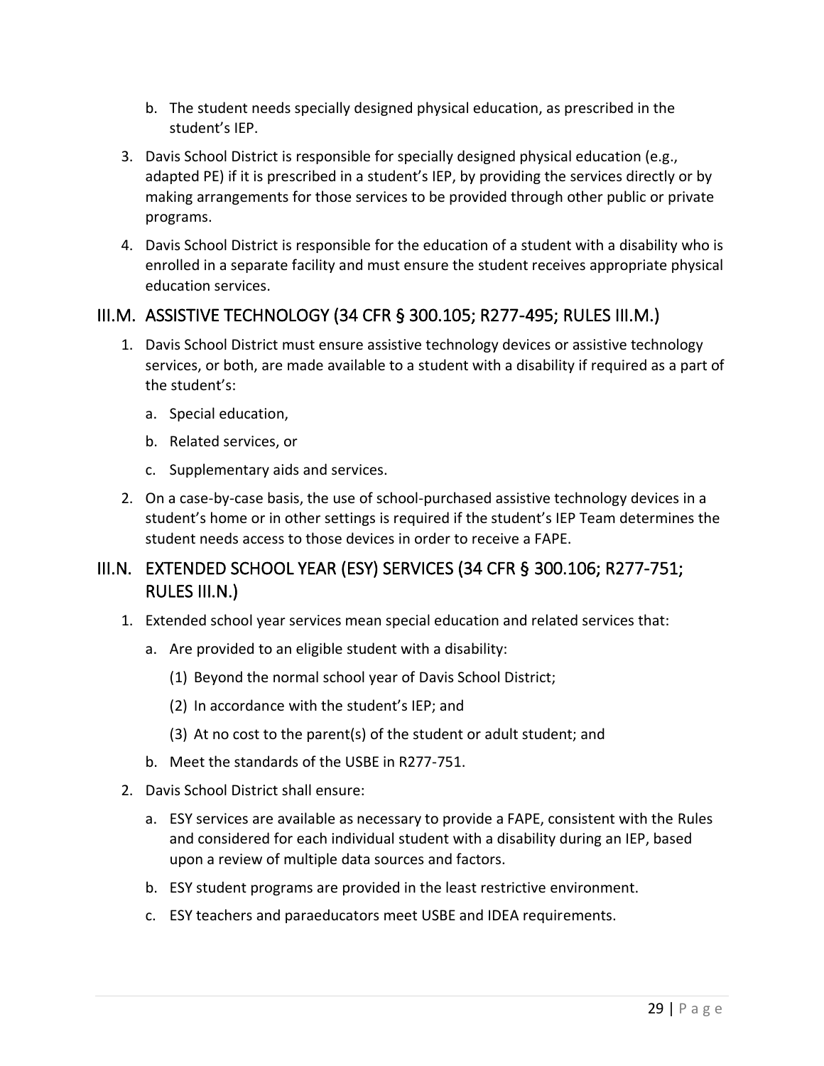b. The student needs specially designed physical education, as prescribed in the student's IEP.

3. Davis School District is responsible for specially designed physical education (e.g., adapted PE) if it is prescribed in a student's IEP, by providing the services directly or by making arrangements for those services to be provided through other public or private programs.

4. Davis School District is responsible for the education of a student with a disability who is enrolled in a separate facility and must ensure the student receives appropriate physical education services.

## III.M. ASSISTIVE TECHNOLOGY (34 CFR § 300.105; R277-495; RULES III.M.)

1. Davis School District must ensure assistive technology devices or assistive technology services, or both, are made available to a student with a disability if required as a part of the student's:

   a. Special education,

   b. Related services, or

   c. Supplementary aids and services.

2. On a case-by-case basis, the use of school-purchased assistive technology devices in a student's home or in other settings is required if the student's IEP Team determines the student needs access to those devices in order to receive a FAPE.

## III.N. EXTENDED SCHOOL YEAR (ESY) SERVICES (34 CFR § 300.106; R277-751; RULES III.N.)

1. Extended school year services mean special education and related services that:

   a. Are provided to an eligible student with a disability:

      (1) Beyond the normal school year of Davis School District;

      (2) In accordance with the student's IEP; and

      (3) At no cost to the parent(s) of the student or adult student; and

   b. Meet the standards of the USBE in R277-751.

2. Davis School District shall ensure:

   a. ESY services are available as necessary to provide a FAPE, consistent with the Rules and considered for each individual student with a disability during an IEP, based upon a review of multiple data sources and factors.

   b. ESY student programs are provided in the least restrictive environment.

   c. ESY teachers and paraeducators meet USBE and IDEA requirements.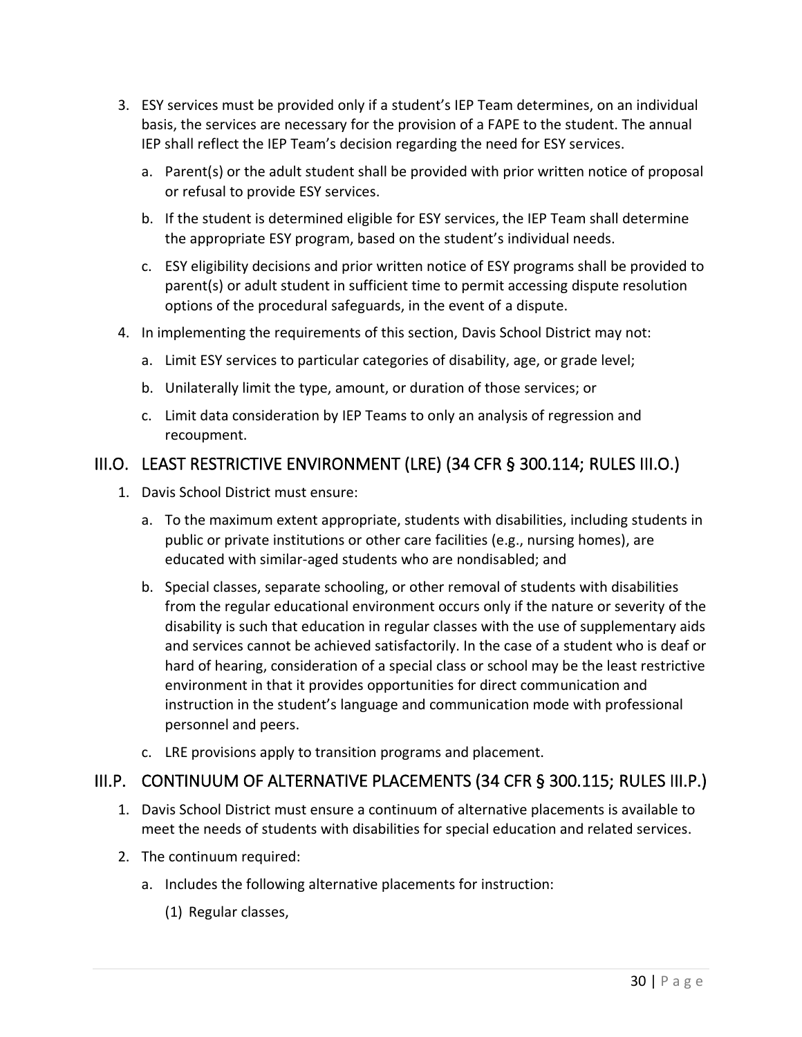3. ESY services must be provided only if a student's IEP Team determines, on an individual basis, the services are necessary for the provision of a FAPE to the student. The annual IEP shall reflect the IEP Team's decision regarding the need for ESY services.

   a. Parent(s) or the adult student shall be provided with prior written notice of proposal or refusal to provide ESY services.

   b. If the student is determined eligible for ESY services, the IEP Team shall determine the appropriate ESY program, based on the student's individual needs.

   c. ESY eligibility decisions and prior written notice of ESY programs shall be provided to parent(s) or adult student in sufficient time to permit accessing dispute resolution options of the procedural safeguards, in the event of a dispute.

4. In implementing the requirements of this section, Davis School District may not:

   a. Limit ESY services to particular categories of disability, age, or grade level;

   b. Unilaterally limit the type, amount, or duration of those services; or

   c. Limit data consideration by IEP Teams to only an analysis of regression and recoupment.

## III.O. LEAST RESTRICTIVE ENVIRONMENT (LRE) (34 CFR § 300.114; RULES III.O.)

1. Davis School District must ensure:

   a. To the maximum extent appropriate, students with disabilities, including students in public or private institutions or other care facilities (e.g., nursing homes), are educated with similar-aged students who are nondisabled; and

   b. Special classes, separate schooling, or other removal of students with disabilities from the regular educational environment occurs only if the nature or severity of the disability is such that education in regular classes with the use of supplementary aids and services cannot be achieved satisfactorily. In the case of a student who is deaf or hard of hearing, consideration of a special class or school may be the least restrictive environment in that it provides opportunities for direct communication and instruction in the student's language and communication mode with professional personnel and peers.

   c. LRE provisions apply to transition programs and placement.

## III.P. CONTINUUM OF ALTERNATIVE PLACEMENTS (34 CFR § 300.115; RULES III.P.)

1. Davis School District must ensure a continuum of alternative placements is available to meet the needs of students with disabilities for special education and related services.

2. The continuum required:

   a. Includes the following alternative placements for instruction:

      (1) Regular classes,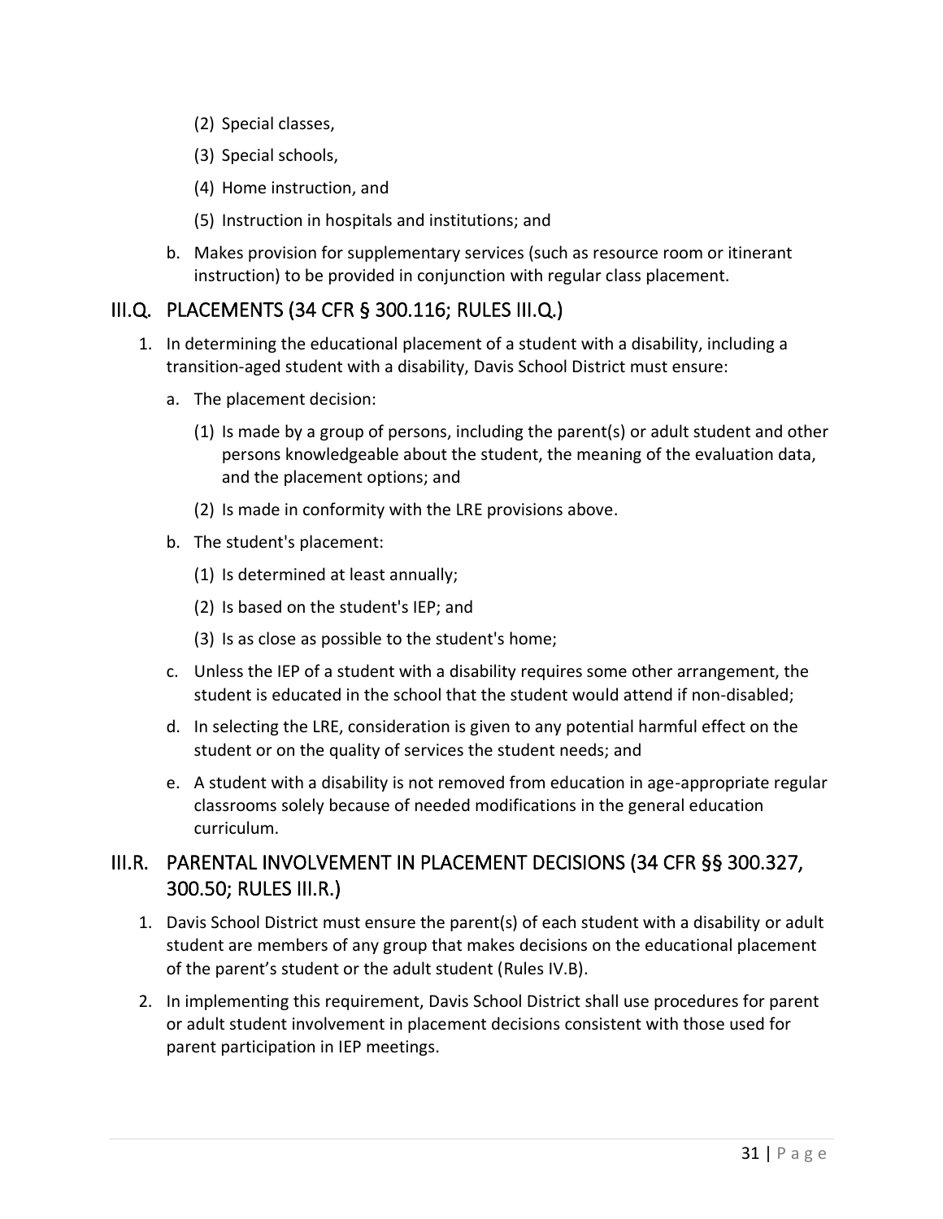(2) Special classes,

   (3) Special schools,

   (4) Home instruction, and

   (5) Instruction in hospitals and institutions; and

b. Makes provision for supplementary services (such as resource room or itinerant instruction) to be provided in conjunction with regular class placement.

## III.Q. PLACEMENTS (34 CFR § 300.116; RULES III.Q.)

1. In determining the educational placement of a student with a disability, including a transition-aged student with a disability, Davis School District must ensure:

   a. The placement decision:

      (1) Is made by a group of persons, including the parent(s) or adult student and other persons knowledgeable about the student, the meaning of the evaluation data, and the placement options; and

      (2) Is made in conformity with the LRE provisions above.

   b. The student's placement:

      (1) Is determined at least annually;

      (2) Is based on the student's IEP; and

      (3) Is as close as possible to the student's home;

   c. Unless the IEP of a student with a disability requires some other arrangement, the student is educated in the school that the student would attend if non-disabled;

   d. In selecting the LRE, consideration is given to any potential harmful effect on the student or on the quality of services the student needs; and

   e. A student with a disability is not removed from education in age-appropriate regular classrooms solely because of needed modifications in the general education curriculum.

## III.R. PARENTAL INVOLVEMENT IN PLACEMENT DECISIONS (34 CFR §§ 300.327, 300.50; RULES III.R.)

1. Davis School District must ensure the parent(s) of each student with a disability or adult student are members of any group that makes decisions on the educational placement of the parent's student or the adult student (Rules IV.B).

2. In implementing this requirement, Davis School District shall use procedures for parent or adult student involvement in placement decisions consistent with those used for parent participation in IEP meetings.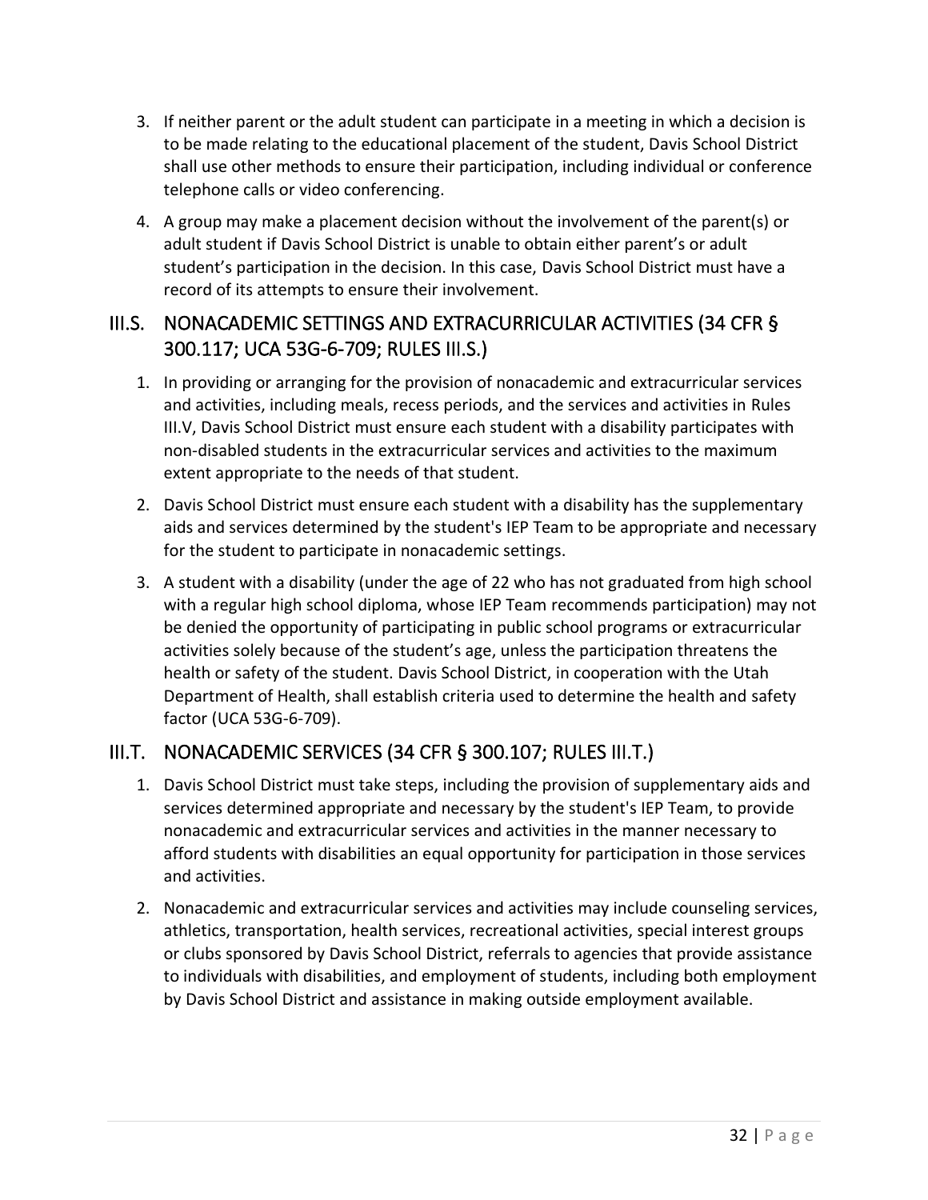3. If neither parent or the adult student can participate in a meeting in which a decision is to be made relating to the educational placement of the student, Davis School District shall use other methods to ensure their participation, including individual or conference telephone calls or video conferencing.
4. A group may make a placement decision without the involvement of the parent(s) or adult student if Davis School District is unable to obtain either parent's or adult student's participation in the decision. In this case, Davis School District must have a record of its attempts to ensure their involvement.

## III.S. NONACADEMIC SETTINGS AND EXTRACURRICULAR ACTIVITIES (34 CFR § 300.117; UCA 53G-6-709; RULES III.S.)

1. In providing or arranging for the provision of nonacademic and extracurricular services and activities, including meals, recess periods, and the services and activities in Rules III.V, Davis School District must ensure each student with a disability participates with non-disabled students in the extracurricular services and activities to the maximum extent appropriate to the needs of that student.
2. Davis School District must ensure each student with a disability has the supplementary aids and services determined by the student's IEP Team to be appropriate and necessary for the student to participate in nonacademic settings.
3. A student with a disability (under the age of 22 who has not graduated from high school with a regular high school diploma, whose IEP Team recommends participation) may not be denied the opportunity of participating in public school programs or extracurricular activities solely because of the student's age, unless the participation threatens the health or safety of the student. Davis School District, in cooperation with the Utah Department of Health, shall establish criteria used to determine the health and safety factor (UCA 53G-6-709).

## III.T. NONACADEMIC SERVICES (34 CFR § 300.107; RULES III.T.)

1. Davis School District must take steps, including the provision of supplementary aids and services determined appropriate and necessary by the student's IEP Team, to provide nonacademic and extracurricular services and activities in the manner necessary to afford students with disabilities an equal opportunity for participation in those services and activities.
2. Nonacademic and extracurricular services and activities may include counseling services, athletics, transportation, health services, recreational activities, special interest groups or clubs sponsored by Davis School District, referrals to agencies that provide assistance to individuals with disabilities, and employment of students, including both employment by Davis School District and assistance in making outside employment available.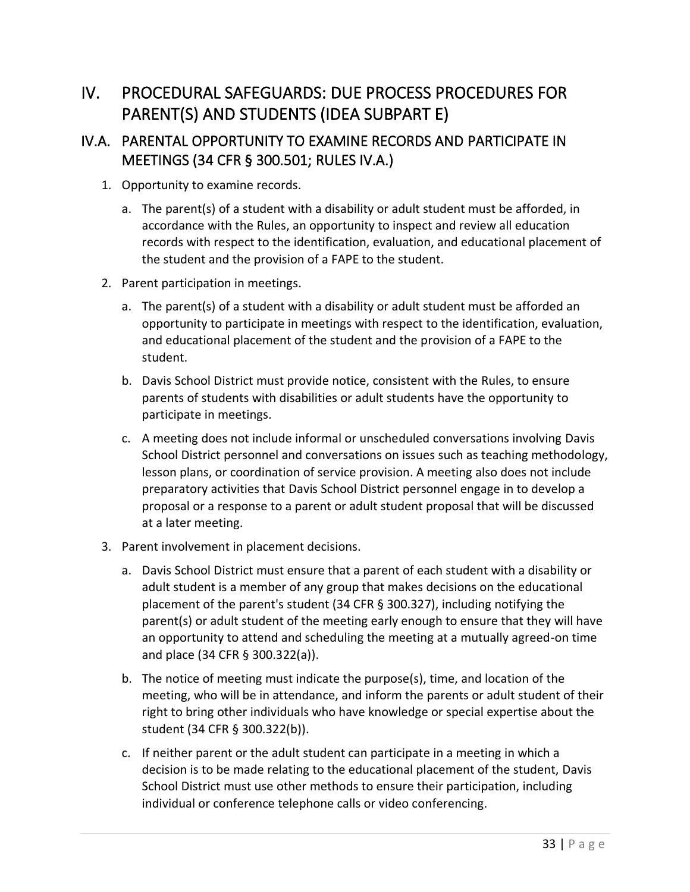# IV. PROCEDURAL SAFEGUARDS: DUE PROCESS PROCEDURES FOR PARENT(S) AND STUDENTS (IDEA SUBPART E)

## IV.A. PARENTAL OPPORTUNITY TO EXAMINE RECORDS AND PARTICIPATE IN MEETINGS (34 CFR § 300.501; RULES IV.A.)

1. Opportunity to examine records.
   a. The parent(s) of a student with a disability or adult student must be afforded, in accordance with the Rules, an opportunity to inspect and review all education records with respect to the identification, evaluation, and educational placement of the student and the provision of a FAPE to the student.
2. Parent participation in meetings.
   a. The parent(s) of a student with a disability or adult student must be afforded an opportunity to participate in meetings with respect to the identification, evaluation, and educational placement of the student and the provision of a FAPE to the student.
   b. Davis School District must provide notice, consistent with the Rules, to ensure parents of students with disabilities or adult students have the opportunity to participate in meetings.
   c. A meeting does not include informal or unscheduled conversations involving Davis School District personnel and conversations on issues such as teaching methodology, lesson plans, or coordination of service provision. A meeting also does not include preparatory activities that Davis School District personnel engage in to develop a proposal or a response to a parent or adult student proposal that will be discussed at a later meeting.
3. Parent involvement in placement decisions.
   a. Davis School District must ensure that a parent of each student with a disability or adult student is a member of any group that makes decisions on the educational placement of the parent's student (34 CFR § 300.327), including notifying the parent(s) or adult student of the meeting early enough to ensure that they will have an opportunity to attend and scheduling the meeting at a mutually agreed-on time and place (34 CFR § 300.322(a)).
   b. The notice of meeting must indicate the purpose(s), time, and location of the meeting, who will be in attendance, and inform the parents or adult student of their right to bring other individuals who have knowledge or special expertise about the student (34 CFR § 300.322(b)).
   c. If neither parent or the adult student can participate in a meeting in which a decision is to be made relating to the educational placement of the student, Davis School District must use other methods to ensure their participation, including individual or conference telephone calls or video conferencing.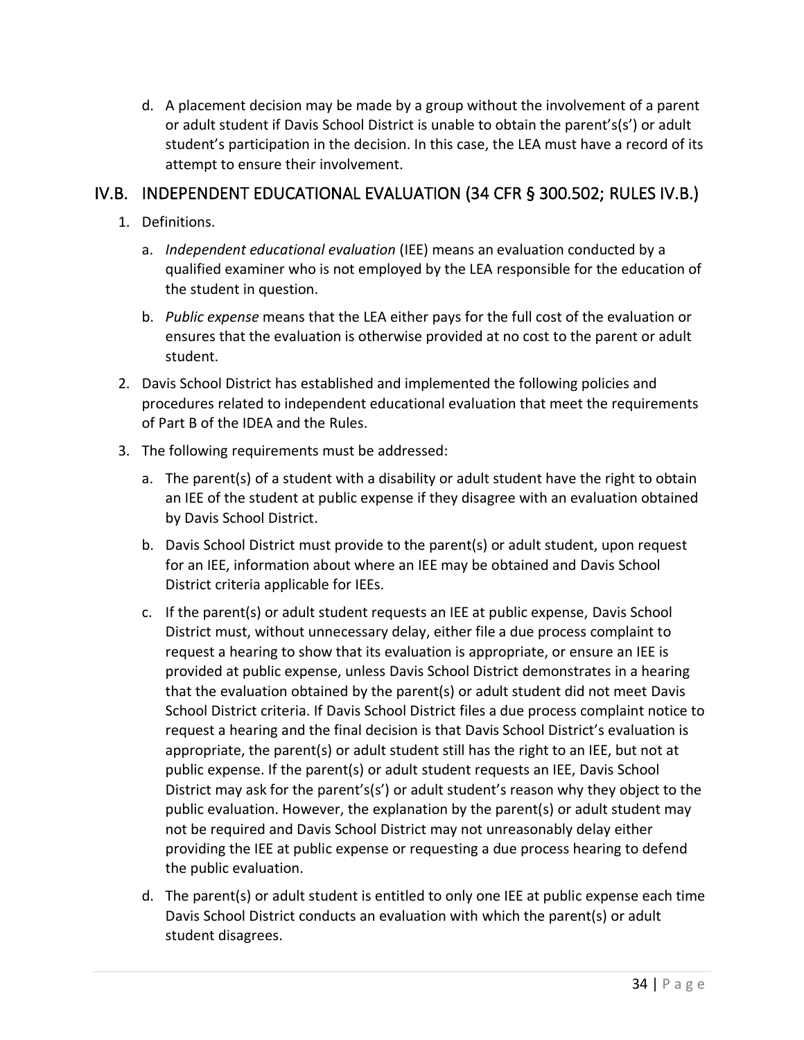d. A placement decision may be made by a group without the involvement of a parent or adult student if Davis School District is unable to obtain the parent's(s') or adult student's participation in the decision. In this case, the LEA must have a record of its attempt to ensure their involvement.

## IV.B. INDEPENDENT EDUCATIONAL EVALUATION (34 CFR § 300.502; RULES IV.B.)

1. Definitions.
   a. *Independent educational evaluation* (IEE) means an evaluation conducted by a qualified examiner who is not employed by the LEA responsible for the education of the student in question.
   b. *Public expense* means that the LEA either pays for the full cost of the evaluation or ensures that the evaluation is otherwise provided at no cost to the parent or adult student.
2. Davis School District has established and implemented the following policies and procedures related to independent educational evaluation that meet the requirements of Part B of the IDEA and the Rules.
3. The following requirements must be addressed:
   a. The parent(s) of a student with a disability or adult student have the right to obtain an IEE of the student at public expense if they disagree with an evaluation obtained by Davis School District.
   b. Davis School District must provide to the parent(s) or adult student, upon request for an IEE, information about where an IEE may be obtained and Davis School District criteria applicable for IEEs.
   c. If the parent(s) or adult student requests an IEE at public expense, Davis School District must, without unnecessary delay, either file a due process complaint to request a hearing to show that its evaluation is appropriate, or ensure an IEE is provided at public expense, unless Davis School District demonstrates in a hearing that the evaluation obtained by the parent(s) or adult student did not meet Davis School District criteria. If Davis School District files a due process complaint notice to request a hearing and the final decision is that Davis School District's evaluation is appropriate, the parent(s) or adult student still has the right to an IEE, but not at public expense. If the parent(s) or adult student requests an IEE, Davis School District may ask for the parent's(s') or adult student's reason why they object to the public evaluation. However, the explanation by the parent(s) or adult student may not be required and Davis School District may not unreasonably delay either providing the IEE at public expense or requesting a due process hearing to defend the public evaluation.
   d. The parent(s) or adult student is entitled to only one IEE at public expense each time Davis School District conducts an evaluation with which the parent(s) or adult student disagrees.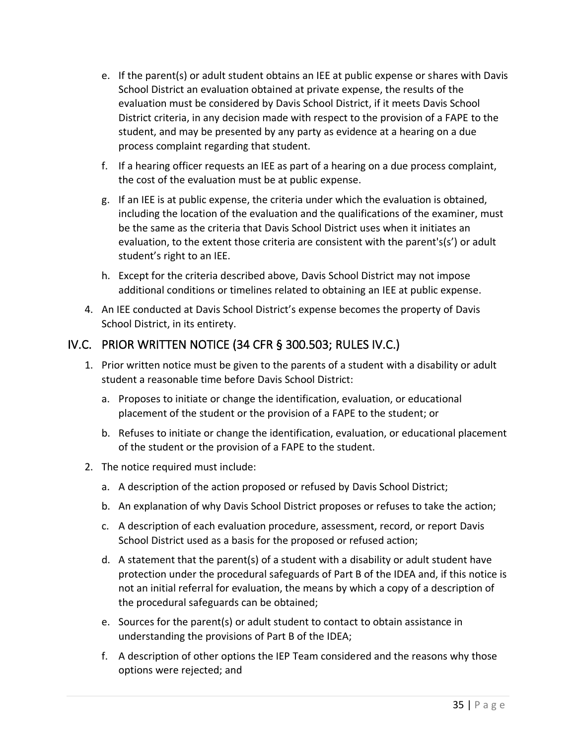e. If the parent(s) or adult student obtains an IEE at public expense or shares with Davis School District an evaluation obtained at private expense, the results of the evaluation must be considered by Davis School District, if it meets Davis School District criteria, in any decision made with respect to the provision of a FAPE to the student, and may be presented by any party as evidence at a hearing on a due process complaint regarding that student.

f. If a hearing officer requests an IEE as part of a hearing on a due process complaint, the cost of the evaluation must be at public expense.

g. If an IEE is at public expense, the criteria under which the evaluation is obtained, including the location of the evaluation and the qualifications of the examiner, must be the same as the criteria that Davis School District uses when it initiates an evaluation, to the extent those criteria are consistent with the parent's(s') or adult student's right to an IEE.

h. Except for the criteria described above, Davis School District may not impose additional conditions or timelines related to obtaining an IEE at public expense.

4. An IEE conducted at Davis School District's expense becomes the property of Davis School District, in its entirety.

## IV.C. PRIOR WRITTEN NOTICE (34 CFR § 300.503; RULES IV.C.)

1. Prior written notice must be given to the parents of a student with a disability or adult student a reasonable time before Davis School District:

   a. Proposes to initiate or change the identification, evaluation, or educational placement of the student or the provision of a FAPE to the student; or

   b. Refuses to initiate or change the identification, evaluation, or educational placement of the student or the provision of a FAPE to the student.

2. The notice required must include:

   a. A description of the action proposed or refused by Davis School District;

   b. An explanation of why Davis School District proposes or refuses to take the action;

   c. A description of each evaluation procedure, assessment, record, or report Davis School District used as a basis for the proposed or refused action;

   d. A statement that the parent(s) of a student with a disability or adult student have protection under the procedural safeguards of Part B of the IDEA and, if this notice is not an initial referral for evaluation, the means by which a copy of a description of the procedural safeguards can be obtained;

   e. Sources for the parent(s) or adult student to contact to obtain assistance in understanding the provisions of Part B of the IDEA;

   f. A description of other options the IEP Team considered and the reasons why those options were rejected; and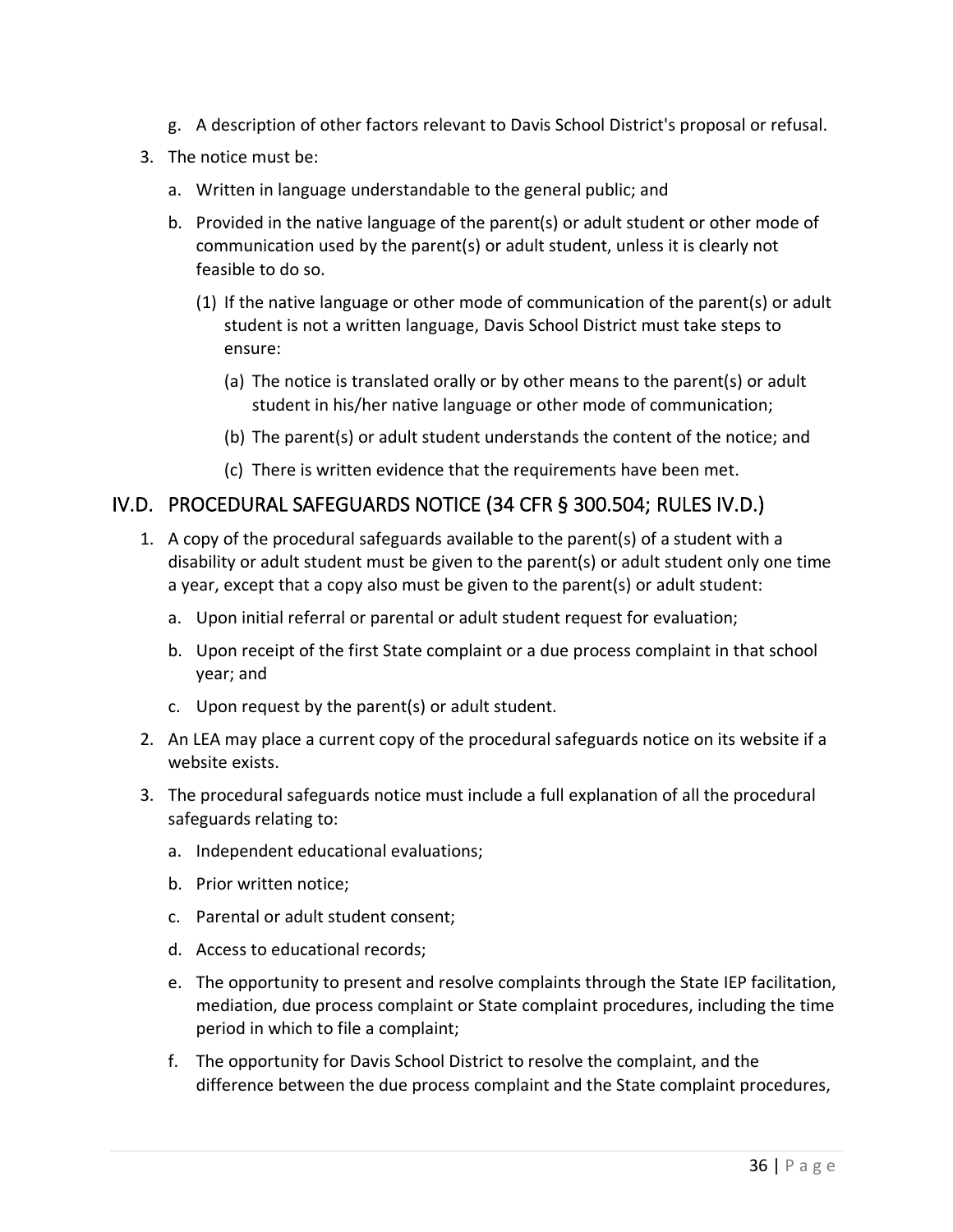g. A description of other factors relevant to Davis School District's proposal or refusal.

3. The notice must be:

   a. Written in language understandable to the general public; and

   b. Provided in the native language of the parent(s) or adult student or other mode of communication used by the parent(s) or adult student, unless it is clearly not feasible to do so.

      (1) If the native language or other mode of communication of the parent(s) or adult student is not a written language, Davis School District must take steps to ensure:

         (a) The notice is translated orally or by other means to the parent(s) or adult student in his/her native language or other mode of communication;

         (b) The parent(s) or adult student understands the content of the notice; and

         (c) There is written evidence that the requirements have been met.

## IV.D. PROCEDURAL SAFEGUARDS NOTICE (34 CFR § 300.504; RULES IV.D.)

1. A copy of the procedural safeguards available to the parent(s) of a student with a disability or adult student must be given to the parent(s) or adult student only one time a year, except that a copy also must be given to the parent(s) or adult student:

   a. Upon initial referral or parental or adult student request for evaluation;

   b. Upon receipt of the first State complaint or a due process complaint in that school year; and

   c. Upon request by the parent(s) or adult student.

2. An LEA may place a current copy of the procedural safeguards notice on its website if a website exists.

3. The procedural safeguards notice must include a full explanation of all the procedural safeguards relating to:

   a. Independent educational evaluations;

   b. Prior written notice;

   c. Parental or adult student consent;

   d. Access to educational records;

   e. The opportunity to present and resolve complaints through the State IEP facilitation, mediation, due process complaint or State complaint procedures, including the time period in which to file a complaint;

   f. The opportunity for Davis School District to resolve the complaint, and the difference between the due process complaint and the State complaint procedures,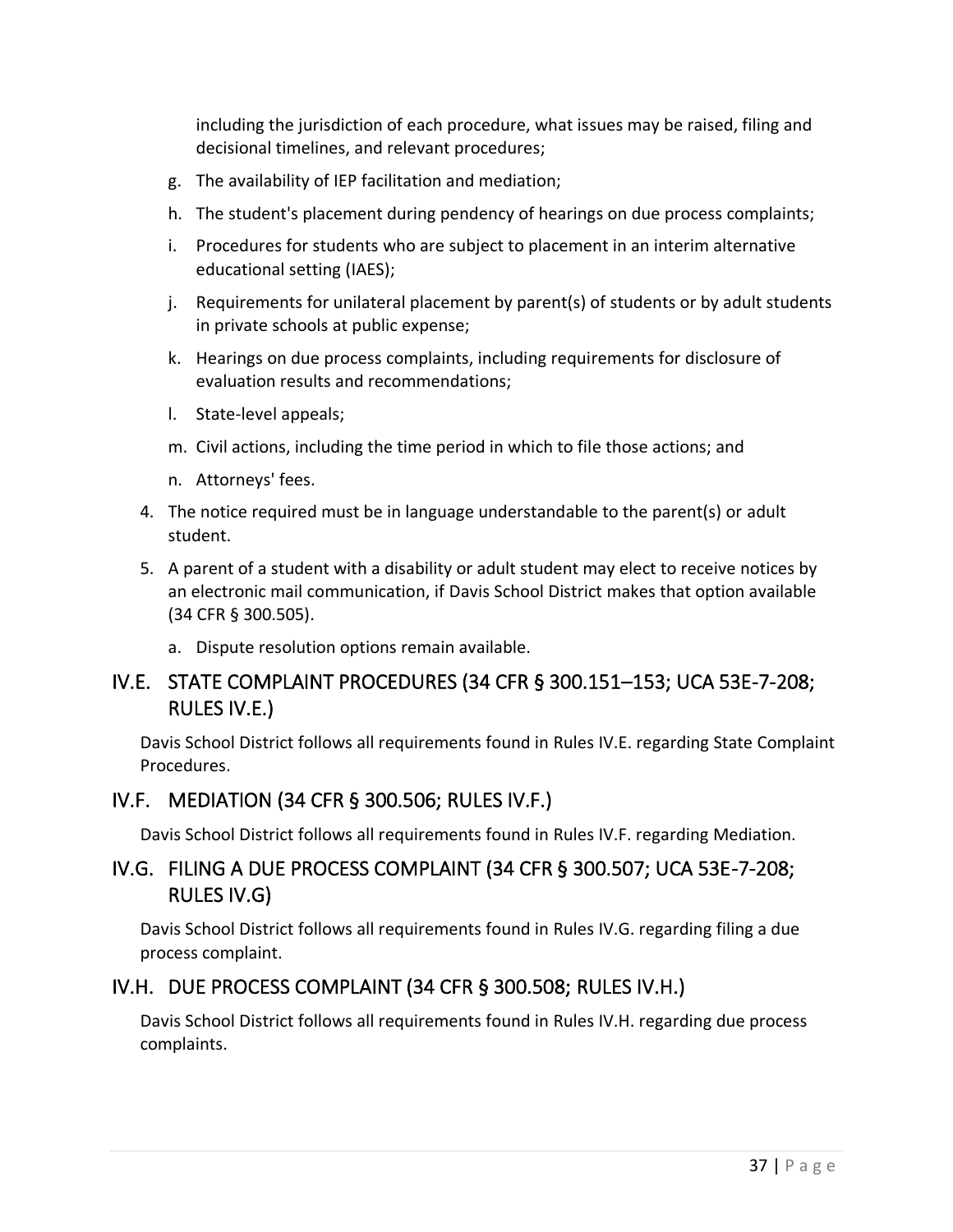including the jurisdiction of each procedure, what issues may be raised, filing and decisional timelines, and relevant procedures;

g. The availability of IEP facilitation and mediation;

h. The student's placement during pendency of hearings on due process complaints;

i. Procedures for students who are subject to placement in an interim alternative educational setting (IAES);

j. Requirements for unilateral placement by parent(s) of students or by adult students in private schools at public expense;

k. Hearings on due process complaints, including requirements for disclosure of evaluation results and recommendations;

l. State-level appeals;

m. Civil actions, including the time period in which to file those actions; and

n. Attorneys' fees.

4. The notice required must be in language understandable to the parent(s) or adult student.

5. A parent of a student with a disability or adult student may elect to receive notices by an electronic mail communication, if Davis School District makes that option available (34 CFR § 300.505).

   a. Dispute resolution options remain available.

## IV.E. STATE COMPLAINT PROCEDURES (34 CFR § 300.151–153; UCA 53E-7-208; RULES IV.E.)

Davis School District follows all requirements found in Rules IV.E. regarding State Complaint Procedures.

## IV.F. MEDIATION (34 CFR § 300.506; RULES IV.F.)

Davis School District follows all requirements found in Rules IV.F. regarding Mediation.

## IV.G. FILING A DUE PROCESS COMPLAINT (34 CFR § 300.507; UCA 53E-7-208; RULES IV.G)

Davis School District follows all requirements found in Rules IV.G. regarding filing a due process complaint.

## IV.H. DUE PROCESS COMPLAINT (34 CFR § 300.508; RULES IV.H.)

Davis School District follows all requirements found in Rules IV.H. regarding due process complaints.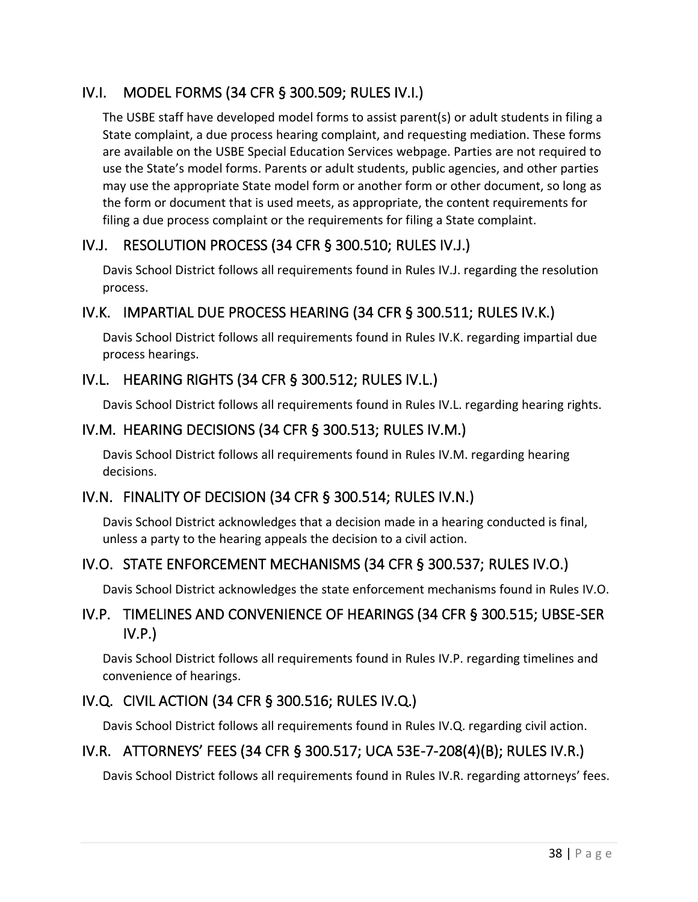## IV.I. MODEL FORMS (34 CFR § 300.509; RULES IV.I.)

The USBE staff have developed model forms to assist parent(s) or adult students in filing a State complaint, a due process hearing complaint, and requesting mediation. These forms are available on the USBE Special Education Services webpage. Parties are not required to use the State's model forms. Parents or adult students, public agencies, and other parties may use the appropriate State model form or another form or other document, so long as the form or document that is used meets, as appropriate, the content requirements for filing a due process complaint or the requirements for filing a State complaint.

## IV.J. RESOLUTION PROCESS (34 CFR § 300.510; RULES IV.J.)

Davis School District follows all requirements found in Rules IV.J. regarding the resolution process.

## IV.K. IMPARTIAL DUE PROCESS HEARING (34 CFR § 300.511; RULES IV.K.)

Davis School District follows all requirements found in Rules IV.K. regarding impartial due process hearings.

## IV.L. HEARING RIGHTS (34 CFR § 300.512; RULES IV.L.)

Davis School District follows all requirements found in Rules IV.L. regarding hearing rights.

## IV.M. HEARING DECISIONS (34 CFR § 300.513; RULES IV.M.)

Davis School District follows all requirements found in Rules IV.M. regarding hearing decisions.

## IV.N. FINALITY OF DECISION (34 CFR § 300.514; RULES IV.N.)

Davis School District acknowledges that a decision made in a hearing conducted is final, unless a party to the hearing appeals the decision to a civil action.

## IV.O. STATE ENFORCEMENT MECHANISMS (34 CFR § 300.537; RULES IV.O.)

Davis School District acknowledges the state enforcement mechanisms found in Rules IV.O.

## IV.P. TIMELINES AND CONVENIENCE OF HEARINGS (34 CFR § 300.515; UBSE-SER IV.P.)

Davis School District follows all requirements found in Rules IV.P. regarding timelines and convenience of hearings.

## IV.Q. CIVIL ACTION (34 CFR § 300.516; RULES IV.Q.)

Davis School District follows all requirements found in Rules IV.Q. regarding civil action.

## IV.R. ATTORNEYS' FEES (34 CFR § 300.517; UCA 53E-7-208(4)(B); RULES IV.R.)

Davis School District follows all requirements found in Rules IV.R. regarding attorneys' fees.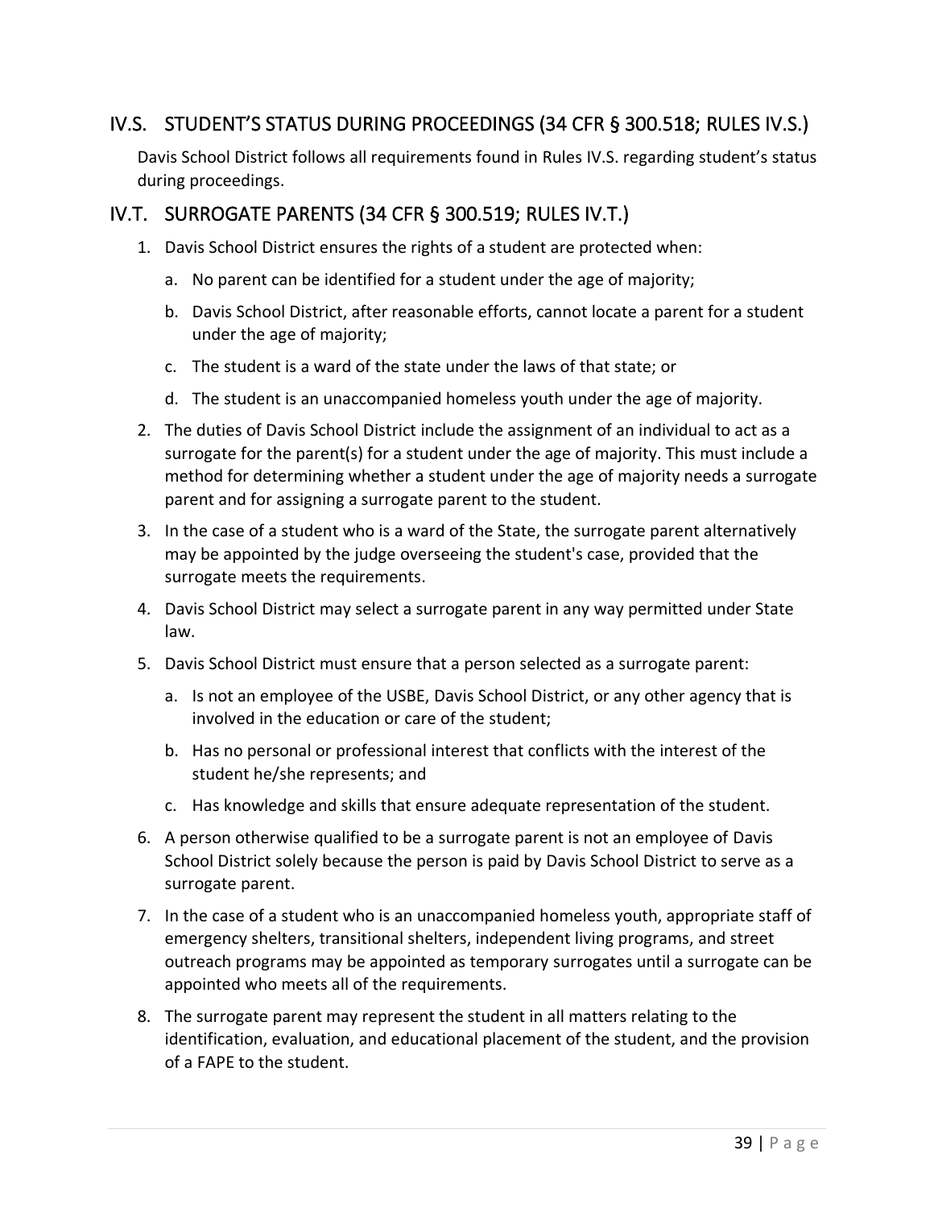## IV.S. STUDENT'S STATUS DURING PROCEEDINGS (34 CFR § 300.518; RULES IV.S.)

Davis School District follows all requirements found in Rules IV.S. regarding student's status during proceedings.

## IV.T. SURROGATE PARENTS (34 CFR § 300.519; RULES IV.T.)

1. Davis School District ensures the rights of a student are protected when:
   a. No parent can be identified for a student under the age of majority;
   b. Davis School District, after reasonable efforts, cannot locate a parent for a student under the age of majority;
   c. The student is a ward of the state under the laws of that state; or
   d. The student is an unaccompanied homeless youth under the age of majority.
2. The duties of Davis School District include the assignment of an individual to act as a surrogate for the parent(s) for a student under the age of majority. This must include a method for determining whether a student under the age of majority needs a surrogate parent and for assigning a surrogate parent to the student.
3. In the case of a student who is a ward of the State, the surrogate parent alternatively may be appointed by the judge overseeing the student's case, provided that the surrogate meets the requirements.
4. Davis School District may select a surrogate parent in any way permitted under State law.
5. Davis School District must ensure that a person selected as a surrogate parent:
   a. Is not an employee of the USBE, Davis School District, or any other agency that is involved in the education or care of the student;
   b. Has no personal or professional interest that conflicts with the interest of the student he/she represents; and
   c. Has knowledge and skills that ensure adequate representation of the student.
6. A person otherwise qualified to be a surrogate parent is not an employee of Davis School District solely because the person is paid by Davis School District to serve as a surrogate parent.
7. In the case of a student who is an unaccompanied homeless youth, appropriate staff of emergency shelters, transitional shelters, independent living programs, and street outreach programs may be appointed as temporary surrogates until a surrogate can be appointed who meets all of the requirements.
8. The surrogate parent may represent the student in all matters relating to the identification, evaluation, and educational placement of the student, and the provision of a FAPE to the student.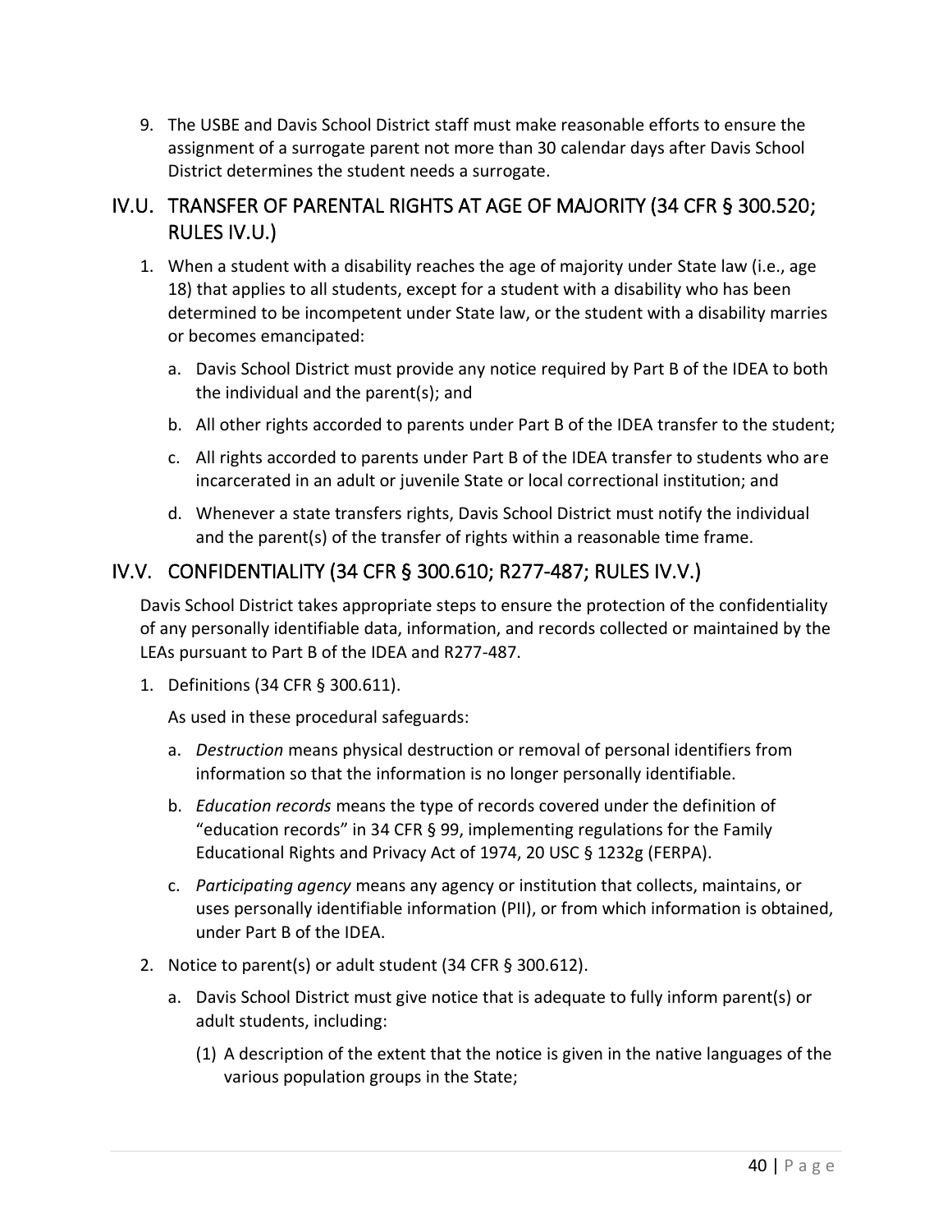9. The USBE and Davis School District staff must make reasonable efforts to ensure the assignment of a surrogate parent not more than 30 calendar days after Davis School District determines the student needs a surrogate.

## IV.U. TRANSFER OF PARENTAL RIGHTS AT AGE OF MAJORITY (34 CFR § 300.520; RULES IV.U.)

1. When a student with a disability reaches the age of majority under State law (i.e., age 18) that applies to all students, except for a student with a disability who has been determined to be incompetent under State law, or the student with a disability marries or becomes emancipated:
   a. Davis School District must provide any notice required by Part B of the IDEA to both the individual and the parent(s); and
   b. All other rights accorded to parents under Part B of the IDEA transfer to the student;
   c. All rights accorded to parents under Part B of the IDEA transfer to students who are incarcerated in an adult or juvenile State or local correctional institution; and
   d. Whenever a state transfers rights, Davis School District must notify the individual and the parent(s) of the transfer of rights within a reasonable time frame.

## IV.V. CONFIDENTIALITY (34 CFR § 300.610; R277-487; RULES IV.V.)

Davis School District takes appropriate steps to ensure the protection of the confidentiality of any personally identifiable data, information, and records collected or maintained by the LEAs pursuant to Part B of the IDEA and R277-487.

1. Definitions (34 CFR § 300.611).

   As used in these procedural safeguards:

   a. *Destruction* means physical destruction or removal of personal identifiers from information so that the information is no longer personally identifiable.
   b. *Education records* means the type of records covered under the definition of "education records" in 34 CFR § 99, implementing regulations for the Family Educational Rights and Privacy Act of 1974, 20 USC § 1232g (FERPA).
   c. *Participating agency* means any agency or institution that collects, maintains, or uses personally identifiable information (PII), or from which information is obtained, under Part B of the IDEA.
2. Notice to parent(s) or adult student (34 CFR § 300.612).
   a. Davis School District must give notice that is adequate to fully inform parent(s) or adult students, including:
      (1) A description of the extent that the notice is given in the native languages of the various population groups in the State;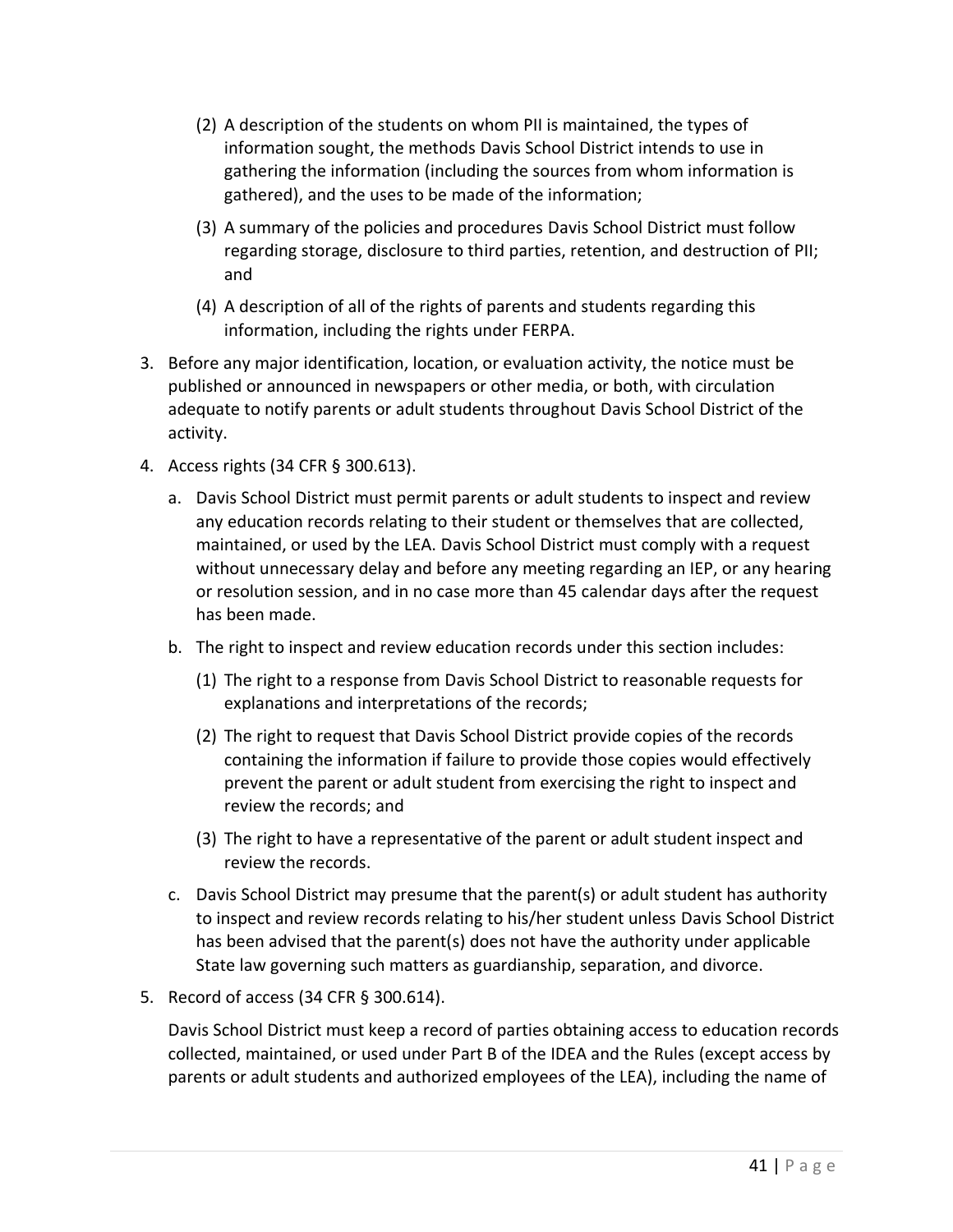(2) A description of the students on whom PII is maintained, the types of information sought, the methods Davis School District intends to use in gathering the information (including the sources from whom information is gathered), and the uses to be made of the information;

   (3) A summary of the policies and procedures Davis School District must follow regarding storage, disclosure to third parties, retention, and destruction of PII; and

   (4) A description of all of the rights of parents and students regarding this information, including the rights under FERPA.

3. Before any major identification, location, or evaluation activity, the notice must be published or announced in newspapers or other media, or both, with circulation adequate to notify parents or adult students throughout Davis School District of the activity.

4. Access rights (34 CFR § 300.613).

   a. Davis School District must permit parents or adult students to inspect and review any education records relating to their student or themselves that are collected, maintained, or used by the LEA. Davis School District must comply with a request without unnecessary delay and before any meeting regarding an IEP, or any hearing or resolution session, and in no case more than 45 calendar days after the request has been made.

   b. The right to inspect and review education records under this section includes:

      (1) The right to a response from Davis School District to reasonable requests for explanations and interpretations of the records;

      (2) The right to request that Davis School District provide copies of the records containing the information if failure to provide those copies would effectively prevent the parent or adult student from exercising the right to inspect and review the records; and

      (3) The right to have a representative of the parent or adult student inspect and review the records.

   c. Davis School District may presume that the parent(s) or adult student has authority to inspect and review records relating to his/her student unless Davis School District has been advised that the parent(s) does not have the authority under applicable State law governing such matters as guardianship, separation, and divorce.

5. Record of access (34 CFR § 300.614).

   Davis School District must keep a record of parties obtaining access to education records collected, maintained, or used under Part B of the IDEA and the Rules (except access by parents or adult students and authorized employees of the LEA), including the name of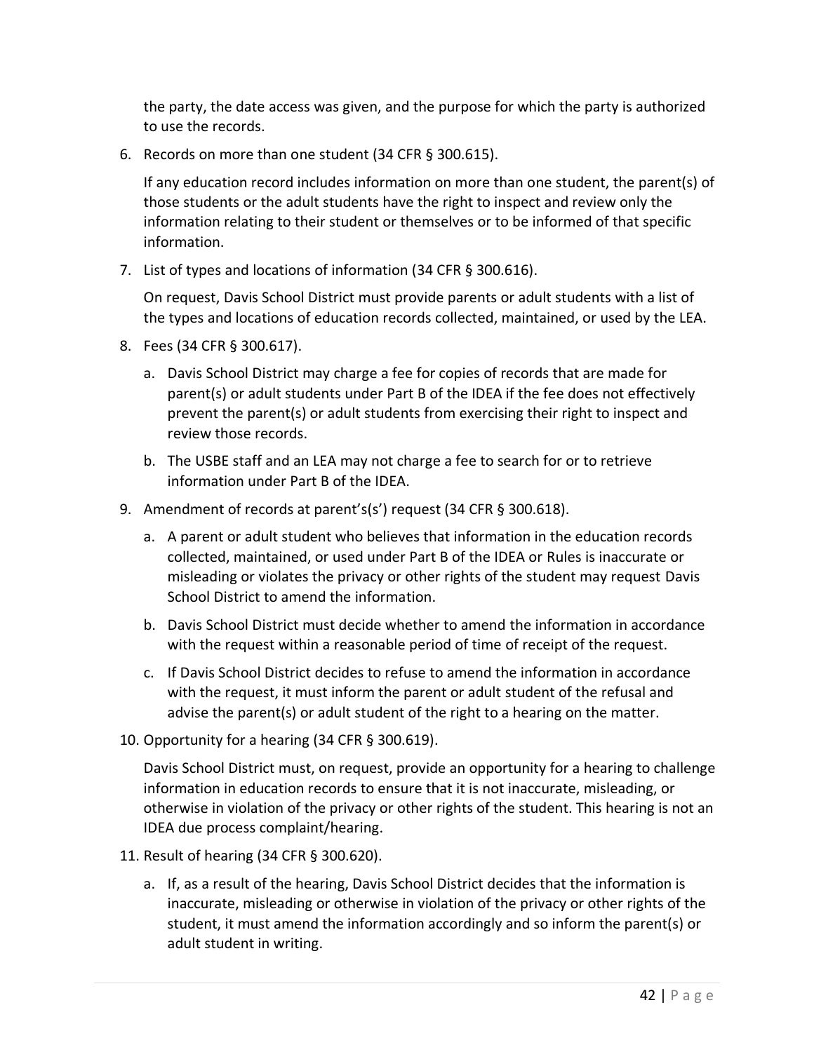the party, the date access was given, and the purpose for which the party is authorized to use the records.

6. Records on more than one student (34 CFR § 300.615).

   If any education record includes information on more than one student, the parent(s) of those students or the adult students have the right to inspect and review only the information relating to their student or themselves or to be informed of that specific information.

7. List of types and locations of information (34 CFR § 300.616).

   On request, Davis School District must provide parents or adult students with a list of the types and locations of education records collected, maintained, or used by the LEA.

8. Fees (34 CFR § 300.617).

   a. Davis School District may charge a fee for copies of records that are made for parent(s) or adult students under Part B of the IDEA if the fee does not effectively prevent the parent(s) or adult students from exercising their right to inspect and review those records.

   b. The USBE staff and an LEA may not charge a fee to search for or to retrieve information under Part B of the IDEA.

9. Amendment of records at parent's(s') request (34 CFR § 300.618).

   a. A parent or adult student who believes that information in the education records collected, maintained, or used under Part B of the IDEA or Rules is inaccurate or misleading or violates the privacy or other rights of the student may request Davis School District to amend the information.

   b. Davis School District must decide whether to amend the information in accordance with the request within a reasonable period of time of receipt of the request.

   c. If Davis School District decides to refuse to amend the information in accordance with the request, it must inform the parent or adult student of the refusal and advise the parent(s) or adult student of the right to a hearing on the matter.

10. Opportunity for a hearing (34 CFR § 300.619).

    Davis School District must, on request, provide an opportunity for a hearing to challenge information in education records to ensure that it is not inaccurate, misleading, or otherwise in violation of the privacy or other rights of the student. This hearing is not an IDEA due process complaint/hearing.

11. Result of hearing (34 CFR § 300.620).

    a. If, as a result of the hearing, Davis School District decides that the information is inaccurate, misleading or otherwise in violation of the privacy or other rights of the student, it must amend the information accordingly and so inform the parent(s) or adult student in writing.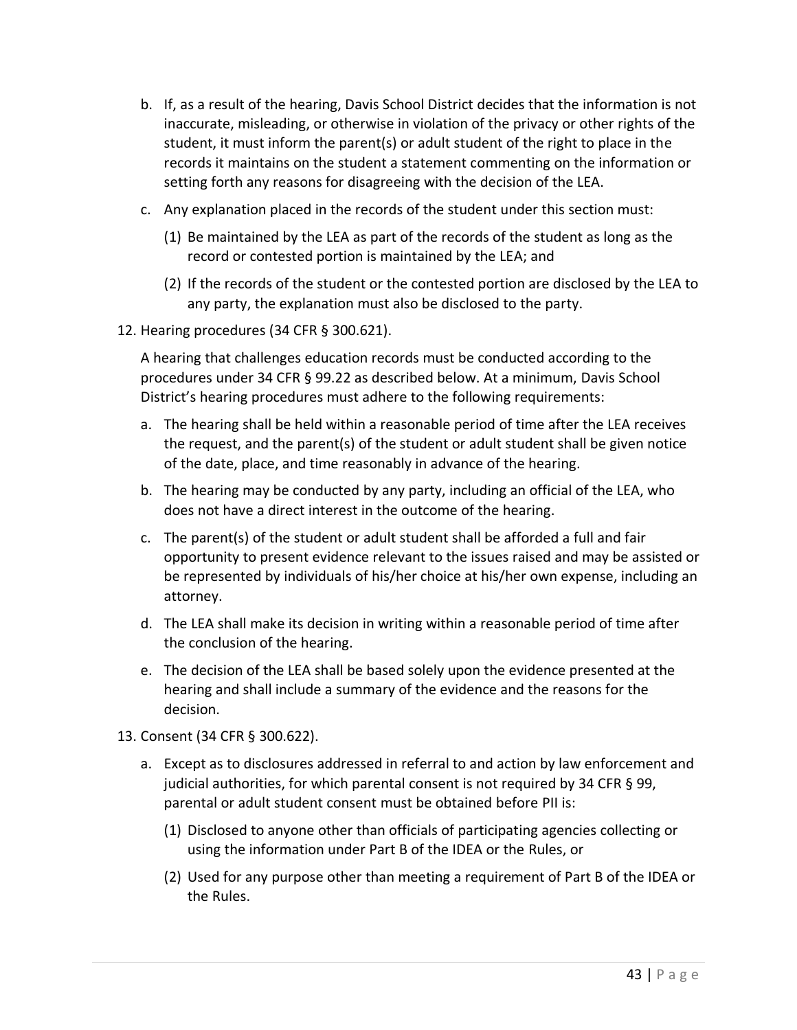b. If, as a result of the hearing, Davis School District decides that the information is not inaccurate, misleading, or otherwise in violation of the privacy or other rights of the student, it must inform the parent(s) or adult student of the right to place in the records it maintains on the student a statement commenting on the information or setting forth any reasons for disagreeing with the decision of the LEA.

c. Any explanation placed in the records of the student under this section must:

   (1) Be maintained by the LEA as part of the records of the student as long as the record or contested portion is maintained by the LEA; and

   (2) If the records of the student or the contested portion are disclosed by the LEA to any party, the explanation must also be disclosed to the party.

12. Hearing procedures (34 CFR § 300.621).

    A hearing that challenges education records must be conducted according to the procedures under 34 CFR § 99.22 as described below. At a minimum, Davis School District's hearing procedures must adhere to the following requirements:

    a. The hearing shall be held within a reasonable period of time after the LEA receives the request, and the parent(s) of the student or adult student shall be given notice of the date, place, and time reasonably in advance of the hearing.

    b. The hearing may be conducted by any party, including an official of the LEA, who does not have a direct interest in the outcome of the hearing.

    c. The parent(s) of the student or adult student shall be afforded a full and fair opportunity to present evidence relevant to the issues raised and may be assisted or be represented by individuals of his/her choice at his/her own expense, including an attorney.

    d. The LEA shall make its decision in writing within a reasonable period of time after the conclusion of the hearing.

    e. The decision of the LEA shall be based solely upon the evidence presented at the hearing and shall include a summary of the evidence and the reasons for the decision.

13. Consent (34 CFR § 300.622).

    a. Except as to disclosures addressed in referral to and action by law enforcement and judicial authorities, for which parental consent is not required by 34 CFR § 99, parental or adult student consent must be obtained before PII is:

       (1) Disclosed to anyone other than officials of participating agencies collecting or using the information under Part B of the IDEA or the Rules, or

       (2) Used for any purpose other than meeting a requirement of Part B of the IDEA or the Rules.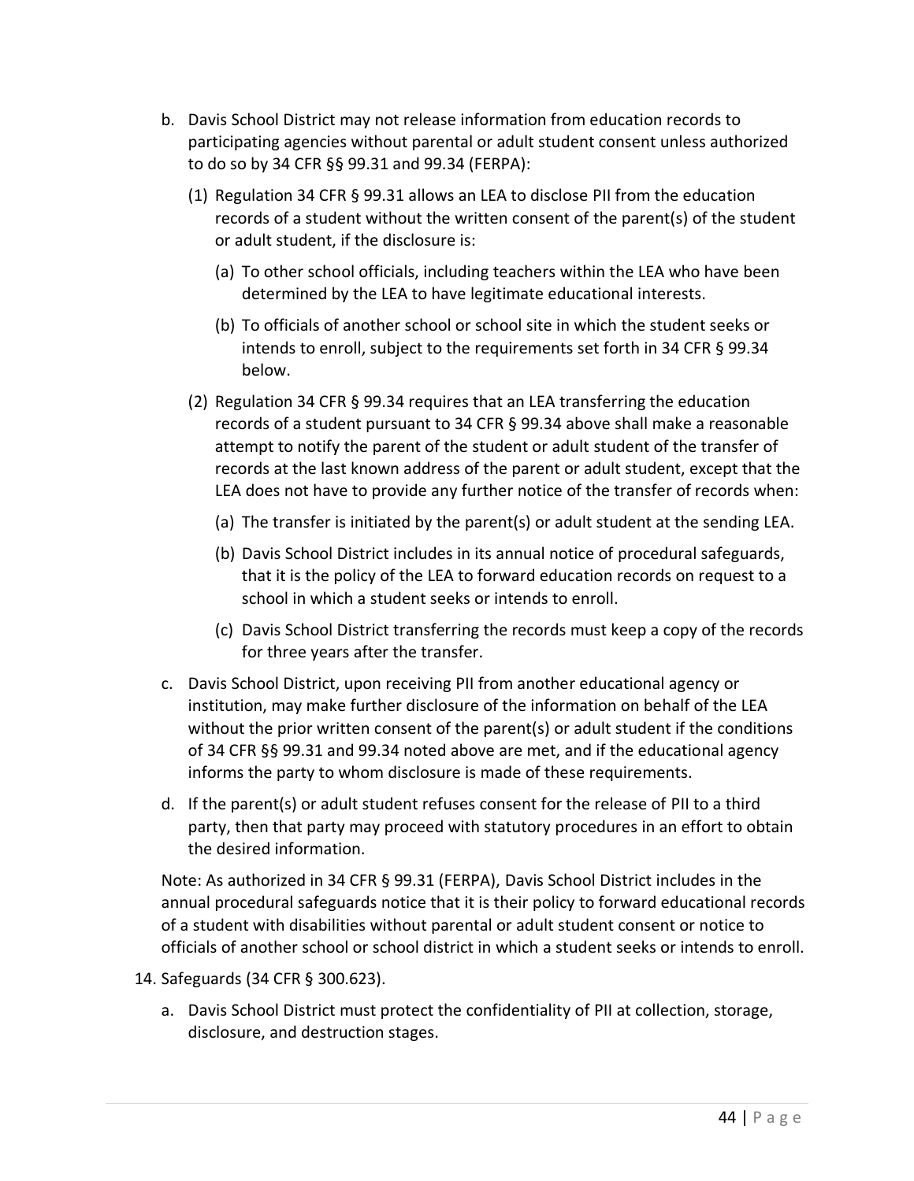b. Davis School District may not release information from education records to participating agencies without parental or adult student consent unless authorized to do so by 34 CFR §§ 99.31 and 99.34 (FERPA):

   (1) Regulation 34 CFR § 99.31 allows an LEA to disclose PII from the education records of a student without the written consent of the parent(s) of the student or adult student, if the disclosure is:

      (a) To other school officials, including teachers within the LEA who have been determined by the LEA to have legitimate educational interests.

      (b) To officials of another school or school site in which the student seeks or intends to enroll, subject to the requirements set forth in 34 CFR § 99.34 below.

   (2) Regulation 34 CFR § 99.34 requires that an LEA transferring the education records of a student pursuant to 34 CFR § 99.34 above shall make a reasonable attempt to notify the parent of the student or adult student of the transfer of records at the last known address of the parent or adult student, except that the LEA does not have to provide any further notice of the transfer of records when:

      (a) The transfer is initiated by the parent(s) or adult student at the sending LEA.

      (b) Davis School District includes in its annual notice of procedural safeguards, that it is the policy of the LEA to forward education records on request to a school in which a student seeks or intends to enroll.

      (c) Davis School District transferring the records must keep a copy of the records for three years after the transfer.

c. Davis School District, upon receiving PII from another educational agency or institution, may make further disclosure of the information on behalf of the LEA without the prior written consent of the parent(s) or adult student if the conditions of 34 CFR §§ 99.31 and 99.34 noted above are met, and if the educational agency informs the party to whom disclosure is made of these requirements.

d. If the parent(s) or adult student refuses consent for the release of PII to a third party, then that party may proceed with statutory procedures in an effort to obtain the desired information.

Note: As authorized in 34 CFR § 99.31 (FERPA), Davis School District includes in the annual procedural safeguards notice that it is their policy to forward educational records of a student with disabilities without parental or adult student consent or notice to officials of another school or school district in which a student seeks or intends to enroll.

14. Safeguards (34 CFR § 300.623).

   a. Davis School District must protect the confidentiality of PII at collection, storage, disclosure, and destruction stages.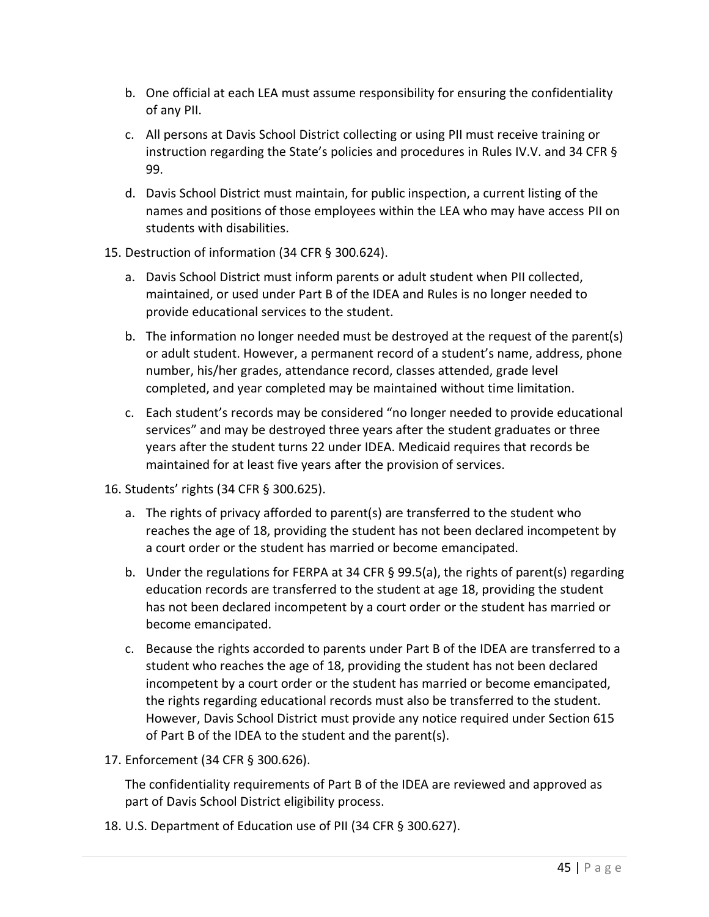b. One official at each LEA must assume responsibility for ensuring the confidentiality of any PII.

   c. All persons at Davis School District collecting or using PII must receive training or instruction regarding the State's policies and procedures in Rules IV.V. and 34 CFR § 99.

   d. Davis School District must maintain, for public inspection, a current listing of the names and positions of those employees within the LEA who may have access PII on students with disabilities.

15. Destruction of information (34 CFR § 300.624).

    a. Davis School District must inform parents or adult student when PII collected, maintained, or used under Part B of the IDEA and Rules is no longer needed to provide educational services to the student.

    b. The information no longer needed must be destroyed at the request of the parent(s) or adult student. However, a permanent record of a student's name, address, phone number, his/her grades, attendance record, classes attended, grade level completed, and year completed may be maintained without time limitation.

    c. Each student's records may be considered "no longer needed to provide educational services" and may be destroyed three years after the student graduates or three years after the student turns 22 under IDEA. Medicaid requires that records be maintained for at least five years after the provision of services.

16. Students' rights (34 CFR § 300.625).

    a. The rights of privacy afforded to parent(s) are transferred to the student who reaches the age of 18, providing the student has not been declared incompetent by a court order or the student has married or become emancipated.

    b. Under the regulations for FERPA at 34 CFR § 99.5(a), the rights of parent(s) regarding education records are transferred to the student at age 18, providing the student has not been declared incompetent by a court order or the student has married or become emancipated.

    c. Because the rights accorded to parents under Part B of the IDEA are transferred to a student who reaches the age of 18, providing the student has not been declared incompetent by a court order or the student has married or become emancipated, the rights regarding educational records must also be transferred to the student. However, Davis School District must provide any notice required under Section 615 of Part B of the IDEA to the student and the parent(s).

17. Enforcement (34 CFR § 300.626).

    The confidentiality requirements of Part B of the IDEA are reviewed and approved as part of Davis School District eligibility process.

18. U.S. Department of Education use of PII (34 CFR § 300.627).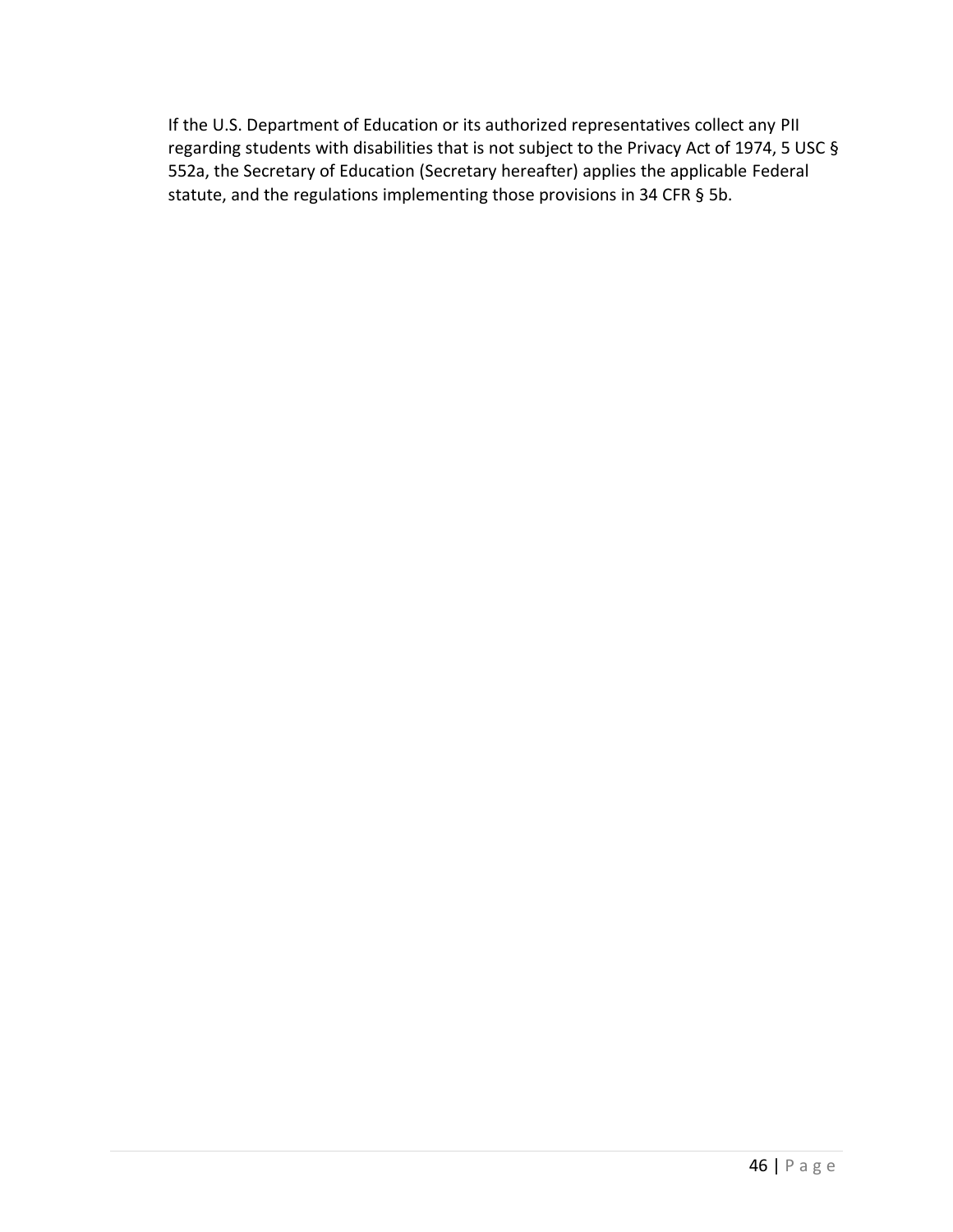If the U.S. Department of Education or its authorized representatives collect any PII regarding students with disabilities that is not subject to the Privacy Act of 1974, 5 USC § 552a, the Secretary of Education (Secretary hereafter) applies the applicable Federal statute, and the regulations implementing those provisions in 34 CFR § 5b.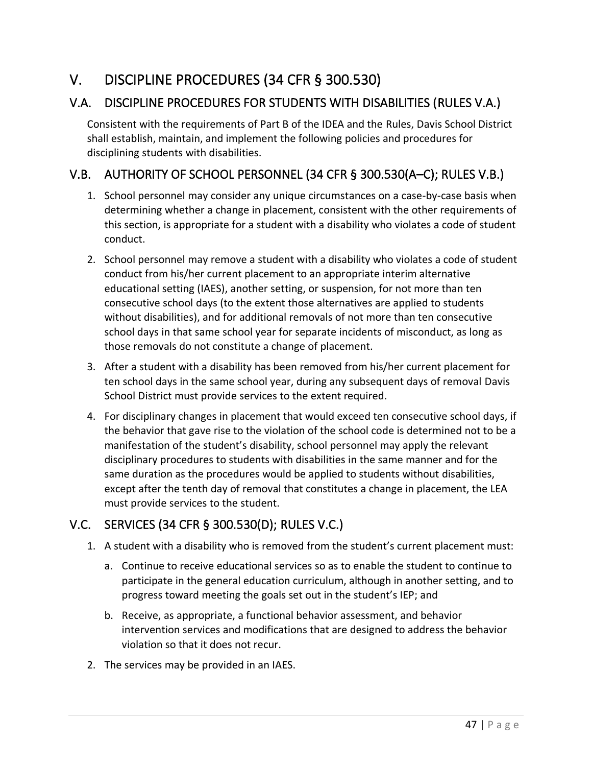# V. DISCIPLINE PROCEDURES (34 CFR § 300.530)

## V.A. DISCIPLINE PROCEDURES FOR STUDENTS WITH DISABILITIES (RULES V.A.)

Consistent with the requirements of Part B of the IDEA and the Rules, Davis School District shall establish, maintain, and implement the following policies and procedures for disciplining students with disabilities.

## V.B. AUTHORITY OF SCHOOL PERSONNEL (34 CFR § 300.530(A–C); RULES V.B.)

1. School personnel may consider any unique circumstances on a case-by-case basis when determining whether a change in placement, consistent with the other requirements of this section, is appropriate for a student with a disability who violates a code of student conduct.
2. School personnel may remove a student with a disability who violates a code of student conduct from his/her current placement to an appropriate interim alternative educational setting (IAES), another setting, or suspension, for not more than ten consecutive school days (to the extent those alternatives are applied to students without disabilities), and for additional removals of not more than ten consecutive school days in that same school year for separate incidents of misconduct, as long as those removals do not constitute a change of placement.
3. After a student with a disability has been removed from his/her current placement for ten school days in the same school year, during any subsequent days of removal Davis School District must provide services to the extent required.
4. For disciplinary changes in placement that would exceed ten consecutive school days, if the behavior that gave rise to the violation of the school code is determined not to be a manifestation of the student's disability, school personnel may apply the relevant disciplinary procedures to students with disabilities in the same manner and for the same duration as the procedures would be applied to students without disabilities, except after the tenth day of removal that constitutes a change in placement, the LEA must provide services to the student.

## V.C. SERVICES (34 CFR § 300.530(D); RULES V.C.)

1. A student with a disability who is removed from the student's current placement must:
   a. Continue to receive educational services so as to enable the student to continue to participate in the general education curriculum, although in another setting, and to progress toward meeting the goals set out in the student's IEP; and
   b. Receive, as appropriate, a functional behavior assessment, and behavior intervention services and modifications that are designed to address the behavior violation so that it does not recur.
2. The services may be provided in an IAES.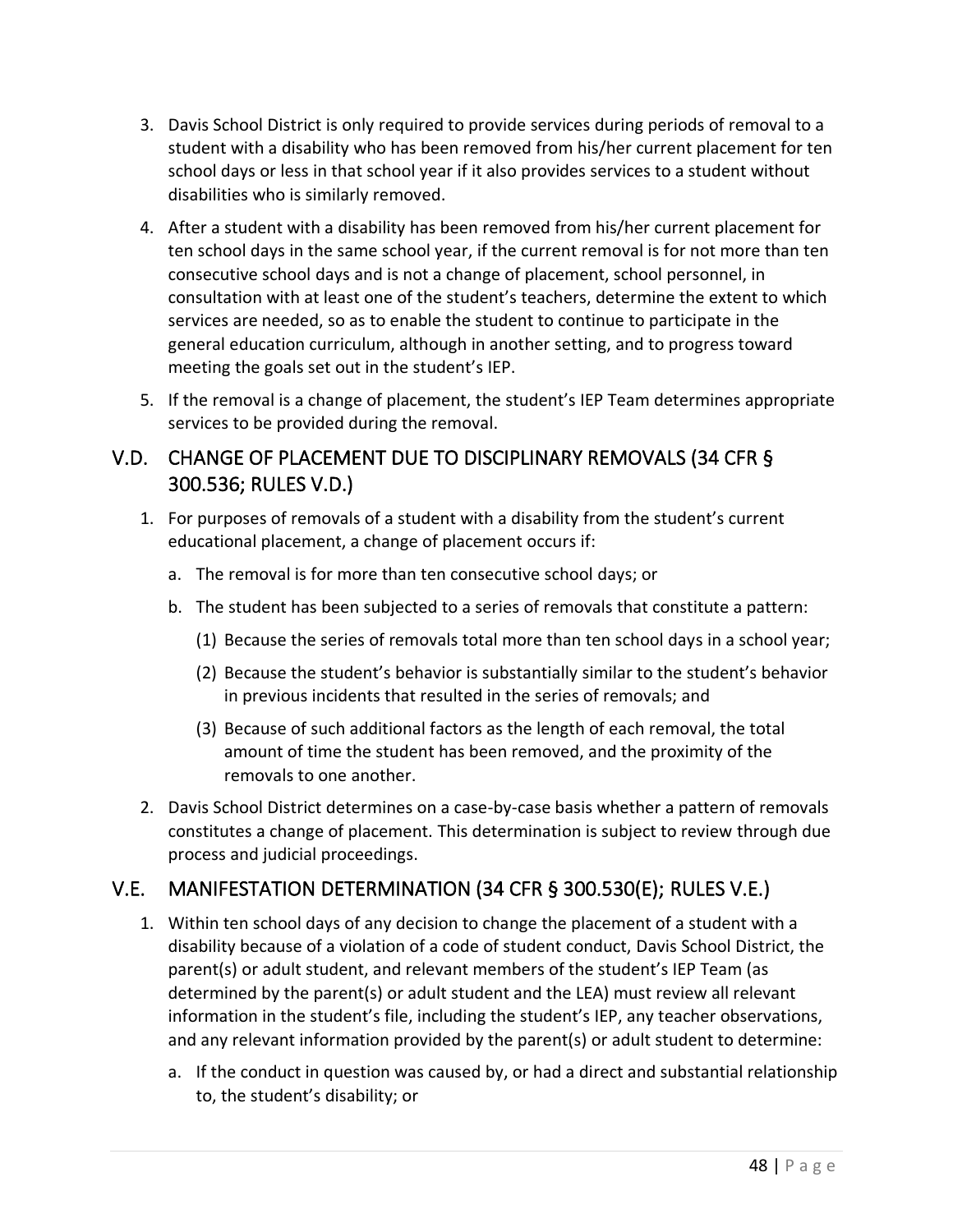3. Davis School District is only required to provide services during periods of removal to a student with a disability who has been removed from his/her current placement for ten school days or less in that school year if it also provides services to a student without disabilities who is similarly removed.
4. After a student with a disability has been removed from his/her current placement for ten school days in the same school year, if the current removal is for not more than ten consecutive school days and is not a change of placement, school personnel, in consultation with at least one of the student's teachers, determine the extent to which services are needed, so as to enable the student to continue to participate in the general education curriculum, although in another setting, and to progress toward meeting the goals set out in the student's IEP.
5. If the removal is a change of placement, the student's IEP Team determines appropriate services to be provided during the removal.

## V.D. CHANGE OF PLACEMENT DUE TO DISCIPLINARY REMOVALS (34 CFR § 300.536; RULES V.D.)

1. For purposes of removals of a student with a disability from the student's current educational placement, a change of placement occurs if:
   a. The removal is for more than ten consecutive school days; or
   b. The student has been subjected to a series of removals that constitute a pattern:
      (1) Because the series of removals total more than ten school days in a school year;
      (2) Because the student's behavior is substantially similar to the student's behavior in previous incidents that resulted in the series of removals; and
      (3) Because of such additional factors as the length of each removal, the total amount of time the student has been removed, and the proximity of the removals to one another.
2. Davis School District determines on a case-by-case basis whether a pattern of removals constitutes a change of placement. This determination is subject to review through due process and judicial proceedings.

## V.E. MANIFESTATION DETERMINATION (34 CFR § 300.530(E); RULES V.E.)

1. Within ten school days of any decision to change the placement of a student with a disability because of a violation of a code of student conduct, Davis School District, the parent(s) or adult student, and relevant members of the student's IEP Team (as determined by the parent(s) or adult student and the LEA) must review all relevant information in the student's file, including the student's IEP, any teacher observations, and any relevant information provided by the parent(s) or adult student to determine:
   a. If the conduct in question was caused by, or had a direct and substantial relationship to, the student's disability; or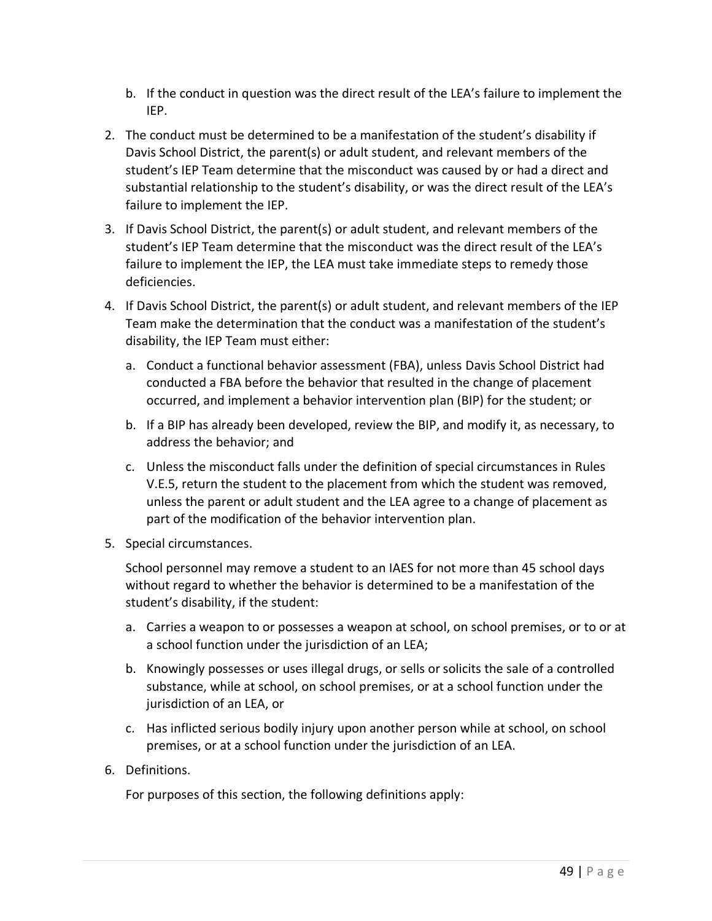b. If the conduct in question was the direct result of the LEA's failure to implement the IEP.

2. The conduct must be determined to be a manifestation of the student's disability if Davis School District, the parent(s) or adult student, and relevant members of the student's IEP Team determine that the misconduct was caused by or had a direct and substantial relationship to the student's disability, or was the direct result of the LEA's failure to implement the IEP.

3. If Davis School District, the parent(s) or adult student, and relevant members of the student's IEP Team determine that the misconduct was the direct result of the LEA's failure to implement the IEP, the LEA must take immediate steps to remedy those deficiencies.

4. If Davis School District, the parent(s) or adult student, and relevant members of the IEP Team make the determination that the conduct was a manifestation of the student's disability, the IEP Team must either:

   a. Conduct a functional behavior assessment (FBA), unless Davis School District had conducted a FBA before the behavior that resulted in the change of placement occurred, and implement a behavior intervention plan (BIP) for the student; or

   b. If a BIP has already been developed, review the BIP, and modify it, as necessary, to address the behavior; and

   c. Unless the misconduct falls under the definition of special circumstances in Rules V.E.5, return the student to the placement from which the student was removed, unless the parent or adult student and the LEA agree to a change of placement as part of the modification of the behavior intervention plan.

5. Special circumstances.

   School personnel may remove a student to an IAES for not more than 45 school days without regard to whether the behavior is determined to be a manifestation of the student's disability, if the student:

   a. Carries a weapon to or possesses a weapon at school, on school premises, or to or at a school function under the jurisdiction of an LEA;

   b. Knowingly possesses or uses illegal drugs, or sells or solicits the sale of a controlled substance, while at school, on school premises, or at a school function under the jurisdiction of an LEA, or

   c. Has inflicted serious bodily injury upon another person while at school, on school premises, or at a school function under the jurisdiction of an LEA.

6. Definitions.

   For purposes of this section, the following definitions apply: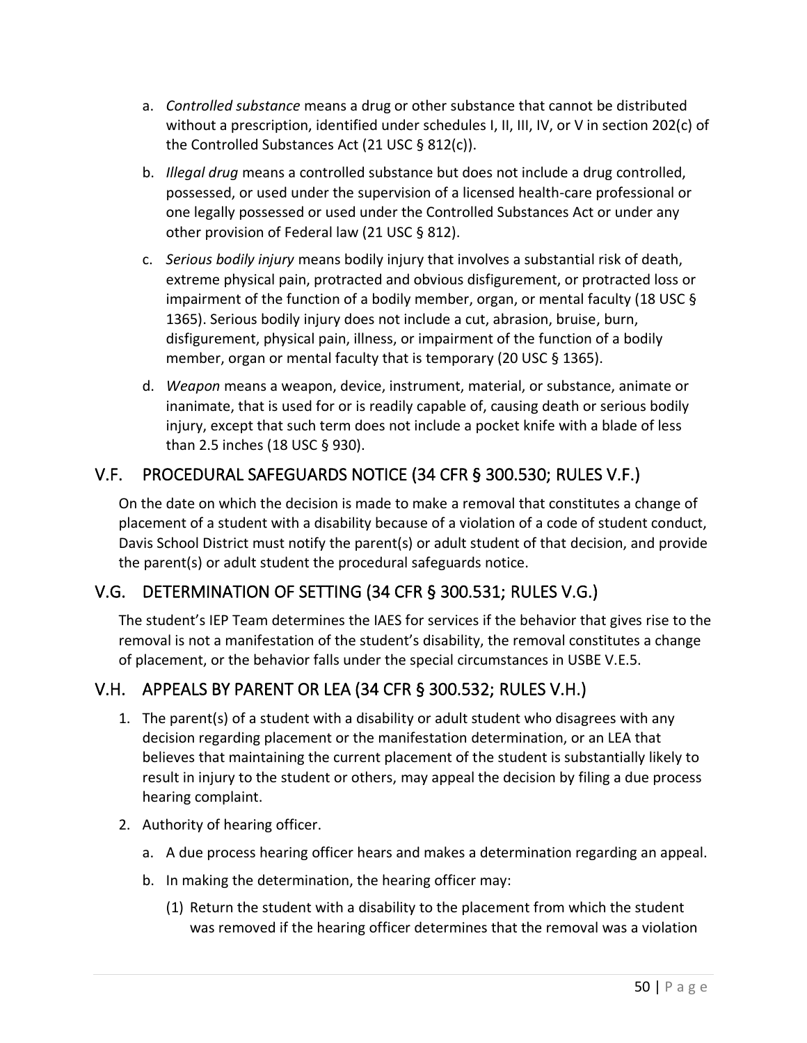a. *Controlled substance* means a drug or other substance that cannot be distributed without a prescription, identified under schedules I, II, III, IV, or V in section 202(c) of the Controlled Substances Act (21 USC § 812(c)).

b. *Illegal drug* means a controlled substance but does not include a drug controlled, possessed, or used under the supervision of a licensed health-care professional or one legally possessed or used under the Controlled Substances Act or under any other provision of Federal law (21 USC § 812).

c. *Serious bodily injury* means bodily injury that involves a substantial risk of death, extreme physical pain, protracted and obvious disfigurement, or protracted loss or impairment of the function of a bodily member, organ, or mental faculty (18 USC § 1365). Serious bodily injury does not include a cut, abrasion, bruise, burn, disfigurement, physical pain, illness, or impairment of the function of a bodily member, organ or mental faculty that is temporary (20 USC § 1365).

d. *Weapon* means a weapon, device, instrument, material, or substance, animate or inanimate, that is used for or is readily capable of, causing death or serious bodily injury, except that such term does not include a pocket knife with a blade of less than 2.5 inches (18 USC § 930).

## V.F. PROCEDURAL SAFEGUARDS NOTICE (34 CFR § 300.530; RULES V.F.)

On the date on which the decision is made to make a removal that constitutes a change of placement of a student with a disability because of a violation of a code of student conduct, Davis School District must notify the parent(s) or adult student of that decision, and provide the parent(s) or adult student the procedural safeguards notice.

## V.G. DETERMINATION OF SETTING (34 CFR § 300.531; RULES V.G.)

The student's IEP Team determines the IAES for services if the behavior that gives rise to the removal is not a manifestation of the student's disability, the removal constitutes a change of placement, or the behavior falls under the special circumstances in USBE V.E.5.

## V.H. APPEALS BY PARENT OR LEA (34 CFR § 300.532; RULES V.H.)

1. The parent(s) of a student with a disability or adult student who disagrees with any decision regarding placement or the manifestation determination, or an LEA that believes that maintaining the current placement of the student is substantially likely to result in injury to the student or others, may appeal the decision by filing a due process hearing complaint.
2. Authority of hearing officer.
   a. A due process hearing officer hears and makes a determination regarding an appeal.
   b. In making the determination, the hearing officer may:
      (1) Return the student with a disability to the placement from which the student was removed if the hearing officer determines that the removal was a violation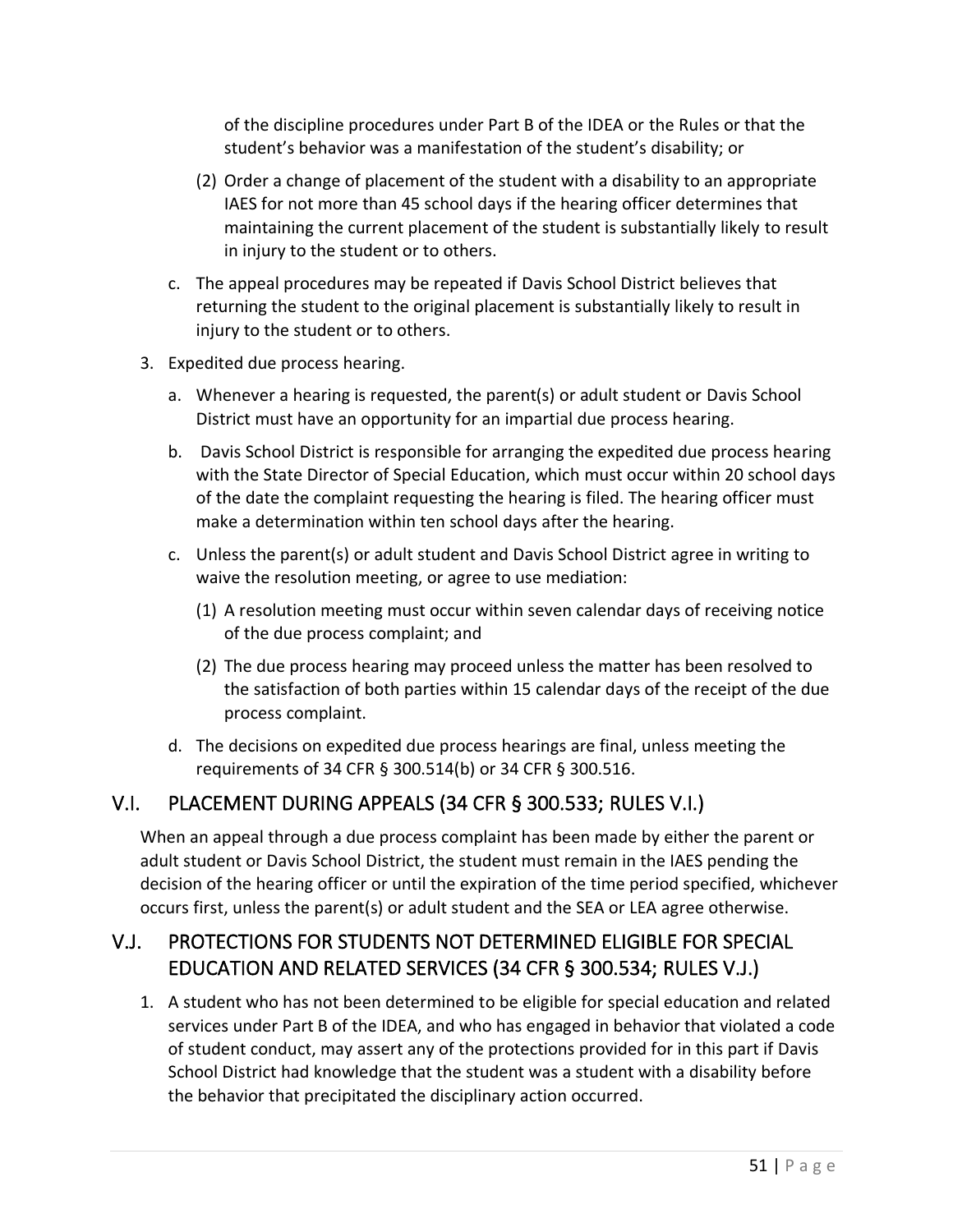of the discipline procedures under Part B of the IDEA or the Rules or that the student's behavior was a manifestation of the student's disability; or

(2) Order a change of placement of the student with a disability to an appropriate IAES for not more than 45 school days if the hearing officer determines that maintaining the current placement of the student is substantially likely to result in injury to the student or to others.

c. The appeal procedures may be repeated if Davis School District believes that returning the student to the original placement is substantially likely to result in injury to the student or to others.

3. Expedited due process hearing.

   a. Whenever a hearing is requested, the parent(s) or adult student or Davis School District must have an opportunity for an impartial due process hearing.

   b. Davis School District is responsible for arranging the expedited due process hearing with the State Director of Special Education, which must occur within 20 school days of the date the complaint requesting the hearing is filed. The hearing officer must make a determination within ten school days after the hearing.

   c. Unless the parent(s) or adult student and Davis School District agree in writing to waive the resolution meeting, or agree to use mediation:

      (1) A resolution meeting must occur within seven calendar days of receiving notice of the due process complaint; and

      (2) The due process hearing may proceed unless the matter has been resolved to the satisfaction of both parties within 15 calendar days of the receipt of the due process complaint.

   d. The decisions on expedited due process hearings are final, unless meeting the requirements of 34 CFR § 300.514(b) or 34 CFR § 300.516.

## V.I. PLACEMENT DURING APPEALS (34 CFR § 300.533; RULES V.I.)

When an appeal through a due process complaint has been made by either the parent or adult student or Davis School District, the student must remain in the IAES pending the decision of the hearing officer or until the expiration of the time period specified, whichever occurs first, unless the parent(s) or adult student and the SEA or LEA agree otherwise.

## V.J. PROTECTIONS FOR STUDENTS NOT DETERMINED ELIGIBLE FOR SPECIAL EDUCATION AND RELATED SERVICES (34 CFR § 300.534; RULES V.J.)

1. A student who has not been determined to be eligible for special education and related services under Part B of the IDEA, and who has engaged in behavior that violated a code of student conduct, may assert any of the protections provided for in this part if Davis School District had knowledge that the student was a student with a disability before the behavior that precipitated the disciplinary action occurred.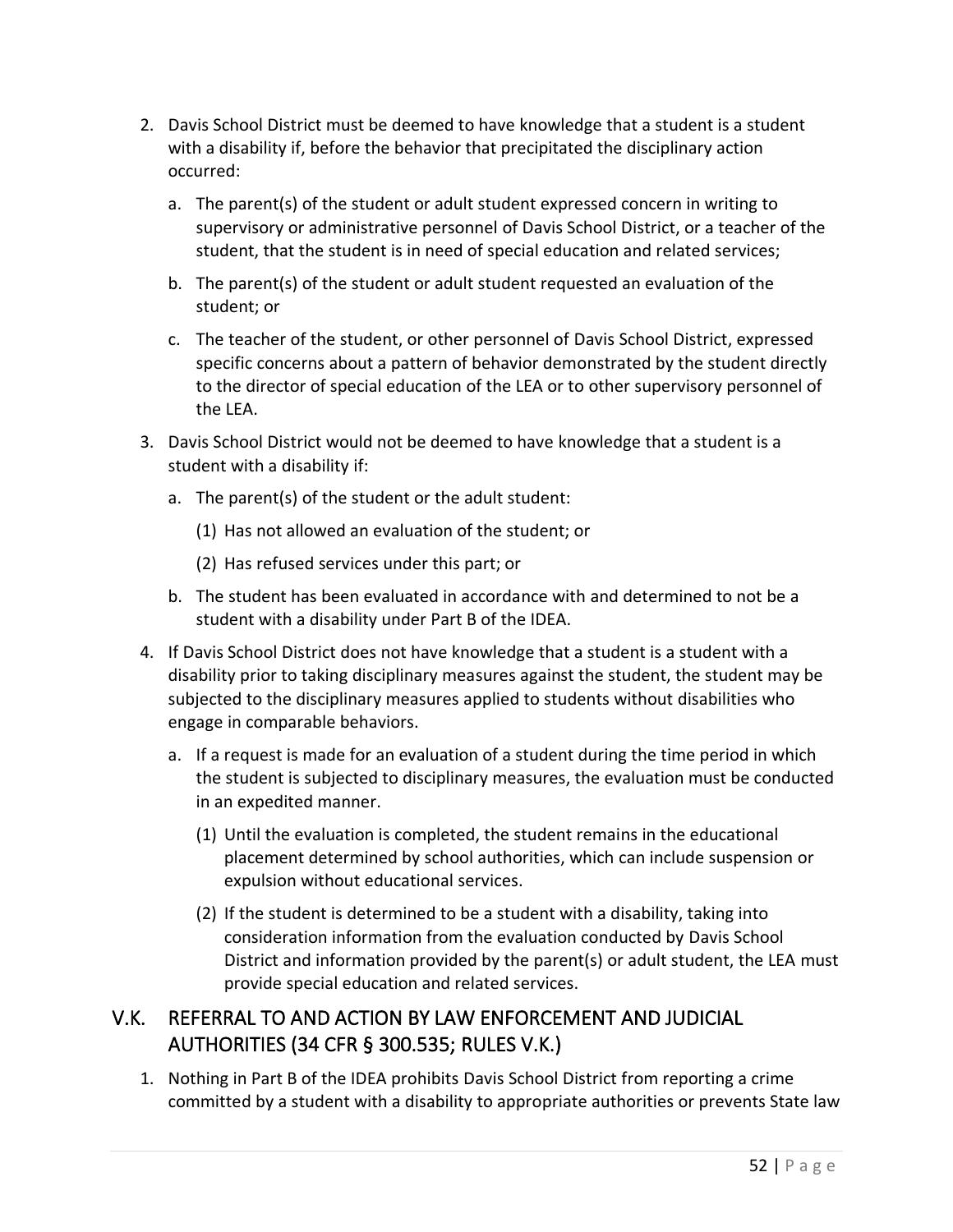2. Davis School District must be deemed to have knowledge that a student is a student with a disability if, before the behavior that precipitated the disciplinary action occurred:
   a. The parent(s) of the student or adult student expressed concern in writing to supervisory or administrative personnel of Davis School District, or a teacher of the student, that the student is in need of special education and related services;
   b. The parent(s) of the student or adult student requested an evaluation of the student; or
   c. The teacher of the student, or other personnel of Davis School District, expressed specific concerns about a pattern of behavior demonstrated by the student directly to the director of special education of the LEA or to other supervisory personnel of the LEA.
3. Davis School District would not be deemed to have knowledge that a student is a student with a disability if:
   a. The parent(s) of the student or the adult student:
      (1) Has not allowed an evaluation of the student; or
      (2) Has refused services under this part; or
   b. The student has been evaluated in accordance with and determined to not be a student with a disability under Part B of the IDEA.
4. If Davis School District does not have knowledge that a student is a student with a disability prior to taking disciplinary measures against the student, the student may be subjected to the disciplinary measures applied to students without disabilities who engage in comparable behaviors.
   a. If a request is made for an evaluation of a student during the time period in which the student is subjected to disciplinary measures, the evaluation must be conducted in an expedited manner.
      (1) Until the evaluation is completed, the student remains in the educational placement determined by school authorities, which can include suspension or expulsion without educational services.
      (2) If the student is determined to be a student with a disability, taking into consideration information from the evaluation conducted by Davis School District and information provided by the parent(s) or adult student, the LEA must provide special education and related services.

## V.K. REFERRAL TO AND ACTION BY LAW ENFORCEMENT AND JUDICIAL AUTHORITIES (34 CFR § 300.535; RULES V.K.)

1. Nothing in Part B of the IDEA prohibits Davis School District from reporting a crime committed by a student with a disability to appropriate authorities or prevents State law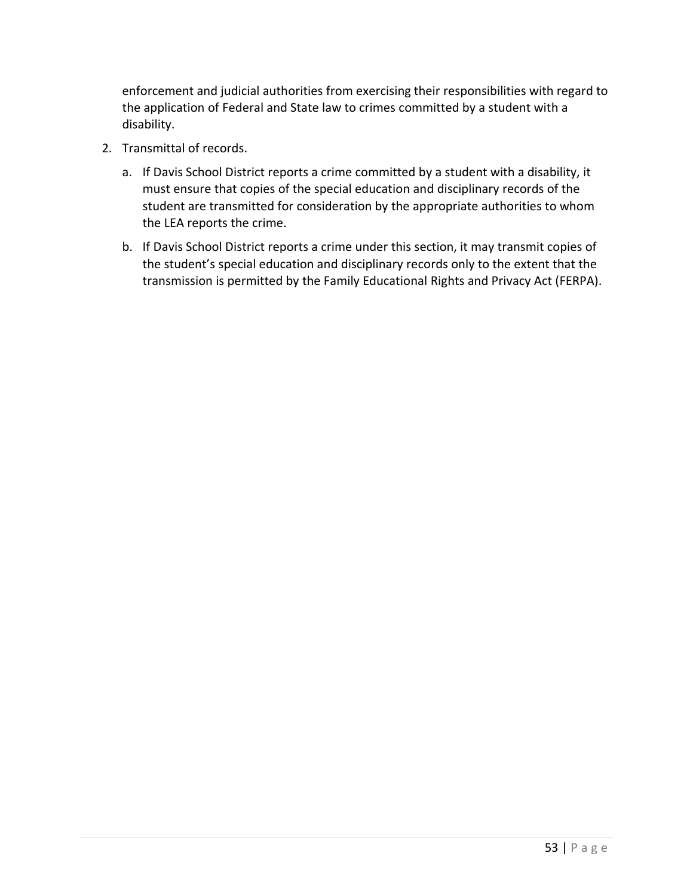enforcement and judicial authorities from exercising their responsibilities with regard to the application of Federal and State law to crimes committed by a student with a disability.

2. Transmittal of records.

   a. If Davis School District reports a crime committed by a student with a disability, it must ensure that copies of the special education and disciplinary records of the student are transmitted for consideration by the appropriate authorities to whom the LEA reports the crime.

   b. If Davis School District reports a crime under this section, it may transmit copies of the student's special education and disciplinary records only to the extent that the transmission is permitted by the Family Educational Rights and Privacy Act (FERPA).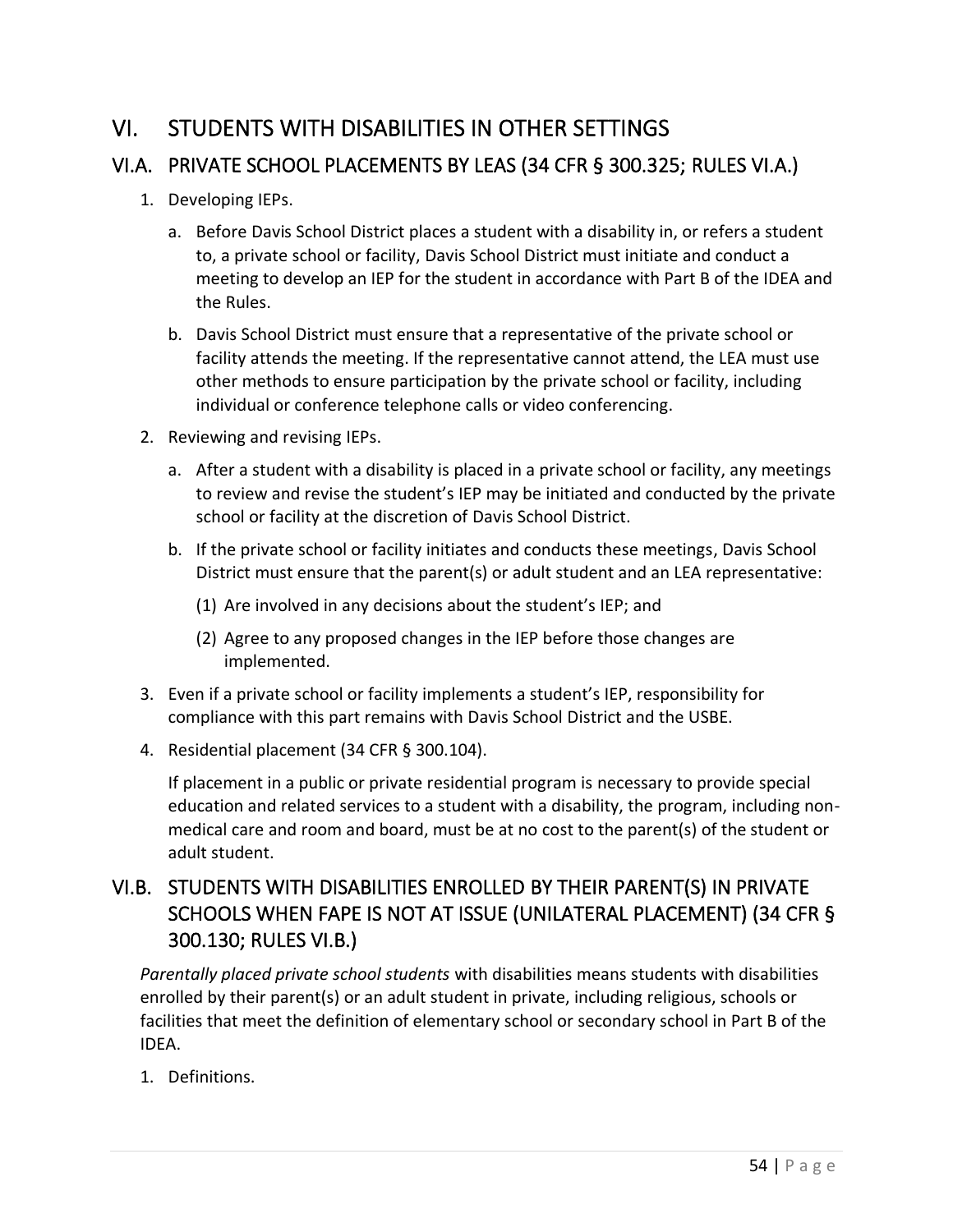# VI. STUDENTS WITH DISABILITIES IN OTHER SETTINGS

## VI.A. PRIVATE SCHOOL PLACEMENTS BY LEAS (34 CFR § 300.325; RULES VI.A.)

1. Developing IEPs.
   a. Before Davis School District places a student with a disability in, or refers a student to, a private school or facility, Davis School District must initiate and conduct a meeting to develop an IEP for the student in accordance with Part B of the IDEA and the Rules.
   b. Davis School District must ensure that a representative of the private school or facility attends the meeting. If the representative cannot attend, the LEA must use other methods to ensure participation by the private school or facility, including individual or conference telephone calls or video conferencing.
2. Reviewing and revising IEPs.
   a. After a student with a disability is placed in a private school or facility, any meetings to review and revise the student's IEP may be initiated and conducted by the private school or facility at the discretion of Davis School District.
   b. If the private school or facility initiates and conducts these meetings, Davis School District must ensure that the parent(s) or adult student and an LEA representative:
      (1) Are involved in any decisions about the student's IEP; and
      (2) Agree to any proposed changes in the IEP before those changes are implemented.
3. Even if a private school or facility implements a student's IEP, responsibility for compliance with this part remains with Davis School District and the USBE.
4. Residential placement (34 CFR § 300.104).

   If placement in a public or private residential program is necessary to provide special education and related services to a student with a disability, the program, including non-medical care and room and board, must be at no cost to the parent(s) of the student or adult student.

## VI.B. STUDENTS WITH DISABILITIES ENROLLED BY THEIR PARENT(S) IN PRIVATE SCHOOLS WHEN FAPE IS NOT AT ISSUE (UNILATERAL PLACEMENT) (34 CFR § 300.130; RULES VI.B.)

*Parentally placed private school students* with disabilities means students with disabilities enrolled by their parent(s) or an adult student in private, including religious, schools or facilities that meet the definition of elementary school or secondary school in Part B of the IDEA.

1. Definitions.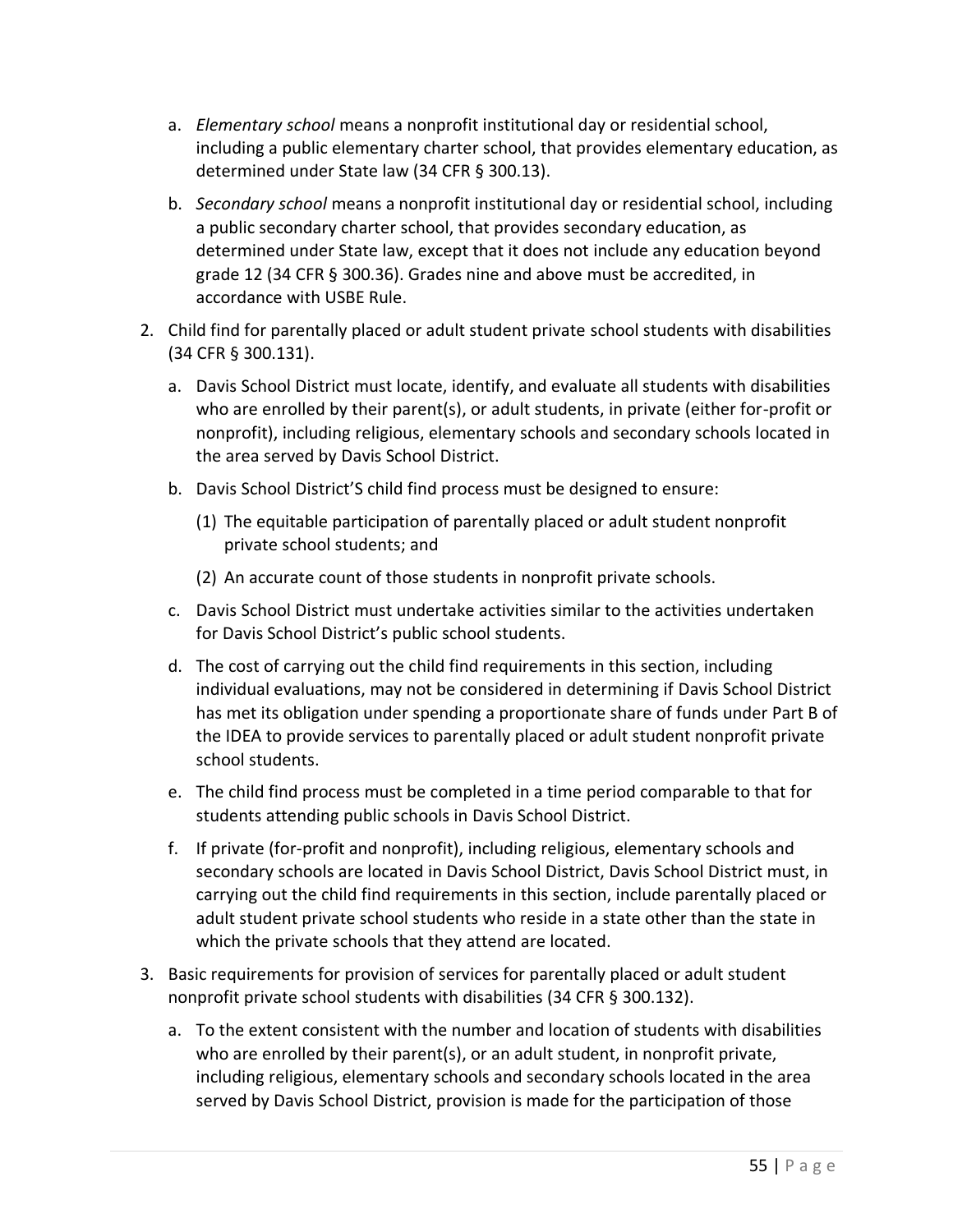a. *Elementary school* means a nonprofit institutional day or residential school, including a public elementary charter school, that provides elementary education, as determined under State law (34 CFR § 300.13).

   b. *Secondary school* means a nonprofit institutional day or residential school, including a public secondary charter school, that provides secondary education, as determined under State law, except that it does not include any education beyond grade 12 (34 CFR § 300.36). Grades nine and above must be accredited, in accordance with USBE Rule.

2. Child find for parentally placed or adult student private school students with disabilities (34 CFR § 300.131).

   a. Davis School District must locate, identify, and evaluate all students with disabilities who are enrolled by their parent(s), or adult students, in private (either for-profit or nonprofit), including religious, elementary schools and secondary schools located in the area served by Davis School District.

   b. Davis School District'S child find process must be designed to ensure:

      (1) The equitable participation of parentally placed or adult student nonprofit private school students; and

      (2) An accurate count of those students in nonprofit private schools.

   c. Davis School District must undertake activities similar to the activities undertaken for Davis School District's public school students.

   d. The cost of carrying out the child find requirements in this section, including individual evaluations, may not be considered in determining if Davis School District has met its obligation under spending a proportionate share of funds under Part B of the IDEA to provide services to parentally placed or adult student nonprofit private school students.

   e. The child find process must be completed in a time period comparable to that for students attending public schools in Davis School District.

   f. If private (for-profit and nonprofit), including religious, elementary schools and secondary schools are located in Davis School District, Davis School District must, in carrying out the child find requirements in this section, include parentally placed or adult student private school students who reside in a state other than the state in which the private schools that they attend are located.

3. Basic requirements for provision of services for parentally placed or adult student nonprofit private school students with disabilities (34 CFR § 300.132).

   a. To the extent consistent with the number and location of students with disabilities who are enrolled by their parent(s), or an adult student, in nonprofit private, including religious, elementary schools and secondary schools located in the area served by Davis School District, provision is made for the participation of those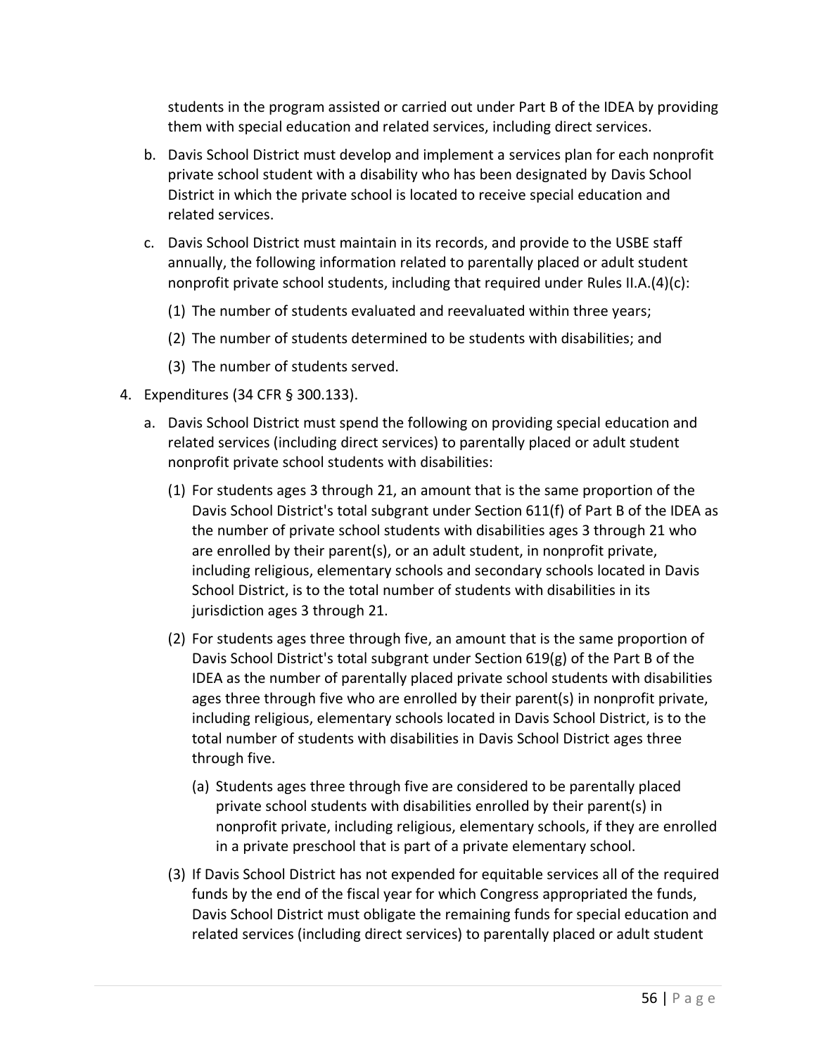students in the program assisted or carried out under Part B of the IDEA by providing them with special education and related services, including direct services.

b. Davis School District must develop and implement a services plan for each nonprofit private school student with a disability who has been designated by Davis School District in which the private school is located to receive special education and related services.

c. Davis School District must maintain in its records, and provide to the USBE staff annually, the following information related to parentally placed or adult student nonprofit private school students, including that required under Rules II.A.(4)(c):

   (1) The number of students evaluated and reevaluated within three years;

   (2) The number of students determined to be students with disabilities; and

   (3) The number of students served.

4. Expenditures (34 CFR § 300.133).

   a. Davis School District must spend the following on providing special education and related services (including direct services) to parentally placed or adult student nonprofit private school students with disabilities:

      (1) For students ages 3 through 21, an amount that is the same proportion of the Davis School District's total subgrant under Section 611(f) of Part B of the IDEA as the number of private school students with disabilities ages 3 through 21 who are enrolled by their parent(s), or an adult student, in nonprofit private, including religious, elementary schools and secondary schools located in Davis School District, is to the total number of students with disabilities in its jurisdiction ages 3 through 21.

      (2) For students ages three through five, an amount that is the same proportion of Davis School District's total subgrant under Section 619(g) of the Part B of the IDEA as the number of parentally placed private school students with disabilities ages three through five who are enrolled by their parent(s) in nonprofit private, including religious, elementary schools located in Davis School District, is to the total number of students with disabilities in Davis School District ages three through five.

         (a) Students ages three through five are considered to be parentally placed private school students with disabilities enrolled by their parent(s) in nonprofit private, including religious, elementary schools, if they are enrolled in a private preschool that is part of a private elementary school.

      (3) If Davis School District has not expended for equitable services all of the required funds by the end of the fiscal year for which Congress appropriated the funds, Davis School District must obligate the remaining funds for special education and related services (including direct services) to parentally placed or adult student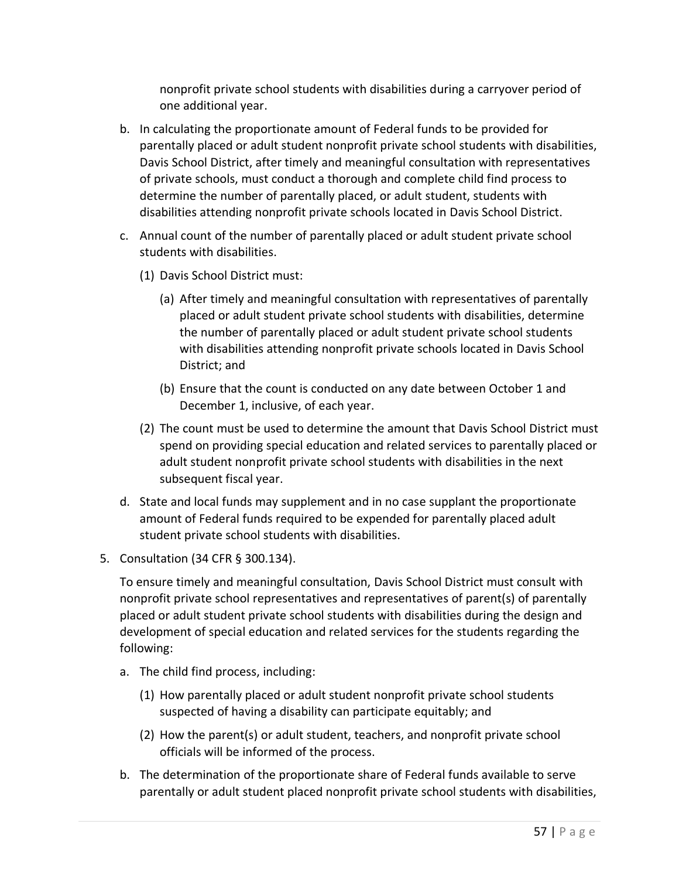nonprofit private school students with disabilities during a carryover period of one additional year.

b. In calculating the proportionate amount of Federal funds to be provided for parentally placed or adult student nonprofit private school students with disabilities, Davis School District, after timely and meaningful consultation with representatives of private schools, must conduct a thorough and complete child find process to determine the number of parentally placed, or adult student, students with disabilities attending nonprofit private schools located in Davis School District.

c. Annual count of the number of parentally placed or adult student private school students with disabilities.

   (1) Davis School District must:

      (a) After timely and meaningful consultation with representatives of parentally placed or adult student private school students with disabilities, determine the number of parentally placed or adult student private school students with disabilities attending nonprofit private schools located in Davis School District; and

      (b) Ensure that the count is conducted on any date between October 1 and December 1, inclusive, of each year.

   (2) The count must be used to determine the amount that Davis School District must spend on providing special education and related services to parentally placed or adult student nonprofit private school students with disabilities in the next subsequent fiscal year.

d. State and local funds may supplement and in no case supplant the proportionate amount of Federal funds required to be expended for parentally placed adult student private school students with disabilities.

5. Consultation (34 CFR § 300.134).

   To ensure timely and meaningful consultation, Davis School District must consult with nonprofit private school representatives and representatives of parent(s) of parentally placed or adult student private school students with disabilities during the design and development of special education and related services for the students regarding the following:

   a. The child find process, including:

      (1) How parentally placed or adult student nonprofit private school students suspected of having a disability can participate equitably; and

      (2) How the parent(s) or adult student, teachers, and nonprofit private school officials will be informed of the process.

   b. The determination of the proportionate share of Federal funds available to serve parentally or adult student placed nonprofit private school students with disabilities,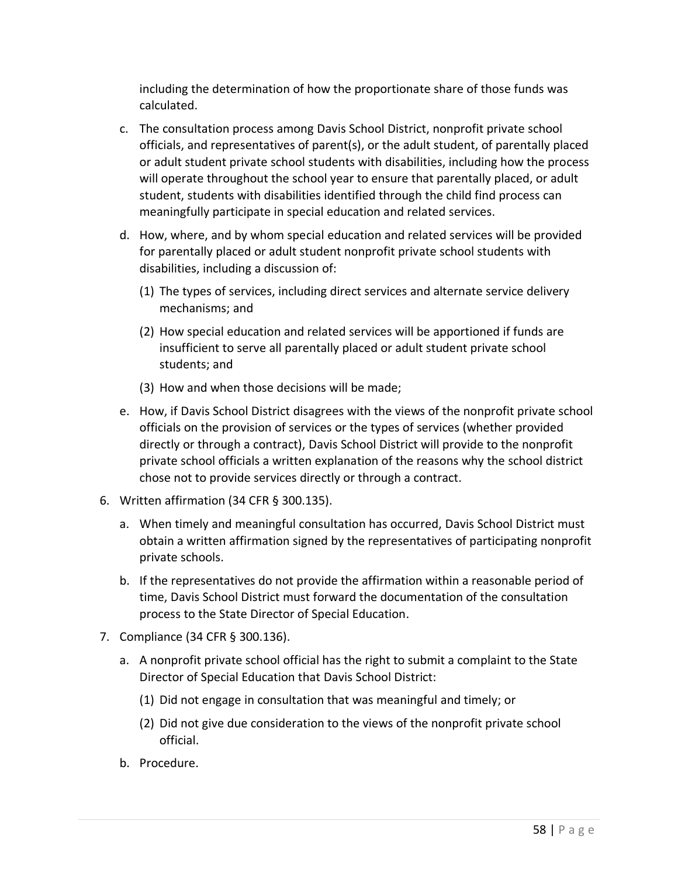including the determination of how the proportionate share of those funds was calculated.

c. The consultation process among Davis School District, nonprofit private school officials, and representatives of parent(s), or the adult student, of parentally placed or adult student private school students with disabilities, including how the process will operate throughout the school year to ensure that parentally placed, or adult student, students with disabilities identified through the child find process can meaningfully participate in special education and related services.

d. How, where, and by whom special education and related services will be provided for parentally placed or adult student nonprofit private school students with disabilities, including a discussion of:

    (1) The types of services, including direct services and alternate service delivery mechanisms; and

    (2) How special education and related services will be apportioned if funds are insufficient to serve all parentally placed or adult student private school students; and

    (3) How and when those decisions will be made;

e. How, if Davis School District disagrees with the views of the nonprofit private school officials on the provision of services or the types of services (whether provided directly or through a contract), Davis School District will provide to the nonprofit private school officials a written explanation of the reasons why the school district chose not to provide services directly or through a contract.

6. Written affirmation (34 CFR § 300.135).

    a. When timely and meaningful consultation has occurred, Davis School District must obtain a written affirmation signed by the representatives of participating nonprofit private schools.

    b. If the representatives do not provide the affirmation within a reasonable period of time, Davis School District must forward the documentation of the consultation process to the State Director of Special Education.

7. Compliance (34 CFR § 300.136).

    a. A nonprofit private school official has the right to submit a complaint to the State Director of Special Education that Davis School District:

        (1) Did not engage in consultation that was meaningful and timely; or

        (2) Did not give due consideration to the views of the nonprofit private school official.

    b. Procedure.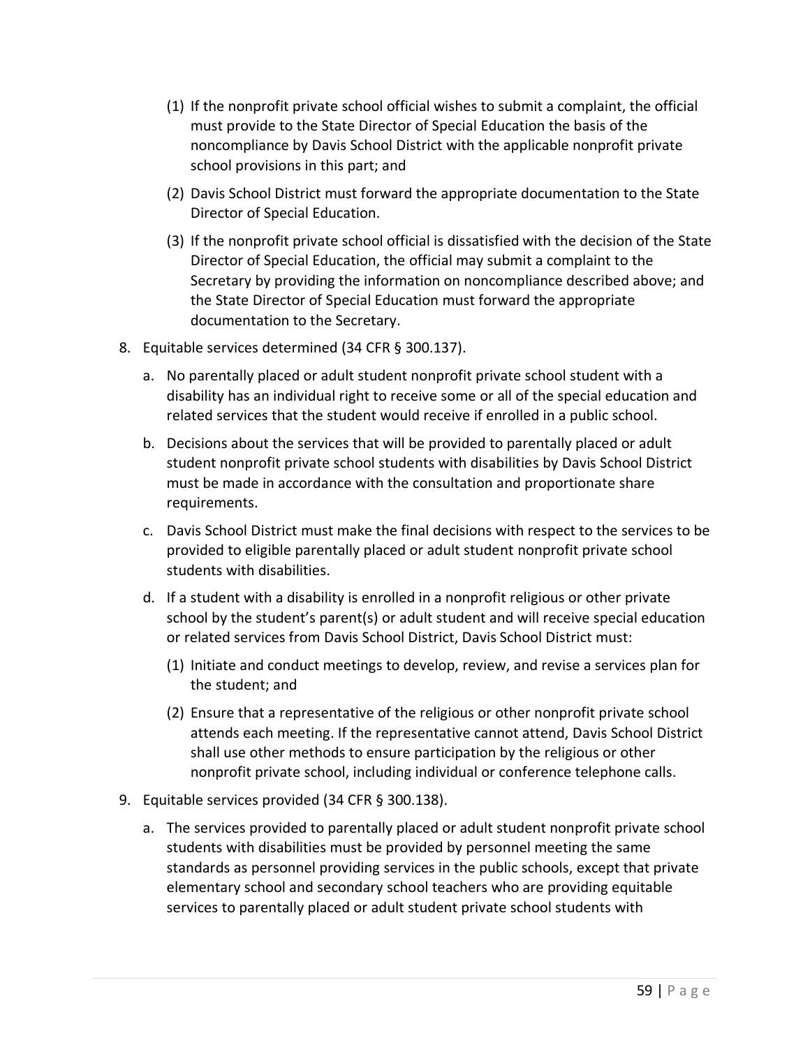(1) If the nonprofit private school official wishes to submit a complaint, the official must provide to the State Director of Special Education the basis of the noncompliance by Davis School District with the applicable nonprofit private school provisions in this part; and

(2) Davis School District must forward the appropriate documentation to the State Director of Special Education.

(3) If the nonprofit private school official is dissatisfied with the decision of the State Director of Special Education, the official may submit a complaint to the Secretary by providing the information on noncompliance described above; and the State Director of Special Education must forward the appropriate documentation to the Secretary.

8. Equitable services determined (34 CFR § 300.137).

   a. No parentally placed or adult student nonprofit private school student with a disability has an individual right to receive some or all of the special education and related services that the student would receive if enrolled in a public school.

   b. Decisions about the services that will be provided to parentally placed or adult student nonprofit private school students with disabilities by Davis School District must be made in accordance with the consultation and proportionate share requirements.

   c. Davis School District must make the final decisions with respect to the services to be provided to eligible parentally placed or adult student nonprofit private school students with disabilities.

   d. If a student with a disability is enrolled in a nonprofit religious or other private school by the student's parent(s) or adult student and will receive special education or related services from Davis School District, Davis School District must:

      (1) Initiate and conduct meetings to develop, review, and revise a services plan for the student; and

      (2) Ensure that a representative of the religious or other nonprofit private school attends each meeting. If the representative cannot attend, Davis School District shall use other methods to ensure participation by the religious or other nonprofit private school, including individual or conference telephone calls.

9. Equitable services provided (34 CFR § 300.138).

   a. The services provided to parentally placed or adult student nonprofit private school students with disabilities must be provided by personnel meeting the same standards as personnel providing services in the public schools, except that private elementary school and secondary school teachers who are providing equitable services to parentally placed or adult student private school students with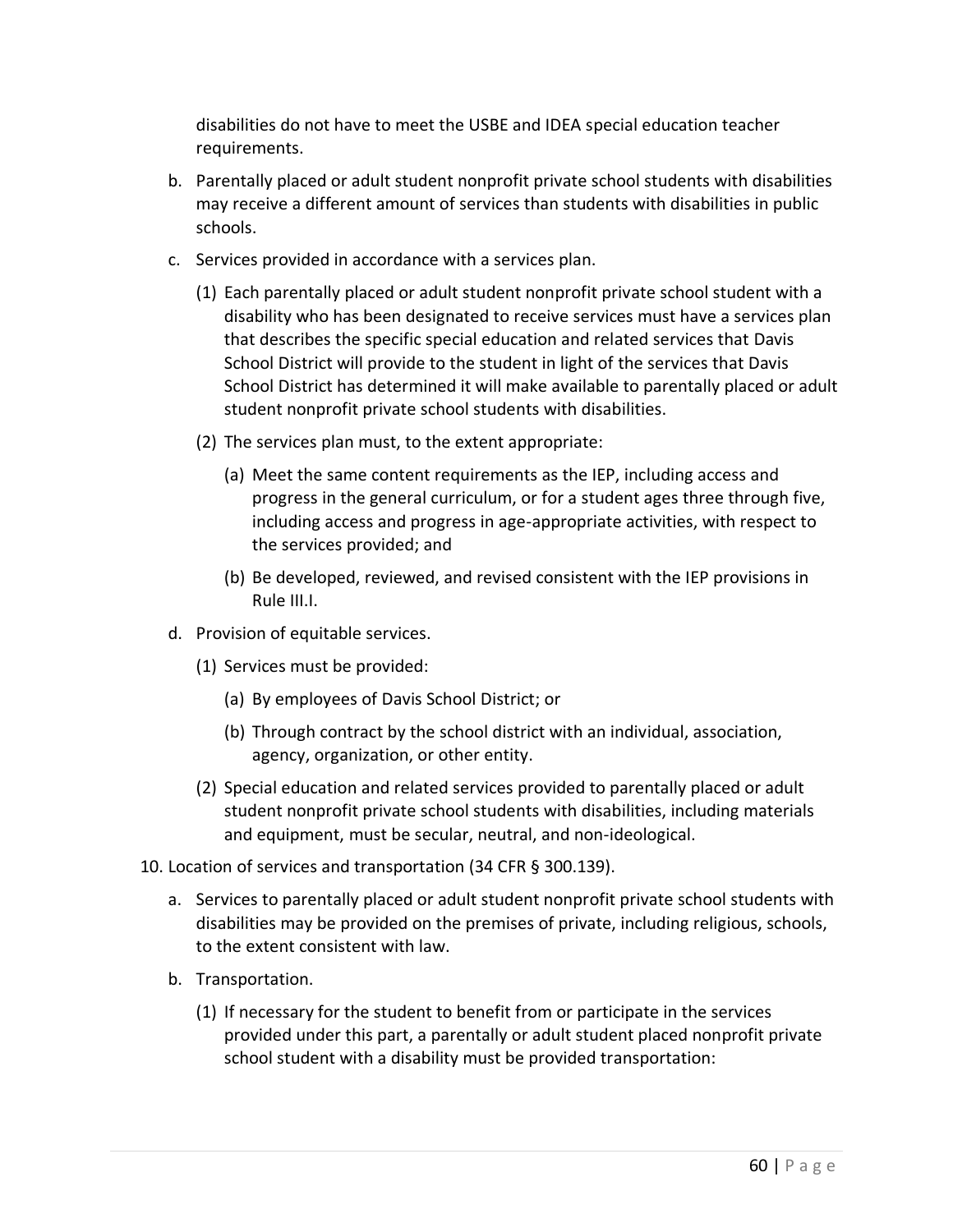disabilities do not have to meet the USBE and IDEA special education teacher requirements.

b. Parentally placed or adult student nonprofit private school students with disabilities may receive a different amount of services than students with disabilities in public schools.

c. Services provided in accordance with a services plan.

   (1) Each parentally placed or adult student nonprofit private school student with a disability who has been designated to receive services must have a services plan that describes the specific special education and related services that Davis School District will provide to the student in light of the services that Davis School District has determined it will make available to parentally placed or adult student nonprofit private school students with disabilities.

   (2) The services plan must, to the extent appropriate:

      (a) Meet the same content requirements as the IEP, including access and progress in the general curriculum, or for a student ages three through five, including access and progress in age-appropriate activities, with respect to the services provided; and

      (b) Be developed, reviewed, and revised consistent with the IEP provisions in Rule III.I.

d. Provision of equitable services.

   (1) Services must be provided:

      (a) By employees of Davis School District; or

      (b) Through contract by the school district with an individual, association, agency, organization, or other entity.

   (2) Special education and related services provided to parentally placed or adult student nonprofit private school students with disabilities, including materials and equipment, must be secular, neutral, and non-ideological.

10. Location of services and transportation (34 CFR § 300.139).

   a. Services to parentally placed or adult student nonprofit private school students with disabilities may be provided on the premises of private, including religious, schools, to the extent consistent with law.

   b. Transportation.

      (1) If necessary for the student to benefit from or participate in the services provided under this part, a parentally or adult student placed nonprofit private school student with a disability must be provided transportation: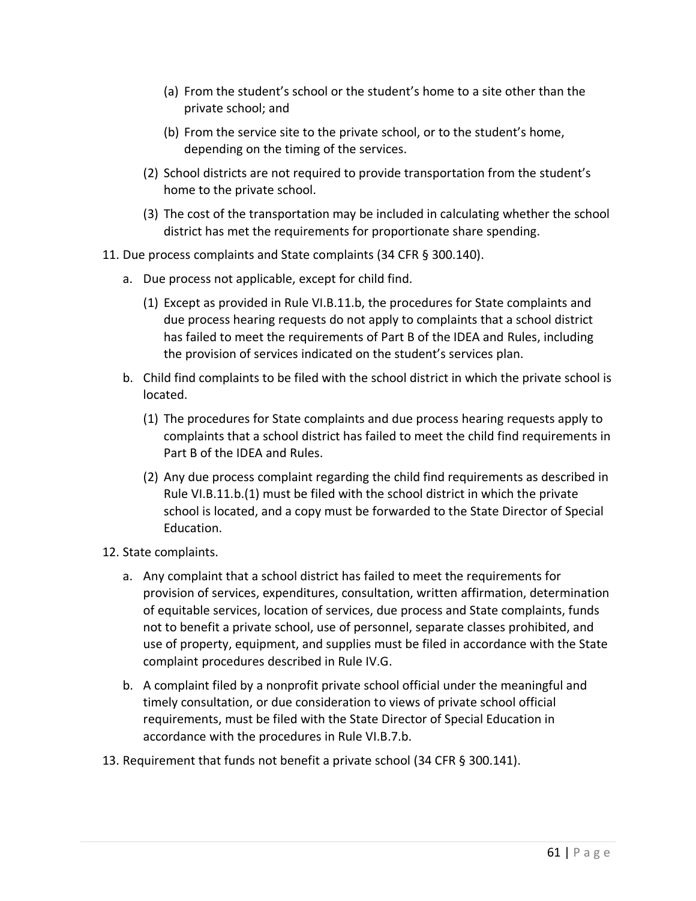(a) From the student's school or the student's home to a site other than the private school; and

      (b) From the service site to the private school, or to the student's home, depending on the timing of the services.

   (2) School districts are not required to provide transportation from the student's home to the private school.

   (3) The cost of the transportation may be included in calculating whether the school district has met the requirements for proportionate share spending.

11. Due process complaints and State complaints (34 CFR § 300.140).

   a. Due process not applicable, except for child find.

      (1) Except as provided in Rule VI.B.11.b, the procedures for State complaints and due process hearing requests do not apply to complaints that a school district has failed to meet the requirements of Part B of the IDEA and Rules, including the provision of services indicated on the student's services plan.

   b. Child find complaints to be filed with the school district in which the private school is located.

      (1) The procedures for State complaints and due process hearing requests apply to complaints that a school district has failed to meet the child find requirements in Part B of the IDEA and Rules.

      (2) Any due process complaint regarding the child find requirements as described in Rule VI.B.11.b.(1) must be filed with the school district in which the private school is located, and a copy must be forwarded to the State Director of Special Education.

12. State complaints.

   a. Any complaint that a school district has failed to meet the requirements for provision of services, expenditures, consultation, written affirmation, determination of equitable services, location of services, due process and State complaints, funds not to benefit a private school, use of personnel, separate classes prohibited, and use of property, equipment, and supplies must be filed in accordance with the State complaint procedures described in Rule IV.G.

   b. A complaint filed by a nonprofit private school official under the meaningful and timely consultation, or due consideration to views of private school official requirements, must be filed with the State Director of Special Education in accordance with the procedures in Rule VI.B.7.b.

13. Requirement that funds not benefit a private school (34 CFR § 300.141).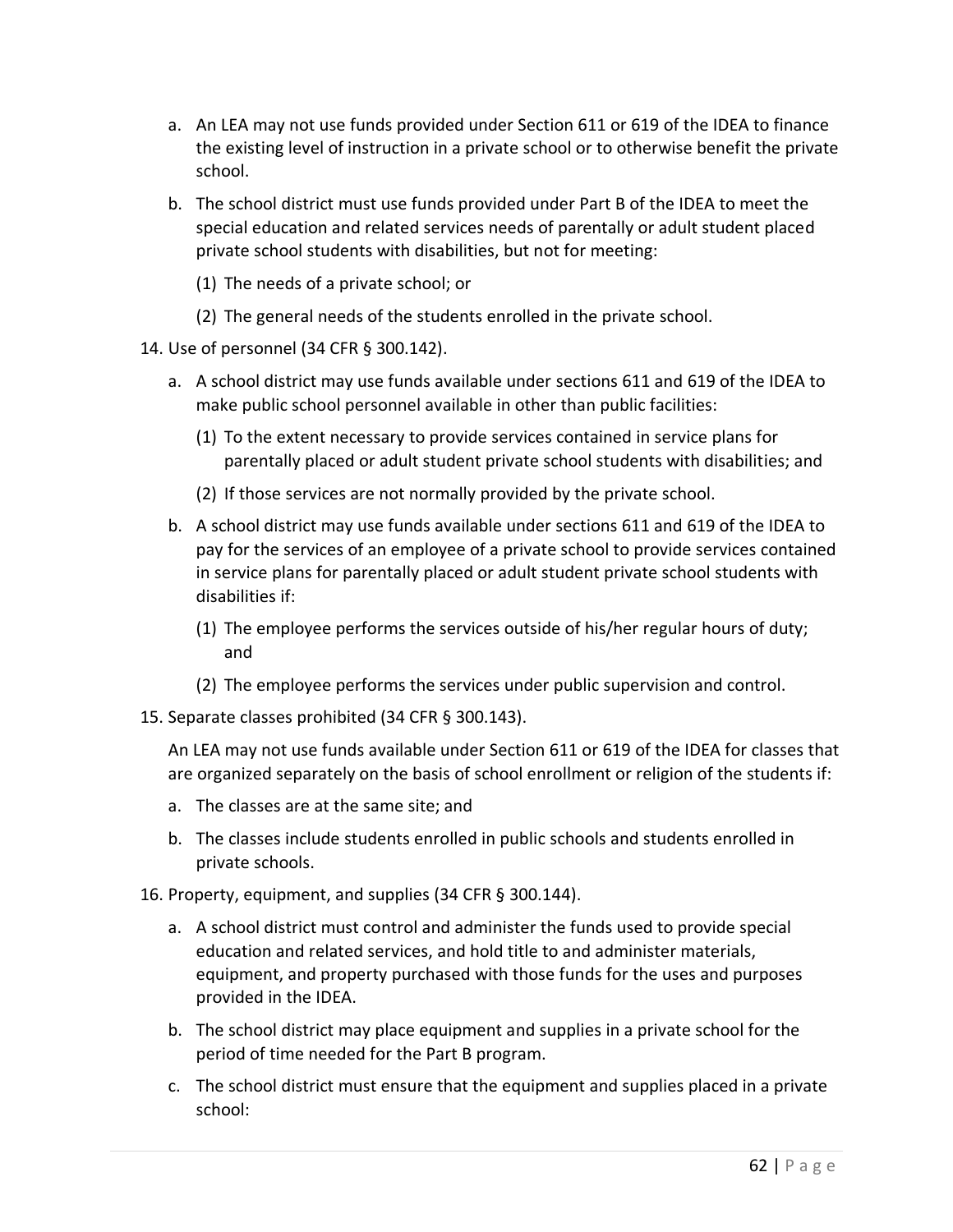a. An LEA may not use funds provided under Section 611 or 619 of the IDEA to finance the existing level of instruction in a private school or to otherwise benefit the private school.

b. The school district must use funds provided under Part B of the IDEA to meet the special education and related services needs of parentally or adult student placed private school students with disabilities, but not for meeting:

   (1) The needs of a private school; or

   (2) The general needs of the students enrolled in the private school.

14. Use of personnel (34 CFR § 300.142).

   a. A school district may use funds available under sections 611 and 619 of the IDEA to make public school personnel available in other than public facilities:

      (1) To the extent necessary to provide services contained in service plans for parentally placed or adult student private school students with disabilities; and

      (2) If those services are not normally provided by the private school.

   b. A school district may use funds available under sections 611 and 619 of the IDEA to pay for the services of an employee of a private school to provide services contained in service plans for parentally placed or adult student private school students with disabilities if:

      (1) The employee performs the services outside of his/her regular hours of duty; and

      (2) The employee performs the services under public supervision and control.

15. Separate classes prohibited (34 CFR § 300.143).

   An LEA may not use funds available under Section 611 or 619 of the IDEA for classes that are organized separately on the basis of school enrollment or religion of the students if:

   a. The classes are at the same site; and

   b. The classes include students enrolled in public schools and students enrolled in private schools.

16. Property, equipment, and supplies (34 CFR § 300.144).

   a. A school district must control and administer the funds used to provide special education and related services, and hold title to and administer materials, equipment, and property purchased with those funds for the uses and purposes provided in the IDEA.

   b. The school district may place equipment and supplies in a private school for the period of time needed for the Part B program.

   c. The school district must ensure that the equipment and supplies placed in a private school: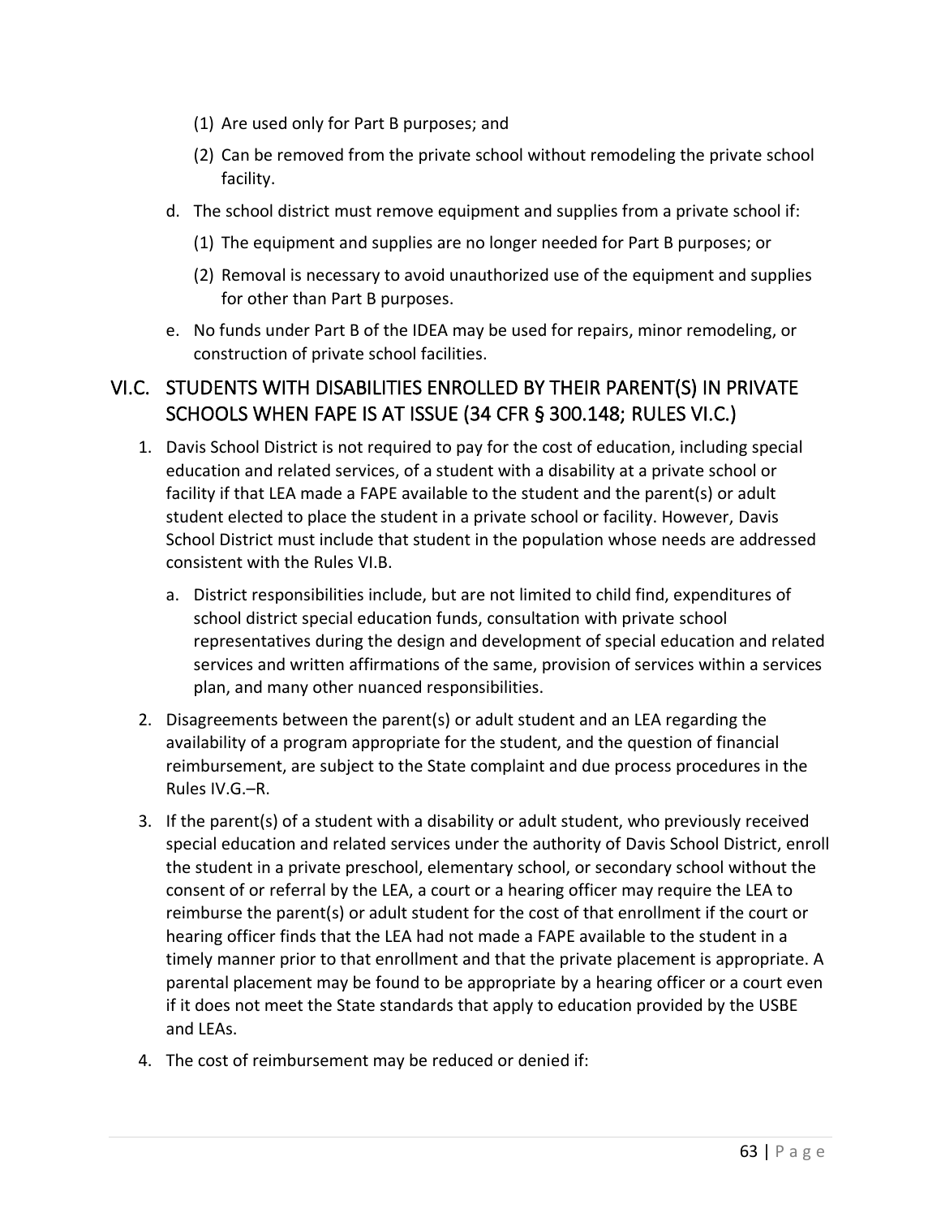(1) Are used only for Part B purposes; and

   (2) Can be removed from the private school without remodeling the private school facility.

d. The school district must remove equipment and supplies from a private school if:

   (1) The equipment and supplies are no longer needed for Part B purposes; or

   (2) Removal is necessary to avoid unauthorized use of the equipment and supplies for other than Part B purposes.

e. No funds under Part B of the IDEA may be used for repairs, minor remodeling, or construction of private school facilities.

## VI.C. STUDENTS WITH DISABILITIES ENROLLED BY THEIR PARENT(S) IN PRIVATE SCHOOLS WHEN FAPE IS AT ISSUE (34 CFR § 300.148; RULES VI.C.)

1. Davis School District is not required to pay for the cost of education, including special education and related services, of a student with a disability at a private school or facility if that LEA made a FAPE available to the student and the parent(s) or adult student elected to place the student in a private school or facility. However, Davis School District must include that student in the population whose needs are addressed consistent with the Rules VI.B.

   a. District responsibilities include, but are not limited to child find, expenditures of school district special education funds, consultation with private school representatives during the design and development of special education and related services and written affirmations of the same, provision of services within a services plan, and many other nuanced responsibilities.

2. Disagreements between the parent(s) or adult student and an LEA regarding the availability of a program appropriate for the student, and the question of financial reimbursement, are subject to the State complaint and due process procedures in the Rules IV.G.–R.

3. If the parent(s) of a student with a disability or adult student, who previously received special education and related services under the authority of Davis School District, enroll the student in a private preschool, elementary school, or secondary school without the consent of or referral by the LEA, a court or a hearing officer may require the LEA to reimburse the parent(s) or adult student for the cost of that enrollment if the court or hearing officer finds that the LEA had not made a FAPE available to the student in a timely manner prior to that enrollment and that the private placement is appropriate. A parental placement may be found to be appropriate by a hearing officer or a court even if it does not meet the State standards that apply to education provided by the USBE and LEAs.

4. The cost of reimbursement may be reduced or denied if: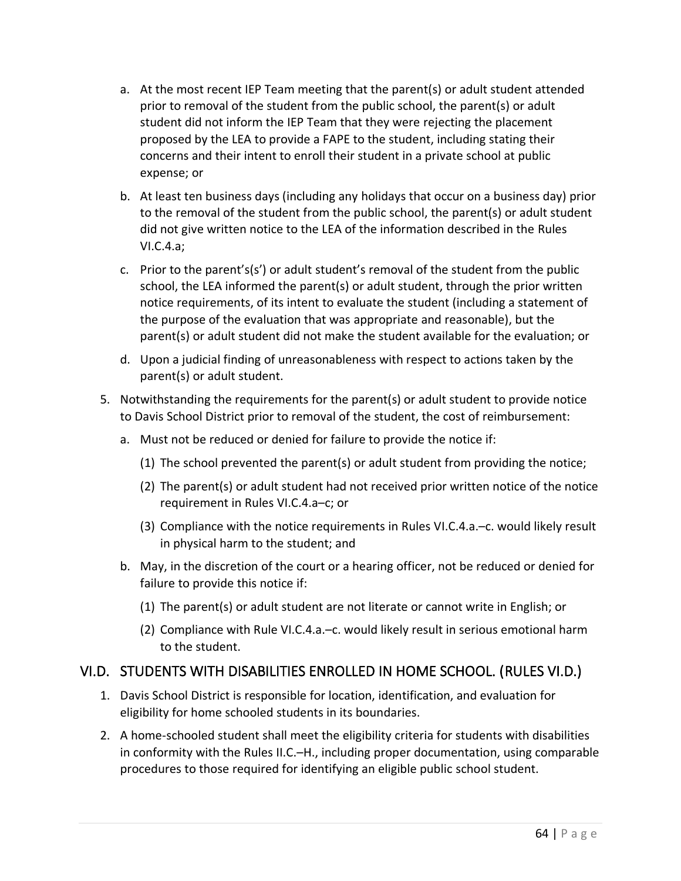a. At the most recent IEP Team meeting that the parent(s) or adult student attended prior to removal of the student from the public school, the parent(s) or adult student did not inform the IEP Team that they were rejecting the placement proposed by the LEA to provide a FAPE to the student, including stating their concerns and their intent to enroll their student in a private school at public expense; or

   b. At least ten business days (including any holidays that occur on a business day) prior to the removal of the student from the public school, the parent(s) or adult student did not give written notice to the LEA of the information described in the Rules VI.C.4.a;

   c. Prior to the parent's(s') or adult student's removal of the student from the public school, the LEA informed the parent(s) or adult student, through the prior written notice requirements, of its intent to evaluate the student (including a statement of the purpose of the evaluation that was appropriate and reasonable), but the parent(s) or adult student did not make the student available for the evaluation; or

   d. Upon a judicial finding of unreasonableness with respect to actions taken by the parent(s) or adult student.

5. Notwithstanding the requirements for the parent(s) or adult student to provide notice to Davis School District prior to removal of the student, the cost of reimbursement:

   a. Must not be reduced or denied for failure to provide the notice if:

      (1) The school prevented the parent(s) or adult student from providing the notice;

      (2) The parent(s) or adult student had not received prior written notice of the notice requirement in Rules VI.C.4.a–c; or

      (3) Compliance with the notice requirements in Rules VI.C.4.a.–c. would likely result in physical harm to the student; and

   b. May, in the discretion of the court or a hearing officer, not be reduced or denied for failure to provide this notice if:

      (1) The parent(s) or adult student are not literate or cannot write in English; or

      (2) Compliance with Rule VI.C.4.a.–c. would likely result in serious emotional harm to the student.

## VI.D. STUDENTS WITH DISABILITIES ENROLLED IN HOME SCHOOL. (RULES VI.D.)

1. Davis School District is responsible for location, identification, and evaluation for eligibility for home schooled students in its boundaries.

2. A home-schooled student shall meet the eligibility criteria for students with disabilities in conformity with the Rules II.C.–H., including proper documentation, using comparable procedures to those required for identifying an eligible public school student.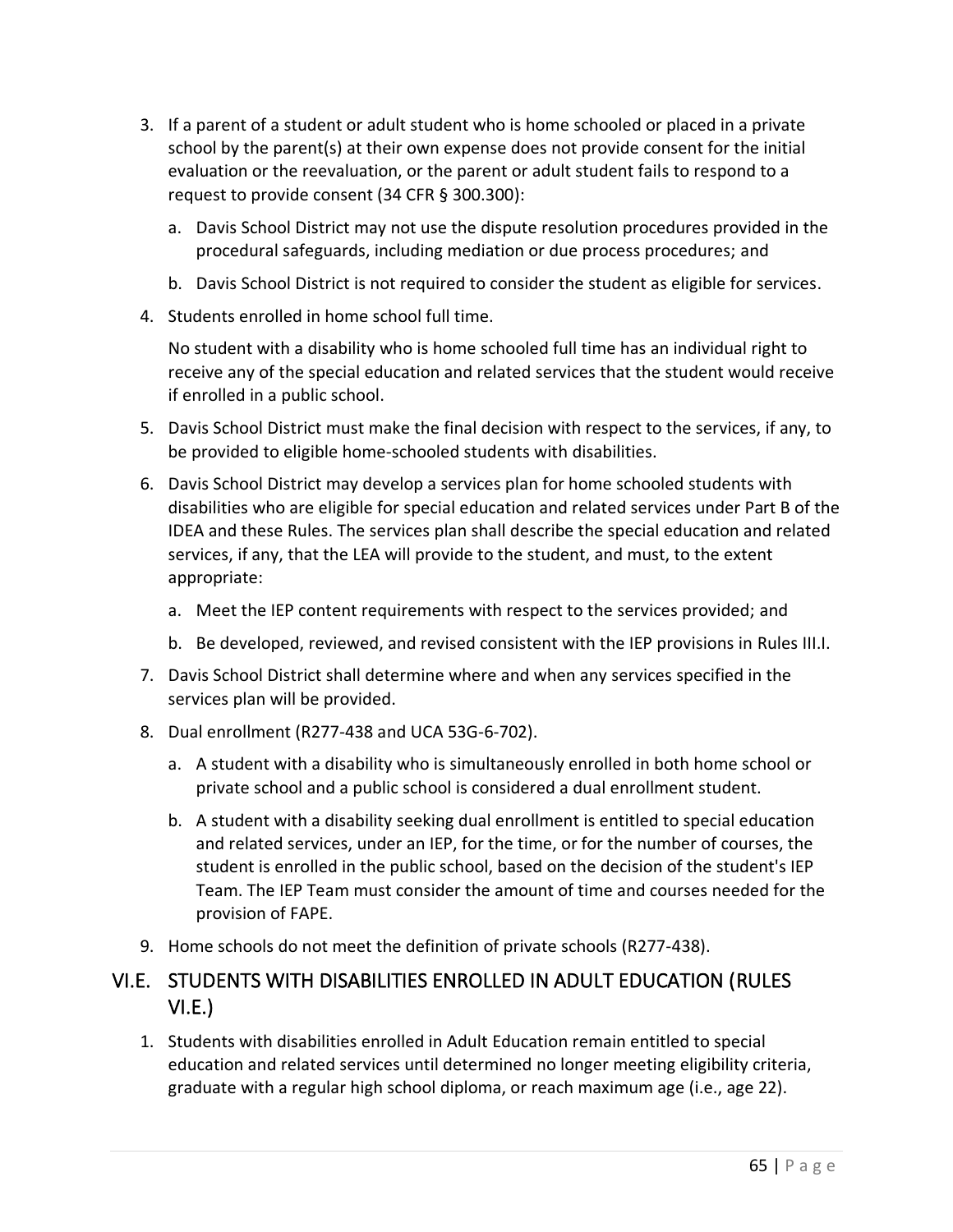3. If a parent of a student or adult student who is home schooled or placed in a private school by the parent(s) at their own expense does not provide consent for the initial evaluation or the reevaluation, or the parent or adult student fails to respond to a request to provide consent (34 CFR § 300.300):

   a. Davis School District may not use the dispute resolution procedures provided in the procedural safeguards, including mediation or due process procedures; and

   b. Davis School District is not required to consider the student as eligible for services.

4. Students enrolled in home school full time.

   No student with a disability who is home schooled full time has an individual right to receive any of the special education and related services that the student would receive if enrolled in a public school.

5. Davis School District must make the final decision with respect to the services, if any, to be provided to eligible home-schooled students with disabilities.

6. Davis School District may develop a services plan for home schooled students with disabilities who are eligible for special education and related services under Part B of the IDEA and these Rules. The services plan shall describe the special education and related services, if any, that the LEA will provide to the student, and must, to the extent appropriate:

   a. Meet the IEP content requirements with respect to the services provided; and

   b. Be developed, reviewed, and revised consistent with the IEP provisions in Rules III.I.

7. Davis School District shall determine where and when any services specified in the services plan will be provided.

8. Dual enrollment (R277-438 and UCA 53G-6-702).

   a. A student with a disability who is simultaneously enrolled in both home school or private school and a public school is considered a dual enrollment student.

   b. A student with a disability seeking dual enrollment is entitled to special education and related services, under an IEP, for the time, or for the number of courses, the student is enrolled in the public school, based on the decision of the student's IEP Team. The IEP Team must consider the amount of time and courses needed for the provision of FAPE.

9. Home schools do not meet the definition of private schools (R277-438).

## VI.E. STUDENTS WITH DISABILITIES ENROLLED IN ADULT EDUCATION (RULES VI.E.)

1. Students with disabilities enrolled in Adult Education remain entitled to special education and related services until determined no longer meeting eligibility criteria, graduate with a regular high school diploma, or reach maximum age (i.e., age 22).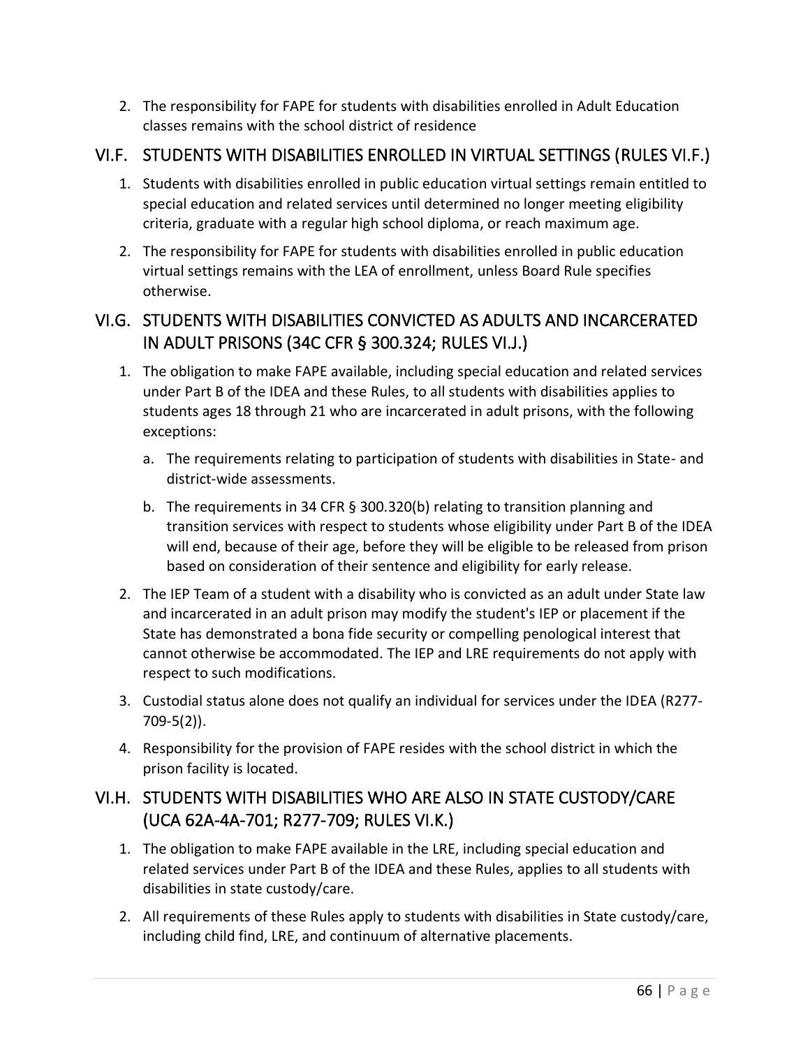2. The responsibility for FAPE for students with disabilities enrolled in Adult Education classes remains with the school district of residence

## VI.F. STUDENTS WITH DISABILITIES ENROLLED IN VIRTUAL SETTINGS (RULES VI.F.)

1. Students with disabilities enrolled in public education virtual settings remain entitled to special education and related services until determined no longer meeting eligibility criteria, graduate with a regular high school diploma, or reach maximum age.
2. The responsibility for FAPE for students with disabilities enrolled in public education virtual settings remains with the LEA of enrollment, unless Board Rule specifies otherwise.

## VI.G. STUDENTS WITH DISABILITIES CONVICTED AS ADULTS AND INCARCERATED IN ADULT PRISONS (34C CFR § 300.324; RULES VI.J.)

1. The obligation to make FAPE available, including special education and related services under Part B of the IDEA and these Rules, to all students with disabilities applies to students ages 18 through 21 who are incarcerated in adult prisons, with the following exceptions:
   a. The requirements relating to participation of students with disabilities in State- and district-wide assessments.
   b. The requirements in 34 CFR § 300.320(b) relating to transition planning and transition services with respect to students whose eligibility under Part B of the IDEA will end, because of their age, before they will be eligible to be released from prison based on consideration of their sentence and eligibility for early release.
2. The IEP Team of a student with a disability who is convicted as an adult under State law and incarcerated in an adult prison may modify the student's IEP or placement if the State has demonstrated a bona fide security or compelling penological interest that cannot otherwise be accommodated. The IEP and LRE requirements do not apply with respect to such modifications.
3. Custodial status alone does not qualify an individual for services under the IDEA (R277-709-5(2)).
4. Responsibility for the provision of FAPE resides with the school district in which the prison facility is located.

## VI.H. STUDENTS WITH DISABILITIES WHO ARE ALSO IN STATE CUSTODY/CARE (UCA 62A-4A-701; R277-709; RULES VI.K.)

1. The obligation to make FAPE available in the LRE, including special education and related services under Part B of the IDEA and these Rules, applies to all students with disabilities in state custody/care.
2. All requirements of these Rules apply to students with disabilities in State custody/care, including child find, LRE, and continuum of alternative placements.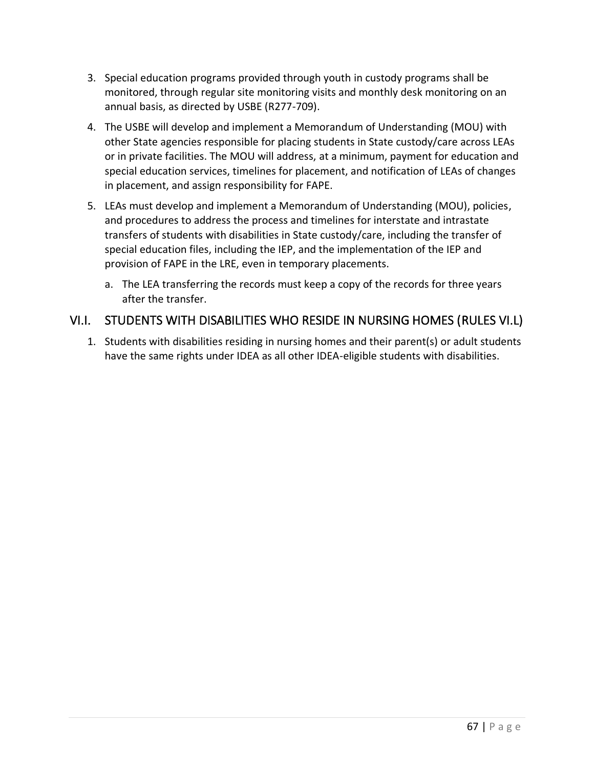3. Special education programs provided through youth in custody programs shall be monitored, through regular site monitoring visits and monthly desk monitoring on an annual basis, as directed by USBE (R277-709).
4. The USBE will develop and implement a Memorandum of Understanding (MOU) with other State agencies responsible for placing students in State custody/care across LEAs or in private facilities. The MOU will address, at a minimum, payment for education and special education services, timelines for placement, and notification of LEAs of changes in placement, and assign responsibility for FAPE.
5. LEAs must develop and implement a Memorandum of Understanding (MOU), policies, and procedures to address the process and timelines for interstate and intrastate transfers of students with disabilities in State custody/care, including the transfer of special education files, including the IEP, and the implementation of the IEP and provision of FAPE in the LRE, even in temporary placements.
   a. The LEA transferring the records must keep a copy of the records for three years after the transfer.

## VI.I. STUDENTS WITH DISABILITIES WHO RESIDE IN NURSING HOMES (RULES VI.L)

1. Students with disabilities residing in nursing homes and their parent(s) or adult students have the same rights under IDEA as all other IDEA-eligible students with disabilities.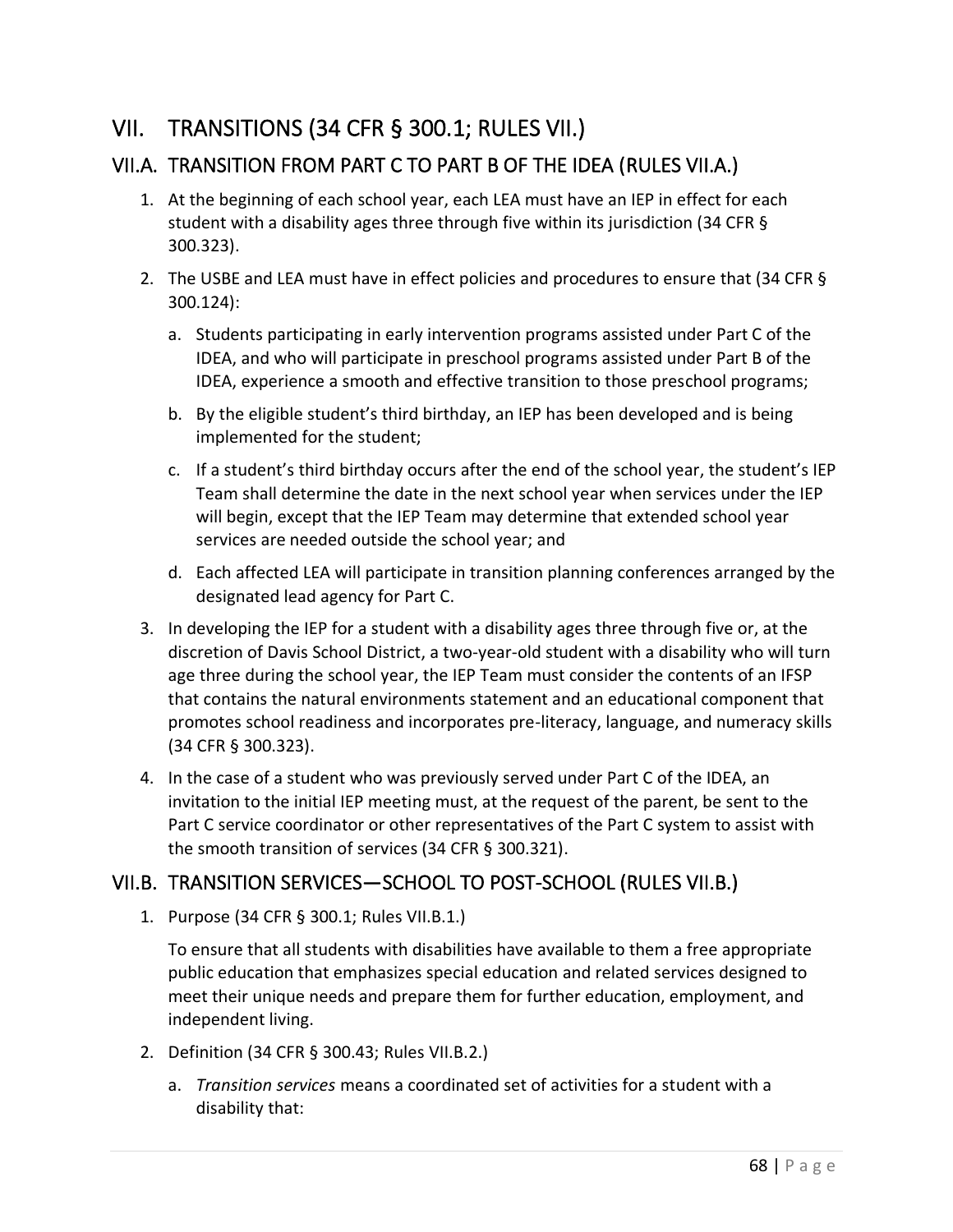# VII. TRANSITIONS (34 CFR § 300.1; RULES VII.)

## VII.A. TRANSITION FROM PART C TO PART B OF THE IDEA (RULES VII.A.)

1. At the beginning of each school year, each LEA must have an IEP in effect for each student with a disability ages three through five within its jurisdiction (34 CFR § 300.323).
2. The USBE and LEA must have in effect policies and procedures to ensure that (34 CFR § 300.124):
   a. Students participating in early intervention programs assisted under Part C of the IDEA, and who will participate in preschool programs assisted under Part B of the IDEA, experience a smooth and effective transition to those preschool programs;
   b. By the eligible student's third birthday, an IEP has been developed and is being implemented for the student;
   c. If a student's third birthday occurs after the end of the school year, the student's IEP Team shall determine the date in the next school year when services under the IEP will begin, except that the IEP Team may determine that extended school year services are needed outside the school year; and
   d. Each affected LEA will participate in transition planning conferences arranged by the designated lead agency for Part C.
3. In developing the IEP for a student with a disability ages three through five or, at the discretion of Davis School District, a two-year-old student with a disability who will turn age three during the school year, the IEP Team must consider the contents of an IFSP that contains the natural environments statement and an educational component that promotes school readiness and incorporates pre-literacy, language, and numeracy skills (34 CFR § 300.323).
4. In the case of a student who was previously served under Part C of the IDEA, an invitation to the initial IEP meeting must, at the request of the parent, be sent to the Part C service coordinator or other representatives of the Part C system to assist with the smooth transition of services (34 CFR § 300.321).

## VII.B. TRANSITION SERVICES—SCHOOL TO POST-SCHOOL (RULES VII.B.)

1. Purpose (34 CFR § 300.1; Rules VII.B.1.)

   To ensure that all students with disabilities have available to them a free appropriate public education that emphasizes special education and related services designed to meet their unique needs and prepare them for further education, employment, and independent living.

2. Definition (34 CFR § 300.43; Rules VII.B.2.)
   a. *Transition services* means a coordinated set of activities for a student with a disability that: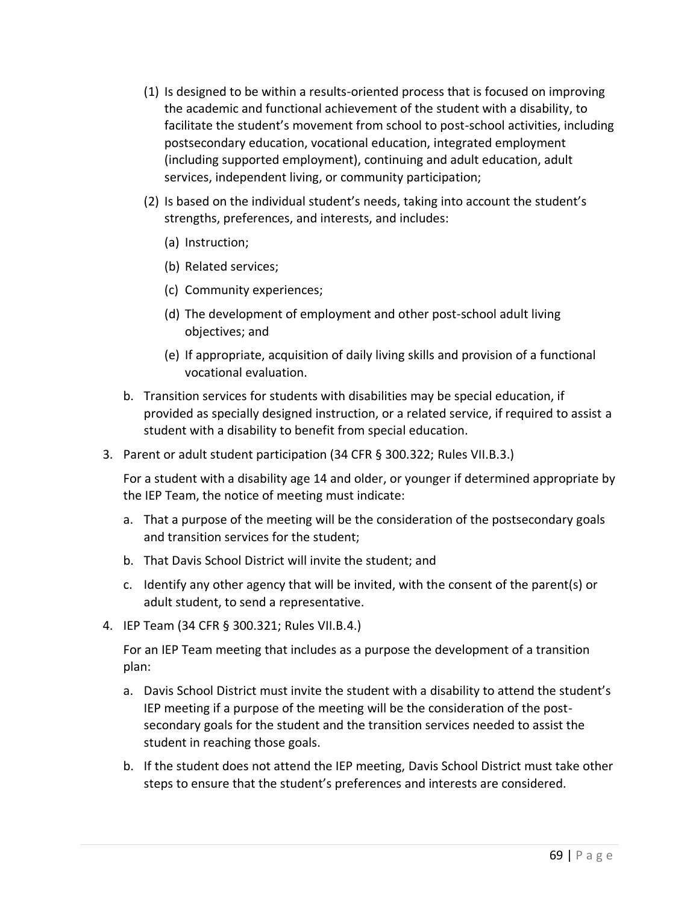(1) Is designed to be within a results-oriented process that is focused on improving the academic and functional achievement of the student with a disability, to facilitate the student's movement from school to post-school activities, including postsecondary education, vocational education, integrated employment (including supported employment), continuing and adult education, adult services, independent living, or community participation;

(2) Is based on the individual student's needs, taking into account the student's strengths, preferences, and interests, and includes:

(a) Instruction;

(b) Related services;

(c) Community experiences;

(d) The development of employment and other post-school adult living objectives; and

(e) If appropriate, acquisition of daily living skills and provision of a functional vocational evaluation.

b. Transition services for students with disabilities may be special education, if provided as specially designed instruction, or a related service, if required to assist a student with a disability to benefit from special education.

3. Parent or adult student participation (34 CFR § 300.322; Rules VII.B.3.)

   For a student with a disability age 14 and older, or younger if determined appropriate by the IEP Team, the notice of meeting must indicate:

   a. That a purpose of the meeting will be the consideration of the postsecondary goals and transition services for the student;

   b. That Davis School District will invite the student; and

   c. Identify any other agency that will be invited, with the consent of the parent(s) or adult student, to send a representative.

4. IEP Team (34 CFR § 300.321; Rules VII.B.4.)

   For an IEP Team meeting that includes as a purpose the development of a transition plan:

   a. Davis School District must invite the student with a disability to attend the student's IEP meeting if a purpose of the meeting will be the consideration of the post-secondary goals for the student and the transition services needed to assist the student in reaching those goals.

   b. If the student does not attend the IEP meeting, Davis School District must take other steps to ensure that the student's preferences and interests are considered.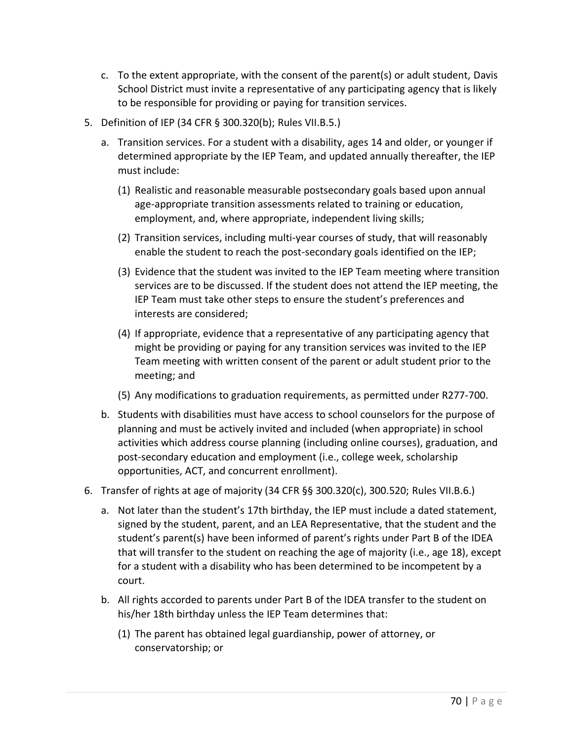c. To the extent appropriate, with the consent of the parent(s) or adult student, Davis School District must invite a representative of any participating agency that is likely to be responsible for providing or paying for transition services.

5. Definition of IEP (34 CFR § 300.320(b); Rules VII.B.5.)

   a. Transition services. For a student with a disability, ages 14 and older, or younger if determined appropriate by the IEP Team, and updated annually thereafter, the IEP must include:

      (1) Realistic and reasonable measurable postsecondary goals based upon annual age-appropriate transition assessments related to training or education, employment, and, where appropriate, independent living skills;

      (2) Transition services, including multi-year courses of study, that will reasonably enable the student to reach the post-secondary goals identified on the IEP;

      (3) Evidence that the student was invited to the IEP Team meeting where transition services are to be discussed. If the student does not attend the IEP meeting, the IEP Team must take other steps to ensure the student's preferences and interests are considered;

      (4) If appropriate, evidence that a representative of any participating agency that might be providing or paying for any transition services was invited to the IEP Team meeting with written consent of the parent or adult student prior to the meeting; and

      (5) Any modifications to graduation requirements, as permitted under R277-700.

   b. Students with disabilities must have access to school counselors for the purpose of planning and must be actively invited and included (when appropriate) in school activities which address course planning (including online courses), graduation, and post-secondary education and employment (i.e., college week, scholarship opportunities, ACT, and concurrent enrollment).

6. Transfer of rights at age of majority (34 CFR §§ 300.320(c), 300.520; Rules VII.B.6.)

   a. Not later than the student's 17th birthday, the IEP must include a dated statement, signed by the student, parent, and an LEA Representative, that the student and the student's parent(s) have been informed of parent's rights under Part B of the IDEA that will transfer to the student on reaching the age of majority (i.e., age 18), except for a student with a disability who has been determined to be incompetent by a court.

   b. All rights accorded to parents under Part B of the IDEA transfer to the student on his/her 18th birthday unless the IEP Team determines that:

      (1) The parent has obtained legal guardianship, power of attorney, or conservatorship; or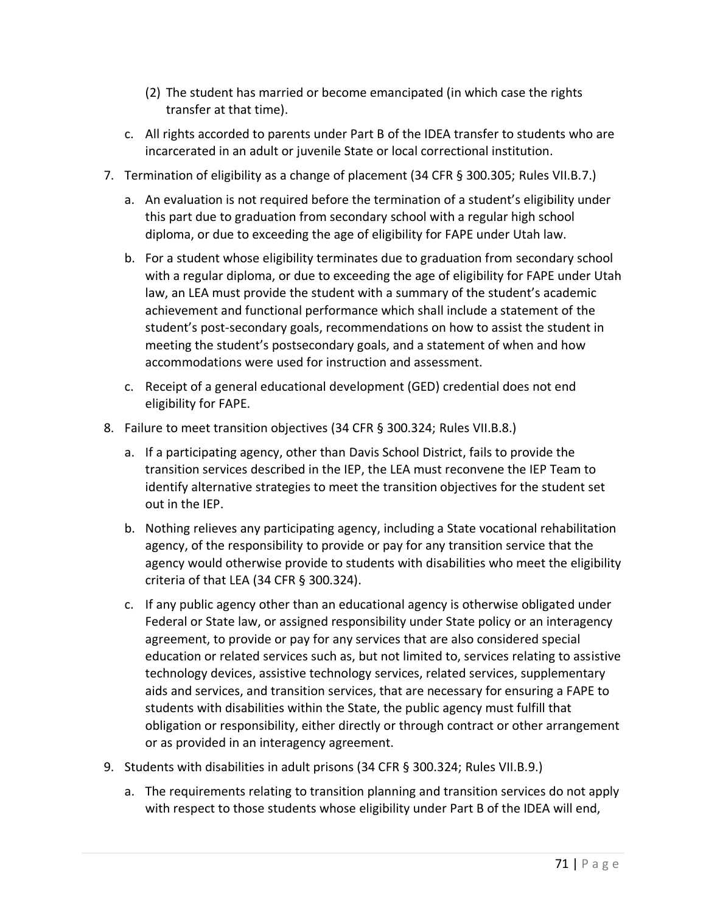(2) The student has married or become emancipated (in which case the rights transfer at that time).

   c. All rights accorded to parents under Part B of the IDEA transfer to students who are incarcerated in an adult or juvenile State or local correctional institution.

7. Termination of eligibility as a change of placement (34 CFR § 300.305; Rules VII.B.7.)

   a. An evaluation is not required before the termination of a student's eligibility under this part due to graduation from secondary school with a regular high school diploma, or due to exceeding the age of eligibility for FAPE under Utah law.

   b. For a student whose eligibility terminates due to graduation from secondary school with a regular diploma, or due to exceeding the age of eligibility for FAPE under Utah law, an LEA must provide the student with a summary of the student's academic achievement and functional performance which shall include a statement of the student's post-secondary goals, recommendations on how to assist the student in meeting the student's postsecondary goals, and a statement of when and how accommodations were used for instruction and assessment.

   c. Receipt of a general educational development (GED) credential does not end eligibility for FAPE.

8. Failure to meet transition objectives (34 CFR § 300.324; Rules VII.B.8.)

   a. If a participating agency, other than Davis School District, fails to provide the transition services described in the IEP, the LEA must reconvene the IEP Team to identify alternative strategies to meet the transition objectives for the student set out in the IEP.

   b. Nothing relieves any participating agency, including a State vocational rehabilitation agency, of the responsibility to provide or pay for any transition service that the agency would otherwise provide to students with disabilities who meet the eligibility criteria of that LEA (34 CFR § 300.324).

   c. If any public agency other than an educational agency is otherwise obligated under Federal or State law, or assigned responsibility under State policy or an interagency agreement, to provide or pay for any services that are also considered special education or related services such as, but not limited to, services relating to assistive technology devices, assistive technology services, related services, supplementary aids and services, and transition services, that are necessary for ensuring a FAPE to students with disabilities within the State, the public agency must fulfill that obligation or responsibility, either directly or through contract or other arrangement or as provided in an interagency agreement.

9. Students with disabilities in adult prisons (34 CFR § 300.324; Rules VII.B.9.)

   a. The requirements relating to transition planning and transition services do not apply with respect to those students whose eligibility under Part B of the IDEA will end,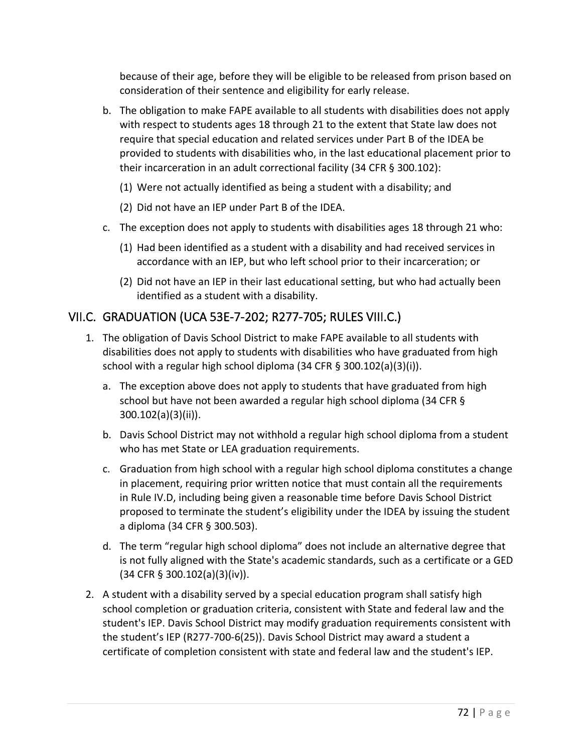because of their age, before they will be eligible to be released from prison based on consideration of their sentence and eligibility for early release.

b. The obligation to make FAPE available to all students with disabilities does not apply with respect to students ages 18 through 21 to the extent that State law does not require that special education and related services under Part B of the IDEA be provided to students with disabilities who, in the last educational placement prior to their incarceration in an adult correctional facility (34 CFR § 300.102):

   (1) Were not actually identified as being a student with a disability; and

   (2) Did not have an IEP under Part B of the IDEA.

c. The exception does not apply to students with disabilities ages 18 through 21 who:

   (1) Had been identified as a student with a disability and had received services in accordance with an IEP, but who left school prior to their incarceration; or

   (2) Did not have an IEP in their last educational setting, but who had actually been identified as a student with a disability.

## VII.C. GRADUATION (UCA 53E-7-202; R277-705; RULES VIII.C.)

1. The obligation of Davis School District to make FAPE available to all students with disabilities does not apply to students with disabilities who have graduated from high school with a regular high school diploma (34 CFR § 300.102(a)(3)(i)).

   a. The exception above does not apply to students that have graduated from high school but have not been awarded a regular high school diploma (34 CFR § 300.102(a)(3)(ii)).

   b. Davis School District may not withhold a regular high school diploma from a student who has met State or LEA graduation requirements.

   c. Graduation from high school with a regular high school diploma constitutes a change in placement, requiring prior written notice that must contain all the requirements in Rule IV.D, including being given a reasonable time before Davis School District proposed to terminate the student's eligibility under the IDEA by issuing the student a diploma (34 CFR § 300.503).

   d. The term "regular high school diploma" does not include an alternative degree that is not fully aligned with the State's academic standards, such as a certificate or a GED (34 CFR § 300.102(a)(3)(iv)).

2. A student with a disability served by a special education program shall satisfy high school completion or graduation criteria, consistent with State and federal law and the student's IEP. Davis School District may modify graduation requirements consistent with the student's IEP (R277-700-6(25)). Davis School District may award a student a certificate of completion consistent with state and federal law and the student's IEP.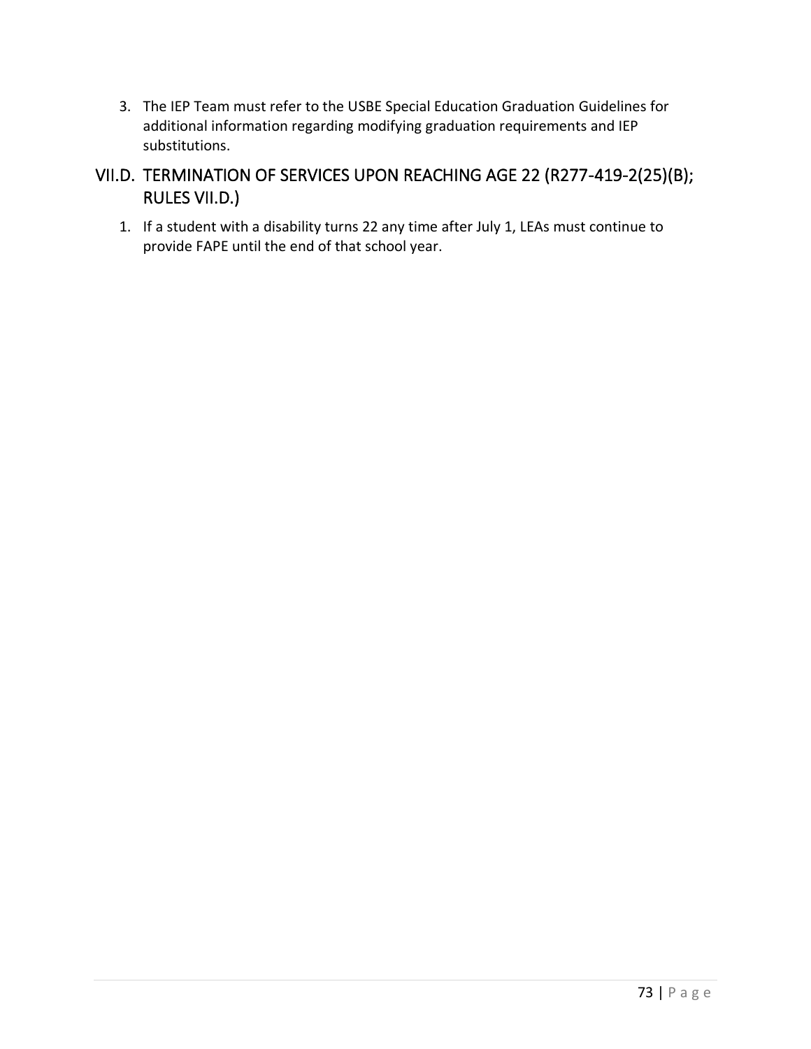3. The IEP Team must refer to the USBE Special Education Graduation Guidelines for additional information regarding modifying graduation requirements and IEP substitutions.

## VII.D. TERMINATION OF SERVICES UPON REACHING AGE 22 (R277-419-2(25)(B); RULES VII.D.)

1. If a student with a disability turns 22 any time after July 1, LEAs must continue to provide FAPE until the end of that school year.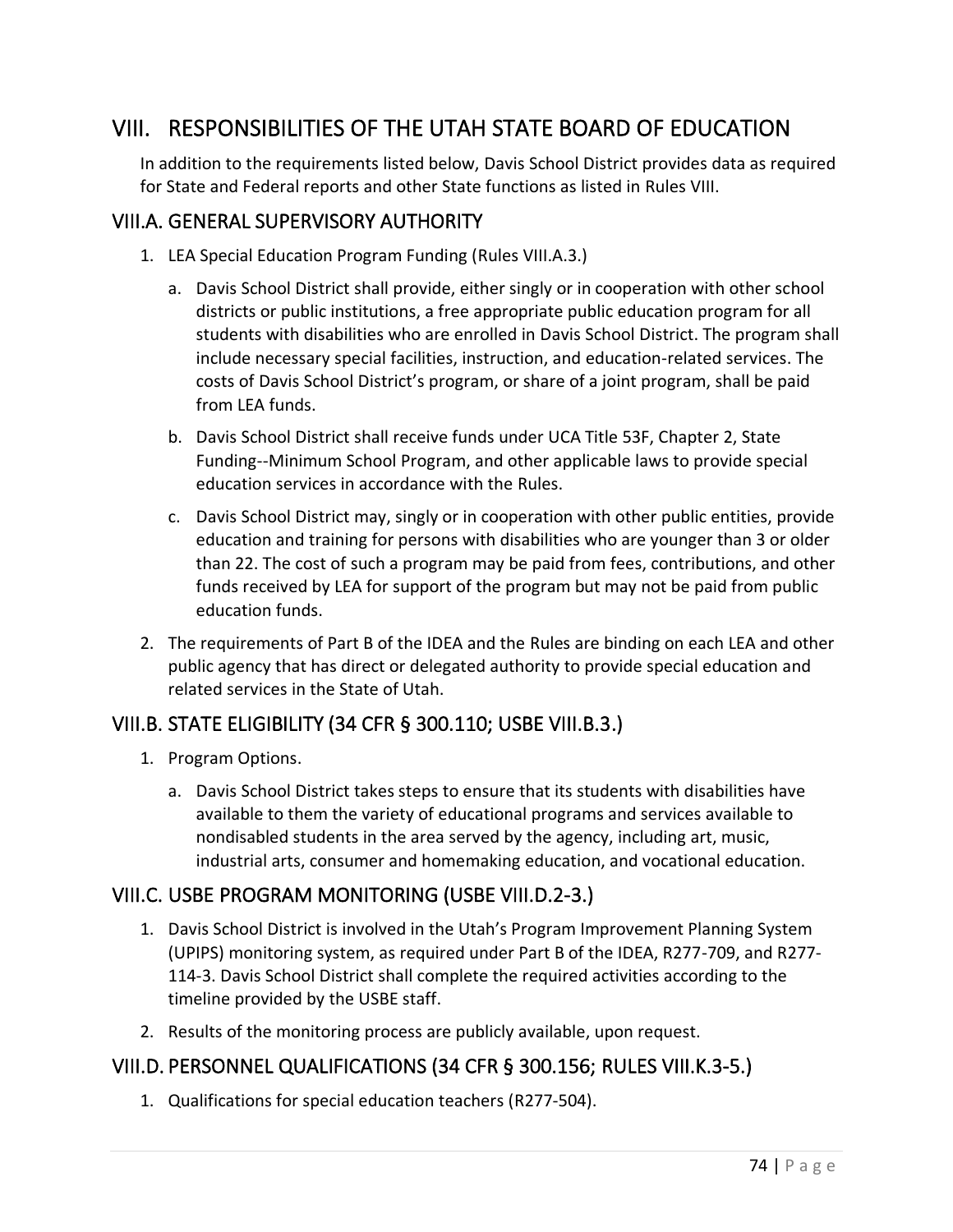# VIII. RESPONSIBILITIES OF THE UTAH STATE BOARD OF EDUCATION

In addition to the requirements listed below, Davis School District provides data as required for State and Federal reports and other State functions as listed in Rules VIII.

## VIII.A. GENERAL SUPERVISORY AUTHORITY

1. LEA Special Education Program Funding (Rules VIII.A.3.)
   a. Davis School District shall provide, either singly or in cooperation with other school districts or public institutions, a free appropriate public education program for all students with disabilities who are enrolled in Davis School District. The program shall include necessary special facilities, instruction, and education-related services. The costs of Davis School District's program, or share of a joint program, shall be paid from LEA funds.
   b. Davis School District shall receive funds under UCA Title 53F, Chapter 2, State Funding--Minimum School Program, and other applicable laws to provide special education services in accordance with the Rules.
   c. Davis School District may, singly or in cooperation with other public entities, provide education and training for persons with disabilities who are younger than 3 or older than 22. The cost of such a program may be paid from fees, contributions, and other funds received by LEA for support of the program but may not be paid from public education funds.
2. The requirements of Part B of the IDEA and the Rules are binding on each LEA and other public agency that has direct or delegated authority to provide special education and related services in the State of Utah.

## VIII.B. STATE ELIGIBILITY (34 CFR § 300.110; USBE VIII.B.3.)

1. Program Options.
   a. Davis School District takes steps to ensure that its students with disabilities have available to them the variety of educational programs and services available to nondisabled students in the area served by the agency, including art, music, industrial arts, consumer and homemaking education, and vocational education.

## VIII.C. USBE PROGRAM MONITORING (USBE VIII.D.2-3.)

1. Davis School District is involved in the Utah's Program Improvement Planning System (UPIPS) monitoring system, as required under Part B of the IDEA, R277-709, and R277-114-3. Davis School District shall complete the required activities according to the timeline provided by the USBE staff.
2. Results of the monitoring process are publicly available, upon request.

## VIII.D. PERSONNEL QUALIFICATIONS (34 CFR § 300.156; RULES VIII.K.3-5.)

1. Qualifications for special education teachers (R277-504).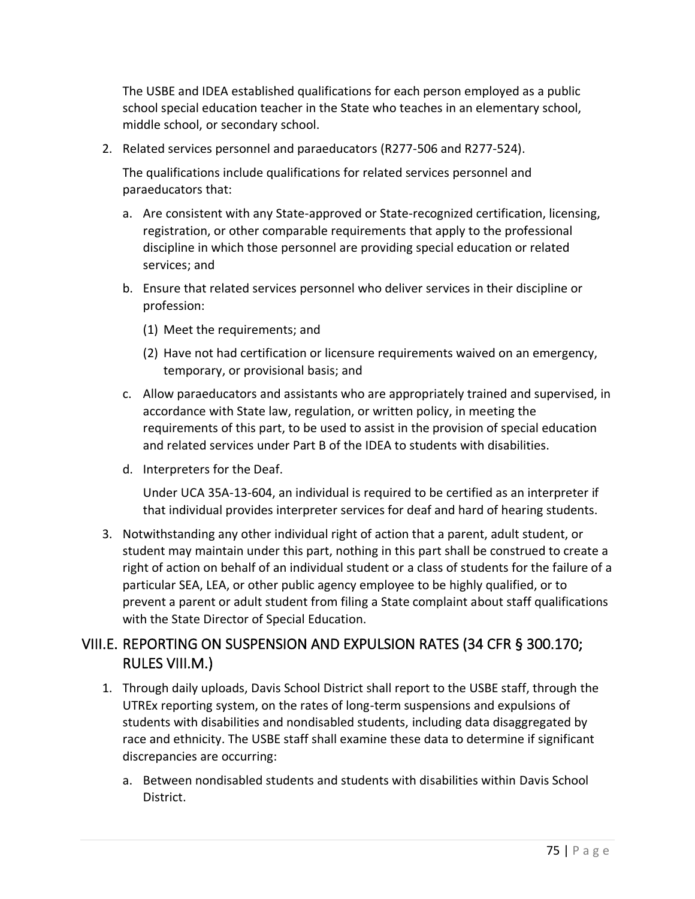The USBE and IDEA established qualifications for each person employed as a public school special education teacher in the State who teaches in an elementary school, middle school, or secondary school.

2. Related services personnel and paraeducators (R277-506 and R277-524).

   The qualifications include qualifications for related services personnel and paraeducators that:

   a. Are consistent with any State-approved or State-recognized certification, licensing, registration, or other comparable requirements that apply to the professional discipline in which those personnel are providing special education or related services; and

   b. Ensure that related services personnel who deliver services in their discipline or profession:

      (1) Meet the requirements; and

      (2) Have not had certification or licensure requirements waived on an emergency, temporary, or provisional basis; and

   c. Allow paraeducators and assistants who are appropriately trained and supervised, in accordance with State law, regulation, or written policy, in meeting the requirements of this part, to be used to assist in the provision of special education and related services under Part B of the IDEA to students with disabilities.

   d. Interpreters for the Deaf.

      Under UCA 35A-13-604, an individual is required to be certified as an interpreter if that individual provides interpreter services for deaf and hard of hearing students.

3. Notwithstanding any other individual right of action that a parent, adult student, or student may maintain under this part, nothing in this part shall be construed to create a right of action on behalf of an individual student or a class of students for the failure of a particular SEA, LEA, or other public agency employee to be highly qualified, or to prevent a parent or adult student from filing a State complaint about staff qualifications with the State Director of Special Education.

## VIII.E. REPORTING ON SUSPENSION AND EXPULSION RATES (34 CFR § 300.170; RULES VIII.M.)

1. Through daily uploads, Davis School District shall report to the USBE staff, through the UTREx reporting system, on the rates of long-term suspensions and expulsions of students with disabilities and nondisabled students, including data disaggregated by race and ethnicity. The USBE staff shall examine these data to determine if significant discrepancies are occurring:

   a. Between nondisabled students and students with disabilities within Davis School District.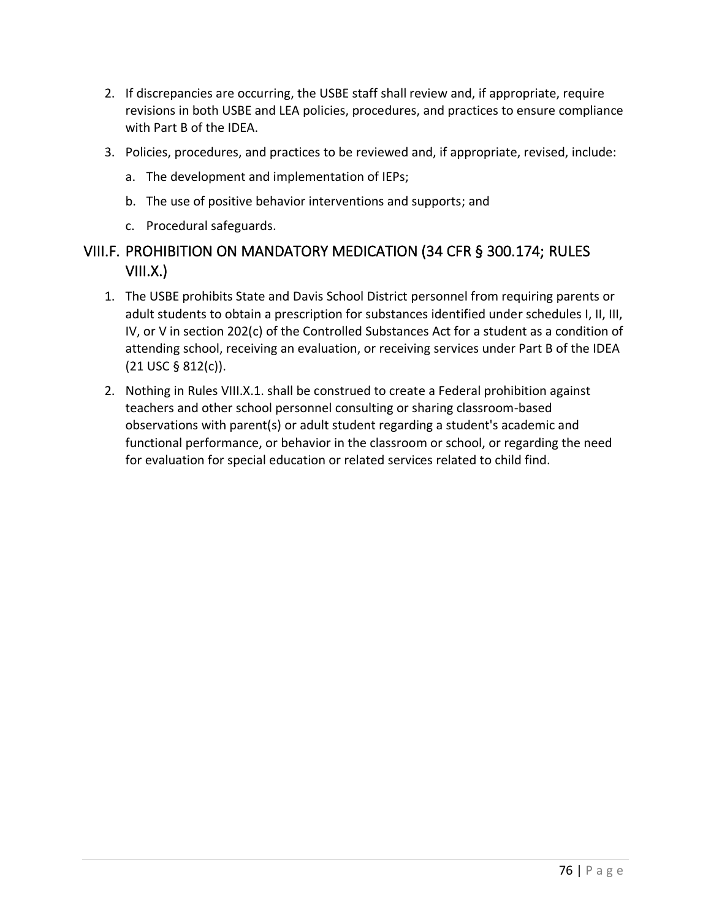2. If discrepancies are occurring, the USBE staff shall review and, if appropriate, require revisions in both USBE and LEA policies, procedures, and practices to ensure compliance with Part B of the IDEA.
3. Policies, procedures, and practices to be reviewed and, if appropriate, revised, include:
   a. The development and implementation of IEPs;
   b. The use of positive behavior interventions and supports; and
   c. Procedural safeguards.

## VIII.F. PROHIBITION ON MANDATORY MEDICATION (34 CFR § 300.174; RULES VIII.X.)

1. The USBE prohibits State and Davis School District personnel from requiring parents or adult students to obtain a prescription for substances identified under schedules I, II, III, IV, or V in section 202(c) of the Controlled Substances Act for a student as a condition of attending school, receiving an evaluation, or receiving services under Part B of the IDEA (21 USC § 812(c)).
2. Nothing in Rules VIII.X.1. shall be construed to create a Federal prohibition against teachers and other school personnel consulting or sharing classroom-based observations with parent(s) or adult student regarding a student's academic and functional performance, or behavior in the classroom or school, or regarding the need for evaluation for special education or related services related to child find.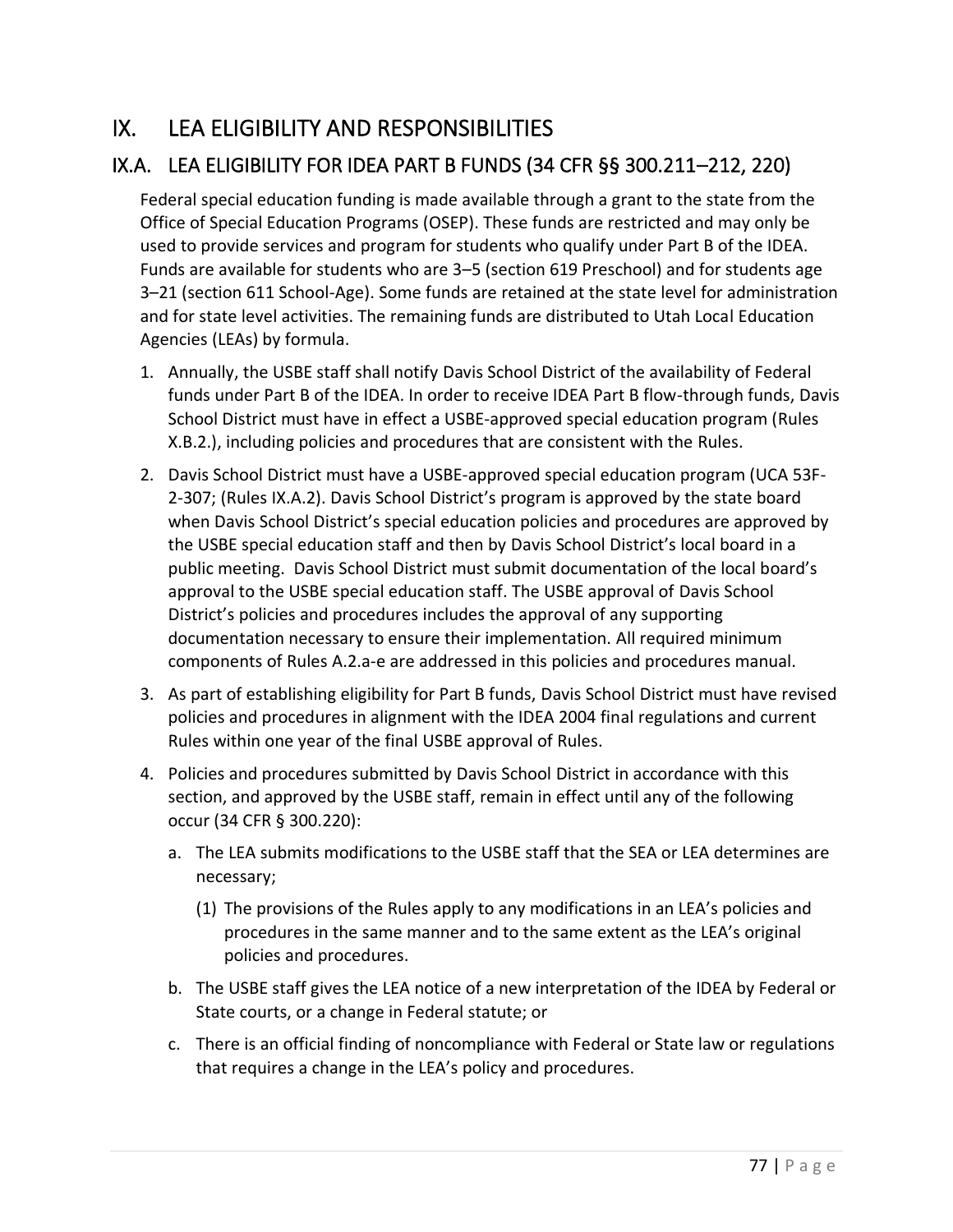# IX. LEA ELIGIBILITY AND RESPONSIBILITIES

## IX.A. LEA ELIGIBILITY FOR IDEA PART B FUNDS (34 CFR §§ 300.211–212, 220)

Federal special education funding is made available through a grant to the state from the Office of Special Education Programs (OSEP). These funds are restricted and may only be used to provide services and program for students who qualify under Part B of the IDEA. Funds are available for students who are 3–5 (section 619 Preschool) and for students age 3–21 (section 611 School-Age). Some funds are retained at the state level for administration and for state level activities. The remaining funds are distributed to Utah Local Education Agencies (LEAs) by formula.

1. Annually, the USBE staff shall notify Davis School District of the availability of Federal funds under Part B of the IDEA. In order to receive IDEA Part B flow-through funds, Davis School District must have in effect a USBE-approved special education program (Rules X.B.2.), including policies and procedures that are consistent with the Rules.
2. Davis School District must have a USBE-approved special education program (UCA 53F-2-307; (Rules IX.A.2). Davis School District's program is approved by the state board when Davis School District's special education policies and procedures are approved by the USBE special education staff and then by Davis School District's local board in a public meeting. Davis School District must submit documentation of the local board's approval to the USBE special education staff. The USBE approval of Davis School District's policies and procedures includes the approval of any supporting documentation necessary to ensure their implementation. All required minimum components of Rules A.2.a-e are addressed in this policies and procedures manual.
3. As part of establishing eligibility for Part B funds, Davis School District must have revised policies and procedures in alignment with the IDEA 2004 final regulations and current Rules within one year of the final USBE approval of Rules.
4. Policies and procedures submitted by Davis School District in accordance with this section, and approved by the USBE staff, remain in effect until any of the following occur (34 CFR § 300.220):
   a. The LEA submits modifications to the USBE staff that the SEA or LEA determines are necessary;
      (1) The provisions of the Rules apply to any modifications in an LEA's policies and procedures in the same manner and to the same extent as the LEA's original policies and procedures.
   b. The USBE staff gives the LEA notice of a new interpretation of the IDEA by Federal or State courts, or a change in Federal statute; or
   c. There is an official finding of noncompliance with Federal or State law or regulations that requires a change in the LEA's policy and procedures.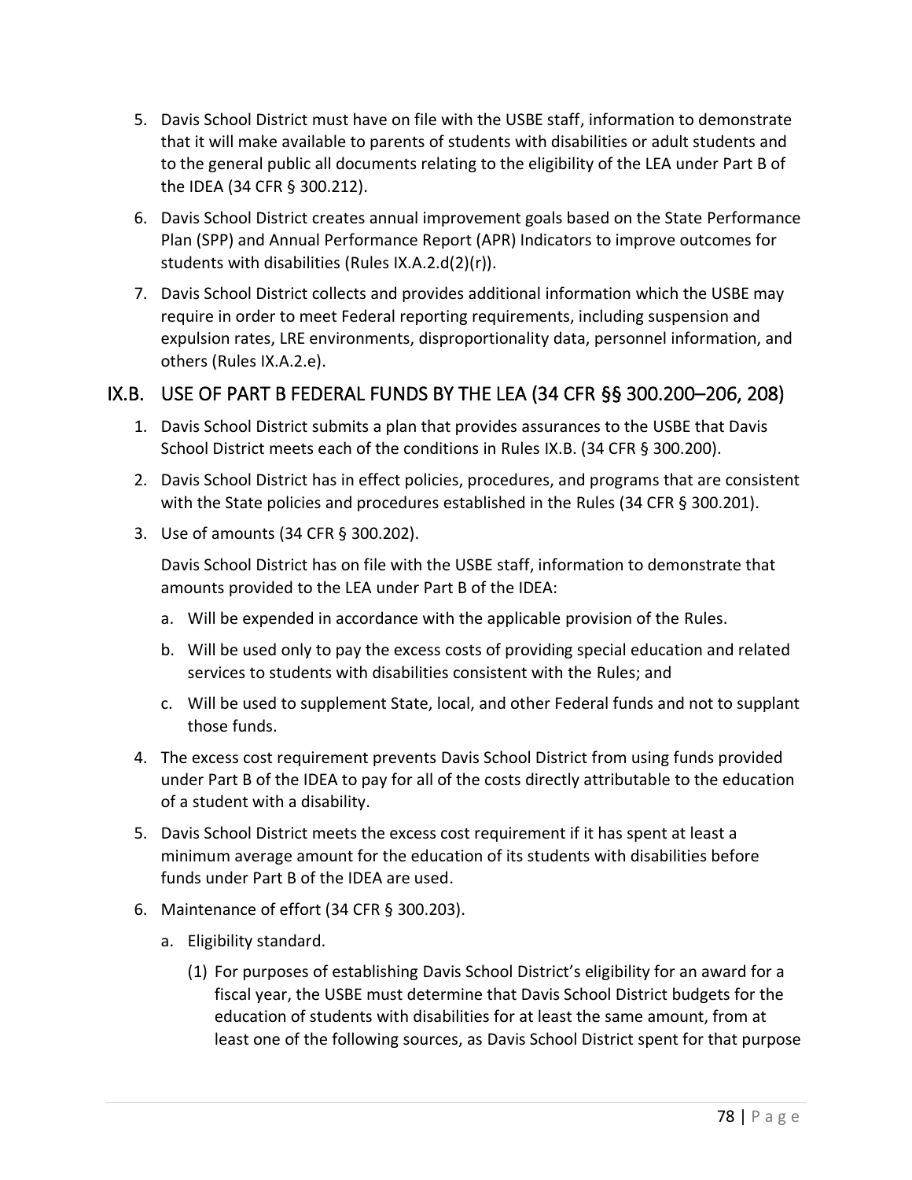5. Davis School District must have on file with the USBE staff, information to demonstrate that it will make available to parents of students with disabilities or adult students and to the general public all documents relating to the eligibility of the LEA under Part B of the IDEA (34 CFR § 300.212).
6. Davis School District creates annual improvement goals based on the State Performance Plan (SPP) and Annual Performance Report (APR) Indicators to improve outcomes for students with disabilities (Rules IX.A.2.d(2)(r)).
7. Davis School District collects and provides additional information which the USBE may require in order to meet Federal reporting requirements, including suspension and expulsion rates, LRE environments, disproportionality data, personnel information, and others (Rules IX.A.2.e).

## IX.B. USE OF PART B FEDERAL FUNDS BY THE LEA (34 CFR §§ 300.200–206, 208)

1. Davis School District submits a plan that provides assurances to the USBE that Davis School District meets each of the conditions in Rules IX.B. (34 CFR § 300.200).
2. Davis School District has in effect policies, procedures, and programs that are consistent with the State policies and procedures established in the Rules (34 CFR § 300.201).
3. Use of amounts (34 CFR § 300.202).

   Davis School District has on file with the USBE staff, information to demonstrate that amounts provided to the LEA under Part B of the IDEA:

   a. Will be expended in accordance with the applicable provision of the Rules.
   b. Will be used only to pay the excess costs of providing special education and related services to students with disabilities consistent with the Rules; and
   c. Will be used to supplement State, local, and other Federal funds and not to supplant those funds.
4. The excess cost requirement prevents Davis School District from using funds provided under Part B of the IDEA to pay for all of the costs directly attributable to the education of a student with a disability.
5. Davis School District meets the excess cost requirement if it has spent at least a minimum average amount for the education of its students with disabilities before funds under Part B of the IDEA are used.
6. Maintenance of effort (34 CFR § 300.203).

   a. Eligibility standard.

      (1) For purposes of establishing Davis School District's eligibility for an award for a fiscal year, the USBE must determine that Davis School District budgets for the education of students with disabilities for at least the same amount, from at least one of the following sources, as Davis School District spent for that purpose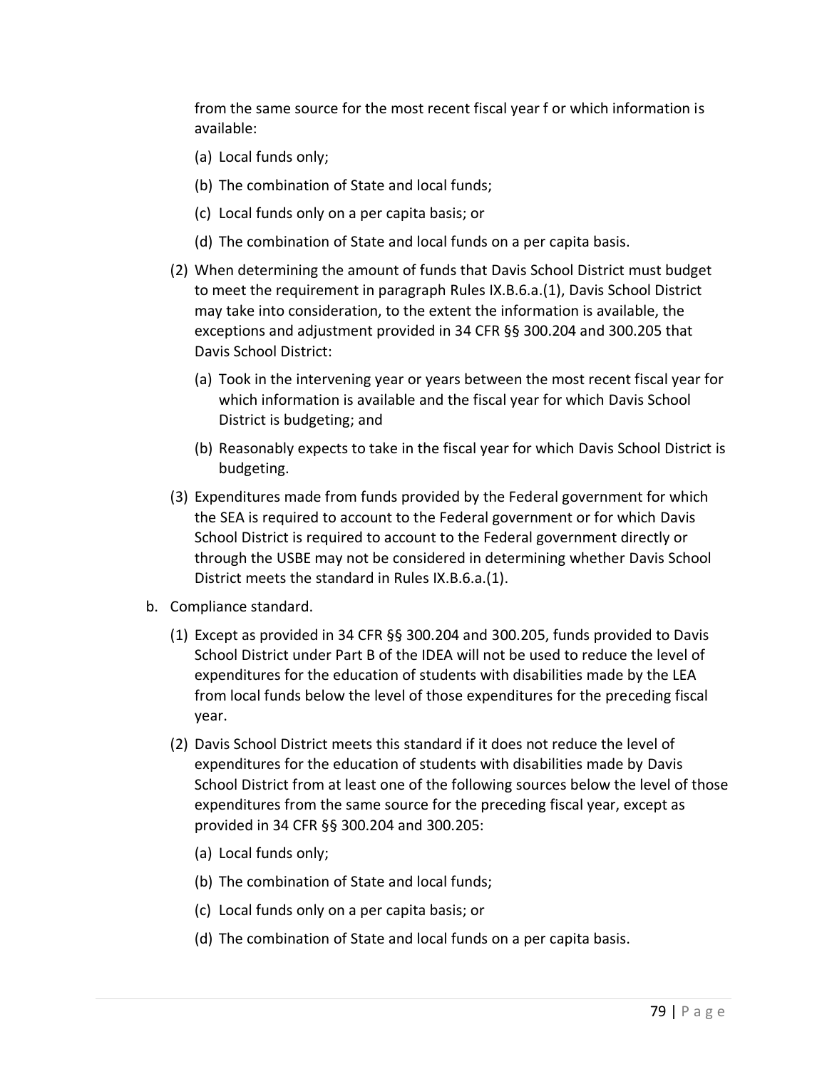from the same source for the most recent fiscal year f or which information is available:

(a) Local funds only;

(b) The combination of State and local funds;

(c) Local funds only on a per capita basis; or

(d) The combination of State and local funds on a per capita basis.

(2) When determining the amount of funds that Davis School District must budget to meet the requirement in paragraph Rules IX.B.6.a.(1), Davis School District may take into consideration, to the extent the information is available, the exceptions and adjustment provided in 34 CFR §§ 300.204 and 300.205 that Davis School District:

(a) Took in the intervening year or years between the most recent fiscal year for which information is available and the fiscal year for which Davis School District is budgeting; and

(b) Reasonably expects to take in the fiscal year for which Davis School District is budgeting.

(3) Expenditures made from funds provided by the Federal government for which the SEA is required to account to the Federal government or for which Davis School District is required to account to the Federal government directly or through the USBE may not be considered in determining whether Davis School District meets the standard in Rules IX.B.6.a.(1).

b. Compliance standard.

(1) Except as provided in 34 CFR §§ 300.204 and 300.205, funds provided to Davis School District under Part B of the IDEA will not be used to reduce the level of expenditures for the education of students with disabilities made by the LEA from local funds below the level of those expenditures for the preceding fiscal year.

(2) Davis School District meets this standard if it does not reduce the level of expenditures for the education of students with disabilities made by Davis School District from at least one of the following sources below the level of those expenditures from the same source for the preceding fiscal year, except as provided in 34 CFR §§ 300.204 and 300.205:

(a) Local funds only;

(b) The combination of State and local funds;

(c) Local funds only on a per capita basis; or

(d) The combination of State and local funds on a per capita basis.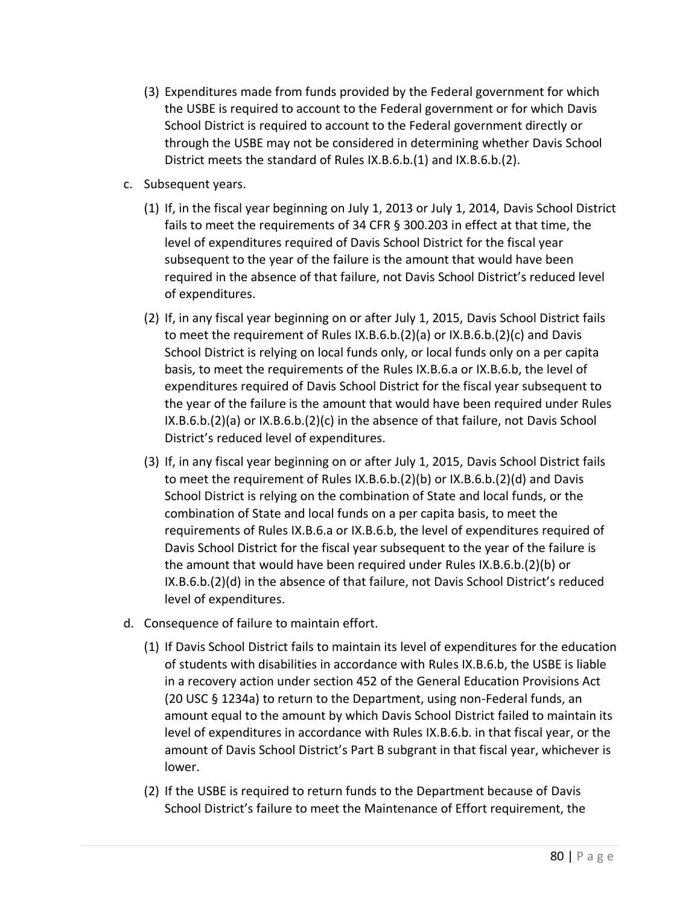(3) Expenditures made from funds provided by the Federal government for which the USBE is required to account to the Federal government or for which Davis School District is required to account to the Federal government directly or through the USBE may not be considered in determining whether Davis School District meets the standard of Rules IX.B.6.b.(1) and IX.B.6.b.(2).

c. Subsequent years.

   (1) If, in the fiscal year beginning on July 1, 2013 or July 1, 2014, Davis School District fails to meet the requirements of 34 CFR § 300.203 in effect at that time, the level of expenditures required of Davis School District for the fiscal year subsequent to the year of the failure is the amount that would have been required in the absence of that failure, not Davis School District's reduced level of expenditures.

   (2) If, in any fiscal year beginning on or after July 1, 2015, Davis School District fails to meet the requirement of Rules IX.B.6.b.(2)(a) or IX.B.6.b.(2)(c) and Davis School District is relying on local funds only, or local funds only on a per capita basis, to meet the requirements of the Rules IX.B.6.a or IX.B.6.b, the level of expenditures required of Davis School District for the fiscal year subsequent to the year of the failure is the amount that would have been required under Rules IX.B.6.b.(2)(a) or IX.B.6.b.(2)(c) in the absence of that failure, not Davis School District's reduced level of expenditures.

   (3) If, in any fiscal year beginning on or after July 1, 2015, Davis School District fails to meet the requirement of Rules IX.B.6.b.(2)(b) or IX.B.6.b.(2)(d) and Davis School District is relying on the combination of State and local funds, or the combination of State and local funds on a per capita basis, to meet the requirements of Rules IX.B.6.a or IX.B.6.b, the level of expenditures required of Davis School District for the fiscal year subsequent to the year of the failure is the amount that would have been required under Rules IX.B.6.b.(2)(b) or IX.B.6.b.(2)(d) in the absence of that failure, not Davis School District's reduced level of expenditures.

d. Consequence of failure to maintain effort.

   (1) If Davis School District fails to maintain its level of expenditures for the education of students with disabilities in accordance with Rules IX.B.6.b, the USBE is liable in a recovery action under section 452 of the General Education Provisions Act (20 USC § 1234a) to return to the Department, using non-Federal funds, an amount equal to the amount by which Davis School District failed to maintain its level of expenditures in accordance with Rules IX.B.6.b. in that fiscal year, or the amount of Davis School District's Part B subgrant in that fiscal year, whichever is lower.

   (2) If the USBE is required to return funds to the Department because of Davis School District's failure to meet the Maintenance of Effort requirement, the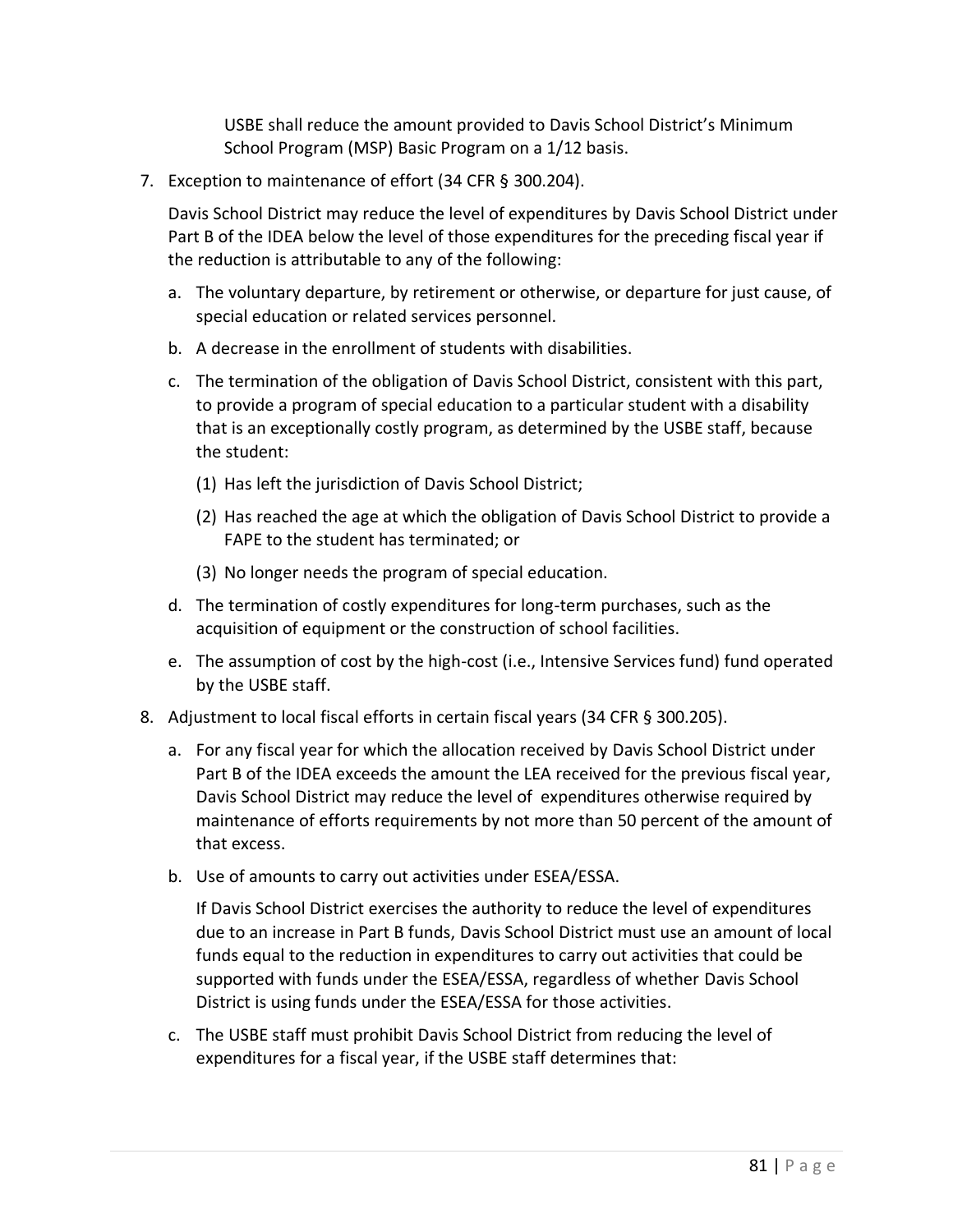USBE shall reduce the amount provided to Davis School District's Minimum School Program (MSP) Basic Program on a 1/12 basis.

7. Exception to maintenance of effort (34 CFR § 300.204).

   Davis School District may reduce the level of expenditures by Davis School District under Part B of the IDEA below the level of those expenditures for the preceding fiscal year if the reduction is attributable to any of the following:

   a. The voluntary departure, by retirement or otherwise, or departure for just cause, of special education or related services personnel.

   b. A decrease in the enrollment of students with disabilities.

   c. The termination of the obligation of Davis School District, consistent with this part, to provide a program of special education to a particular student with a disability that is an exceptionally costly program, as determined by the USBE staff, because the student:

      (1) Has left the jurisdiction of Davis School District;

      (2) Has reached the age at which the obligation of Davis School District to provide a FAPE to the student has terminated; or

      (3) No longer needs the program of special education.

   d. The termination of costly expenditures for long-term purchases, such as the acquisition of equipment or the construction of school facilities.

   e. The assumption of cost by the high-cost (i.e., Intensive Services fund) fund operated by the USBE staff.

8. Adjustment to local fiscal efforts in certain fiscal years (34 CFR § 300.205).

   a. For any fiscal year for which the allocation received by Davis School District under Part B of the IDEA exceeds the amount the LEA received for the previous fiscal year, Davis School District may reduce the level of expenditures otherwise required by maintenance of efforts requirements by not more than 50 percent of the amount of that excess.

   b. Use of amounts to carry out activities under ESEA/ESSA.

      If Davis School District exercises the authority to reduce the level of expenditures due to an increase in Part B funds, Davis School District must use an amount of local funds equal to the reduction in expenditures to carry out activities that could be supported with funds under the ESEA/ESSA, regardless of whether Davis School District is using funds under the ESEA/ESSA for those activities.

   c. The USBE staff must prohibit Davis School District from reducing the level of expenditures for a fiscal year, if the USBE staff determines that: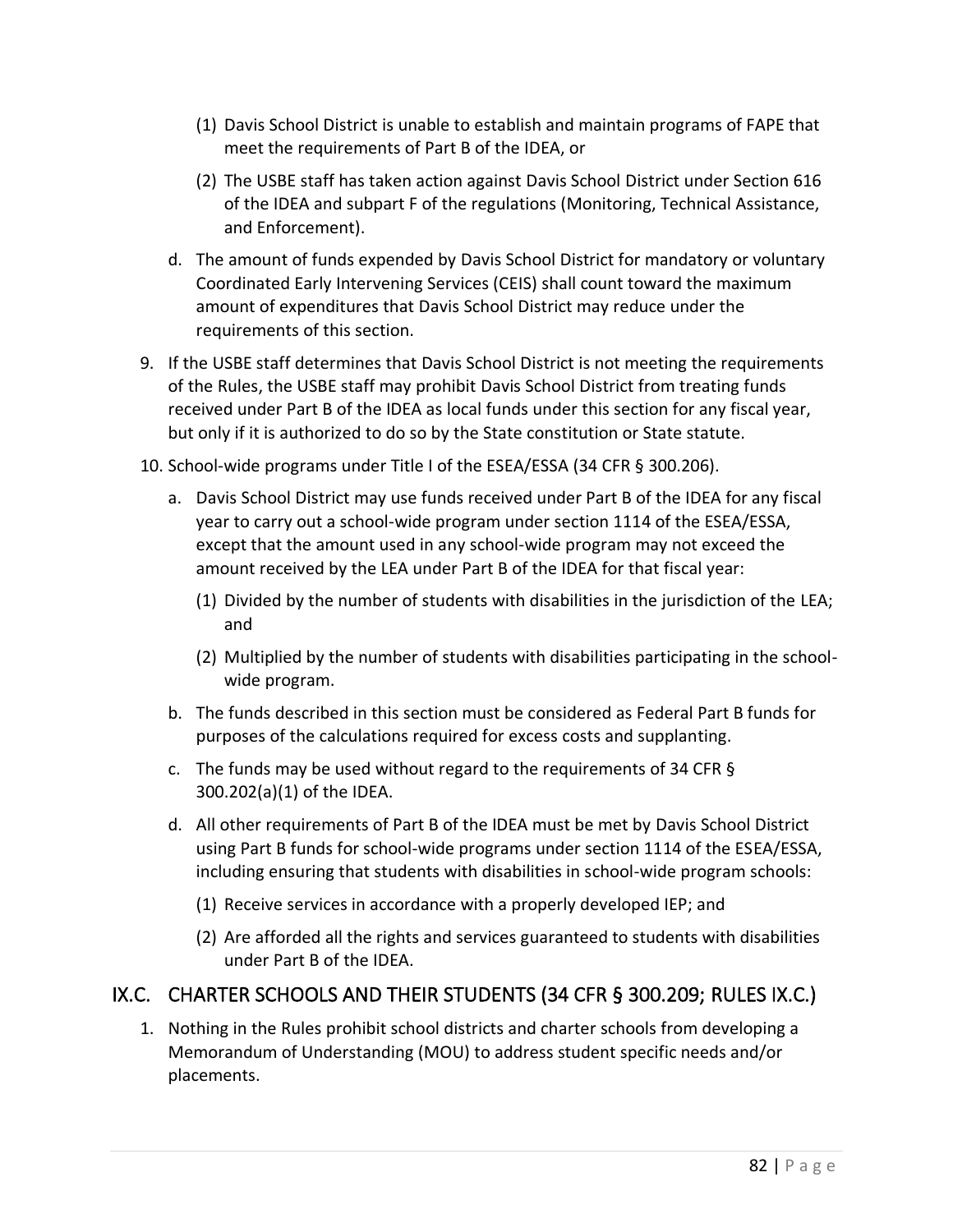(1) Davis School District is unable to establish and maintain programs of FAPE that meet the requirements of Part B of the IDEA, or

(2) The USBE staff has taken action against Davis School District under Section 616 of the IDEA and subpart F of the regulations (Monitoring, Technical Assistance, and Enforcement).

d. The amount of funds expended by Davis School District for mandatory or voluntary Coordinated Early Intervening Services (CEIS) shall count toward the maximum amount of expenditures that Davis School District may reduce under the requirements of this section.

9. If the USBE staff determines that Davis School District is not meeting the requirements of the Rules, the USBE staff may prohibit Davis School District from treating funds received under Part B of the IDEA as local funds under this section for any fiscal year, but only if it is authorized to do so by the State constitution or State statute.

10. School-wide programs under Title I of the ESEA/ESSA (34 CFR § 300.206).

    a. Davis School District may use funds received under Part B of the IDEA for any fiscal year to carry out a school-wide program under section 1114 of the ESEA/ESSA, except that the amount used in any school-wide program may not exceed the amount received by the LEA under Part B of the IDEA for that fiscal year:

        (1) Divided by the number of students with disabilities in the jurisdiction of the LEA; and

        (2) Multiplied by the number of students with disabilities participating in the school-wide program.

    b. The funds described in this section must be considered as Federal Part B funds for purposes of the calculations required for excess costs and supplanting.

    c. The funds may be used without regard to the requirements of 34 CFR § 300.202(a)(1) of the IDEA.

    d. All other requirements of Part B of the IDEA must be met by Davis School District using Part B funds for school-wide programs under section 1114 of the ESEA/ESSA, including ensuring that students with disabilities in school-wide program schools:

        (1) Receive services in accordance with a properly developed IEP; and

        (2) Are afforded all the rights and services guaranteed to students with disabilities under Part B of the IDEA.

## IX.C. CHARTER SCHOOLS AND THEIR STUDENTS (34 CFR § 300.209; RULES IX.C.)

1. Nothing in the Rules prohibit school districts and charter schools from developing a Memorandum of Understanding (MOU) to address student specific needs and/or placements.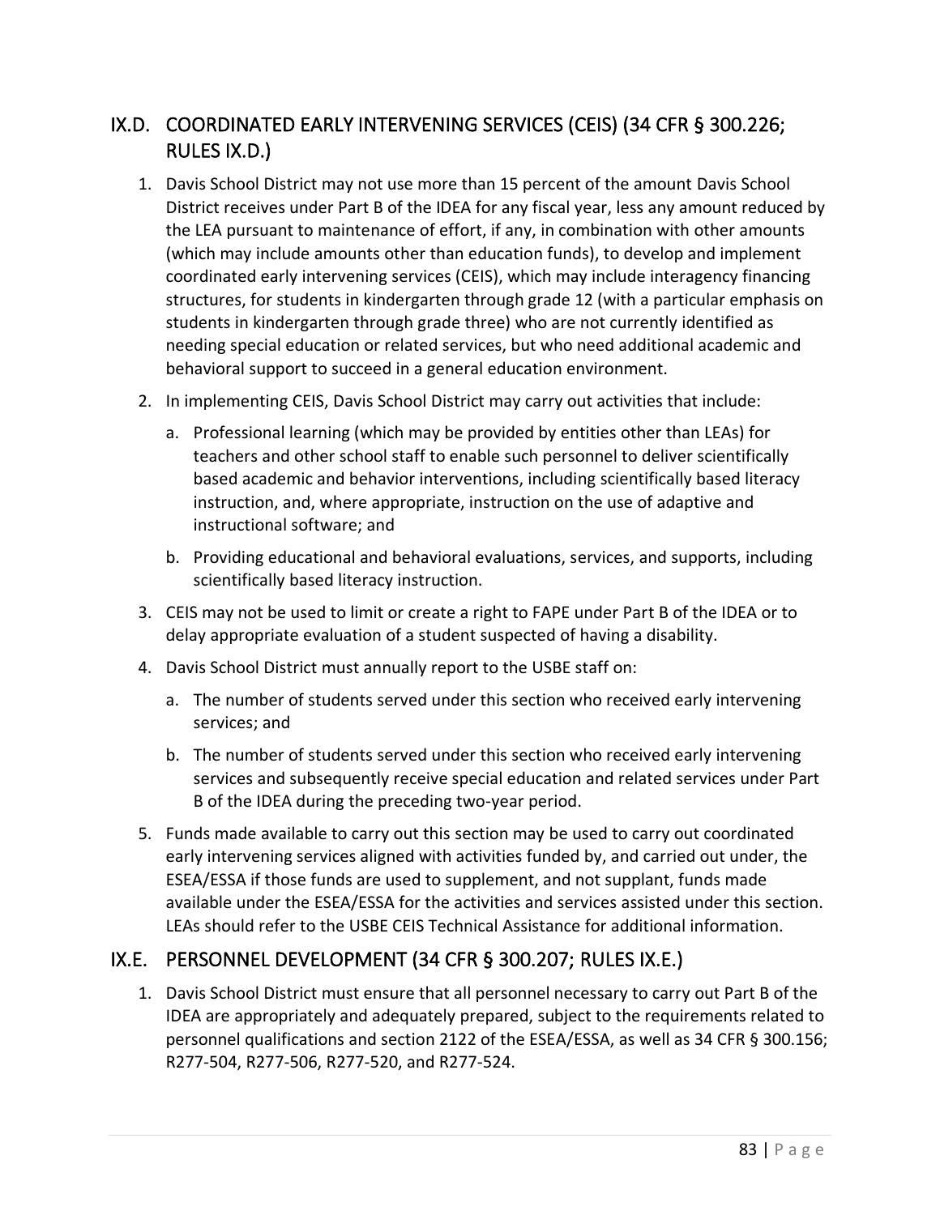## IX.D. COORDINATED EARLY INTERVENING SERVICES (CEIS) (34 CFR § 300.226; RULES IX.D.)

1. Davis School District may not use more than 15 percent of the amount Davis School District receives under Part B of the IDEA for any fiscal year, less any amount reduced by the LEA pursuant to maintenance of effort, if any, in combination with other amounts (which may include amounts other than education funds), to develop and implement coordinated early intervening services (CEIS), which may include interagency financing structures, for students in kindergarten through grade 12 (with a particular emphasis on students in kindergarten through grade three) who are not currently identified as needing special education or related services, but who need additional academic and behavioral support to succeed in a general education environment.
2. In implementing CEIS, Davis School District may carry out activities that include:
   a. Professional learning (which may be provided by entities other than LEAs) for teachers and other school staff to enable such personnel to deliver scientifically based academic and behavior interventions, including scientifically based literacy instruction, and, where appropriate, instruction on the use of adaptive and instructional software; and
   b. Providing educational and behavioral evaluations, services, and supports, including scientifically based literacy instruction.
3. CEIS may not be used to limit or create a right to FAPE under Part B of the IDEA or to delay appropriate evaluation of a student suspected of having a disability.
4. Davis School District must annually report to the USBE staff on:
   a. The number of students served under this section who received early intervening services; and
   b. The number of students served under this section who received early intervening services and subsequently receive special education and related services under Part B of the IDEA during the preceding two-year period.
5. Funds made available to carry out this section may be used to carry out coordinated early intervening services aligned with activities funded by, and carried out under, the ESEA/ESSA if those funds are used to supplement, and not supplant, funds made available under the ESEA/ESSA for the activities and services assisted under this section. LEAs should refer to the USBE CEIS Technical Assistance for additional information.

## IX.E. PERSONNEL DEVELOPMENT (34 CFR § 300.207; RULES IX.E.)

1. Davis School District must ensure that all personnel necessary to carry out Part B of the IDEA are appropriately and adequately prepared, subject to the requirements related to personnel qualifications and section 2122 of the ESEA/ESSA, as well as 34 CFR § 300.156; R277-504, R277-506, R277-520, and R277-524.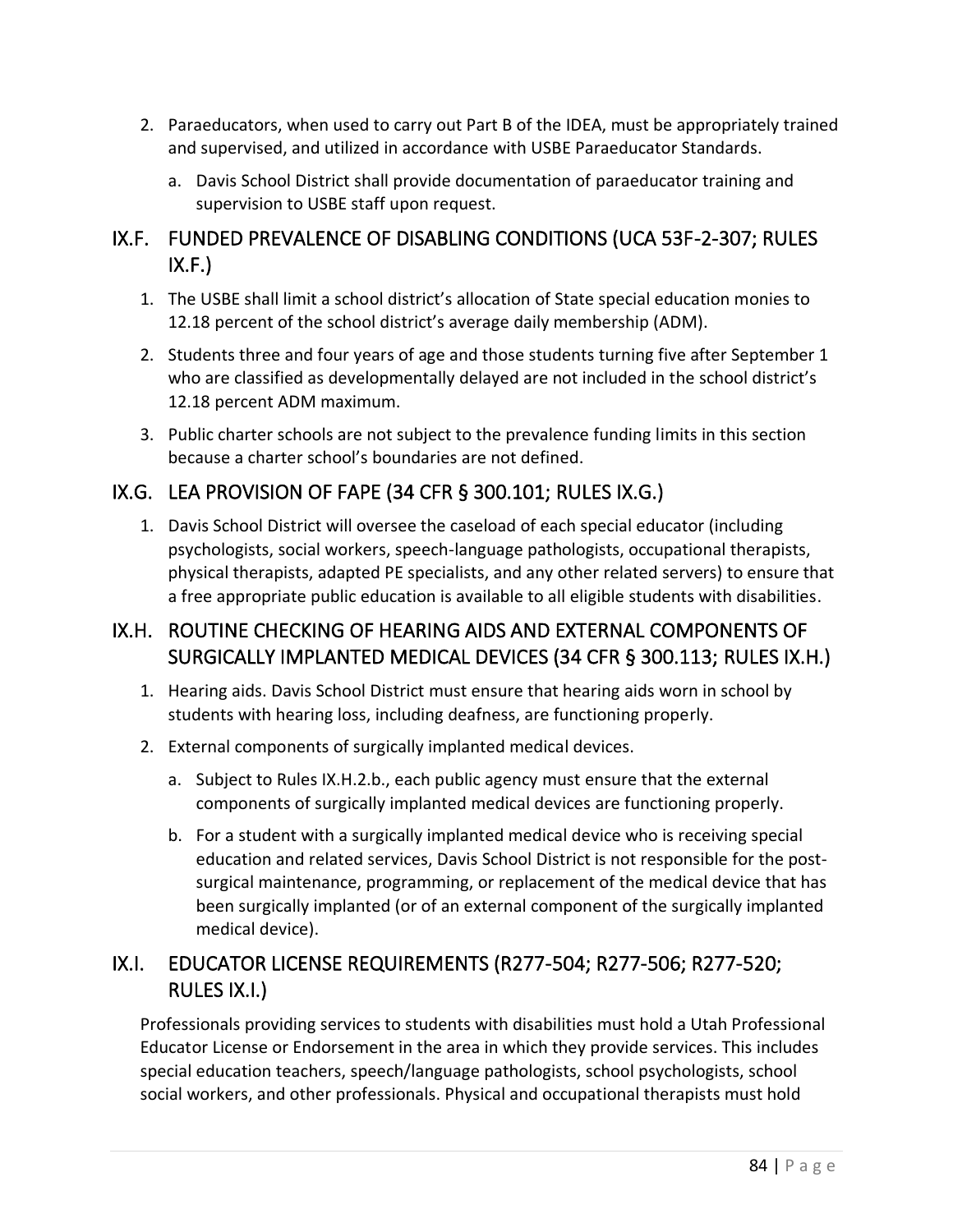2. Paraeducators, when used to carry out Part B of the IDEA, must be appropriately trained and supervised, and utilized in accordance with USBE Paraeducator Standards.
   a. Davis School District shall provide documentation of paraeducator training and supervision to USBE staff upon request.

## IX.F. FUNDED PREVALENCE OF DISABLING CONDITIONS (UCA 53F-2-307; RULES IX.F.)

1. The USBE shall limit a school district's allocation of State special education monies to 12.18 percent of the school district's average daily membership (ADM).
2. Students three and four years of age and those students turning five after September 1 who are classified as developmentally delayed are not included in the school district's 12.18 percent ADM maximum.
3. Public charter schools are not subject to the prevalence funding limits in this section because a charter school's boundaries are not defined.

## IX.G. LEA PROVISION OF FAPE (34 CFR § 300.101; RULES IX.G.)

1. Davis School District will oversee the caseload of each special educator (including psychologists, social workers, speech-language pathologists, occupational therapists, physical therapists, adapted PE specialists, and any other related servers) to ensure that a free appropriate public education is available to all eligible students with disabilities.

## IX.H. ROUTINE CHECKING OF HEARING AIDS AND EXTERNAL COMPONENTS OF SURGICALLY IMPLANTED MEDICAL DEVICES (34 CFR § 300.113; RULES IX.H.)

1. Hearing aids. Davis School District must ensure that hearing aids worn in school by students with hearing loss, including deafness, are functioning properly.
2. External components of surgically implanted medical devices.
   a. Subject to Rules IX.H.2.b., each public agency must ensure that the external components of surgically implanted medical devices are functioning properly.
   b. For a student with a surgically implanted medical device who is receiving special education and related services, Davis School District is not responsible for the post-surgical maintenance, programming, or replacement of the medical device that has been surgically implanted (or of an external component of the surgically implanted medical device).

## IX.I. EDUCATOR LICENSE REQUIREMENTS (R277-504; R277-506; R277-520; RULES IX.I.)

Professionals providing services to students with disabilities must hold a Utah Professional Educator License or Endorsement in the area in which they provide services. This includes special education teachers, speech/language pathologists, school psychologists, school social workers, and other professionals. Physical and occupational therapists must hold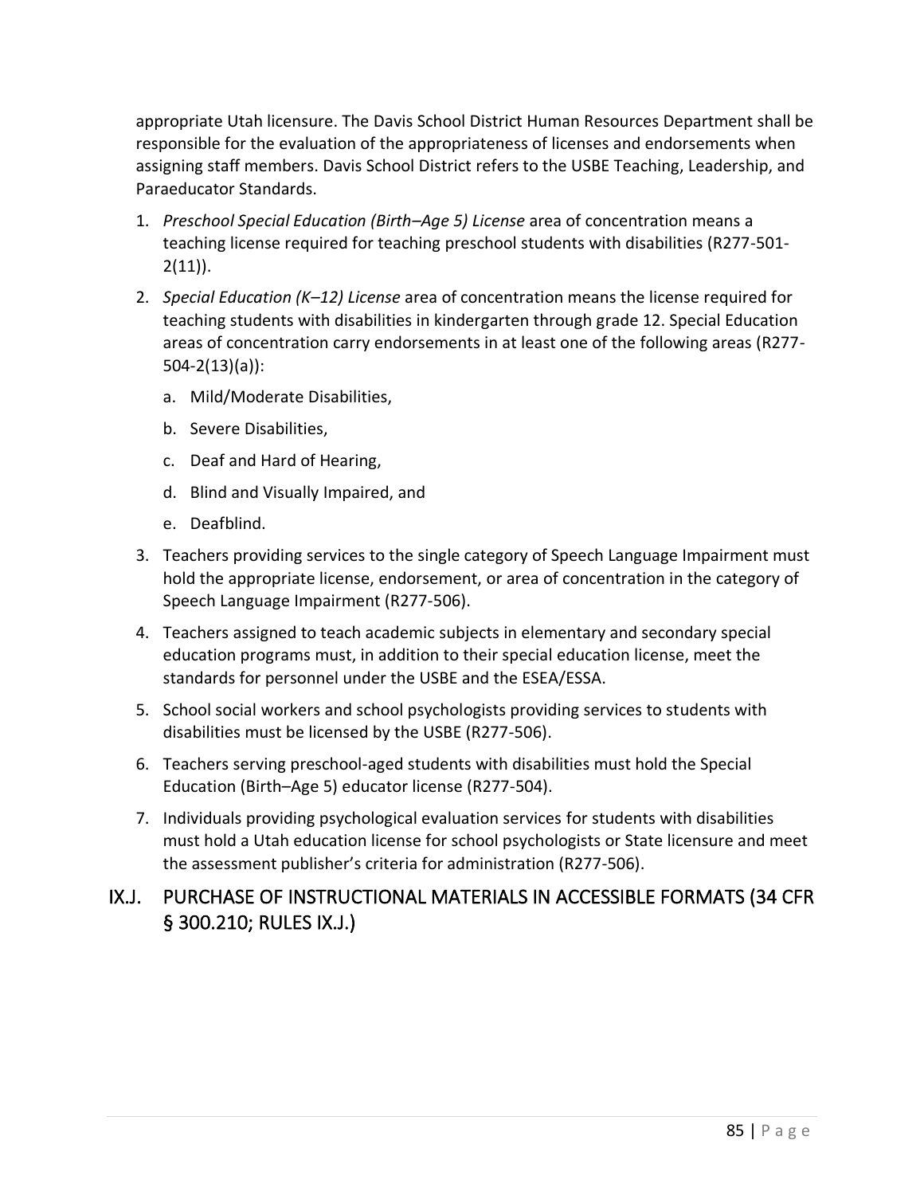appropriate Utah licensure. The Davis School District Human Resources Department shall be responsible for the evaluation of the appropriateness of licenses and endorsements when assigning staff members. Davis School District refers to the USBE Teaching, Leadership, and Paraeducator Standards.

1. *Preschool Special Education (Birth–Age 5) License* area of concentration means a teaching license required for teaching preschool students with disabilities (R277-501-2(11)).
2. *Special Education (K–12) License* area of concentration means the license required for teaching students with disabilities in kindergarten through grade 12. Special Education areas of concentration carry endorsements in at least one of the following areas (R277-504-2(13)(a)):
    a. Mild/Moderate Disabilities,
    b. Severe Disabilities,
    c. Deaf and Hard of Hearing,
    d. Blind and Visually Impaired, and
    e. Deafblind.
3. Teachers providing services to the single category of Speech Language Impairment must hold the appropriate license, endorsement, or area of concentration in the category of Speech Language Impairment (R277-506).
4. Teachers assigned to teach academic subjects in elementary and secondary special education programs must, in addition to their special education license, meet the standards for personnel under the USBE and the ESEA/ESSA.
5. School social workers and school psychologists providing services to students with disabilities must be licensed by the USBE (R277-506).
6. Teachers serving preschool-aged students with disabilities must hold the Special Education (Birth–Age 5) educator license (R277-504).
7. Individuals providing psychological evaluation services for students with disabilities must hold a Utah education license for school psychologists or State licensure and meet the assessment publisher's criteria for administration (R277-506).

## IX.J. PURCHASE OF INSTRUCTIONAL MATERIALS IN ACCESSIBLE FORMATS (34 CFR § 300.210; RULES IX.J.)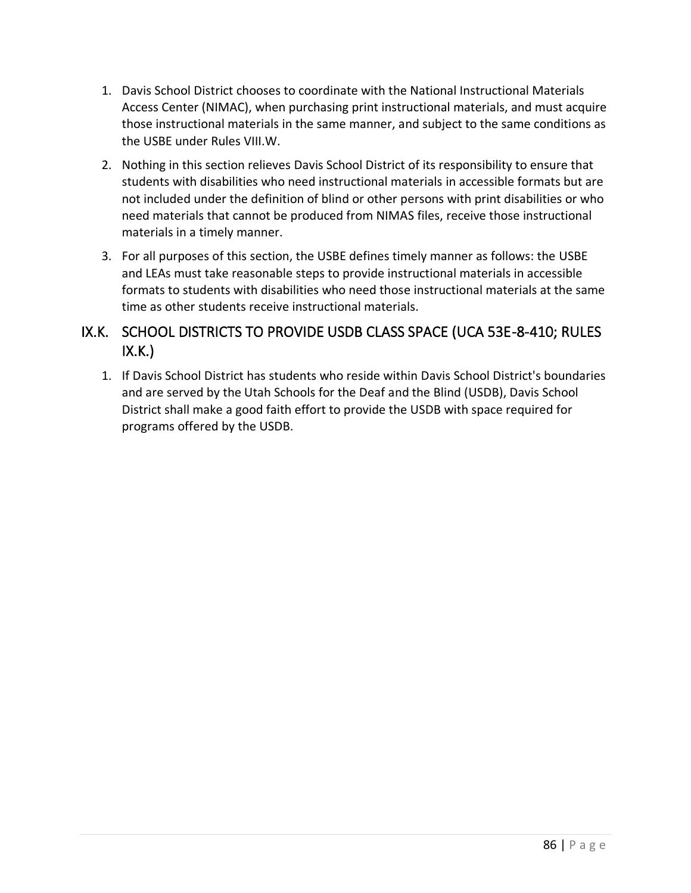1. Davis School District chooses to coordinate with the National Instructional Materials Access Center (NIMAC), when purchasing print instructional materials, and must acquire those instructional materials in the same manner, and subject to the same conditions as the USBE under Rules VIII.W.
2. Nothing in this section relieves Davis School District of its responsibility to ensure that students with disabilities who need instructional materials in accessible formats but are not included under the definition of blind or other persons with print disabilities or who need materials that cannot be produced from NIMAS files, receive those instructional materials in a timely manner.
3. For all purposes of this section, the USBE defines timely manner as follows: the USBE and LEAs must take reasonable steps to provide instructional materials in accessible formats to students with disabilities who need those instructional materials at the same time as other students receive instructional materials.

## IX.K. SCHOOL DISTRICTS TO PROVIDE USDB CLASS SPACE (UCA 53E-8-410; RULES IX.K.)

1. If Davis School District has students who reside within Davis School District's boundaries and are served by the Utah Schools for the Deaf and the Blind (USDB), Davis School District shall make a good faith effort to provide the USDB with space required for programs offered by the USDB.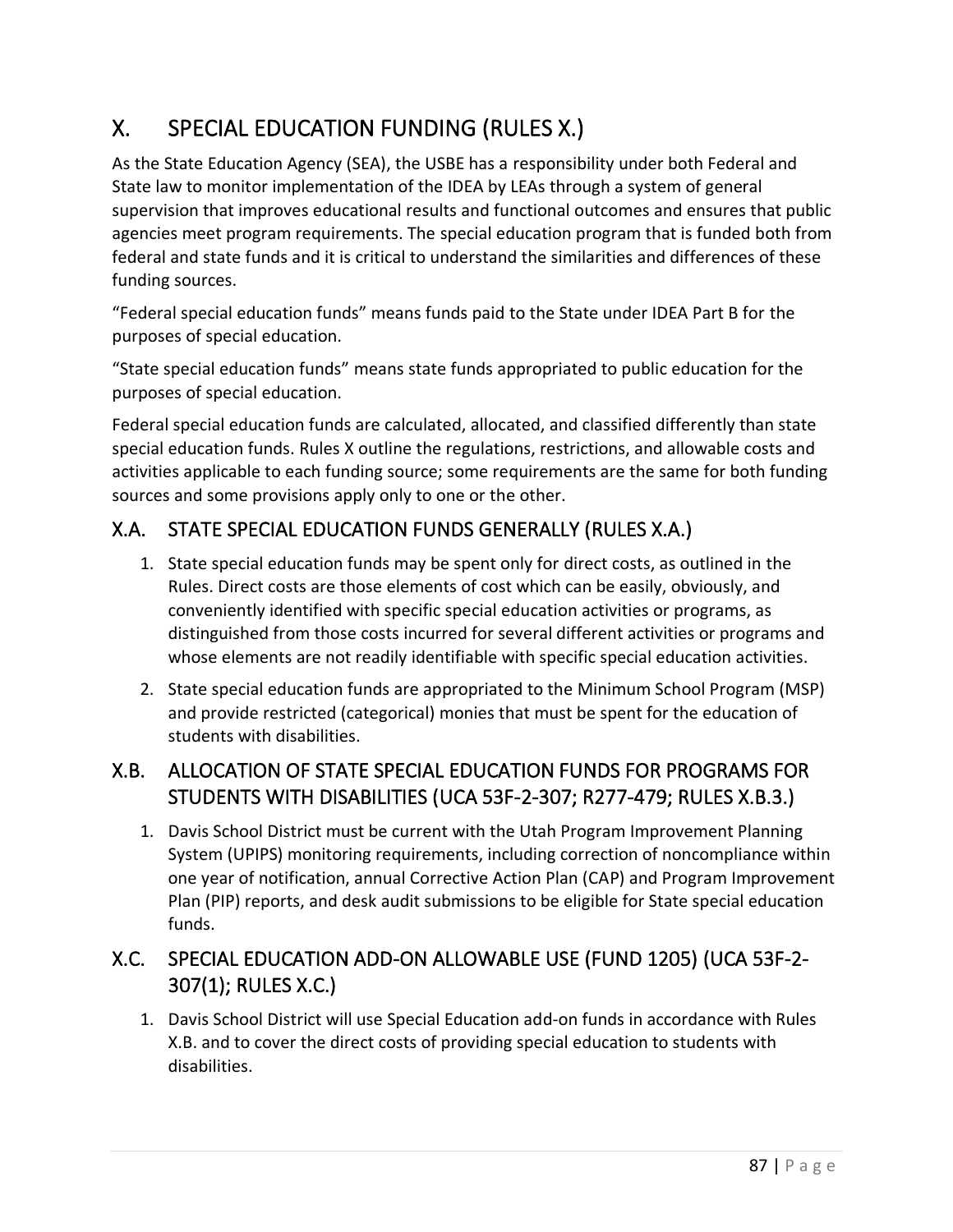# X. SPECIAL EDUCATION FUNDING (RULES X.)

As the State Education Agency (SEA), the USBE has a responsibility under both Federal and State law to monitor implementation of the IDEA by LEAs through a system of general supervision that improves educational results and functional outcomes and ensures that public agencies meet program requirements. The special education program that is funded both from federal and state funds and it is critical to understand the similarities and differences of these funding sources.

"Federal special education funds" means funds paid to the State under IDEA Part B for the purposes of special education.

"State special education funds" means state funds appropriated to public education for the purposes of special education.

Federal special education funds are calculated, allocated, and classified differently than state special education funds. Rules X outline the regulations, restrictions, and allowable costs and activities applicable to each funding source; some requirements are the same for both funding sources and some provisions apply only to one or the other.

## X.A. STATE SPECIAL EDUCATION FUNDS GENERALLY (RULES X.A.)

1. State special education funds may be spent only for direct costs, as outlined in the Rules. Direct costs are those elements of cost which can be easily, obviously, and conveniently identified with specific special education activities or programs, as distinguished from those costs incurred for several different activities or programs and whose elements are not readily identifiable with specific special education activities.
2. State special education funds are appropriated to the Minimum School Program (MSP) and provide restricted (categorical) monies that must be spent for the education of students with disabilities.

## X.B. ALLOCATION OF STATE SPECIAL EDUCATION FUNDS FOR PROGRAMS FOR STUDENTS WITH DISABILITIES (UCA 53F-2-307; R277-479; RULES X.B.3.)

1. Davis School District must be current with the Utah Program Improvement Planning System (UPIPS) monitoring requirements, including correction of noncompliance within one year of notification, annual Corrective Action Plan (CAP) and Program Improvement Plan (PIP) reports, and desk audit submissions to be eligible for State special education funds.

## X.C. SPECIAL EDUCATION ADD-ON ALLOWABLE USE (FUND 1205) (UCA 53F-2-307(1); RULES X.C.)

1. Davis School District will use Special Education add-on funds in accordance with Rules X.B. and to cover the direct costs of providing special education to students with disabilities.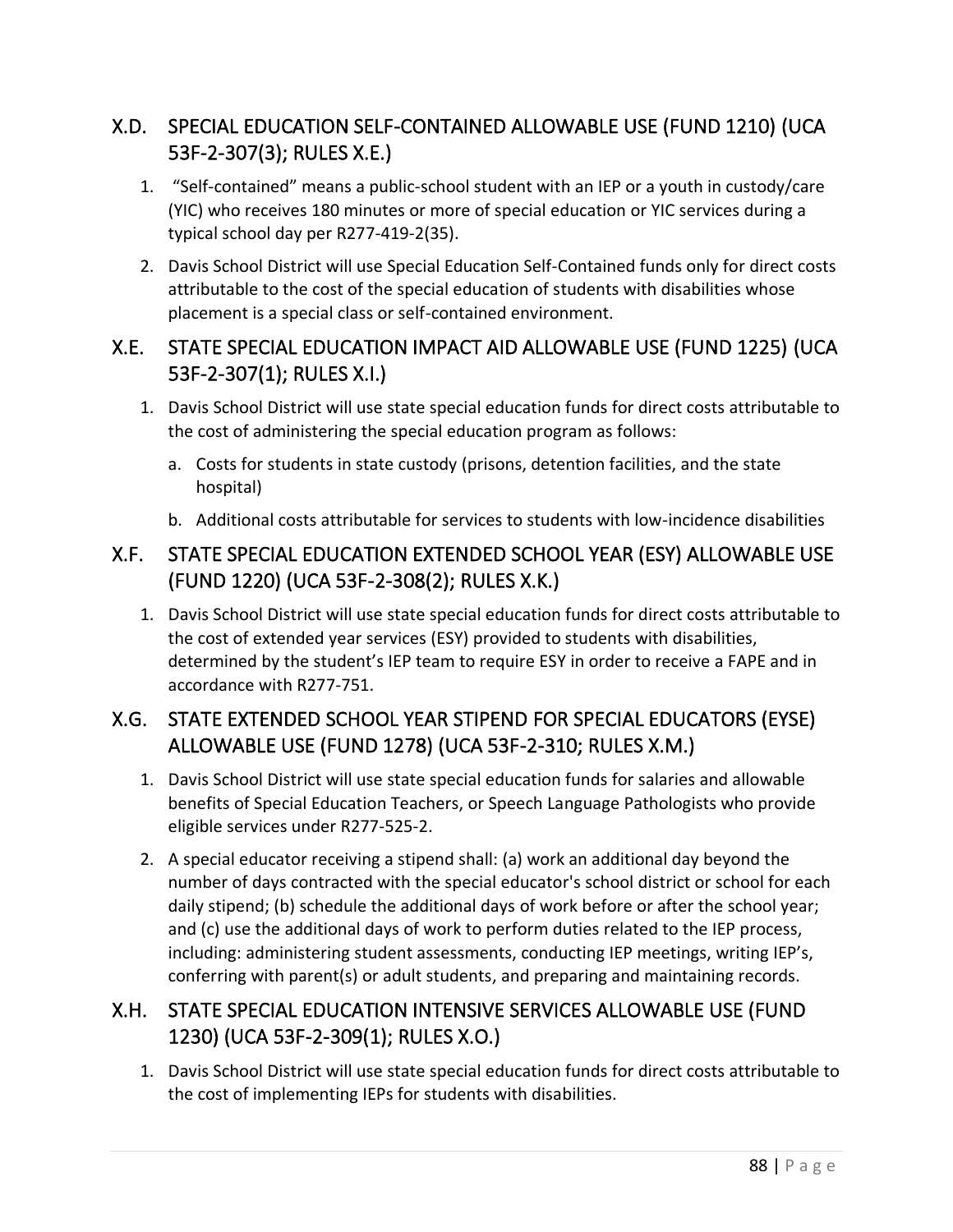## X.D. SPECIAL EDUCATION SELF-CONTAINED ALLOWABLE USE (FUND 1210) (UCA 53F-2-307(3); RULES X.E.)

1. "Self-contained" means a public-school student with an IEP or a youth in custody/care (YIC) who receives 180 minutes or more of special education or YIC services during a typical school day per R277-419-2(35).
2. Davis School District will use Special Education Self-Contained funds only for direct costs attributable to the cost of the special education of students with disabilities whose placement is a special class or self-contained environment.

## X.E. STATE SPECIAL EDUCATION IMPACT AID ALLOWABLE USE (FUND 1225) (UCA 53F-2-307(1); RULES X.I.)

1. Davis School District will use state special education funds for direct costs attributable to the cost of administering the special education program as follows:
   a. Costs for students in state custody (prisons, detention facilities, and the state hospital)
   b. Additional costs attributable for services to students with low-incidence disabilities

## X.F. STATE SPECIAL EDUCATION EXTENDED SCHOOL YEAR (ESY) ALLOWABLE USE (FUND 1220) (UCA 53F-2-308(2); RULES X.K.)

1. Davis School District will use state special education funds for direct costs attributable to the cost of extended year services (ESY) provided to students with disabilities, determined by the student's IEP team to require ESY in order to receive a FAPE and in accordance with R277-751.

## X.G. STATE EXTENDED SCHOOL YEAR STIPEND FOR SPECIAL EDUCATORS (EYSE) ALLOWABLE USE (FUND 1278) (UCA 53F-2-310; RULES X.M.)

1. Davis School District will use state special education funds for salaries and allowable benefits of Special Education Teachers, or Speech Language Pathologists who provide eligible services under R277-525-2.
2. A special educator receiving a stipend shall: (a) work an additional day beyond the number of days contracted with the special educator's school district or school for each daily stipend; (b) schedule the additional days of work before or after the school year; and (c) use the additional days of work to perform duties related to the IEP process, including: administering student assessments, conducting IEP meetings, writing IEP's, conferring with parent(s) or adult students, and preparing and maintaining records.

## X.H. STATE SPECIAL EDUCATION INTENSIVE SERVICES ALLOWABLE USE (FUND 1230) (UCA 53F-2-309(1); RULES X.O.)

1. Davis School District will use state special education funds for direct costs attributable to the cost of implementing IEPs for students with disabilities.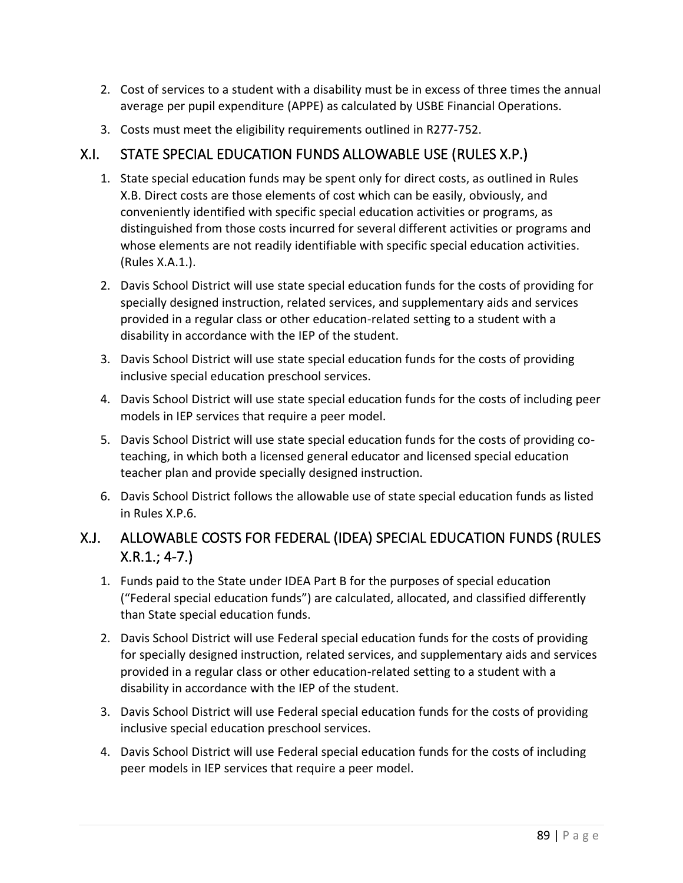2. Cost of services to a student with a disability must be in excess of three times the annual average per pupil expenditure (APPE) as calculated by USBE Financial Operations.
3. Costs must meet the eligibility requirements outlined in R277-752.

## X.I. STATE SPECIAL EDUCATION FUNDS ALLOWABLE USE (RULES X.P.)

1. State special education funds may be spent only for direct costs, as outlined in Rules X.B. Direct costs are those elements of cost which can be easily, obviously, and conveniently identified with specific special education activities or programs, as distinguished from those costs incurred for several different activities or programs and whose elements are not readily identifiable with specific special education activities. (Rules X.A.1.).
2. Davis School District will use state special education funds for the costs of providing for specially designed instruction, related services, and supplementary aids and services provided in a regular class or other education-related setting to a student with a disability in accordance with the IEP of the student.
3. Davis School District will use state special education funds for the costs of providing inclusive special education preschool services.
4. Davis School District will use state special education funds for the costs of including peer models in IEP services that require a peer model.
5. Davis School District will use state special education funds for the costs of providing co-teaching, in which both a licensed general educator and licensed special education teacher plan and provide specially designed instruction.
6. Davis School District follows the allowable use of state special education funds as listed in Rules X.P.6.

## X.J. ALLOWABLE COSTS FOR FEDERAL (IDEA) SPECIAL EDUCATION FUNDS (RULES X.R.1.; 4-7.)

1. Funds paid to the State under IDEA Part B for the purposes of special education ("Federal special education funds") are calculated, allocated, and classified differently than State special education funds.
2. Davis School District will use Federal special education funds for the costs of providing for specially designed instruction, related services, and supplementary aids and services provided in a regular class or other education-related setting to a student with a disability in accordance with the IEP of the student.
3. Davis School District will use Federal special education funds for the costs of providing inclusive special education preschool services.
4. Davis School District will use Federal special education funds for the costs of including peer models in IEP services that require a peer model.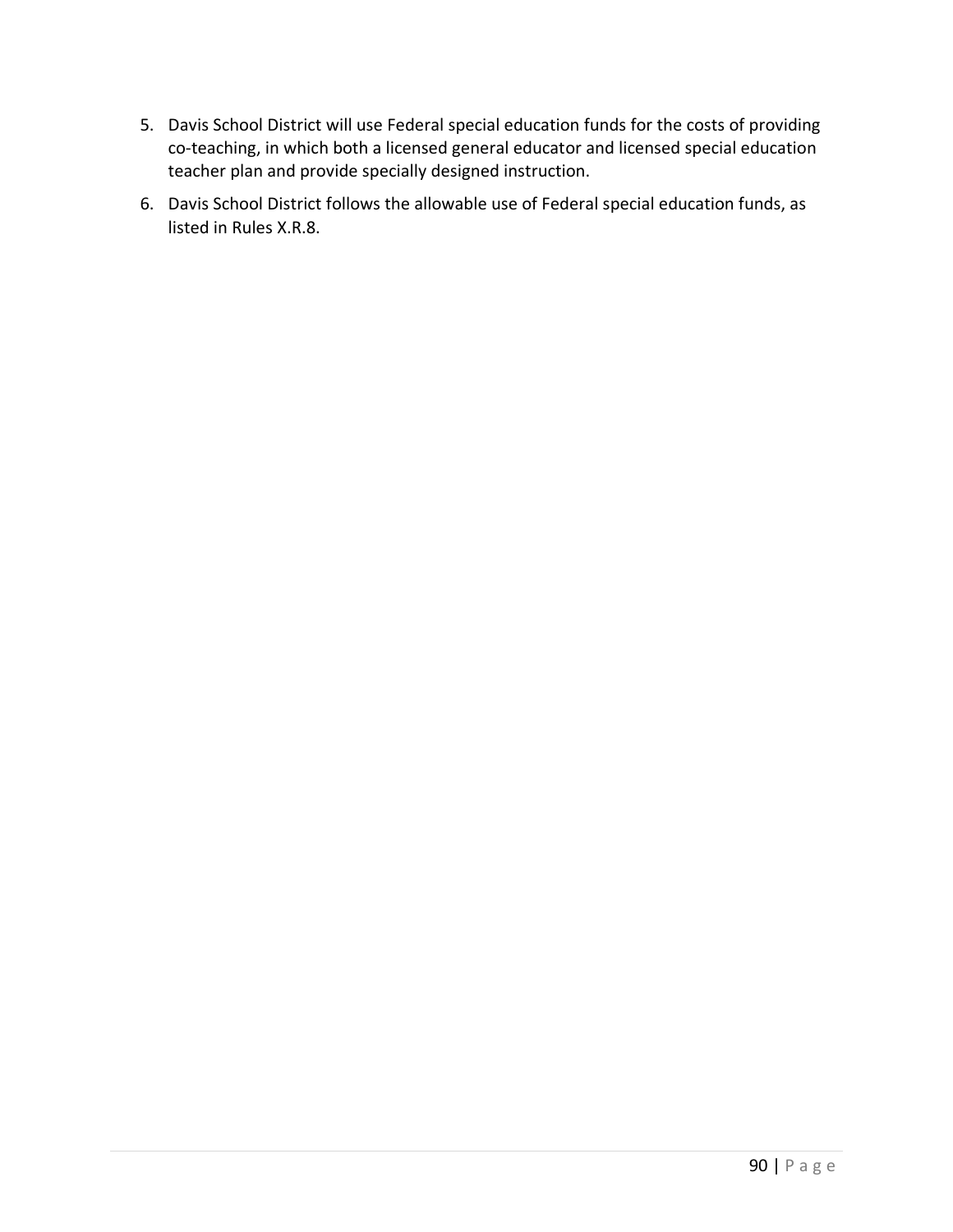5. Davis School District will use Federal special education funds for the costs of providing co-teaching, in which both a licensed general educator and licensed special education teacher plan and provide specially designed instruction.
6. Davis School District follows the allowable use of Federal special education funds, as listed in Rules X.R.8.